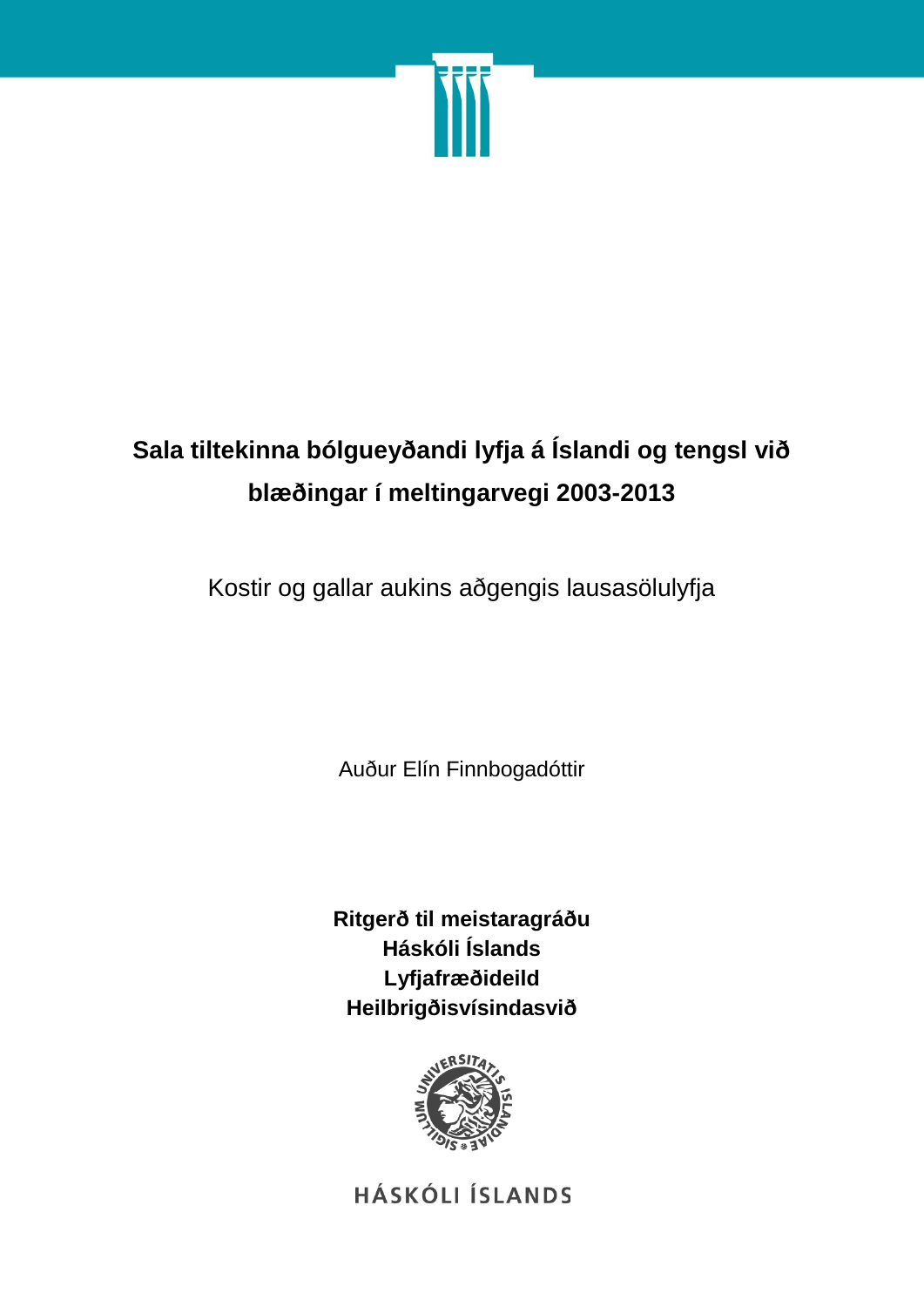# Sala tiltekinna bólgueyðandi lyfja á Íslandi og tengsl við blæðingar í meltingarvegi 2003-2013

Kostir og gallar aukins aðgengis lausasölulyfja

Auður Elín Finnbogadóttir

**Ritgerð til meistaragráðu**
**Háskóli Íslands**
**Lyfjafræðideild**
**Heilbrigðisvísindasvið**

HÁSKÓLI ÍSLANDS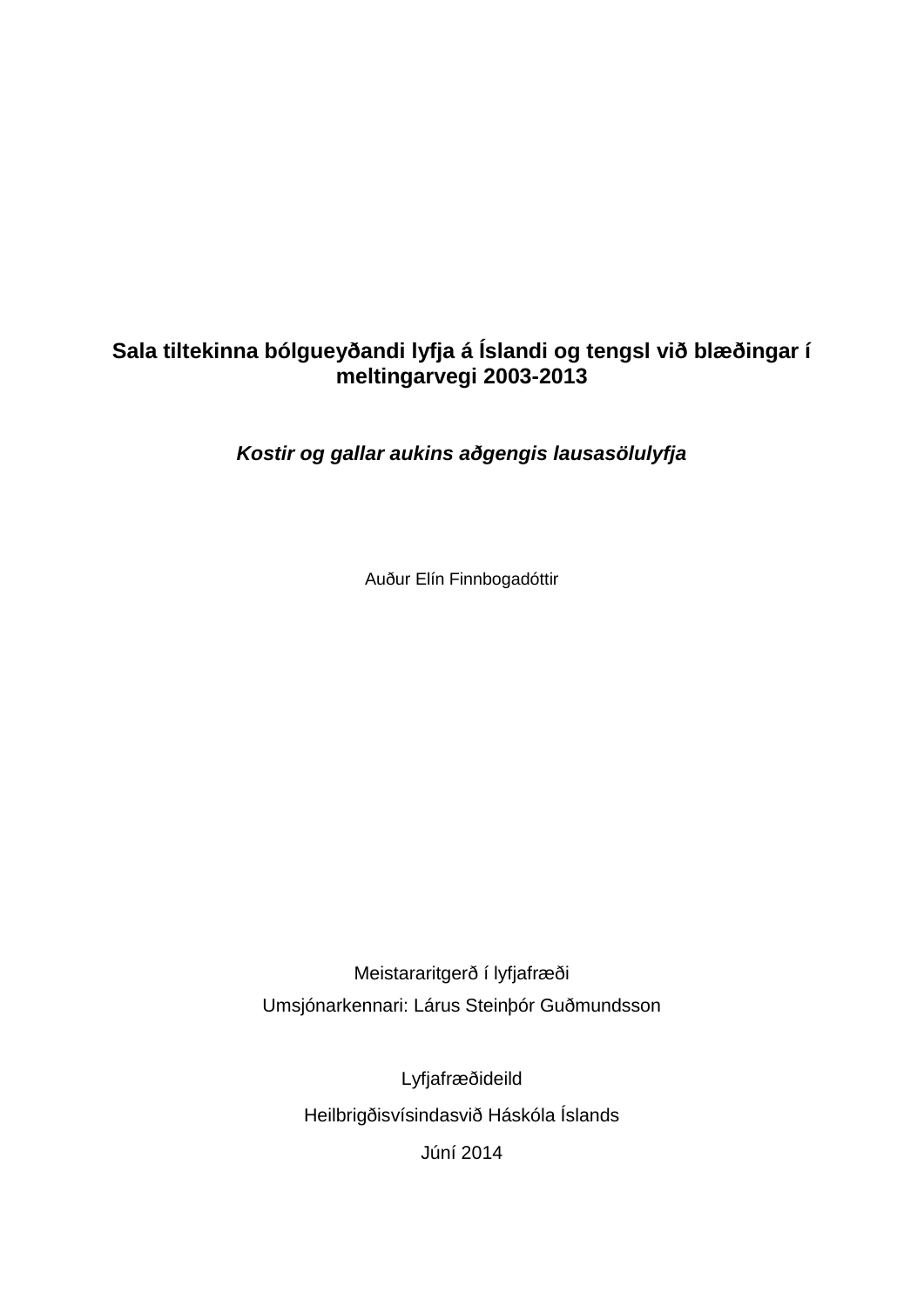# Sala tiltekinna bólgueyðandi lyfja á Íslandi og tengsl við blæðingar í meltingarvegi 2003-2013

***Kostir og gallar aukins aðgengis lausasölulyfja***

Auður Elín Finnbogadóttir

Meistararitgerð í lyfjafræði

Umsjónarkennari: Lárus Steinþór Guðmundsson

Lyfjafræðideild

Heilbrigðisvísindasvið Háskóla Íslands

Júní 2014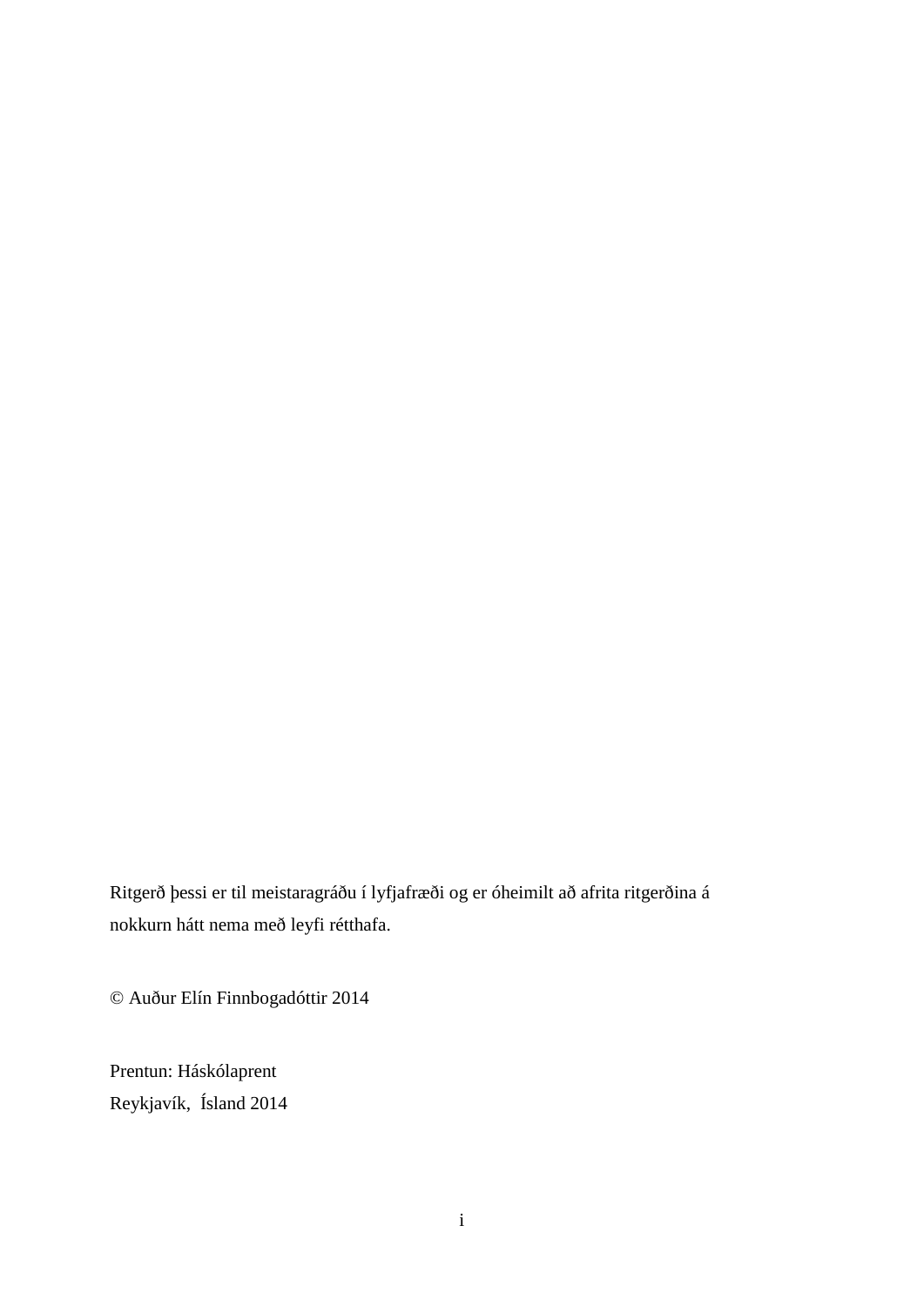Ritgerð þessi er til meistaragráðu í lyfjafræði og er óheimilt að afrita ritgerðina á nokkurn hátt nema með leyfi rétthafa.

© Auður Elín Finnbogadóttir 2014

Prentun: Háskólaprent
Reykjavík, Ísland 2014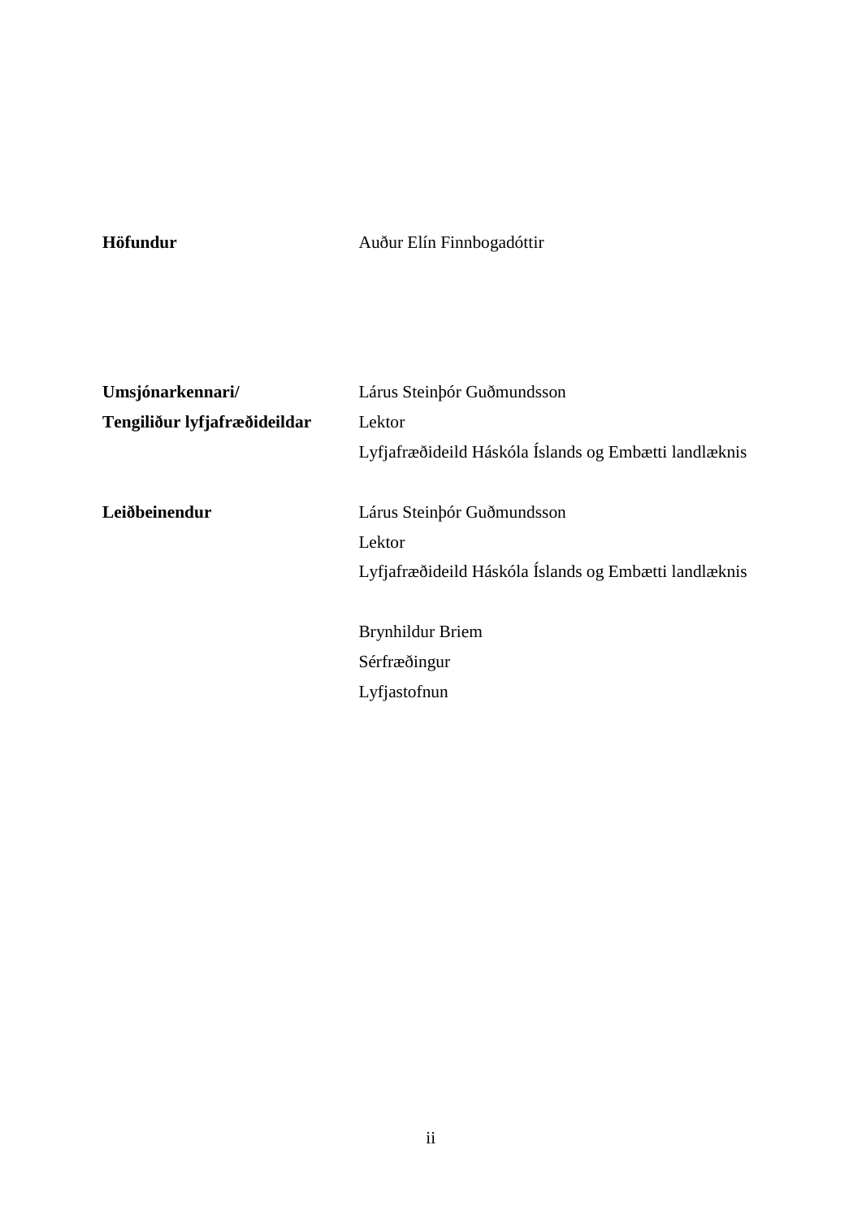**Höfundur** Auður Elín Finnbogadóttir

**Umsjónarkennari/**
**Tengiliður lyfjafræðideildar**

Lárus Steinþór Guðmundsson
Lektor
Lyfjafræðideild Háskóla Íslands og Embætti landlæknis

**Leiðbeinendur**

Lárus Steinþór Guðmundsson
Lektor
Lyfjafræðideild Háskóla Íslands og Embætti landlæknis

Brynhildur Briem
Sérfræðingur
Lyfjastofnun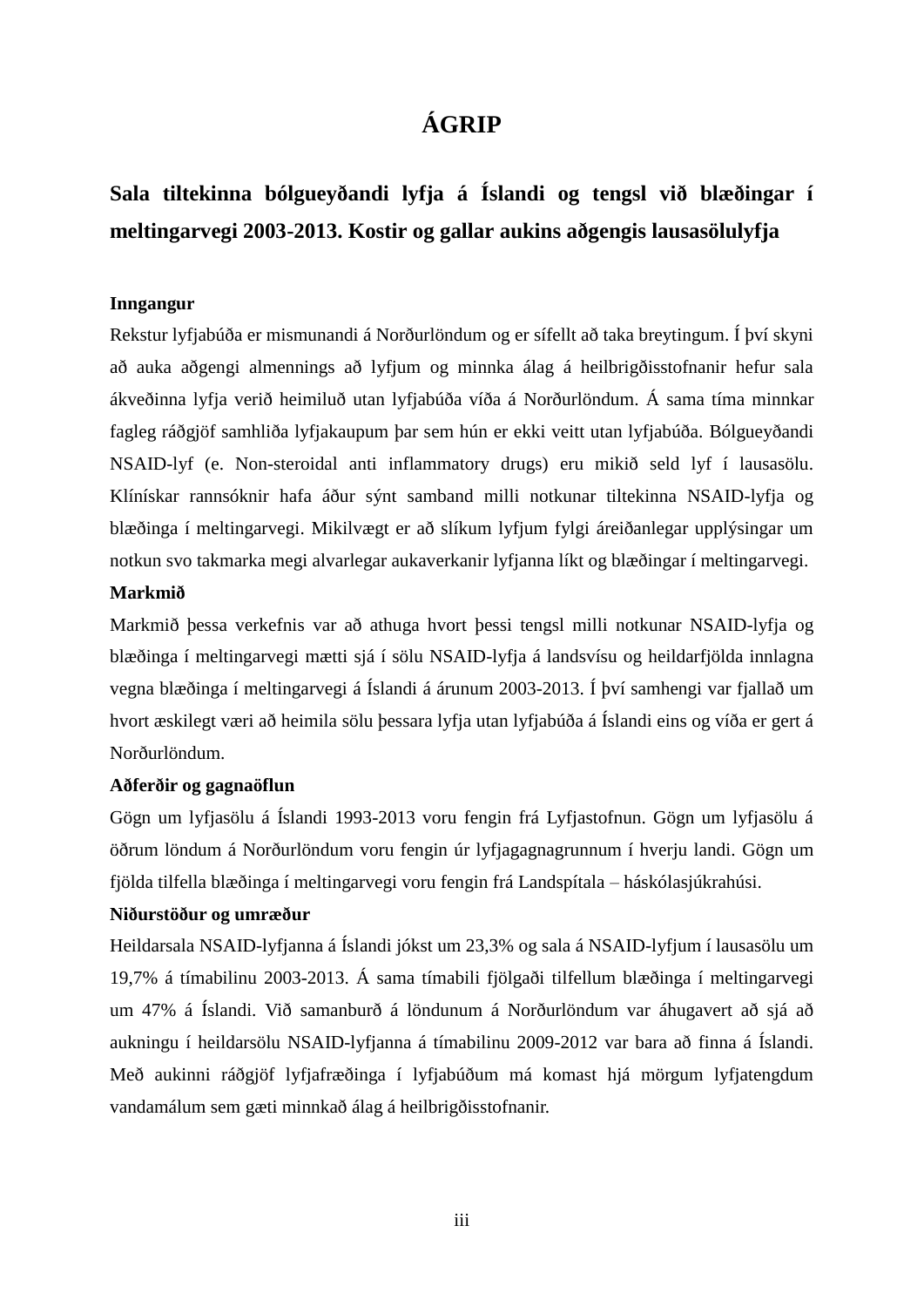# ÁGRIP

## Sala tiltekinna bólgueyðandi lyfja á Íslandi og tengsl við blæðingar í meltingarvegi 2003-2013. Kostir og gallar aukins aðgengis lausasölulyfja

**Inngangur**

Rekstur lyfjabúða er mismunandi á Norðurlöndum og er sífellt að taka breytingum. Í því skyni að auka aðgengi almennings að lyfjum og minnka álag á heilbrigðisstofnanir hefur sala ákveðinna lyfja verið heimiluð utan lyfjabúða víða á Norðurlöndum. Á sama tíma minnkar fagleg ráðgjöf samhliða lyfjakaupum þar sem hún er ekki veitt utan lyfjabúða. Bólgueyðandi NSAID-lyf (e. Non-steroidal anti inflammatory drugs) eru mikið seld lyf í lausasölu. Klínískar rannsóknir hafa áður sýnt samband milli notkunar tiltekinna NSAID-lyfja og blæðinga í meltingarvegi. Mikilvægt er að slíkum lyfjum fylgi áreiðanlegar upplýsingar um notkun svo takmarka megi alvarlegar aukaverkanir lyfjanna líkt og blæðingar í meltingarvegi.

**Markmið**

Markmið þessa verkefnis var að athuga hvort þessi tengsl milli notkunar NSAID-lyfja og blæðinga í meltingarvegi mætti sjá í sölu NSAID-lyfja á landsvísu og heildarfjölda innlagna vegna blæðinga í meltingarvegi á Íslandi á árunum 2003-2013. Í því samhengi var fjallað um hvort æskilegt væri að heimila sölu þessara lyfja utan lyfjabúða á Íslandi eins og víða er gert á Norðurlöndum.

**Aðferðir og gagnaöflun**

Gögn um lyfjasölu á Íslandi 1993-2013 voru fengin frá Lyfjastofnun. Gögn um lyfjasölu á öðrum löndum á Norðurlöndum voru fengin úr lyfjagagnagrunnum í hverju landi. Gögn um fjölda tilfella blæðinga í meltingarvegi voru fengin frá Landspítala – háskólasjúkrahúsi.

**Niðurstöður og umræður**

Heildarsala NSAID-lyfjanna á Íslandi jókst um 23,3% og sala á NSAID-lyfjum í lausasölu um 19,7% á tímabilinu 2003-2013. Á sama tímabili fjölgaði tilfellum blæðinga í meltingarvegi um 47% á Íslandi. Við samanburð á löndunum á Norðurlöndum var áhugavert að sjá að aukningu í heildarsölu NSAID-lyfjanna á tímabilinu 2009-2012 var bara að finna á Íslandi. Með aukinni ráðgjöf lyfjafræðinga í lyfjabúðum má komast hjá mörgum lyfjatengdum vandamálum sem gæti minnkað álag á heilbrigðisstofnanir.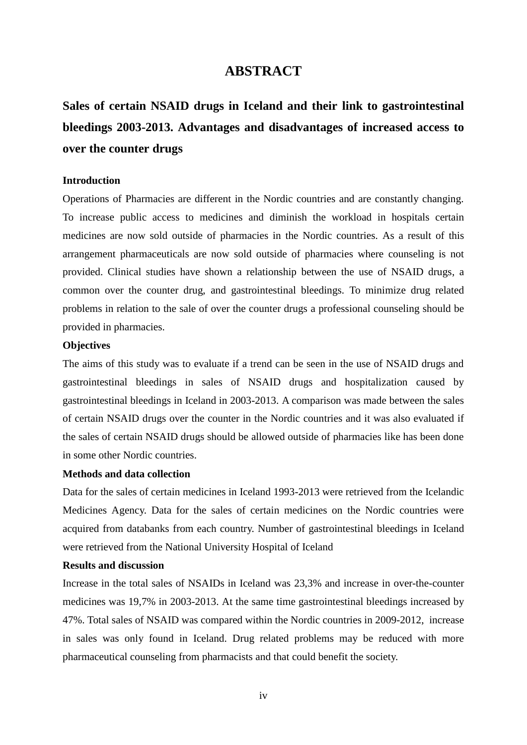# ABSTRACT

## Sales of certain NSAID drugs in Iceland and their link to gastrointestinal bleedings 2003-2013. Advantages and disadvantages of increased access to over the counter drugs

**Introduction**

Operations of Pharmacies are different in the Nordic countries and are constantly changing. To increase public access to medicines and diminish the workload in hospitals certain medicines are now sold outside of pharmacies in the Nordic countries. As a result of this arrangement pharmaceuticals are now sold outside of pharmacies where counseling is not provided. Clinical studies have shown a relationship between the use of NSAID drugs, a common over the counter drug, and gastrointestinal bleedings. To minimize drug related problems in relation to the sale of over the counter drugs a professional counseling should be provided in pharmacies.

**Objectives**

The aims of this study was to evaluate if a trend can be seen in the use of NSAID drugs and gastrointestinal bleedings in sales of NSAID drugs and hospitalization caused by gastrointestinal bleedings in Iceland in 2003-2013. A comparison was made between the sales of certain NSAID drugs over the counter in the Nordic countries and it was also evaluated if the sales of certain NSAID drugs should be allowed outside of pharmacies like has been done in some other Nordic countries.

**Methods and data collection**

Data for the sales of certain medicines in Iceland 1993-2013 were retrieved from the Icelandic Medicines Agency. Data for the sales of certain medicines on the Nordic countries were acquired from databanks from each country. Number of gastrointestinal bleedings in Iceland were retrieved from the National University Hospital of Iceland

**Results and discussion**

Increase in the total sales of NSAIDs in Iceland was 23,3% and increase in over-the-counter medicines was 19,7% in 2003-2013. At the same time gastrointestinal bleedings increased by 47%. Total sales of NSAID was compared within the Nordic countries in 2009-2012, increase in sales was only found in Iceland. Drug related problems may be reduced with more pharmaceutical counseling from pharmacists and that could benefit the society.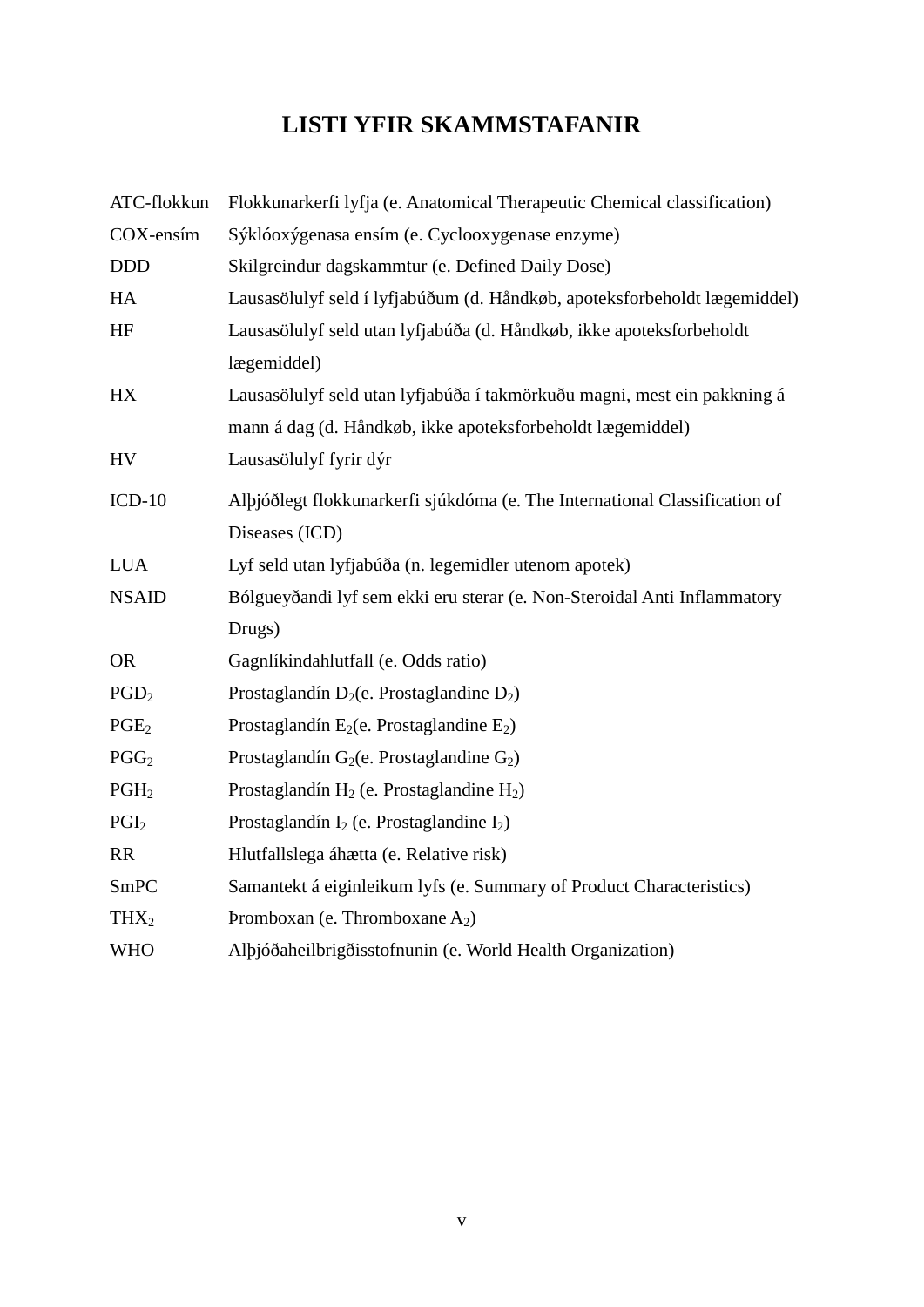# LISTI YFIR SKAMMSTAFANIR

| | |
|---|---|
| ATC-flokkun | Flokkunarkerfi lyfja (e. Anatomical Therapeutic Chemical classification) |
| COX-ensím | Sýklóoxýgenasa ensím (e. Cyclooxygenase enzyme) |
| DDD | Skilgreindur dagskammtur (e. Defined Daily Dose) |
| HA | Lausasölulyf seld í lyfjabúðum (d. Håndkøb, apoteksforbeholdt lægemiddel) |
| HF | Lausasölulyf seld utan lyfjabúða (d. Håndkøb, ikke apoteksforbeholdt lægemiddel) |
| HX | Lausasölulyf seld utan lyfjabúða í takmörkuðu magni, mest ein pakkning á mann á dag (d. Håndkøb, ikke apoteksforbeholdt lægemiddel) |
| HV | Lausasölulyf fyrir dýr |
| ICD-10 | Alþjóðlegt flokkunarkerfi sjúkdóma (e. The International Classification of Diseases (ICD) |
| LUA | Lyf seld utan lyfjabúða (n. legemidler utenom apotek) |
| NSAID | Bólgueyðandi lyf sem ekki eru sterar (e. Non-Steroidal Anti Inflammatory Drugs) |
| OR | Gagnlíkindahlutfall (e. Odds ratio) |
| $PGD_2$ | Prostaglandín $D_2$(e. Prostaglandine $D_2$) |
| $PGE_2$ | Prostaglandín $E_2$(e. Prostaglandine $E_2$) |
| $PGG_2$ | Prostaglandín $G_2$(e. Prostaglandine $G_2$) |
| $PGH_2$ | Prostaglandín $H_2$ (e. Prostaglandine $H_2$) |
| $PGI_2$ | Prostaglandín $I_2$ (e. Prostaglandine $I_2$) |
| RR | Hlutfallslega áhætta (e. Relative risk) |
| SmPC | Samantekt á eiginleikum lyfs (e. Summary of Product Characteristics) |
| $THX_2$ | Þromboxan (e. Thromboxane $A_2$) |
| WHO | Alþjóðaheilbrigðisstofnunin (e. World Health Organization) |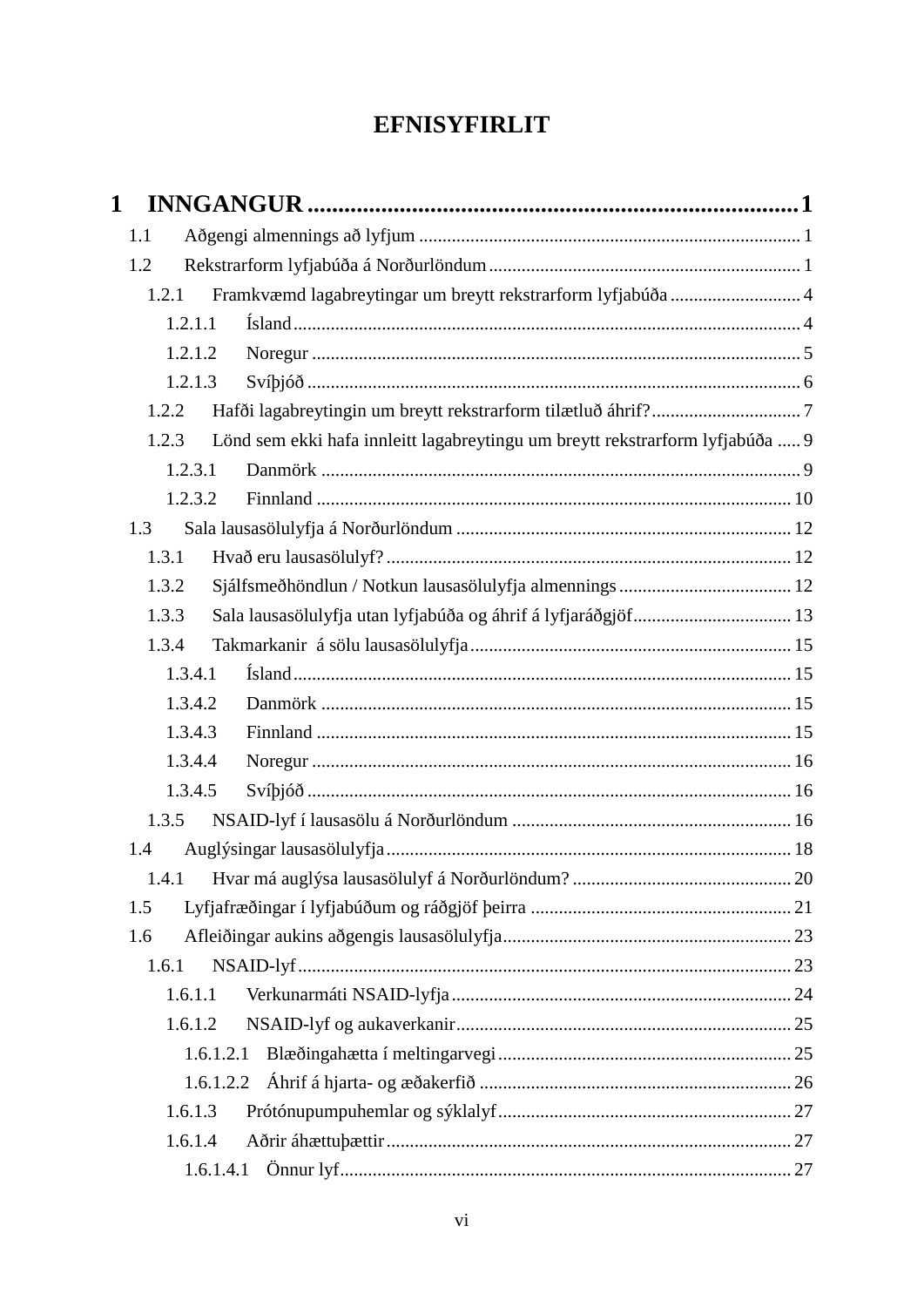# EFNISYFIRLIT

**1 INNGANGUR .......... 1**

- 1.1 Aðgengi almennings að lyfjum .......... 1
- 1.2 Rekstrarform lyfjabúða á Norðurlöndum .......... 1
  - 1.2.1 Framkvæmd lagabreytingar um breytt rekstrarform lyfjabúða .......... 4
    - 1.2.1.1 Ísland .......... 4
    - 1.2.1.2 Noregur .......... 5
    - 1.2.1.3 Svíþjóð .......... 6
  - 1.2.2 Hafði lagabreytingin um breytt rekstrarform tilætluð áhrif? .......... 7
  - 1.2.3 Lönd sem ekki hafa innleitt lagabreytingu um breytt rekstrarform lyfjabúða .......... 9
    - 1.2.3.1 Danmörk .......... 9
    - 1.2.3.2 Finnland .......... 10
- 1.3 Sala lausasölulyfja á Norðurlöndum .......... 12
  - 1.3.1 Hvað eru lausasölulyf? .......... 12
  - 1.3.2 Sjálfsmeðhöndlun / Notkun lausasölulyfja almennings .......... 12
  - 1.3.3 Sala lausasölulyfja utan lyfjabúða og áhrif á lyfjaráðgjöf .......... 13
  - 1.3.4 Takmarkanir á sölu lausasölulyfja .......... 15
    - 1.3.4.1 Ísland .......... 15
    - 1.3.4.2 Danmörk .......... 15
    - 1.3.4.3 Finnland .......... 15
    - 1.3.4.4 Noregur .......... 16
    - 1.3.4.5 Svíþjóð .......... 16
  - 1.3.5 NSAID-lyf í lausasölu á Norðurlöndum .......... 16
- 1.4 Auglýsingar lausasölulyfja .......... 18
  - 1.4.1 Hvar má auglýsa lausasölulyf á Norðurlöndum? .......... 20
- 1.5 Lyfjafræðingar í lyfjabúðum og ráðgjöf þeirra .......... 21
- 1.6 Afleiðingar aukins aðgengis lausasölulyfja .......... 23
  - 1.6.1 NSAID-lyf .......... 23
    - 1.6.1.1 Verkunarmáti NSAID-lyfja .......... 24
    - 1.6.1.2 NSAID-lyf og aukaverkanir .......... 25
      - 1.6.1.2.1 Blæðingahætta í meltingarvegi .......... 25
      - 1.6.1.2.2 Áhrif á hjarta- og æðakerfið .......... 26
    - 1.6.1.3 Prótónupumpuhemlar og sýklalyf .......... 27
    - 1.6.1.4 Aðrir áhættuþættir .......... 27
      - 1.6.1.4.1 Önnur lyf .......... 27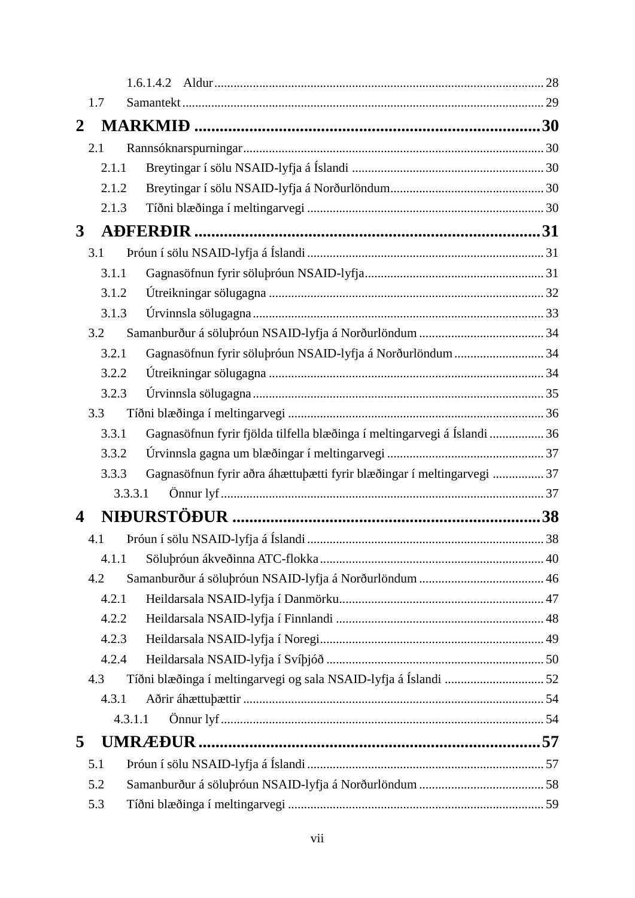1.6.1.4.2 Aldur ........ 28

1.7 Samantekt ........ 29

**2 MARKMIÐ ........ 30**

2.1 Rannsóknarspurningar ........ 30

2.1.1 Breytingar í sölu NSAID-lyfja á Íslandi ........ 30

2.1.2 Breytingar í sölu NSAID-lyfja á Norðurlöndum ........ 30

2.1.3 Tíðni blæðinga í meltingarvegi ........ 30

**3 AÐFERÐIR ........ 31**

3.1 Þróun í sölu NSAID-lyfja á Íslandi ........ 31

3.1.1 Gagnasöfnun fyrir söluþróun NSAID-lyfja ........ 31

3.1.2 Útreikningar sölugagna ........ 32

3.1.3 Úrvinnsla sölugagna ........ 33

3.2 Samanburður á söluþróun NSAID-lyfja á Norðurlöndum ........ 34

3.2.1 Gagnasöfnun fyrir söluþróun NSAID-lyfja á Norðurlöndum ........ 34

3.2.2 Útreikningar sölugagna ........ 34

3.2.3 Úrvinnsla sölugagna ........ 35

3.3 Tíðni blæðinga í meltingarvegi ........ 36

3.3.1 Gagnasöfnun fyrir fjölda tilfella blæðinga í meltingarvegi á Íslandi ........ 36

3.3.2 Úrvinnsla gagna um blæðingar í meltingarvegi ........ 37

3.3.3 Gagnasöfnun fyrir aðra áhættuþætti fyrir blæðingar í meltingarvegi ........ 37

3.3.3.1 Önnur lyf ........ 37

**4 NIÐURSTÖÐUR ........ 38**

4.1 Þróun í sölu NSAID-lyfja á Íslandi ........ 38

4.1.1 Söluþróun ákveðinna ATC-flokka ........ 40

4.2 Samanburður á söluþróun NSAID-lyfja á Norðurlöndum ........ 46

4.2.1 Heildarsala NSAID-lyfja í Danmörku ........ 47

4.2.2 Heildarsala NSAID-lyfja í Finnlandi ........ 48

4.2.3 Heildarsala NSAID-lyfja í Noregi ........ 49

4.2.4 Heildarsala NSAID-lyfja í Svíþjóð ........ 50

4.3 Tíðni blæðinga í meltingarvegi og sala NSAID-lyfja á Íslandi ........ 52

4.3.1 Aðrir áhættuþættir ........ 54

4.3.1.1 Önnur lyf ........ 54

**5 UMRÆÐUR ........ 57**

5.1 Þróun í sölu NSAID-lyfja á Íslandi ........ 57

5.2 Samanburður á söluþróun NSAID-lyfja á Norðurlöndum ........ 58

5.3 Tíðni blæðinga í meltingarvegi ........ 59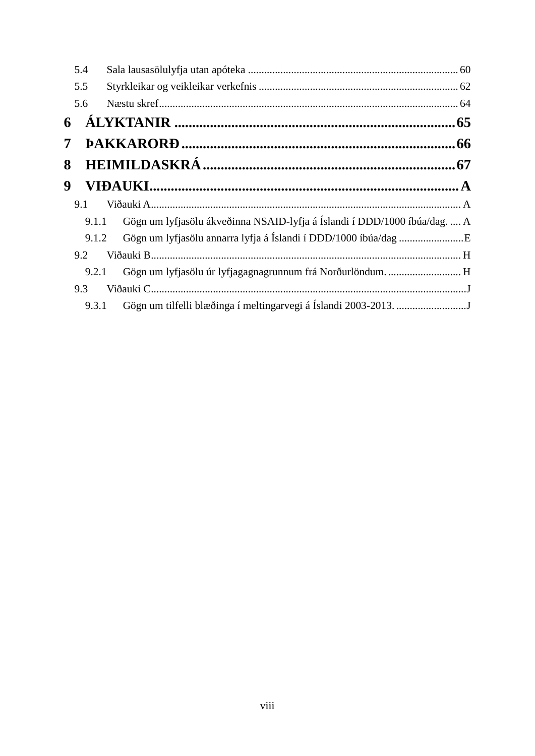5.4 Sala lausasölulyfja utan apóteka ............................................................................. 60

5.5 Styrkleikar og veikleikar verkefnis .......................................................................... 62

5.6 Næstu skref .............................................................................................................. 64

**6 ÁLYKTANIR ............................................................................... 65**

**7 ÞAKKARORÐ ............................................................................. 66**

**8 HEIMILDASKRÁ ....................................................................... 67**

**9 VIÐAUKI ....................................................................................... A**

9.1 Viðauki A .................................................................................................................. A

9.1.1 Gögn um lyfjasölu ákveðinna NSAID-lyfja á Íslandi í DDD/1000 íbúa/dag. .... A

9.1.2 Gögn um lyfjasölu annarra lyfja á Íslandi í DDD/1000 íbúa/dag ........................ E

9.2 Viðauki B .................................................................................................................. H

9.2.1 Gögn um lyfjasölu úr lyfjagagnagrunnum frá Norðurlöndum. ........................... H

9.3 Viðauki C ................................................................................................................... J

9.3.1 Gögn um tilfelli blæðinga í meltingarvegi á Íslandi 2003-2013. .......................... J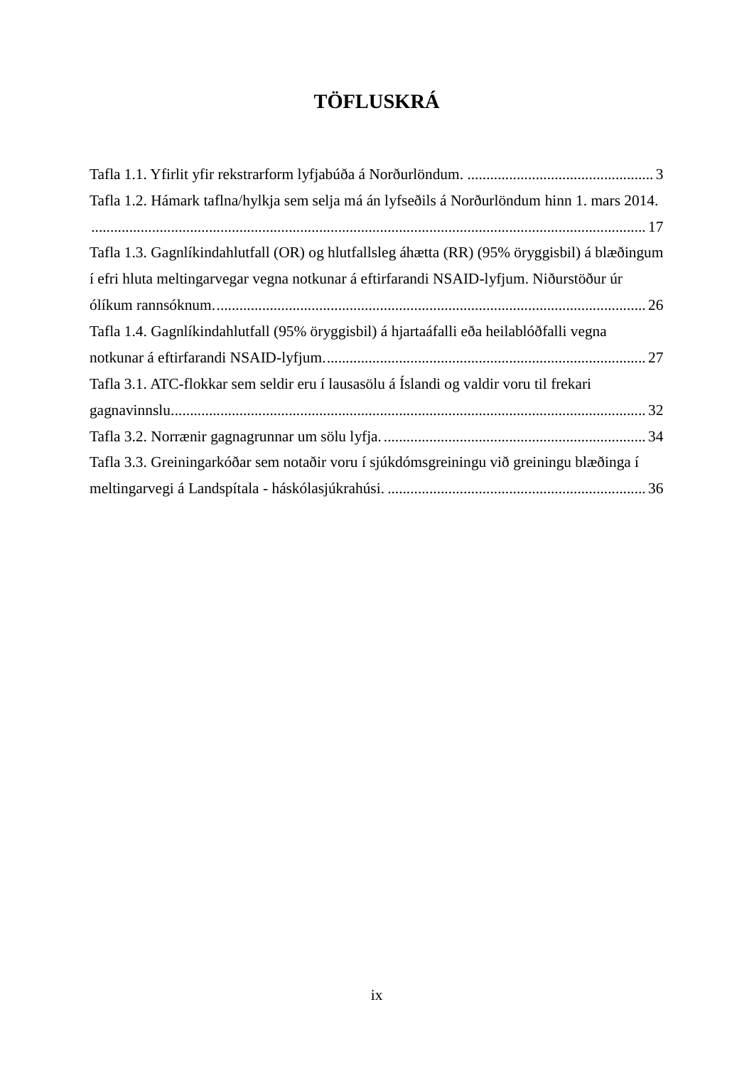# TÖFLUSKRÁ

Tafla 1.1. Yfirlit yfir rekstrarform lyfjabúða á Norðurlöndum. ................................................. 3

Tafla 1.2. Hámark taflna/hylkja sem selja má án lyfseðils á Norðurlöndum hinn 1. mars 2014. ................................................................................................................................ 17

Tafla 1.3. Gagnlíkindahlutfall (OR) og hlutfallsleg áhætta (RR) (95% öryggisbil) á blæðingum í efri hluta meltingarvegar vegna notkunar á eftirfarandi NSAID-lyfjum. Niðurstöður úr ólíkum rannsóknum. ............................................................................................................... 26

Tafla 1.4. Gagnlíkindahlutfall (95% öryggisbil) á hjartaáfalli eða heilablóðfalli vegna notkunar á eftirfarandi NSAID-lyfjum. .................................................................................... 27

Tafla 3.1. ATC-flokkar sem seldir eru í lausasölu á Íslandi og valdir voru til frekari gagnavinnslu. .......................................................................................................................... 32

Tafla 3.2. Norrænir gagnagrunnar um sölu lyfja. .................................................................... 34

Tafla 3.3. Greiningarkóðar sem notaðir voru í sjúkdómsgreiningu við greiningu blæðinga í meltingarvegi á Landspítala - háskólasjúkrahúsi. .................................................................. 36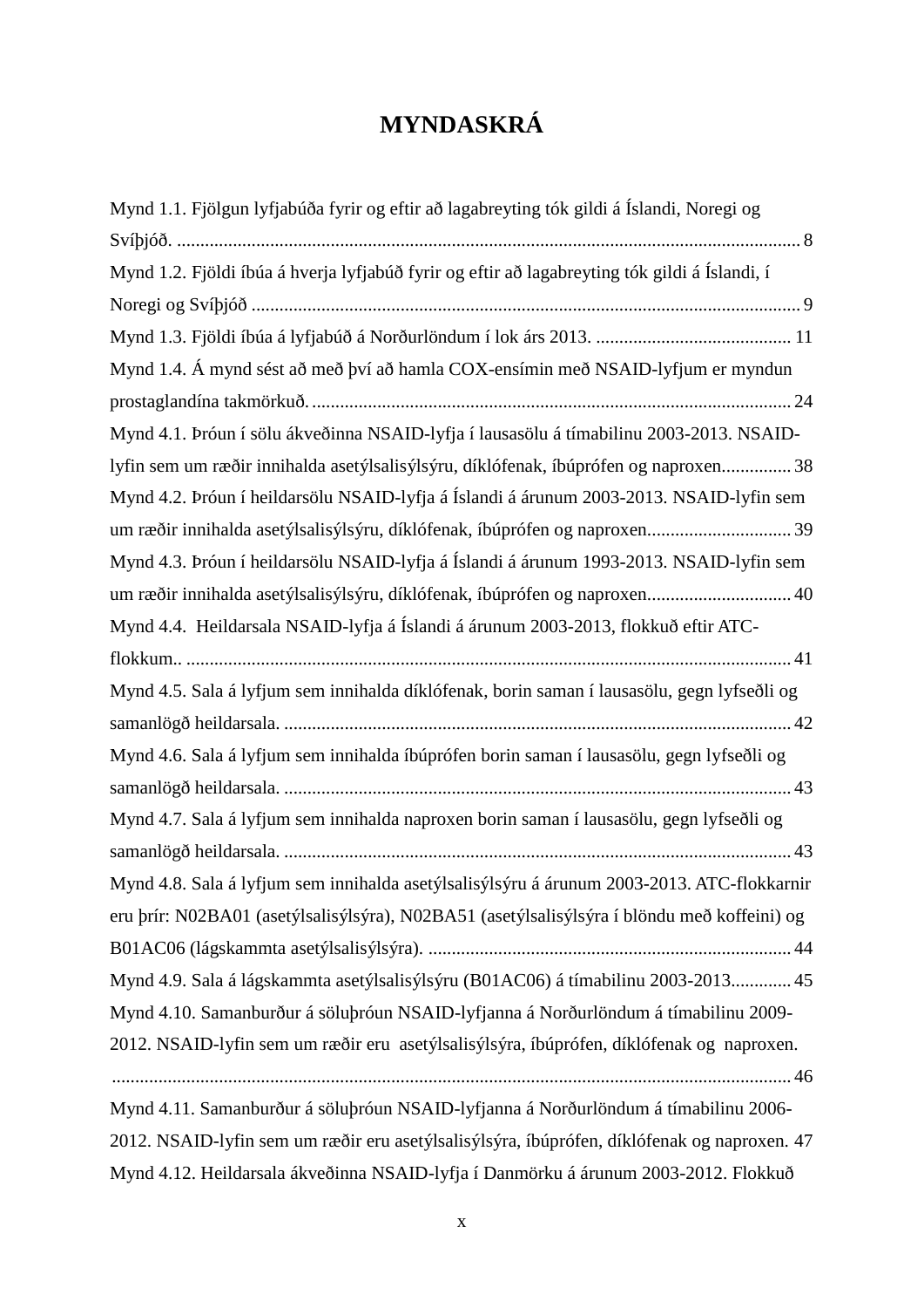# MYNDASKRÁ

Mynd 1.1. Fjölgun lyfjabúða fyrir og eftir að lagabreyting tók gildi á Íslandi, Noregi og Svíþjóð. ..................................................................................................................................... 8

Mynd 1.2. Fjöldi íbúa á hverja lyfjabúð fyrir og eftir að lagabreyting tók gildi á Íslandi, í Noregi og Svíþjóð ..................................................................................................................... 9

Mynd 1.3. Fjöldi íbúa á lyfjabúð á Norðurlöndum í lok árs 2013. .......................................... 11

Mynd 1.4. Á mynd sést að með því að hamla COX-ensímin með NSAID-lyfjum er myndun prostaglandína takmörkuð. ...................................................................................................... 24

Mynd 4.1. Þróun í sölu ákveðinna NSAID-lyfja í lausasölu á tímabilinu 2003-2013. NSAID-lyfin sem um ræðir innihalda asetýlsalisýlsýru, díklófenak, íbúprófen og naproxen............... 38

Mynd 4.2. Þróun í heildarsölu NSAID-lyfja á Íslandi á árunum 2003-2013. NSAID-lyfin sem um ræðir innihalda asetýlsalisýlsýru, díklófenak, íbúprófen og naproxen............................... 39

Mynd 4.3. Þróun í heildarsölu NSAID-lyfja á Íslandi á árunum 1993-2013. NSAID-lyfin sem um ræðir innihalda asetýlsalisýlsýru, díklófenak, íbúprófen og naproxen............................... 40

Mynd 4.4. Heildarsala NSAID-lyfja á Íslandi á árunum 2003-2013, flokkuð eftir ATC-flokkum.. ................................................................................................................................. 41

Mynd 4.5. Sala á lyfjum sem innihalda díklófenak, borin saman í lausasölu, gegn lyfseðli og samanlögð heildarsala. ............................................................................................................ 42

Mynd 4.6. Sala á lyfjum sem innihalda íbúprófen borin saman í lausasölu, gegn lyfseðli og samanlögð heildarsala. ............................................................................................................ 43

Mynd 4.7. Sala á lyfjum sem innihalda naproxen borin saman í lausasölu, gegn lyfseðli og samanlögð heildarsala. ............................................................................................................ 43

Mynd 4.8. Sala á lyfjum sem innihalda asetýlsalisýlsýru á árunum 2003-2013. ATC-flokkarnir eru þrír: N02BA01 (asetýlsalisýlsýra), N02BA51 (asetýlsalisýlsýra í blöndu með koffeini) og B01AC06 (lágskammta asetýlsalisýlsýra). ............................................................................. 44

Mynd 4.9. Sala á lágskammta asetýlsalisýlsýru (B01AC06) á tímabilinu 2003-2013............. 45

Mynd 4.10. Samanburður á söluþróun NSAID-lyfjanna á Norðurlöndum á tímabilinu 2009-2012. NSAID-lyfin sem um ræðir eru asetýlsalisýlsýra, íbúprófen, díklófenak og naproxen. ................................................................................................................................................ 46

Mynd 4.11. Samanburður á söluþróun NSAID-lyfjanna á Norðurlöndum á tímabilinu 2006-2012. NSAID-lyfin sem um ræðir eru asetýlsalisýlsýra, íbúprófen, díklófenak og naproxen. 47

Mynd 4.12. Heildarsala ákveðinna NSAID-lyfja í Danmörku á árunum 2003-2012. Flokkuð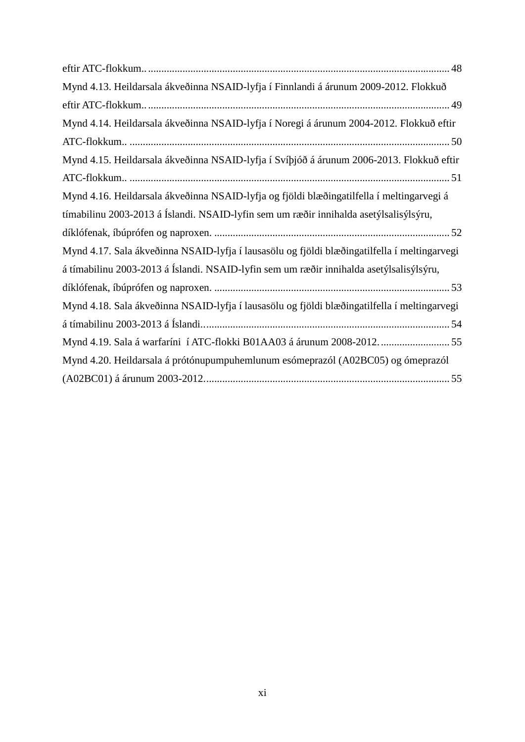eftir ATC-flokkum.. 48

Mynd 4.13. Heildarsala ákveðinna NSAID-lyfja í Finnlandi á árunum 2009-2012. Flokkuð eftir ATC-flokkum.. 49

Mynd 4.14. Heildarsala ákveðinna NSAID-lyfja í Noregi á árunum 2004-2012. Flokkuð eftir ATC-flokkum.. 50

Mynd 4.15. Heildarsala ákveðinna NSAID-lyfja í Svíþjóð á árunum 2006-2013. Flokkuð eftir ATC-flokkum.. 51

Mynd 4.16. Heildarsala ákveðinna NSAID-lyfja og fjöldi blæðingatilfella í meltingarvegi á tímabilinu 2003-2013 á Íslandi. NSAID-lyfin sem um ræðir innihalda asetýlsalisýlsýru, díklófenak, íbúprófen og naproxen. 52

Mynd 4.17. Sala ákveðinna NSAID-lyfja í lausasölu og fjöldi blæðingatilfella í meltingarvegi á tímabilinu 2003-2013 á Íslandi. NSAID-lyfin sem um ræðir innihalda asetýlsalisýlsýru, díklófenak, íbúprófen og naproxen. 53

Mynd 4.18. Sala ákveðinna NSAID-lyfja í lausasölu og fjöldi blæðingatilfella í meltingarvegi á tímabilinu 2003-2013 á Íslandi.. 54

Mynd 4.19. Sala á warfaríni í ATC-flokki B01AA03 á árunum 2008-2012. 55

Mynd 4.20. Heildarsala á prótónupumpuhemlunum esómeprazól (A02BC05) og ómeprazól (A02BC01) á árunum 2003-2012. 55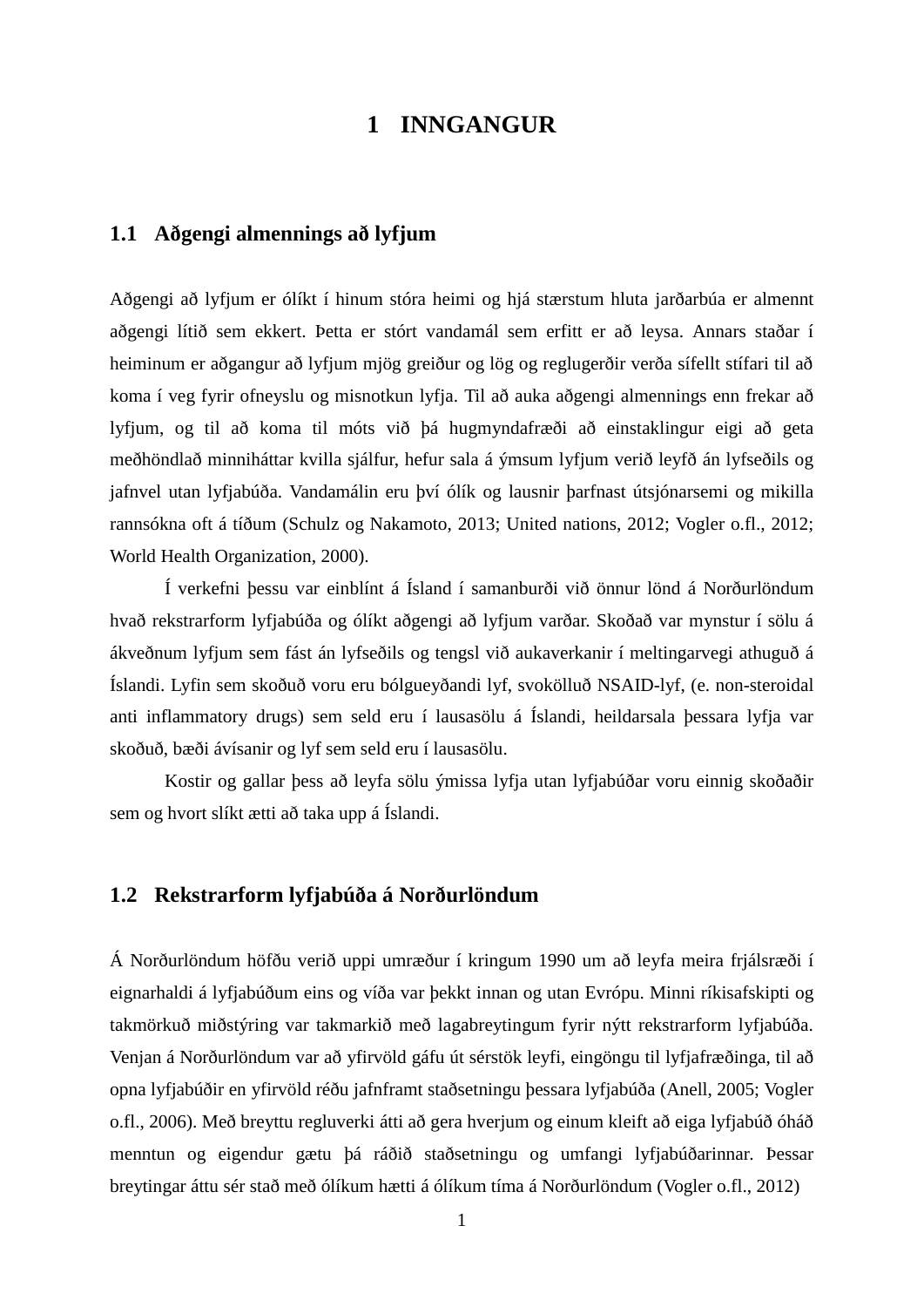# 1 INNGANGUR

## 1.1 Aðgengi almennings að lyfjum

Aðgengi að lyfjum er ólíkt í hinum stóra heimi og hjá stærstum hluta jarðarbúa er almennt aðgengi lítið sem ekkert. Þetta er stórt vandamál sem erfitt er að leysa. Annars staðar í heiminum er aðgangur að lyfjum mjög greiður og lög og reglugerðir verða sífellt stífari til að koma í veg fyrir ofneyslu og misnotkun lyfja. Til að auka aðgengi almennings enn frekar að lyfjum, og til að koma til móts við þá hugmyndafræði að einstaklingur eigi að geta meðhöndlað minniháttar kvilla sjálfur, hefur sala á ýmsum lyfjum verið leyfð án lyfseðils og jafnvel utan lyfjabúða. Vandamálin eru því ólík og lausnir þarfnast útsjónarsemi og mikilla rannsókna oft á tíðum (Schulz og Nakamoto, 2013; United nations, 2012; Vogler o.fl., 2012; World Health Organization, 2000).

Í verkefni þessu var einblínt á Ísland í samanburði við önnur lönd á Norðurlöndum hvað rekstrarform lyfjabúða og ólíkt aðgengi að lyfjum varðar. Skoðað var mynstur í sölu á ákveðnum lyfjum sem fást án lyfseðils og tengsl við aukaverkanir í meltingarvegi athuguð á Íslandi. Lyfin sem skoðuð voru eru bólgueyðandi lyf, svokölluð NSAID-lyf, (e. non-steroidal anti inflammatory drugs) sem seld eru í lausasölu á Íslandi, heildarsala þessara lyfja var skoðuð, bæði ávísanir og lyf sem seld eru í lausasölu.

Kostir og gallar þess að leyfa sölu ýmissa lyfja utan lyfjabúðar voru einnig skoðaðir sem og hvort slíkt ætti að taka upp á Íslandi.

## 1.2 Rekstrarform lyfjabúða á Norðurlöndum

Á Norðurlöndum höfðu verið uppi umræður í kringum 1990 um að leyfa meira frjálsræði í eignarhaldi á lyfjabúðum eins og víða var þekkt innan og utan Evrópu. Minni ríkisafskipti og takmörkuð miðstýring var takmarkið með lagabreytingum fyrir nýtt rekstrarform lyfjabúða. Venjan á Norðurlöndum var að yfirvöld gáfu út sérstök leyfi, eingöngu til lyfjafræðinga, til að opna lyfjabúðir en yfirvöld réðu jafnframt staðsetningu þessara lyfjabúða (Anell, 2005; Vogler o.fl., 2006). Með breyttu regluverki átti að gera hverjum og einum kleift að eiga lyfjabúð óháð menntun og eigendur gætu þá ráðið staðsetningu og umfangi lyfjabúðarinnar. Þessar breytingar áttu sér stað með ólíkum hætti á ólíkum tíma á Norðurlöndum (Vogler o.fl., 2012)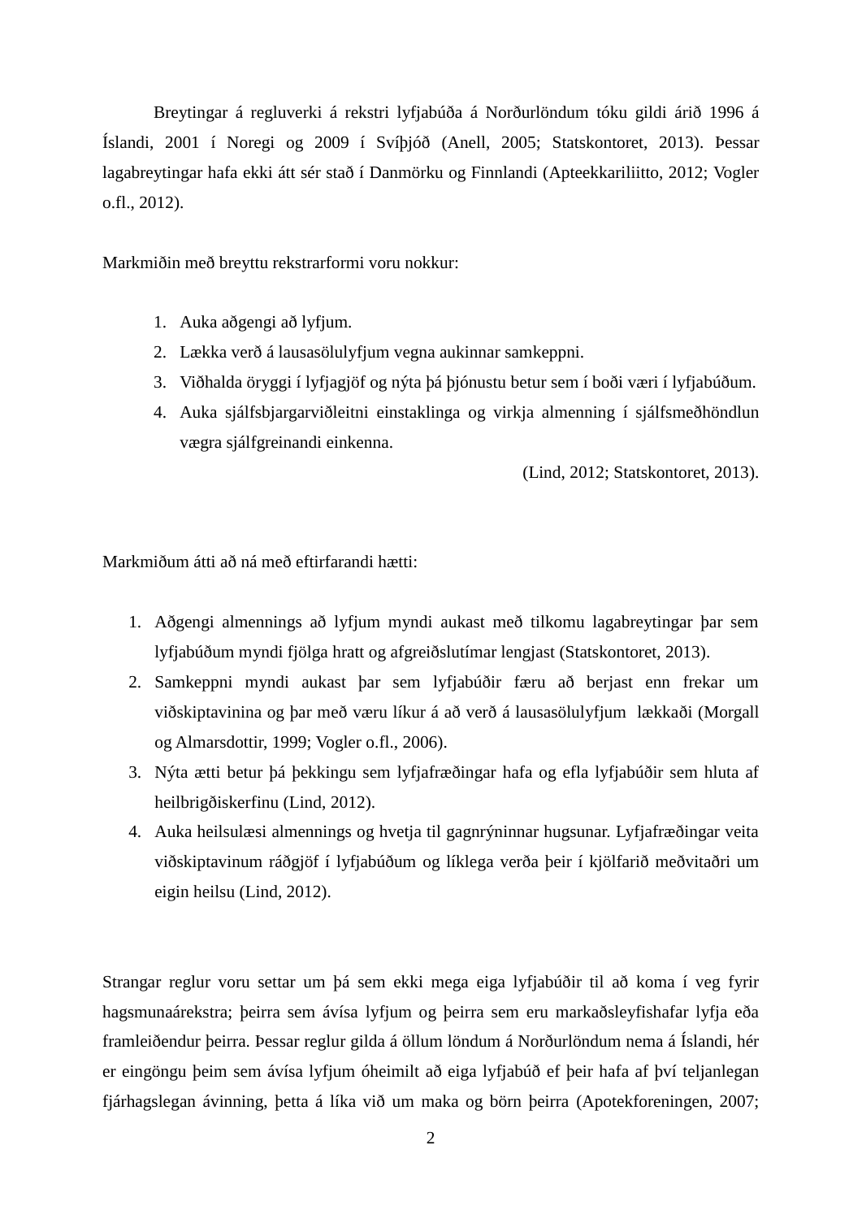Breytingar á regluverki á rekstri lyfjabúða á Norðurlöndum tóku gildi árið 1996 á Íslandi, 2001 í Noregi og 2009 í Svíþjóð (Anell, 2005; Statskontoret, 2013). Þessar lagabreytingar hafa ekki átt sér stað í Danmörku og Finnlandi (Apteekkariliitto, 2012; Vogler o.fl., 2012).

Markmiðin með breyttu rekstrarformi voru nokkur:

1. Auka aðgengi að lyfjum.
2. Lækka verð á lausasölulyfjum vegna aukinnar samkeppni.
3. Viðhalda öryggi í lyfjagjöf og nýta þá þjónustu betur sem í boði væri í lyfjabúðum.
4. Auka sjálfsbjargarviðleitni einstaklinga og virkja almenning í sjálfsmeðhöndlun vægra sjálfgreinandi einkenna.

(Lind, 2012; Statskontoret, 2013).

Markmiðum átti að ná með eftirfarandi hætti:

1. Aðgengi almennings að lyfjum myndi aukast með tilkomu lagabreytingar þar sem lyfjabúðum myndi fjölga hratt og afgreiðslutímar lengjast (Statskontoret, 2013).
2. Samkeppni myndi aukast þar sem lyfjabúðir færu að berjast enn frekar um viðskiptavinina og þar með væru líkur á að verð á lausasölulyfjum lækkaði (Morgall og Almarsdottir, 1999; Vogler o.fl., 2006).
3. Nýta ætti betur þá þekkingu sem lyfjafræðingar hafa og efla lyfjabúðir sem hluta af heilbrigðiskerfinu (Lind, 2012).
4. Auka heilsulæsi almennings og hvetja til gagnrýninnar hugsunar. Lyfjafræðingar veita viðskiptavinum ráðgjöf í lyfjabúðum og líklega verða þeir í kjölfarið meðvitaðri um eigin heilsu (Lind, 2012).

Strangar reglur voru settar um þá sem ekki mega eiga lyfjabúðir til að koma í veg fyrir hagsmunaárekstra; þeirra sem ávísa lyfjum og þeirra sem eru markaðsleyfishafar lyfja eða framleiðendur þeirra. Þessar reglur gilda á öllum löndum á Norðurlöndum nema á Íslandi, hér er eingöngu þeim sem ávísa lyfjum óheimilt að eiga lyfjabúð ef þeir hafa af því teljanlegan fjárhagslegan ávinning, þetta á líka við um maka og börn þeirra (Apotekforeningen, 2007;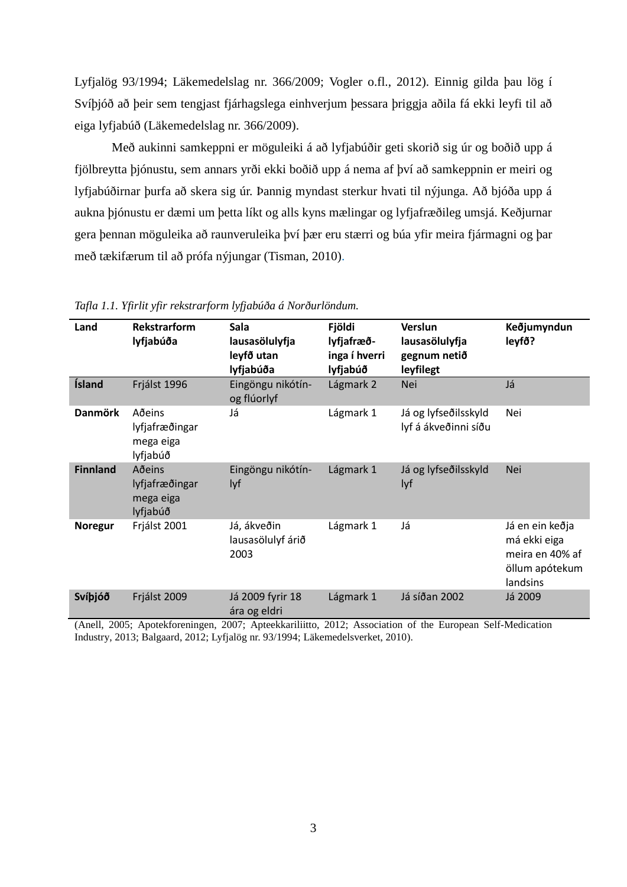Lyfjalög 93/1994; Läkemedelslag nr. 366/2009; Vogler o.fl., 2012). Einnig gilda þau lög í Svíþjóð að þeir sem tengjast fjárhagslega einhverjum þessara þriggja aðila fá ekki leyfi til að eiga lyfjabúð (Läkemedelslag nr. 366/2009).

Með aukinni samkeppni er möguleiki á að lyfjabúðir geti skorið sig úr og boðið upp á fjölbreytta þjónustu, sem annars yrði ekki boðið upp á nema af því að samkeppnin er meiri og lyfjabúðirnar þurfa að skera sig úr. Þannig myndast sterkur hvati til nýjunga. Að bjóða upp á aukna þjónustu er dæmi um þetta líkt og alls kyns mælingar og lyfjafræðileg umsjá. Keðjurnar gera þennan möguleika að raunveruleika því þær eru stærri og búa yfir meira fjármagni og þar með tækifærum til að prófa nýjungar (Tisman, 2010).

*Tafla 1.1. Yfirlit yfir rekstrarform lyfjabúða á Norðurlöndum.*

| Land | Rekstrarform lyfjabúða | Sala lausasölulyfja leyfð utan lyfjabúða | Fjöldi lyfjafræð-inga í hverri lyfjabúð | Verslun lausasölulyfja gegnum netið leyfilegt | Keðjumyndun leyfð? |
|---|---|---|---|---|---|
| **Ísland** | Frjálst 1996 | Eingöngu nikótín- og flúorlyf | Lágmark 2 | Nei | Já |
| **Danmörk** | Aðeins lyfjafræðingar mega eiga lyfjabúð | Já | Lágmark 1 | Já og lyfseðilsskyld lyf á ákveðinni síðu | Nei |
| **Finnland** | Aðeins lyfjafræðingar mega eiga lyfjabúð | Eingöngu nikótín-lyf | Lágmark 1 | Já og lyfseðilsskyld lyf | Nei |
| **Noregur** | Frjálst 2001 | Já, ákveðin lausasölulyf árið 2003 | Lágmark 1 | Já | Já en ein keðja má ekki eiga meira en 40% af öllum apótekum landsins |
| **Svíþjóð** | Frjálst 2009 | Já 2009 fyrir 18 ára og eldri | Lágmark 1 | Já síðan 2002 | Já 2009 |

(Anell, 2005; Apotekforeningen, 2007; Apteekkariliitto, 2012; Association of the European Self-Medication Industry, 2013; Balgaard, 2012; Lyfjalög nr. 93/1994; Läkemedelsverket, 2010).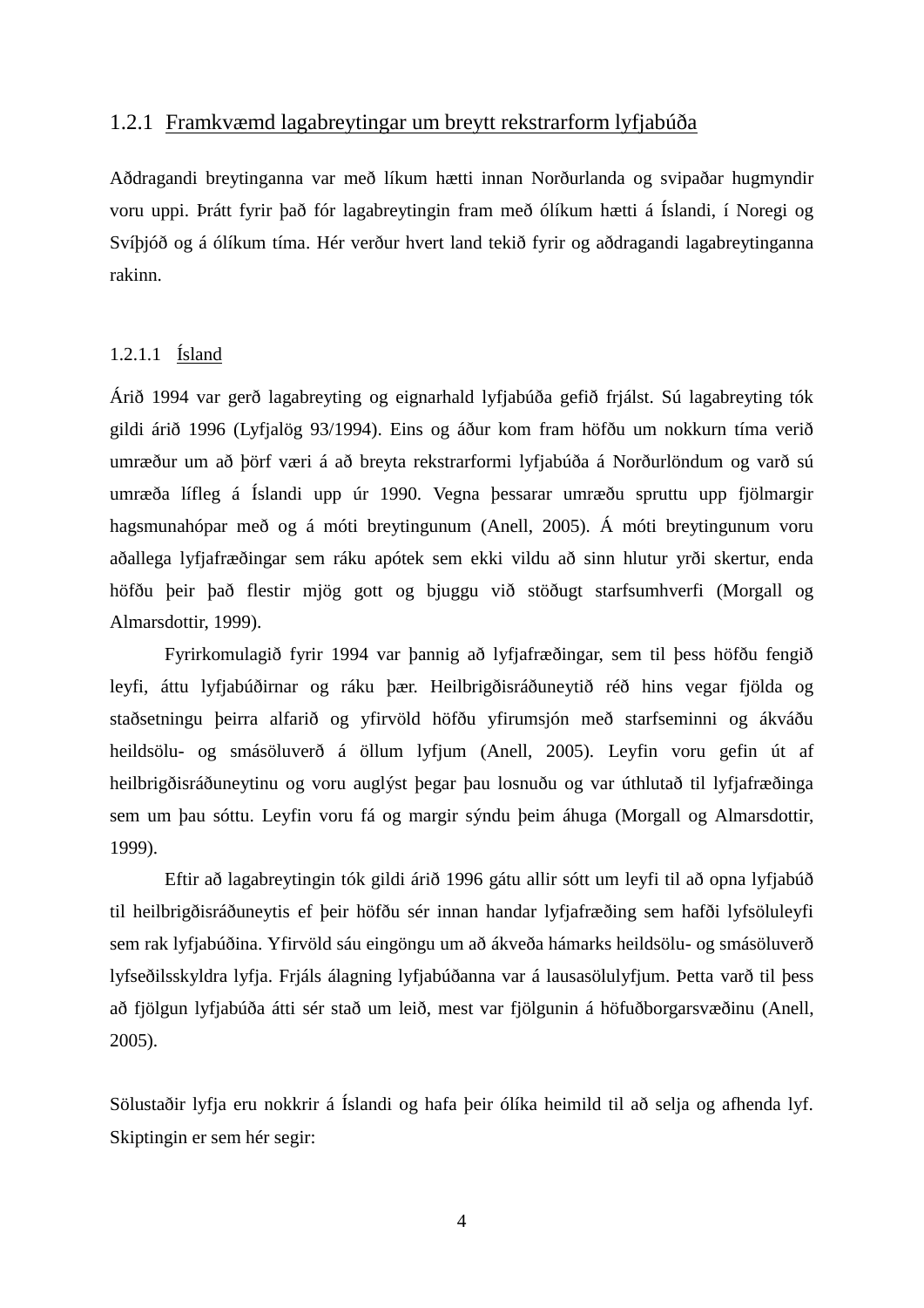### 1.2.1 Framkvæmd lagabreytingar um breytt rekstrarform lyfjabúða

Aðdragandi breytinganna var með líkum hætti innan Norðurlanda og svipaðar hugmyndir voru uppi. Þrátt fyrir það fór lagabreytingin fram með ólíkum hætti á Íslandi, í Noregi og Svíþjóð og á ólíkum tíma. Hér verður hvert land tekið fyrir og aðdragandi lagabreytinganna rakinn.

#### 1.2.1.1 Ísland

Árið 1994 var gerð lagabreyting og eignarhald lyfjabúða gefið frjálst. Sú lagabreyting tók gildi árið 1996 (Lyfjalög 93/1994). Eins og áður kom fram höfðu um nokkurn tíma verið umræður um að þörf væri á að breyta rekstrarformi lyfjabúða á Norðurlöndum og varð sú umræða lífleg á Íslandi upp úr 1990. Vegna þessarar umræðu spruttu upp fjölmargir hagsmunahópar með og á móti breytingunum (Anell, 2005). Á móti breytingunum voru aðallega lyfjafræðingar sem ráku apótek sem ekki vildu að sinn hlutur yrði skertur, enda höfðu þeir það flestir mjög gott og bjuggu við stöðugt starfsumhverfi (Morgall og Almarsdottir, 1999).

Fyrirkomulagið fyrir 1994 var þannig að lyfjafræðingar, sem til þess höfðu fengið leyfi, áttu lyfjabúðirnar og ráku þær. Heilbrigðisráðuneytið réð hins vegar fjölda og staðsetningu þeirra alfarið og yfirvöld höfðu yfirumsjón með starfseminni og ákváðu heildsölu- og smásöluverð á öllum lyfjum (Anell, 2005). Leyfin voru gefin út af heilbrigðisráðuneytinu og voru auglýst þegar þau losnuðu og var úthlutað til lyfjafræðinga sem um þau sóttu. Leyfin voru fá og margir sýndu þeim áhuga (Morgall og Almarsdottir, 1999).

Eftir að lagabreytingin tók gildi árið 1996 gátu allir sótt um leyfi til að opna lyfjabúð til heilbrigðisráðuneytis ef þeir höfðu sér innan handar lyfjafræðing sem hafði lyfsöluleyfi sem rak lyfjabúðina. Yfirvöld sáu eingöngu um að ákveða hámarks heildsölu- og smásöluverð lyfseðilsskyldra lyfja. Frjáls álagning lyfjabúðanna var á lausasölulyfjum. Þetta varð til þess að fjölgun lyfjabúða átti sér stað um leið, mest var fjölgunin á höfuðborgarsvæðinu (Anell, 2005).

Sölustaðir lyfja eru nokkrir á Íslandi og hafa þeir ólíka heimild til að selja og afhenda lyf. Skiptingin er sem hér segir: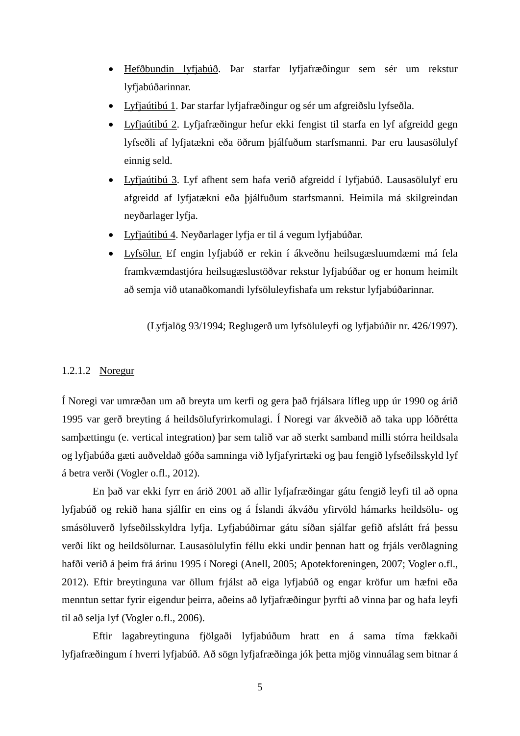- Hefðbundin lyfjabúð. Þar starfar lyfjafræðingur sem sér um rekstur lyfjabúðarinnar.
- Lyfjaútibú 1. Þar starfar lyfjafræðingur og sér um afgreiðslu lyfseðla.
- Lyfjaútibú 2. Lyfjafræðingur hefur ekki fengist til starfa en lyf afgreidd gegn lyfseðli af lyfjatækni eða öðrum þjálfuðum starfsmanni. Þar eru lausasölulyf einnig seld.
- Lyfjaútibú 3. Lyf afhent sem hafa verið afgreidd í lyfjabúð. Lausasölulyf eru afgreidd af lyfjatækni eða þjálfuðum starfsmanni. Heimila má skilgreindan neyðarlager lyfja.
- Lyfjaútibú 4. Neyðarlager lyfja er til á vegum lyfjabúðar.
- Lyfsölur. Ef engin lyfjabúð er rekin í ákveðnu heilsugæsluumdæmi má fela framkvæmdastjóra heilsugæslustöðvar rekstur lyfjabúðar og er honum heimilt að semja við utanaðkomandi lyfsöluleyfishafa um rekstur lyfjabúðarinnar.

(Lyfjalög 93/1994; Reglugerð um lyfsöluleyfi og lyfjabúðir nr. 426/1997).

#### 1.2.1.2 Noregur

Í Noregi var umræðan um að breyta um kerfi og gera það frjálsara lífleg upp úr 1990 og árið 1995 var gerð breyting á heildsölufyrirkomulagi. Í Noregi var ákveðið að taka upp lóðrétta samþættingu (e. vertical integration) þar sem talið var að sterkt samband milli stórra heildsala og lyfjabúða gæti auðveldað góða samninga við lyfjafyrirtæki og þau fengið lyfseðilsskyld lyf á betra verði (Vogler o.fl., 2012).

En það var ekki fyrr en árið 2001 að allir lyfjafræðingar gátu fengið leyfi til að opna lyfjabúð og rekið hana sjálfir en eins og á Íslandi ákváðu yfirvöld hámarks heildsölu- og smásöluverð lyfseðilsskyldra lyfja. Lyfjabúðirnar gátu síðan sjálfar gefið afslátt frá þessu verði líkt og heildsölurnar. Lausasölulyfin féllu ekki undir þennan hatt og frjáls verðlagning hafði verið á þeim frá árinu 1995 í Noregi (Anell, 2005; Apotekforeningen, 2007; Vogler o.fl., 2012). Eftir breytinguna var öllum frjálst að eiga lyfjabúð og engar kröfur um hæfni eða menntun settar fyrir eigendur þeirra, aðeins að lyfjafræðingur þyrfti að vinna þar og hafa leyfi til að selja lyf (Vogler o.fl., 2006).

Eftir lagabreytinguna fjölgaði lyfjabúðum hratt en á sama tíma fækkaði lyfjafræðingum í hverri lyfjabúð. Að sögn lyfjafræðinga jók þetta mjög vinnuálag sem bitnar á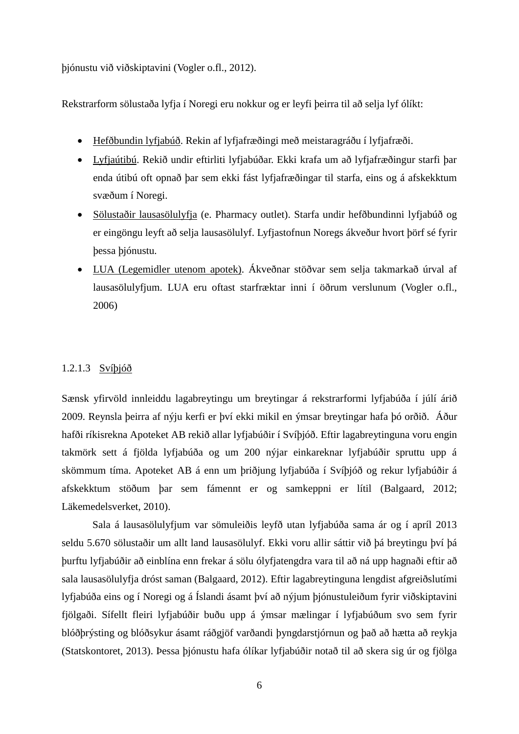þjónustu við viðskiptavini (Vogler o.fl., 2012).

Rekstrarform sölustaða lyfja í Noregi eru nokkur og er leyfi þeirra til að selja lyf ólíkt:

- Hefðbundin lyfjabúð. Rekin af lyfjafræðingi með meistaragráðu í lyfjafræði.
- Lyfjaútibú. Rekið undir eftirliti lyfjabúðar. Ekki krafa um að lyfjafræðingur starfi þar enda útibú oft opnað þar sem ekki fást lyfjafræðingar til starfa, eins og á afskekktum svæðum í Noregi.
- Sölustaðir lausasölulyfja (e. Pharmacy outlet). Starfa undir hefðbundinni lyfjabúð og er eingöngu leyft að selja lausasölulyf. Lyfjastofnun Noregs ákveður hvort þörf sé fyrir þessa þjónustu.
- LUA (Legemidler utenom apotek). Ákveðnar stöðvar sem selja takmarkað úrval af lausasölulyfjum. LUA eru oftast starfræktar inni í öðrum verslunum (Vogler o.fl., 2006)

#### 1.2.1.3 Svíþjóð

Sænsk yfirvöld innleiddu lagabreytingu um breytingar á rekstrarformi lyfjabúða í júlí árið 2009. Reynsla þeirra af nýju kerfi er því ekki mikil en ýmsar breytingar hafa þó orðið. Áður hafði ríkisrekna Apoteket AB rekið allar lyfjabúðir í Svíþjóð. Eftir lagabreytinguna voru engin takmörk sett á fjölda lyfjabúða og um 200 nýjar einkareknar lyfjabúðir spruttu upp á skömmum tíma. Apoteket AB á enn um þriðjung lyfjabúða í Svíþjóð og rekur lyfjabúðir á afskekktum stöðum þar sem fámennt er og samkeppni er lítil (Balgaard, 2012; Läkemedelsverket, 2010).

Sala á lausasölulyfjum var sömuleiðis leyfð utan lyfjabúða sama ár og í apríl 2013 seldu 5.670 sölustaðir um allt land lausasölulyf. Ekki voru allir sáttir við þá breytingu því þá þurftu lyfjabúðir að einblína enn frekar á sölu ólyfjatengdra vara til að ná upp hagnaði eftir að sala lausasölulyfja dróst saman (Balgaard, 2012). Eftir lagabreytinguna lengdist afgreiðslutími lyfjabúða eins og í Noregi og á Íslandi ásamt því að nýjum þjónustuleiðum fyrir viðskiptavini fjölgaði. Sífellt fleiri lyfjabúðir buðu upp á ýmsar mælingar í lyfjabúðum svo sem fyrir blóðþrýsting og blóðsykur ásamt ráðgjöf varðandi þyngdarstjórnun og það að hætta að reykja (Statskontoret, 2013). Þessa þjónustu hafa ólíkar lyfjabúðir notað til að skera sig úr og fjölga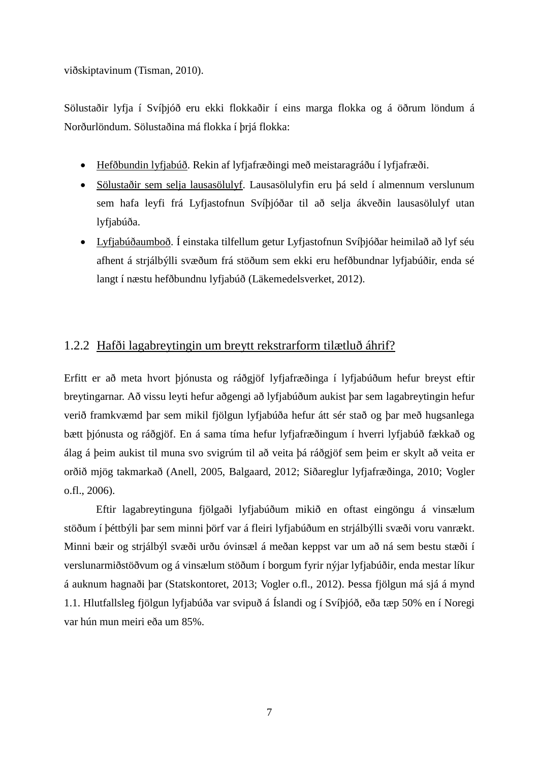viðskiptavinum (Tisman, 2010).

Sölustaðir lyfja í Svíþjóð eru ekki flokkaðir í eins marga flokka og á öðrum löndum á Norðurlöndum. Sölustaðina má flokka í þrjá flokka:

- Hefðbundin lyfjabúð. Rekin af lyfjafræðingi með meistaragráðu í lyfjafræði.
- Sölustaðir sem selja lausasölulyf. Lausasölulyfin eru þá seld í almennum verslunum sem hafa leyfi frá Lyfjastofnun Svíþjóðar til að selja ákveðin lausasölulyf utan lyfjabúða.
- Lyfjabúðaumboð. Í einstaka tilfellum getur Lyfjastofnun Svíþjóðar heimilað að lyf séu afhent á strjálbýlli svæðum frá stöðum sem ekki eru hefðbundnar lyfjabúðir, enda sé langt í næstu hefðbundnu lyfjabúð (Läkemedelsverket, 2012).

### 1.2.2 Hafði lagabreytingin um breytt rekstrarform tilætluð áhrif?

Erfitt er að meta hvort þjónusta og ráðgjöf lyfjafræðinga í lyfjabúðum hefur breyst eftir breytingarnar. Að vissu leyti hefur aðgengi að lyfjabúðum aukist þar sem lagabreytingin hefur verið framkvæmd þar sem mikil fjölgun lyfjabúða hefur átt sér stað og þar með hugsanlega bætt þjónusta og ráðgjöf. En á sama tíma hefur lyfjafræðingum í hverri lyfjabúð fækkað og álag á þeim aukist til muna svo svigrúm til að veita þá ráðgjöf sem þeim er skylt að veita er orðið mjög takmarkað (Anell, 2005, Balgaard, 2012; Siðareglur lyfjafræðinga, 2010; Vogler o.fl., 2006).

Eftir lagabreytinguna fjölgaði lyfjabúðum mikið en oftast eingöngu á vinsælum stöðum í þéttbýli þar sem minni þörf var á fleiri lyfjabúðum en strjálbýlli svæði voru vanrækt. Minni bæir og strjálbýl svæði urðu óvinsæl á meðan keppst var um að ná sem bestu stæði í verslunarmiðstöðvum og á vinsælum stöðum í borgum fyrir nýjar lyfjabúðir, enda mestar líkur á auknum hagnaði þar (Statskontoret, 2013; Vogler o.fl., 2012). Þessa fjölgun má sjá á mynd 1.1. Hlutfallsleg fjölgun lyfjabúða var svipuð á Íslandi og í Svíþjóð, eða tæp 50% en í Noregi var hún mun meiri eða um 85%.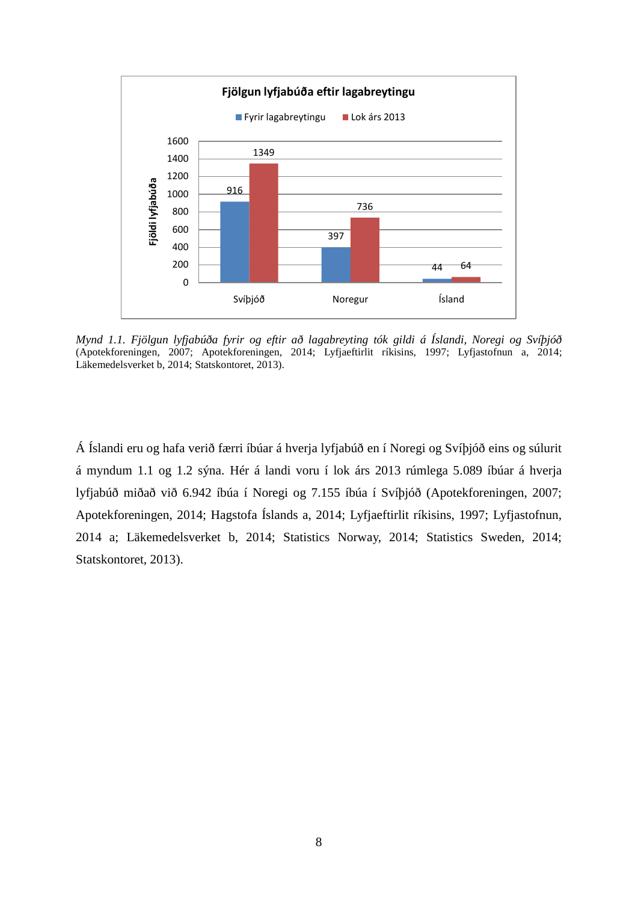Fjölgun lyfjabúða eftir lagabreytingu

| | Fyrir lagabreytingu | Lok árs 2013 |
|---|---|---|
| Svíþjóð | 916 | 1349 |
| Noregur | 397 | 736 |
| Ísland | 44 | 64 |

*Mynd 1.1. Fjölgun lyfjabúða fyrir og eftir að lagabreyting tók gildi á Íslandi, Noregi og Svíþjóð* (Apotekforeningen, 2007; Apotekforeningen, 2014; Lyfjaeftirlit ríkisins, 1997; Lyfjastofnun a, 2014; Läkemedelsverket b, 2014; Statskontoret, 2013).

Á Íslandi eru og hafa verið færri íbúar á hverja lyfjabúð en í Noregi og Svíþjóð eins og súlurit á myndum 1.1 og 1.2 sýna. Hér á landi voru í lok árs 2013 rúmlega 5.089 íbúar á hverja lyfjabúð miðað við 6.942 íbúa í Noregi og 7.155 íbúa í Svíþjóð (Apotekforeningen, 2007; Apotekforeningen, 2014; Hagstofa Íslands a, 2014; Lyfjaeftirlit ríkisins, 1997; Lyfjastofnun, 2014 a; Läkemedelsverket b, 2014; Statistics Norway, 2014; Statistics Sweden, 2014; Statskontoret, 2013).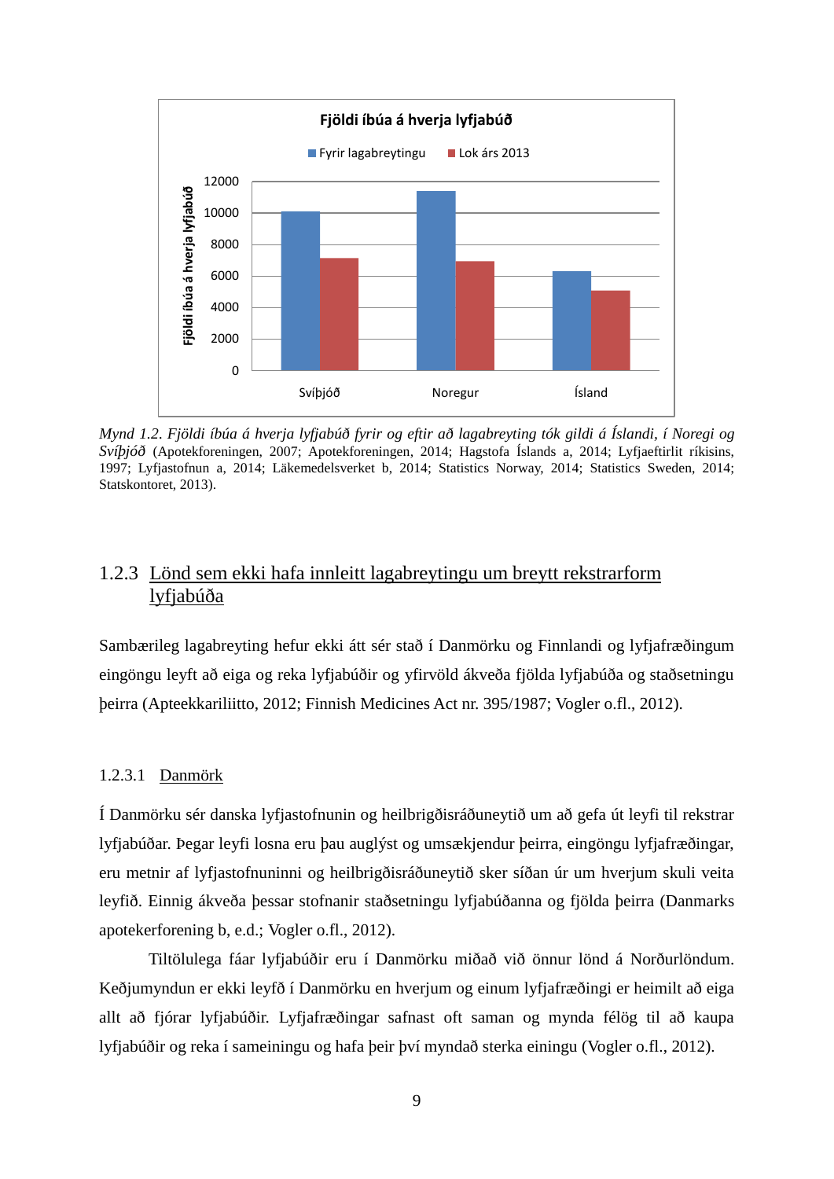*Mynd 1.2. Fjöldi íbúa á hverja lyfjabúð fyrir og eftir að lagabreyting tók gildi á Íslandi, í Noregi og Svíþjóð* (Apotekforeningen, 2007; Apotekforeningen, 2014; Hagstofa Íslands a, 2014; Lyfjaeftirlit ríkisins, 1997; Lyfjastofnun a, 2014; Läkemedelsverket b, 2014; Statistics Norway, 2014; Statistics Sweden, 2014; Statskontoret, 2013).

### 1.2.3 Lönd sem ekki hafa innleitt lagabreytingu um breytt rekstrarform lyfjabúða

Sambærileg lagabreyting hefur ekki átt sér stað í Danmörku og Finnlandi og lyfjafræðingum eingöngu leyft að eiga og reka lyfjabúðir og yfirvöld ákveða fjölda lyfjabúða og staðsetningu þeirra (Apteekkariliitto, 2012; Finnish Medicines Act nr. 395/1987; Vogler o.fl., 2012).

#### 1.2.3.1 Danmörk

Í Danmörku sér danska lyfjastofnunin og heilbrigðisráðuneytið um að gefa út leyfi til rekstrar lyfjabúðar. Þegar leyfi losna eru þau auglýst og umsækjendur þeirra, eingöngu lyfjafræðingar, eru metnir af lyfjastofnuninni og heilbrigðisráðuneytið sker síðan úr um hverjum skuli veita leyfið. Einnig ákveða þessar stofnanir staðsetningu lyfjabúðanna og fjölda þeirra (Danmarks apotekerforening b, e.d.; Vogler o.fl., 2012).

Tiltölulega fáar lyfjabúðir eru í Danmörku miðað við önnur lönd á Norðurlöndum. Keðjumyndun er ekki leyfð í Danmörku en hverjum og einum lyfjafræðingi er heimilt að eiga allt að fjórar lyfjabúðir. Lyfjafræðingar safnast oft saman og mynda félög til að kaupa lyfjabúðir og reka í sameiningu og hafa þeir því myndað sterka einingu (Vogler o.fl., 2012).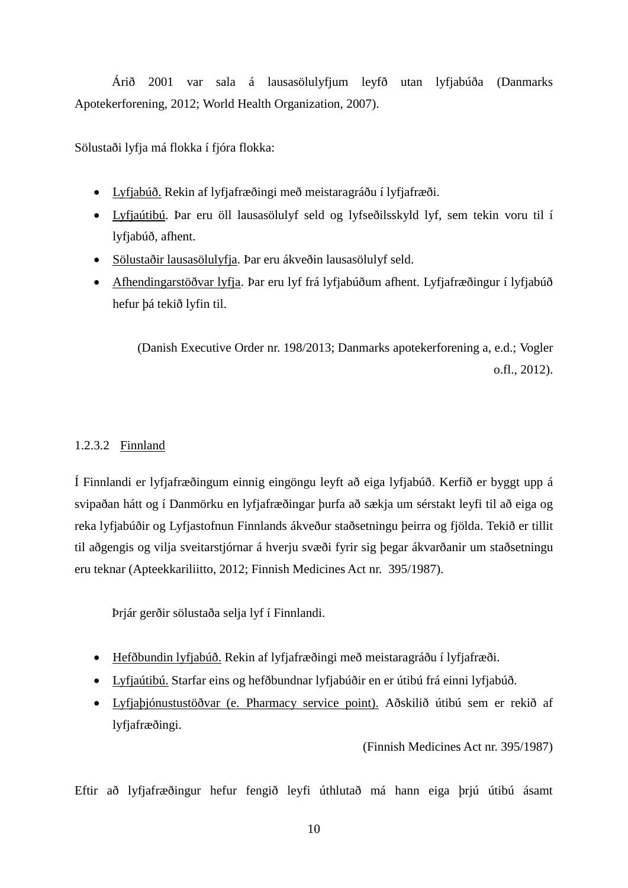Árið 2001 var sala á lausasölulyfjum leyfð utan lyfjabúða (Danmarks Apotekerforening, 2012; World Health Organization, 2007).

Sölustaði lyfja má flokka í fjóra flokka:

- Lyfjabúð. Rekin af lyfjafræðingi með meistaragráðu í lyfjafræði.
- Lyfjaútibú. Þar eru öll lausasölulyf seld og lyfseðilsskyld lyf, sem tekin voru til í lyfjabúð, afhent.
- Sölustaðir lausasölulyfja. Þar eru ákveðin lausasölulyf seld.
- Afhendingarstöðvar lyfja. Þar eru lyf frá lyfjabúðum afhent. Lyfjafræðingur í lyfjabúð hefur þá tekið lyfin til.

(Danish Executive Order nr. 198/2013; Danmarks apotekerforening a, e.d.; Vogler o.fl., 2012).

### 1.2.3.2 Finnland

Í Finnlandi er lyfjafræðingum einnig eingöngu leyft að eiga lyfjabúð. Kerfið er byggt upp á svipaðan hátt og í Danmörku en lyfjafræðingar þurfa að sækja um sérstakt leyfi til að eiga og reka lyfjabúðir og Lyfjastofnun Finnlands ákveður staðsetningu þeirra og fjölda. Tekið er tillit til aðgengis og vilja sveitarstjórnar á hverju svæði fyrir sig þegar ákvarðanir um staðsetningu eru teknar (Apteekkariliitto, 2012; Finnish Medicines Act nr. 395/1987).

Þrjár gerðir sölustaða selja lyf í Finnlandi.

- Hefðbundin lyfjabúð. Rekin af lyfjafræðingi með meistaragráðu í lyfjafræði.
- Lyfjaútibú. Starfar eins og hefðbundnar lyfjabúðir en er útibú frá einni lyfjabúð.
- Lyfjaþjónustustöðvar (e. Pharmacy service point). Aðskilið útibú sem er rekið af lyfjafræðingi.

(Finnish Medicines Act nr. 395/1987)

Eftir að lyfjafræðingur hefur fengið leyfi úthlutað má hann eiga þrjú útibú ásamt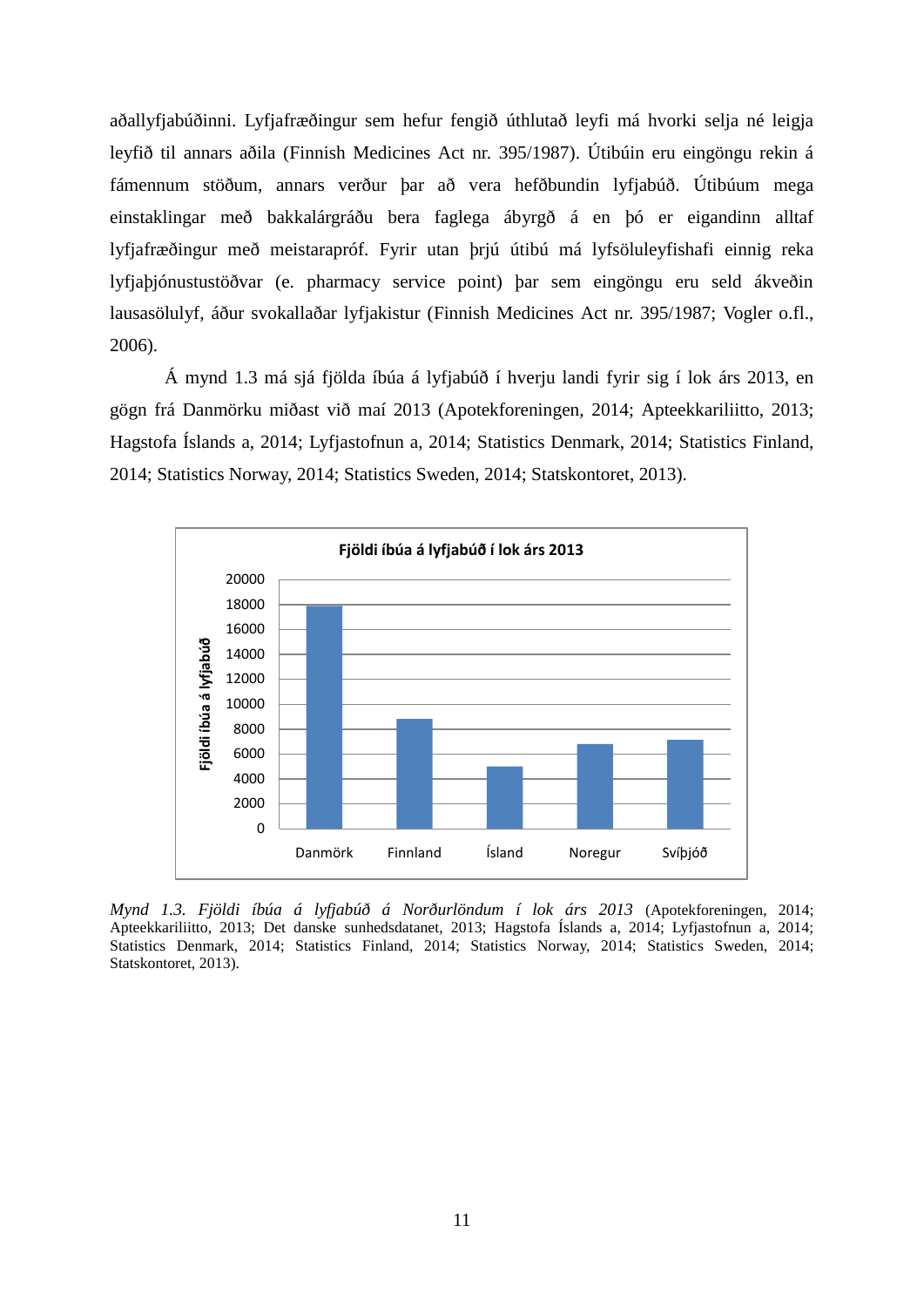aðallyfjabúðinni. Lyfjafræðingur sem hefur fengið úthlutað leyfi má hvorki selja né leigja leyfið til annars aðila (Finnish Medicines Act nr. 395/1987). Útibúin eru eingöngu rekin á fámennum stöðum, annars verður þar að vera hefðbundin lyfjabúð. Útibúum mega einstaklingar með bakkalárgráðu bera faglega ábyrgð á en þó er eigandinn alltaf lyfjafræðingur með meistarapróf. Fyrir utan þrjú útibú má lyfsöluleyfishafi einnig reka lyfjaþjónustustöðvar (e. pharmacy service point) þar sem eingöngu eru seld ákveðin lausasölulyf, áður svokallaðar lyfjakistur (Finnish Medicines Act nr. 395/1987; Vogler o.fl., 2006).

Á mynd 1.3 má sjá fjölda íbúa á lyfjabúð í hverju landi fyrir sig í lok árs 2013, en gögn frá Danmörku miðast við maí 2013 (Apotekforeningen, 2014; Apteekkariliitto, 2013; Hagstofa Íslands a, 2014; Lyfjastofnun a, 2014; Statistics Denmark, 2014; Statistics Finland, 2014; Statistics Norway, 2014; Statistics Sweden, 2014; Statskontoret, 2013).

*Mynd 1.3. Fjöldi íbúa á lyfjabúð á Norðurlöndum í lok árs 2013* (Apotekforeningen, 2014; Apteekkariliitto, 2013; Det danske sunhedsdatanet, 2013; Hagstofa Íslands a, 2014; Lyfjastofnun a, 2014; Statistics Denmark, 2014; Statistics Finland, 2014; Statistics Norway, 2014; Statistics Sweden, 2014; Statskontoret, 2013).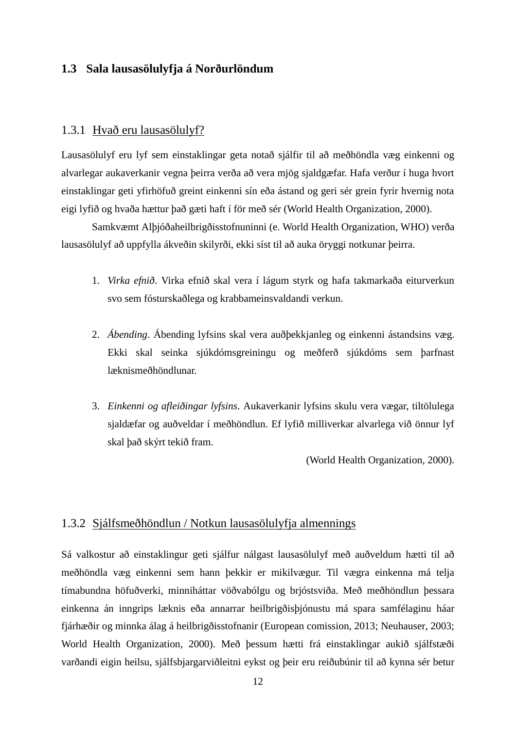## 1.3 Sala lausasölulyfja á Norðurlöndum

### 1.3.1 Hvað eru lausasölulyf?

Lausasölulyf eru lyf sem einstaklingar geta notað sjálfir til að meðhöndla væg einkenni og alvarlegar aukaverkanir vegna þeirra verða að vera mjög sjaldgæfar. Hafa verður í huga hvort einstaklingar geti yfirhöfuð greint einkenni sín eða ástand og geri sér grein fyrir hvernig nota eigi lyfið og hvaða hættur það gæti haft í för með sér (World Health Organization, 2000).

Samkvæmt Alþjóðaheilbrigðisstofnuninni (e. World Health Organization, WHO) verða lausasölulyf að uppfylla ákveðin skilyrði, ekki síst til að auka öryggi notkunar þeirra.

1. *Virka efnið*. Virka efnið skal vera í lágum styrk og hafa takmarkaða eiturverkun svo sem fósturskaðlega og krabbameinsvaldandi verkun.

2. *Ábending*. Ábending lyfsins skal vera auðþekkjanleg og einkenni ástandsins væg. Ekki skal seinka sjúkdómsgreiningu og meðferð sjúkdóms sem þarfnast læknismeðhöndlunar.

3. *Einkenni og afleiðingar lyfsins*. Aukaverkanir lyfsins skulu vera vægar, tiltölulega sjaldæfar og auðveldar í meðhöndlun. Ef lyfið milliverkar alvarlega við önnur lyf skal það skýrt tekið fram.

(World Health Organization, 2000).

### 1.3.2 Sjálfsmeðhöndlun / Notkun lausasölulyfja almennings

Sá valkostur að einstaklingur geti sjálfur nálgast lausasölulyf með auðveldum hætti til að meðhöndla væg einkenni sem hann þekkir er mikilvægur. Til vægra einkenna má telja tímabundna höfuðverki, minniháttar vöðvabólgu og brjóstsviða. Með meðhöndlun þessara einkenna án inngrips læknis eða annarrar heilbrigðisþjónustu má spara samfélaginu háar fjárhæðir og minnka álag á heilbrigðisstofnanir (European comission, 2013; Neuhauser, 2003; World Health Organization, 2000). Með þessum hætti frá einstaklingar aukið sjálfstæði varðandi eigin heilsu, sjálfsbjargarviðleitni eykst og þeir eru reiðubúnir til að kynna sér betur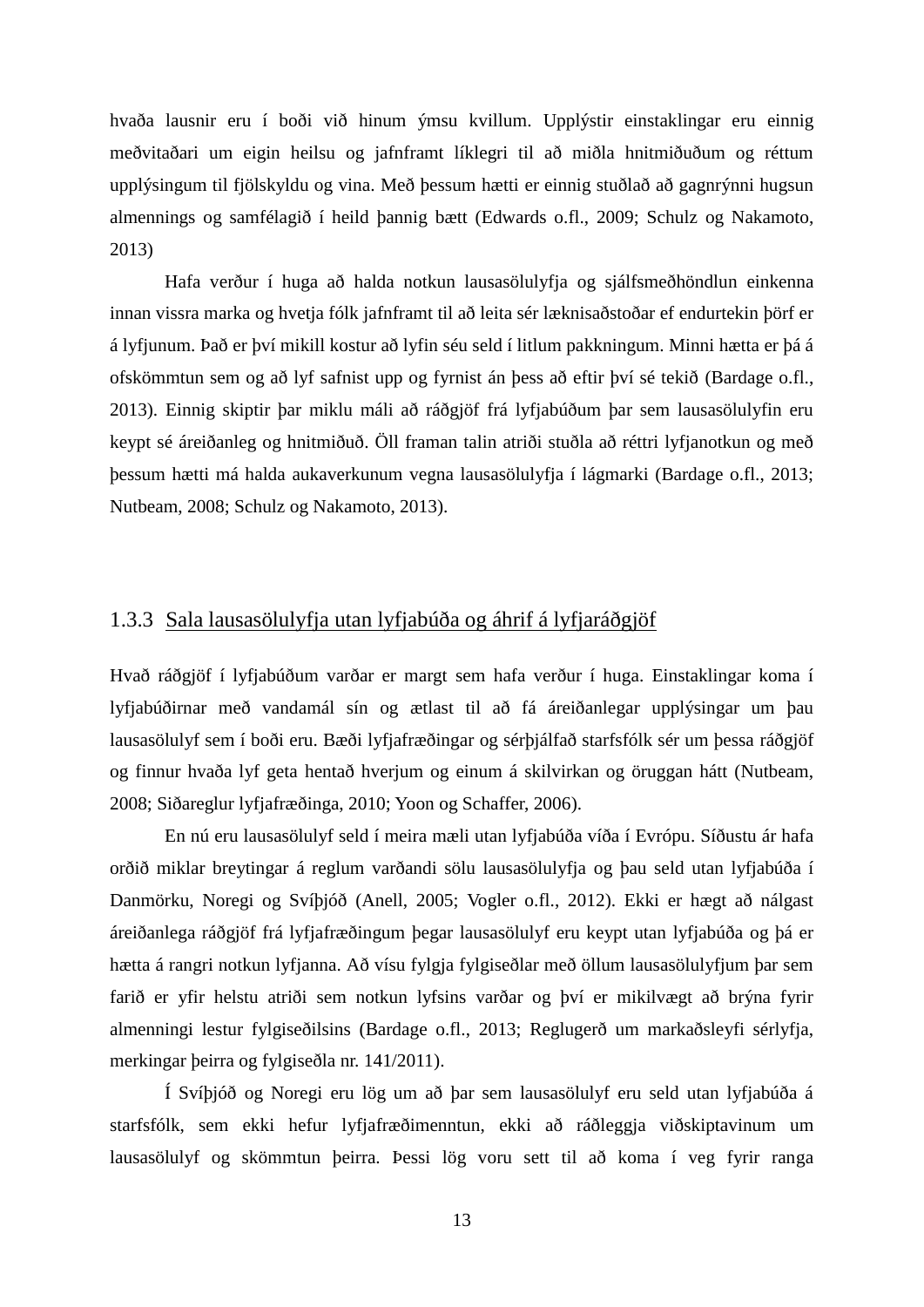hvaða lausnir eru í boði við hinum ýmsu kvillum. Upplýstir einstaklingar eru einnig meðvitaðari um eigin heilsu og jafnframt líklegri til að miðla hnitmiðuðum og réttum upplýsingum til fjölskyldu og vina. Með þessum hætti er einnig stuðlað að gagnrýnni hugsun almennings og samfélagið í heild þannig bætt (Edwards o.fl., 2009; Schulz og Nakamoto, 2013)

Hafa verður í huga að halda notkun lausasölulyfja og sjálfsmeðhöndlun einkenna innan vissra marka og hvetja fólk jafnframt til að leita sér læknisaðstoðar ef endurtekin þörf er á lyfjunum. Það er því mikill kostur að lyfin séu seld í litlum pakkningum. Minni hætta er þá á ofskömmtun sem og að lyf safnist upp og fyrnist án þess að eftir því sé tekið (Bardage o.fl., 2013). Einnig skiptir þar miklu máli að ráðgjöf frá lyfjabúðum þar sem lausasölulyfin eru keypt sé áreiðanleg og hnitmiðuð. Öll framan talin atriði stuðla að réttri lyfjanotkun og með þessum hætti má halda aukaverkunum vegna lausasölulyfja í lágmarki (Bardage o.fl., 2013; Nutbeam, 2008; Schulz og Nakamoto, 2013).

### 1.3.3 Sala lausasölulyfja utan lyfjabúða og áhrif á lyfjaráðgjöf

Hvað ráðgjöf í lyfjabúðum varðar er margt sem hafa verður í huga. Einstaklingar koma í lyfjabúðirnar með vandamál sín og ætlast til að fá áreiðanlegar upplýsingar um þau lausasölulyf sem í boði eru. Bæði lyfjafræðingar og sérþjálfað starfsfólk sér um þessa ráðgjöf og finnur hvaða lyf geta hentað hverjum og einum á skilvirkan og öruggan hátt (Nutbeam, 2008; Siðareglur lyfjafræðinga, 2010; Yoon og Schaffer, 2006).

En nú eru lausasölulyf seld í meira mæli utan lyfjabúða víða í Evrópu. Síðustu ár hafa orðið miklar breytingar á reglum varðandi sölu lausasölulyfja og þau seld utan lyfjabúða í Danmörku, Noregi og Svíþjóð (Anell, 2005; Vogler o.fl., 2012). Ekki er hægt að nálgast áreiðanlega ráðgjöf frá lyfjafræðingum þegar lausasölulyf eru keypt utan lyfjabúða og þá er hætta á rangri notkun lyfjanna. Að vísu fylgja fylgiseðlar með öllum lausasölulyfjum þar sem farið er yfir helstu atriði sem notkun lyfsins varðar og því er mikilvægt að brýna fyrir almenningi lestur fylgiseðilsins (Bardage o.fl., 2013; Reglugerð um markaðsleyfi sérlyfja, merkingar þeirra og fylgiseðla nr. 141/2011).

Í Svíþjóð og Noregi eru lög um að þar sem lausasölulyf eru seld utan lyfjabúða á starfsfólk, sem ekki hefur lyfjafræðimenntun, ekki að ráðleggja viðskiptavinum um lausasölulyf og skömmtun þeirra. Þessi lög voru sett til að koma í veg fyrir ranga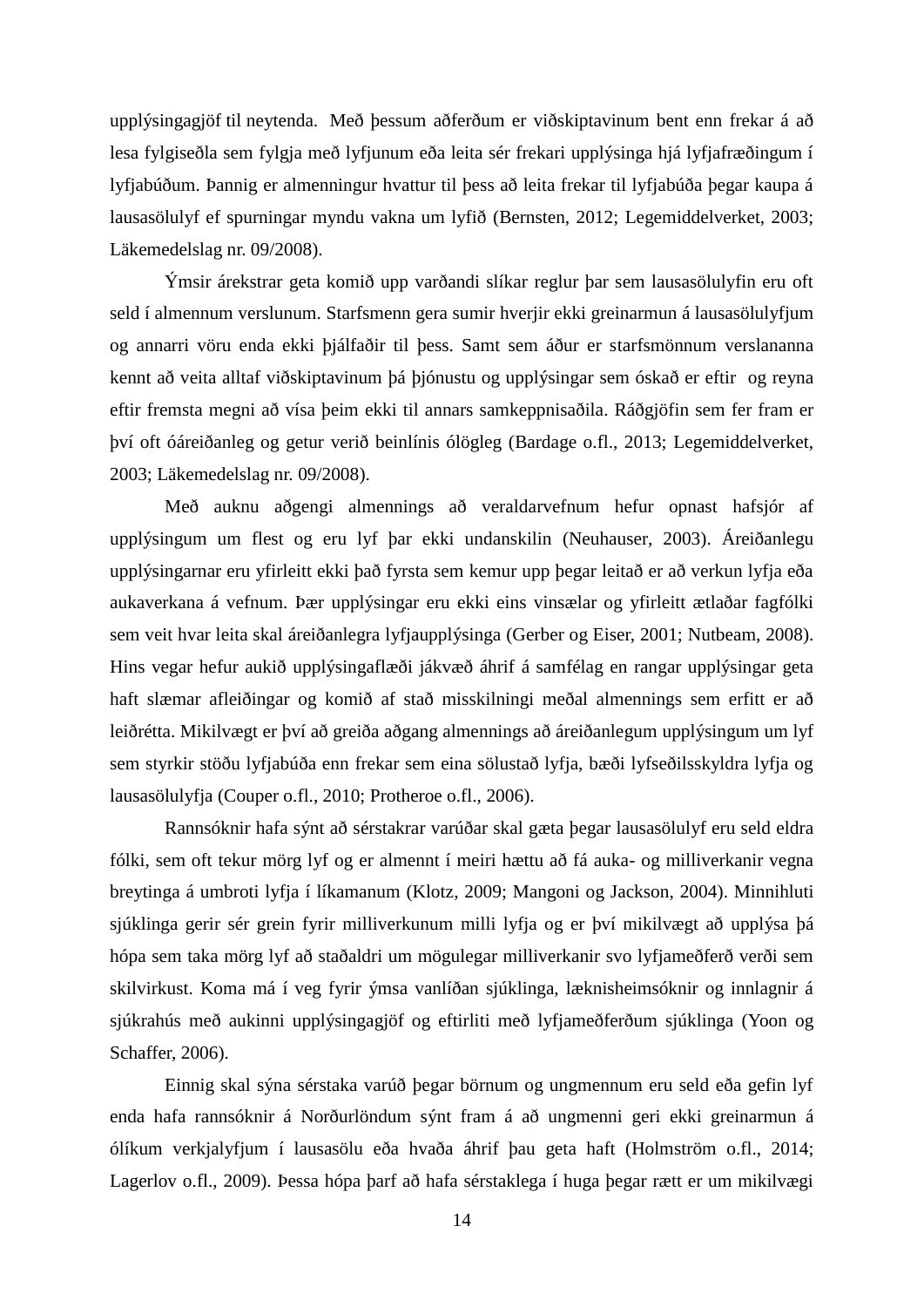upplýsingagjöf til neytenda. Með þessum aðferðum er viðskiptavinum bent enn frekar á að lesa fylgiseðla sem fylgja með lyfjunum eða leita sér frekari upplýsinga hjá lyfjafræðingum í lyfjabúðum. Þannig er almenningur hvattur til þess að leita frekar til lyfjabúða þegar kaupa á lausasölulyf ef spurningar myndu vakna um lyfið (Bernsten, 2012; Legemiddelverket, 2003; Läkemedelslag nr. 09/2008).

Ýmsir árekstrar geta komið upp varðandi slíkar reglur þar sem lausasölulyfin eru oft seld í almennum verslunum. Starfsmenn gera sumir hverjir ekki greinarmun á lausasölulyfjum og annarri vöru enda ekki þjálfaðir til þess. Samt sem áður er starfsmönnum verslananna kennt að veita alltaf viðskiptavinum þá þjónustu og upplýsingar sem óskað er eftir og reyna eftir fremsta megni að vísa þeim ekki til annars samkeppnisaðila. Ráðgjöfin sem fer fram er því oft óáreiðanleg og getur verið beinlínis ólögleg (Bardage o.fl., 2013; Legemiddelverket, 2003; Läkemedelslag nr. 09/2008).

Með auknu aðgengi almennings að veraldarvefnum hefur opnast hafsjór af upplýsingum um flest og eru lyf þar ekki undanskilin (Neuhauser, 2003). Áreiðanlegu upplýsingarnar eru yfirleitt ekki það fyrsta sem kemur upp þegar leitað er að verkun lyfja eða aukaverkana á vefnum. Þær upplýsingar eru ekki eins vinsælar og yfirleitt ætlaðar fagfólki sem veit hvar leita skal áreiðanlegra lyfjaupplýsinga (Gerber og Eiser, 2001; Nutbeam, 2008). Hins vegar hefur aukið upplýsingaflæði jákvæð áhrif á samfélag en rangar upplýsingar geta haft slæmar afleiðingar og komið af stað misskilningi meðal almennings sem erfitt er að leiðrétta. Mikilvægt er því að greiða aðgang almennings að áreiðanlegum upplýsingum um lyf sem styrkir stöðu lyfjabúða enn frekar sem eina sölustað lyfja, bæði lyfseðilsskyldra lyfja og lausasölulyfja (Couper o.fl., 2010; Protheroe o.fl., 2006).

Rannsóknir hafa sýnt að sérstakrar varúðar skal gæta þegar lausasölulyf eru seld eldra fólki, sem oft tekur mörg lyf og er almennt í meiri hættu að fá auka- og milliverkanir vegna breytinga á umbroti lyfja í líkamanum (Klotz, 2009; Mangoni og Jackson, 2004). Minnihluti sjúklinga gerir sér grein fyrir milliverkunum milli lyfja og er því mikilvægt að upplýsa þá hópa sem taka mörg lyf að staðaldri um mögulegar milliverkanir svo lyfjameðferð verði sem skilvirkust. Koma má í veg fyrir ýmsa vanlíðan sjúklinga, læknisheimsóknir og innlagnir á sjúkrahús með aukinni upplýsingagjöf og eftirliti með lyfjameðferðum sjúklinga (Yoon og Schaffer, 2006).

Einnig skal sýna sérstaka varúð þegar börnum og ungmennum eru seld eða gefin lyf enda hafa rannsóknir á Norðurlöndum sýnt fram á að ungmenni geri ekki greinarmun á ólíkum verkjalyfjum í lausasölu eða hvaða áhrif þau geta haft (Holmström o.fl., 2014; Lagerlov o.fl., 2009). Þessa hópa þarf að hafa sérstaklega í huga þegar rætt er um mikilvægi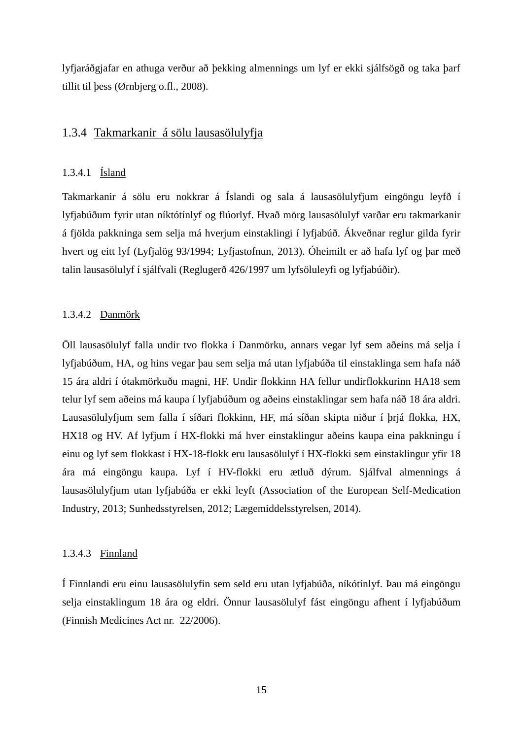lyfjaráðgjafar en athuga verður að þekking almennings um lyf er ekki sjálfsögð og taka þarf tillit til þess (Ørnbjerg o.fl., 2008).

### 1.3.4 Takmarkanir á sölu lausasölulyfja

#### 1.3.4.1 Ísland

Takmarkanir á sölu eru nokkrar á Íslandi og sala á lausasölulyfjum eingöngu leyfð í lyfjabúðum fyrir utan níktótínlyf og flúorlyf. Hvað mörg lausasölulyf varðar eru takmarkanir á fjölda pakkninga sem selja má hverjum einstaklingi í lyfjabúð. Ákveðnar reglur gilda fyrir hvert og eitt lyf (Lyfjalög 93/1994; Lyfjastofnun, 2013). Óheimilt er að hafa lyf og þar með talin lausasölulyf í sjálfvali (Reglugerð 426/1997 um lyfsöluleyfi og lyfjabúðir).

#### 1.3.4.2 Danmörk

Öll lausasölulyf falla undir tvo flokka í Danmörku, annars vegar lyf sem aðeins má selja í lyfjabúðum, HA, og hins vegar þau sem selja má utan lyfjabúða til einstaklinga sem hafa náð 15 ára aldri í ótakmörkuðu magni, HF. Undir flokkinn HA fellur undirflokkurinn HA18 sem telur lyf sem aðeins má kaupa í lyfjabúðum og aðeins einstaklingar sem hafa náð 18 ára aldri. Lausasölulyfjum sem falla í síðari flokkinn, HF, má síðan skipta niður í þrjá flokka, HX, HX18 og HV. Af lyfjum í HX-flokki má hver einstaklingur aðeins kaupa eina pakkningu í einu og lyf sem flokkast í HX-18-flokk eru lausasölulyf í HX-flokki sem einstaklingur yfir 18 ára má eingöngu kaupa. Lyf í HV-flokki eru ætluð dýrum. Sjálfval almennings á lausasölulyfjum utan lyfjabúða er ekki leyft (Association of the European Self-Medication Industry, 2013; Sunhedsstyrelsen, 2012; Lægemiddelsstyrelsen, 2014).

#### 1.3.4.3 Finnland

Í Finnlandi eru einu lausasölulyfin sem seld eru utan lyfjabúða, níkótínlyf. Þau má eingöngu selja einstaklingum 18 ára og eldri. Önnur lausasölulyf fást eingöngu afhent í lyfjabúðum (Finnish Medicines Act nr. 22/2006).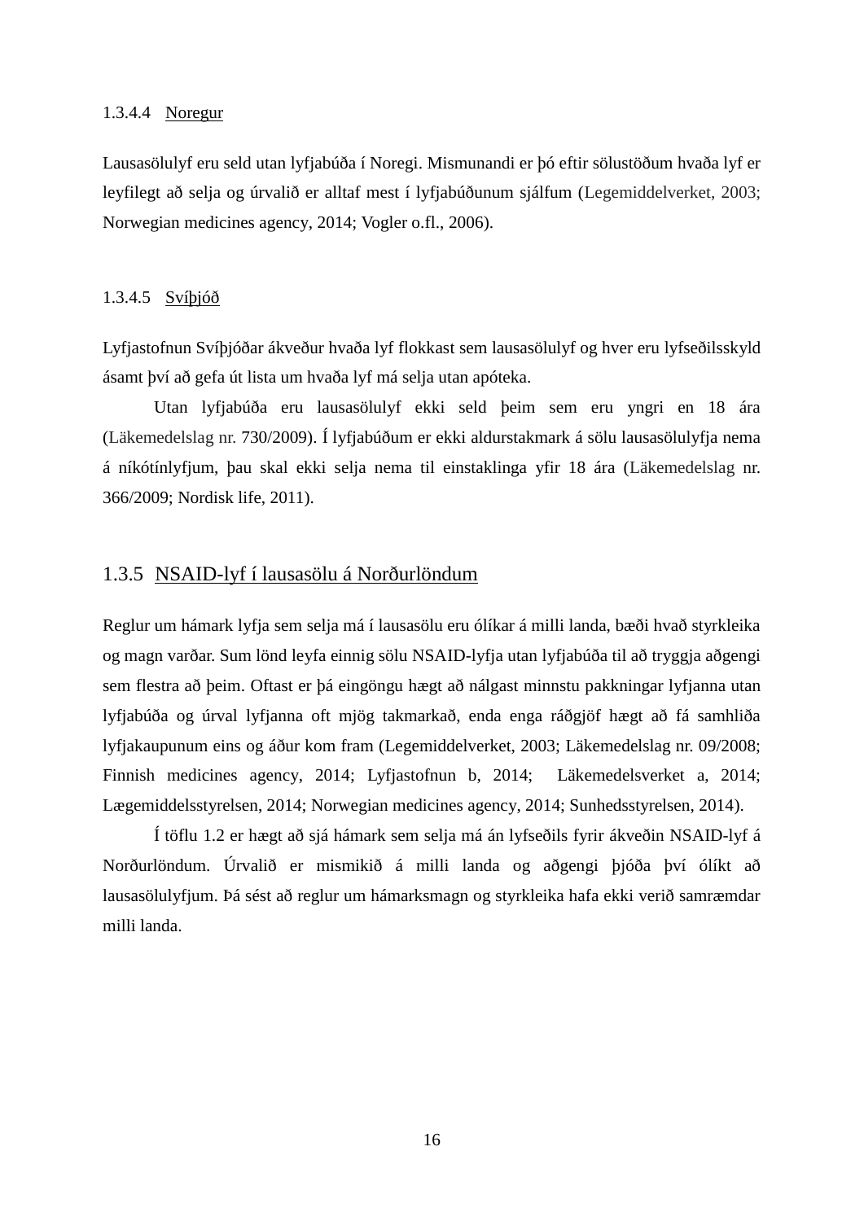#### 1.3.4.4 Noregur

Lausasölulyf eru seld utan lyfjabúða í Noregi. Mismunandi er þó eftir sölustöðum hvaða lyf er leyfilegt að selja og úrvalið er alltaf mest í lyfjabúðunum sjálfum (Legemiddelverket, 2003; Norwegian medicines agency, 2014; Vogler o.fl., 2006).

#### 1.3.4.5 Svíþjóð

Lyfjastofnun Svíþjóðar ákveður hvaða lyf flokkast sem lausasölulyf og hver eru lyfseðilsskyld ásamt því að gefa út lista um hvaða lyf má selja utan apóteka.

Utan lyfjabúða eru lausasölulyf ekki seld þeim sem eru yngri en 18 ára (Läkemedelslag nr. 730/2009). Í lyfjabúðum er ekki aldurstakmark á sölu lausasölulyfja nema á níkótínlyfjum, þau skal ekki selja nema til einstaklinga yfir 18 ára (Läkemedelslag nr. 366/2009; Nordisk life, 2011).

### 1.3.5 NSAID-lyf í lausasölu á Norðurlöndum

Reglur um hámark lyfja sem selja má í lausasölu eru ólíkar á milli landa, bæði hvað styrkleika og magn varðar. Sum lönd leyfa einnig sölu NSAID-lyfja utan lyfjabúða til að tryggja aðgengi sem flestra að þeim. Oftast er þá eingöngu hægt að nálgast minnstu pakkningar lyfjanna utan lyfjabúða og úrval lyfjanna oft mjög takmarkað, enda enga ráðgjöf hægt að fá samhliða lyfjakaupunum eins og áður kom fram (Legemiddelverket, 2003; Läkemedelslag nr. 09/2008; Finnish medicines agency, 2014; Lyfjastofnun b, 2014; Läkemedelsverket a, 2014; Lægemiddelsstyrelsen, 2014; Norwegian medicines agency, 2014; Sunhedsstyrelsen, 2014).

Í töflu 1.2 er hægt að sjá hámark sem selja má án lyfseðils fyrir ákveðin NSAID-lyf á Norðurlöndum. Úrvalið er mismikið á milli landa og aðgengi þjóða því ólíkt að lausasölulyfjum. Þá sést að reglur um hámarksmagn og styrkleika hafa ekki verið samræmdar milli landa.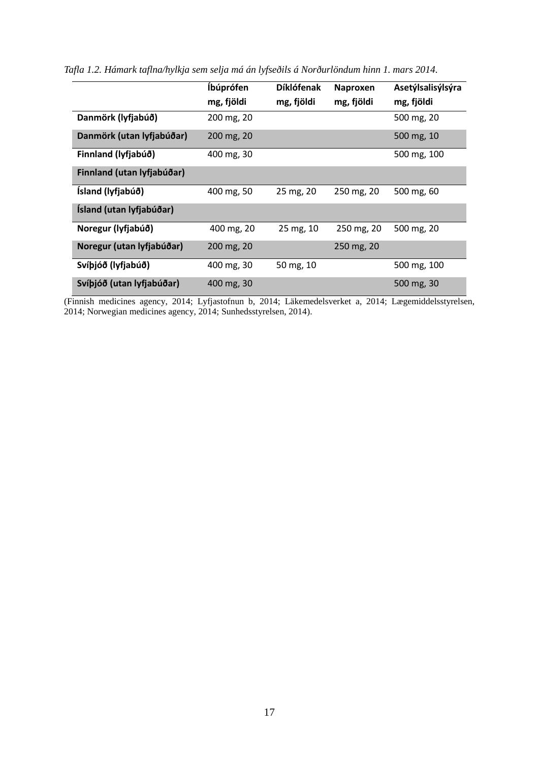*Tafla 1.2. Hámark taflna/hylkja sem selja má án lyfseðils á Norðurlöndum hinn 1. mars 2014.*

| | Íbúprófen mg, fjöldi | Díklófenak mg, fjöldi | Naproxen mg, fjöldi | Asetýlsalisýlsýra mg, fjöldi |
|---|---|---|---|---|
| **Danmörk (lyfjabúð)** | 200 mg, 20 | | | 500 mg, 20 |
| **Danmörk (utan lyfjabúðar)** | 200 mg, 20 | | | 500 mg, 10 |
| **Finnland (lyfjabúð)** | 400 mg, 30 | | | 500 mg, 100 |
| **Finnland (utan lyfjabúðar)** | | | | |
| **Ísland (lyfjabúð)** | 400 mg, 50 | 25 mg, 20 | 250 mg, 20 | 500 mg, 60 |
| **Ísland (utan lyfjabúðar)** | | | | |
| **Noregur (lyfjabúð)** | 400 mg, 20 | 25 mg, 10 | 250 mg, 20 | 500 mg, 20 |
| **Noregur (utan lyfjabúðar)** | 200 mg, 20 | | 250 mg, 20 | |
| **Svíþjóð (lyfjabúð)** | 400 mg, 30 | 50 mg, 10 | | 500 mg, 100 |
| **Svíþjóð (utan lyfjabúðar)** | 400 mg, 30 | | | 500 mg, 30 |

(Finnish medicines agency, 2014; Lyfjastofnun b, 2014; Läkemedelsverket a, 2014; Lægemiddelsstyrelsen, 2014; Norwegian medicines agency, 2014; Sunhedsstyrelsen, 2014).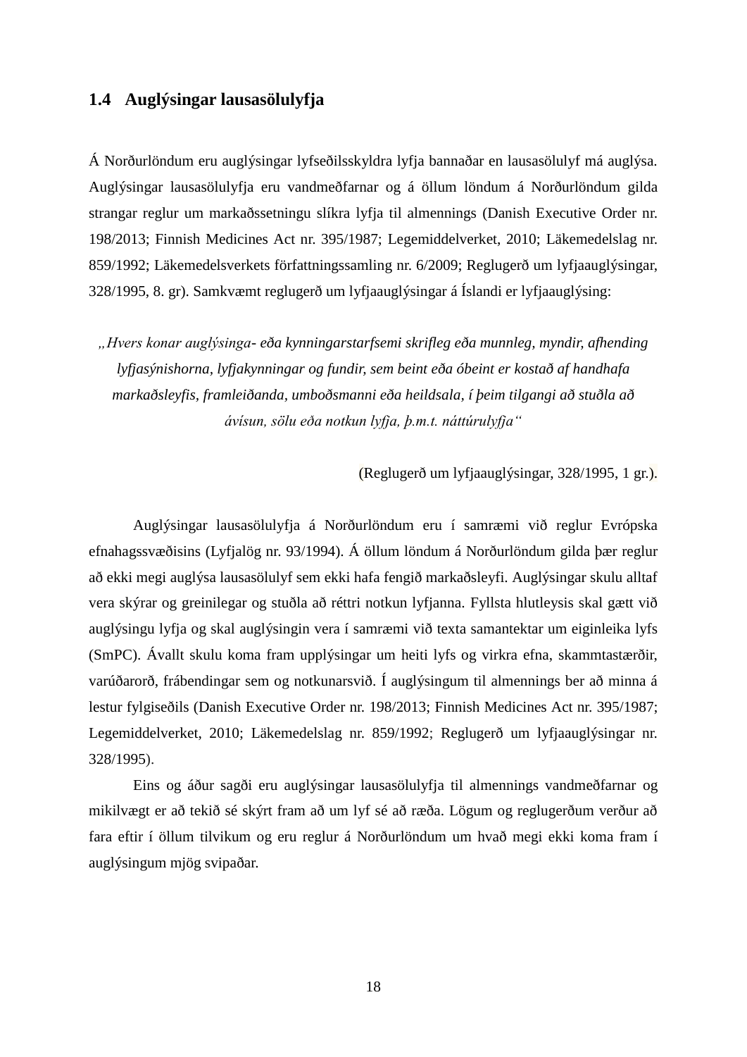## 1.4 Auglýsingar lausasölulyfja

Á Norðurlöndum eru auglýsingar lyfseðilsskyldra lyfja bannaðar en lausasölulyf má auglýsa. Auglýsingar lausasölulyfja eru vandmeðfarnar og á öllum löndum á Norðurlöndum gilda strangar reglur um markaðssetningu slíkra lyfja til almennings (Danish Executive Order nr. 198/2013; Finnish Medicines Act nr. 395/1987; Legemiddelverket, 2010; Läkemedelslag nr. 859/1992; Läkemedelsverkets författningssamling nr. 6/2009; Reglugerð um lyfjaauglýsingar, 328/1995, 8. gr). Samkvæmt reglugerð um lyfjaauglýsingar á Íslandi er lyfjaauglýsing:

*„Hvers konar auglýsinga- eða kynningarstarfsemi skrifleg eða munnleg, myndir, afhending lyfjasýnishorna, lyfjakynningar og fundir, sem beint eða óbeint er kostað af handhafa markaðsleyfis, framleiðanda, umboðsmanni eða heildsala, í þeim tilgangi að stuðla að ávísun, sölu eða notkun lyfja, þ.m.t. náttúrulyfja“*

(Reglugerð um lyfjaauglýsingar, 328/1995, 1 gr.).

Auglýsingar lausasölulyfja á Norðurlöndum eru í samræmi við reglur Evrópska efnahagssvæðisins (Lyfjalög nr. 93/1994). Á öllum löndum á Norðurlöndum gilda þær reglur að ekki megi auglýsa lausasölulyf sem ekki hafa fengið markaðsleyfi. Auglýsingar skulu alltaf vera skýrar og greinilegar og stuðla að réttri notkun lyfjanna. Fyllsta hlutleysis skal gætt við auglýsingu lyfja og skal auglýsingin vera í samræmi við texta samantektar um eiginleika lyfs (SmPC). Ávallt skulu koma fram upplýsingar um heiti lyfs og virkra efna, skammtastærðir, varúðarorð, frábendingar sem og notkunarsvið. Í auglýsingum til almennings ber að minna á lestur fylgiseðils (Danish Executive Order nr. 198/2013; Finnish Medicines Act nr. 395/1987; Legemiddelverket, 2010; Läkemedelslag nr. 859/1992; Reglugerð um lyfjaauglýsingar nr. 328/1995).

Eins og áður sagði eru auglýsingar lausasölulyfja til almennings vandmeðfarnar og mikilvægt er að tekið sé skýrt fram að um lyf sé að ræða. Lögum og reglugerðum verður að fara eftir í öllum tilvikum og eru reglur á Norðurlöndum um hvað megi ekki koma fram í auglýsingum mjög svipaðar.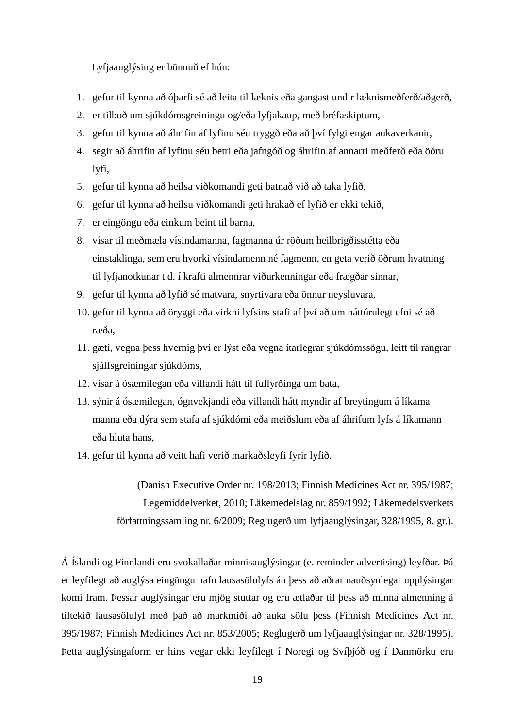Lyfjaauglýsing er bönnuð ef hún:

1. gefur til kynna að óþarfi sé að leita til læknis eða gangast undir læknismeðferð/aðgerð,
2. er tilboð um sjúkdómsgreiningu og/eða lyfjakaup, með bréfaskiptum,
3. gefur til kynna að áhrifin af lyfinu séu tryggð eða að því fylgi engar aukaverkanir,
4. segir að áhrifin af lyfinu séu betri eða jafngóð og áhrifin af annarri meðferð eða öðru lyfi,
5. gefur til kynna að heilsa viðkomandi geti batnað við að taka lyfið,
6. gefur til kynna að heilsu viðkomandi geti hrakað ef lyfið er ekki tekið,
7. er eingöngu eða einkum beint til barna,
8. vísar til meðmæla vísindamanna, fagmanna úr röðum heilbrigðisstétta eða einstaklinga, sem eru hvorki vísindamenn né fagmenn, en geta verið öðrum hvatning til lyfjanotkunar t.d. í krafti almennrar viðurkenningar eða frægðar sinnar,
9. gefur til kynna að lyfið sé matvara, snyrtivara eða önnur neysluvara,
10. gefur til kynna að öryggi eða virkni lyfsins stafi af því að um náttúrulegt efni sé að ræða,
11. gæti, vegna þess hvernig því er lýst eða vegna ítarlegrar sjúkdómssögu, leitt til rangrar sjálfsgreiningar sjúkdóms,
12. vísar á ósæmilegan eða villandi hátt til fullyrðinga um bata,
13. sýnir á ósæmilegan, ógnvekjandi eða villandi hátt myndir af breytingum á líkama manna eða dýra sem stafa af sjúkdómi eða meiðslum eða af áhrifum lyfs á líkamann eða hluta hans,
14. gefur til kynna að veitt hafi verið markaðsleyfi fyrir lyfið.

(Danish Executive Order nr. 198/2013; Finnish Medicines Act nr. 395/1987; Legemiddelverket, 2010; Läkemedelslag nr. 859/1992; Läkemedelsverkets författningssamling nr. 6/2009; Reglugerð um lyfjaauglýsingar, 328/1995, 8. gr.).

Á Íslandi og Finnlandi eru svokallaðar minnisauglýsingar (e. reminder advertising) leyfðar. Þá er leyfilegt að auglýsa eingöngu nafn lausasölulyfs án þess að aðrar nauðsynlegar upplýsingar komi fram. Þessar auglýsingar eru mjög stuttar og eru ætlaðar til þess að minna almenning á tiltekið lausasölulyf með það að markmiði að auka sölu þess (Finnish Medicines Act nr. 395/1987; Finnish Medicines Act nr. 853/2005; Reglugerð um lyfjaauglýsingar nr. 328/1995). Þetta auglýsingaform er hins vegar ekki leyfilegt í Noregi og Svíþjóð og í Danmörku eru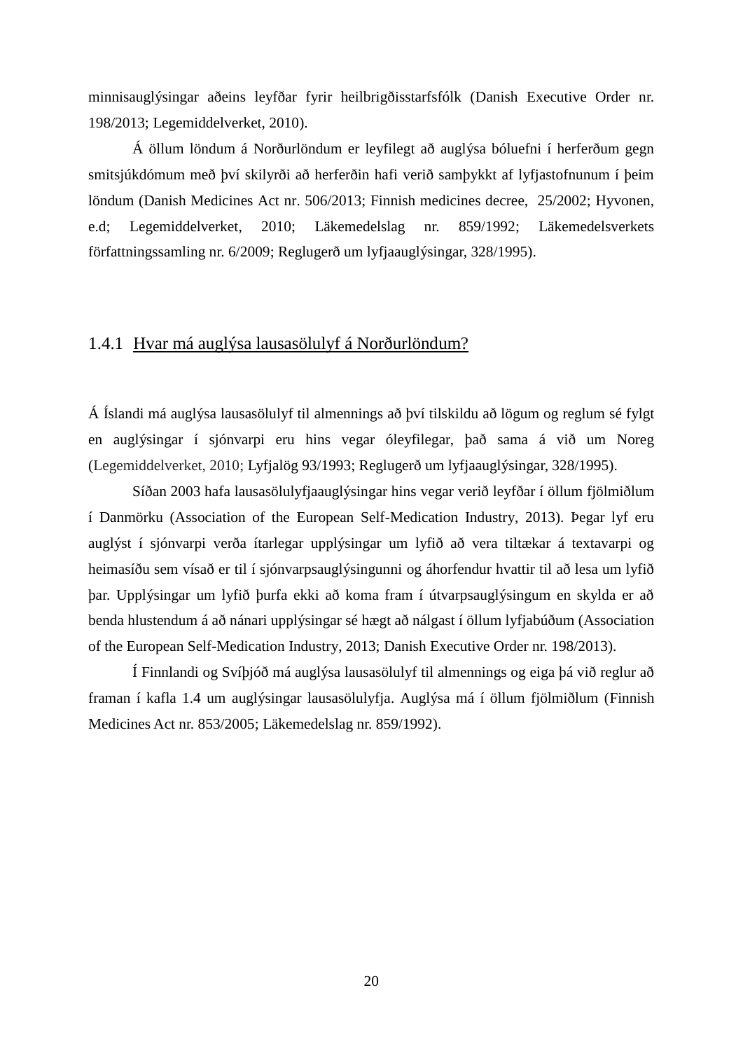minnisauglýsingar aðeins leyfðar fyrir heilbrigðisstarfsfólk (Danish Executive Order nr. 198/2013; Legemiddelverket, 2010).

Á öllum löndum á Norðurlöndum er leyfilegt að auglýsa bóluefni í herferðum gegn smitsjúkdómum með því skilyrði að herferðin hafi verið samþykkt af lyfjastofnunum í þeim löndum (Danish Medicines Act nr. 506/2013; Finnish medicines decree, 25/2002; Hyvonen, e.d; Legemiddelverket, 2010; Läkemedelslag nr. 859/1992; Läkemedelsverkets författningssamling nr. 6/2009; Reglugerð um lyfjaauglýsingar, 328/1995).

### 1.4.1 Hvar má auglýsa lausasölulyf á Norðurlöndum?

Á Íslandi má auglýsa lausasölulyf til almennings að því tilskildu að lögum og reglum sé fylgt en auglýsingar í sjónvarpi eru hins vegar óleyfilegar, það sama á við um Noreg (Legemiddelverket, 2010; Lyfjalög 93/1993; Reglugerð um lyfjaauglýsingar, 328/1995).

Síðan 2003 hafa lausasölulyfjaauglýsingar hins vegar verið leyfðar í öllum fjölmiðlum í Danmörku (Association of the European Self-Medication Industry, 2013). Þegar lyf eru auglýst í sjónvarpi verða ítarlegar upplýsingar um lyfið að vera tiltækar á textavarpi og heimasíðu sem vísað er til í sjónvarpsauglýsingunni og áhorfendur hvattir til að lesa um lyfið þar. Upplýsingar um lyfið þurfa ekki að koma fram í útvarpsauglýsingum en skylda er að benda hlustendum á að nánari upplýsingar sé hægt að nálgast í öllum lyfjabúðum (Association of the European Self-Medication Industry, 2013; Danish Executive Order nr. 198/2013).

Í Finnlandi og Svíþjóð má auglýsa lausasölulyf til almennings og eiga þá við reglur að framan í kafla 1.4 um auglýsingar lausasölulyfja. Auglýsa má í öllum fjölmiðlum (Finnish Medicines Act nr. 853/2005; Läkemedelslag nr. 859/1992).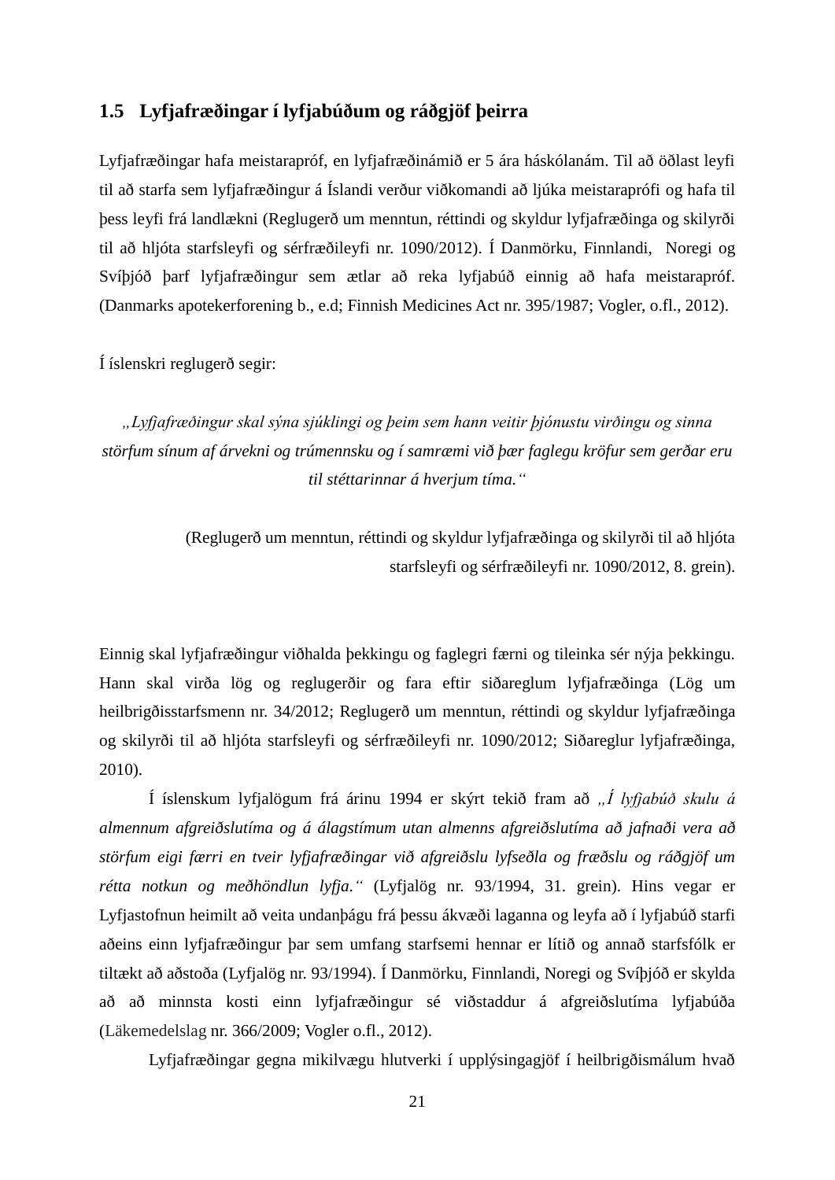## 1.5 Lyfjafræðingar í lyfjabúðum og ráðgjöf þeirra

Lyfjafræðingar hafa meistarapróf, en lyfjafræðinámið er 5 ára háskólanám. Til að öðlast leyfi til að starfa sem lyfjafræðingur á Íslandi verður viðkomandi að ljúka meistaraprófi og hafa til þess leyfi frá landlækni (Reglugerð um menntun, réttindi og skyldur lyfjafræðinga og skilyrði til að hljóta starfsleyfi og sérfræðileyfi nr. 1090/2012). Í Danmörku, Finnlandi, Noregi og Svíþjóð þarf lyfjafræðingur sem ætlar að reka lyfjabúð einnig að hafa meistarapróf. (Danmarks apotekerforening b., e.d; Finnish Medicines Act nr. 395/1987; Vogler, o.fl., 2012).

Í íslenskri reglugerð segir:

> *„Lyfjafræðingur skal sýna sjúklingi og þeim sem hann veitir þjónustu virðingu og sinna störfum sínum af árvekni og trúmennsku og í samræmi við þær faglegu kröfur sem gerðar eru til stéttarinnar á hverjum tíma.“*
>
> (Reglugerð um menntun, réttindi og skyldur lyfjafræðinga og skilyrði til að hljóta starfsleyfi og sérfræðileyfi nr. 1090/2012, 8. grein).

Einnig skal lyfjafræðingur viðhalda þekkingu og faglegri færni og tileinka sér nýja þekkingu. Hann skal virða lög og reglugerðir og fara eftir siðareglum lyfjafræðinga (Lög um heilbrigðisstarfsmenn nr. 34/2012; Reglugerð um menntun, réttindi og skyldur lyfjafræðinga og skilyrði til að hljóta starfsleyfi og sérfræðileyfi nr. 1090/2012; Siðareglur lyfjafræðinga, 2010).

Í íslenskum lyfjalögum frá árinu 1994 er skýrt tekið fram að *„Í lyfjabúð skulu á almennum afgreiðslutíma og á álagstímum utan almenns afgreiðslutíma að jafnaði vera að störfum eigi færri en tveir lyfjafræðingar við afgreiðslu lyfseðla og fræðslu og ráðgjöf um rétta notkun og meðhöndlun lyfja.“* (Lyfjalög nr. 93/1994, 31. grein). Hins vegar er Lyfjastofnun heimilt að veita undanþágu frá þessu ákvæði laganna og leyfa að í lyfjabúð starfi aðeins einn lyfjafræðingur þar sem umfang starfsemi hennar er lítið og annað starfsfólk er tiltækt að aðstoða (Lyfjalög nr. 93/1994). Í Danmörku, Finnlandi, Noregi og Svíþjóð er skylda að að minnsta kosti einn lyfjafræðingur sé viðstaddur á afgreiðslutíma lyfjabúða (Läkemedelslag nr. 366/2009; Vogler o.fl., 2012).

Lyfjafræðingar gegna mikilvægu hlutverki í upplýsingagjöf í heilbrigðismálum hvað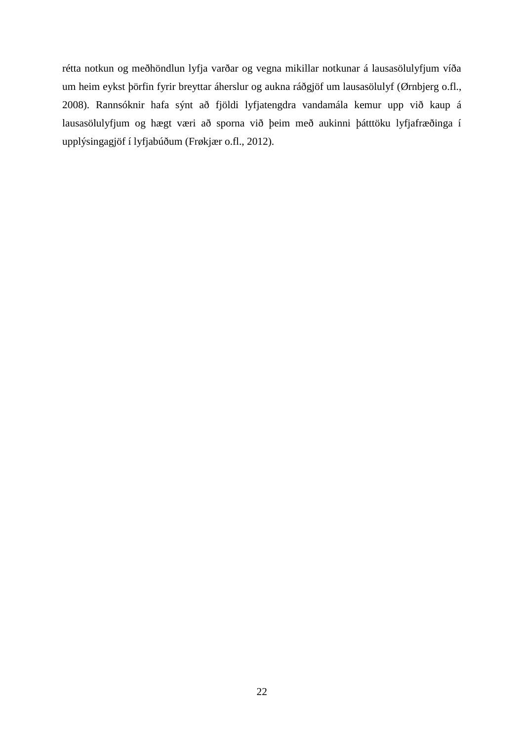rétta notkun og meðhöndlun lyfja varðar og vegna mikillar notkunar á lausasölulyfjum víða um heim eykst þörfin fyrir breyttar áherslur og aukna ráðgjöf um lausasölulyf (Ørnbjerg o.fl., 2008). Rannsóknir hafa sýnt að fjöldi lyfjatengdra vandamála kemur upp við kaup á lausasölulyfjum og hægt væri að sporna við þeim með aukinni þátttöku lyfjafræðinga í upplýsingagjöf í lyfjabúðum (Frøkjær o.fl., 2012).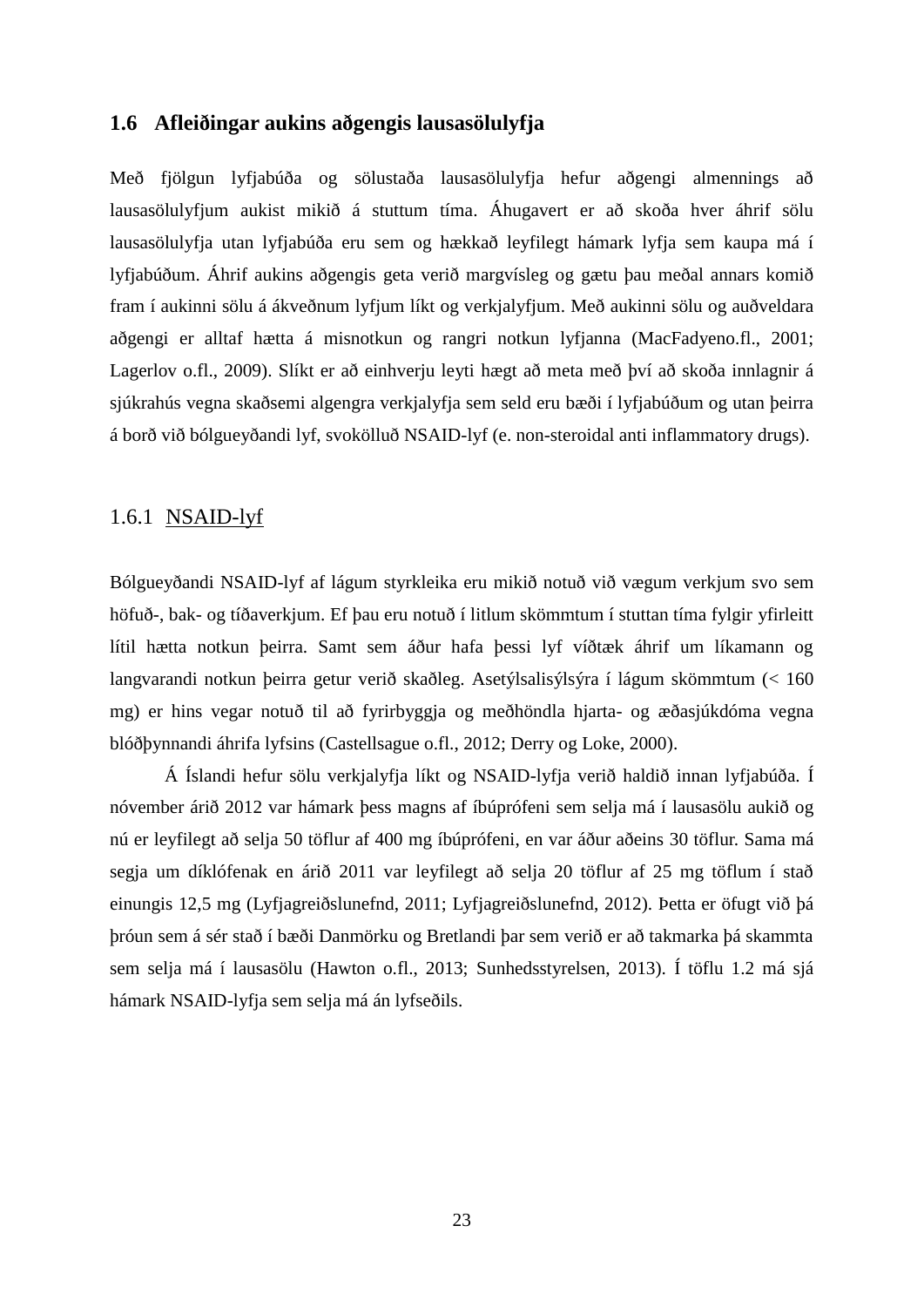## 1.6 Afleiðingar aukins aðgengis lausasölulyfja

Með fjölgun lyfjabúða og sölustaða lausasölulyfja hefur aðgengi almennings að lausasölulyfjum aukist mikið á stuttum tíma. Áhugavert er að skoða hver áhrif sölu lausasölulyfja utan lyfjabúða eru sem og hækkað leyfilegt hámark lyfja sem kaupa má í lyfjabúðum. Áhrif aukins aðgengis geta verið margvísleg og gætu þau meðal annars komið fram í aukinni sölu á ákveðnum lyfjum líkt og verkjalyfjum. Með aukinni sölu og auðveldara aðgengi er alltaf hætta á misnotkun og rangri notkun lyfjanna (MacFadyeno.fl., 2001; Lagerlov o.fl., 2009). Slíkt er að einhverju leyti hægt að meta með því að skoða innlagnir á sjúkrahús vegna skaðsemi algengra verkjalyfja sem seld eru bæði í lyfjabúðum og utan þeirra á borð við bólgueyðandi lyf, svokölluð NSAID-lyf (e. non-steroidal anti inflammatory drugs).

### 1.6.1 NSAID-lyf

Bólgueyðandi NSAID-lyf af lágum styrkleika eru mikið notuð við vægum verkjum svo sem höfuð-, bak- og tíðaverkjum. Ef þau eru notuð í litlum skömmtum í stuttan tíma fylgir yfirleitt lítil hætta notkun þeirra. Samt sem áður hafa þessi lyf víðtæk áhrif um líkamann og langvarandi notkun þeirra getur verið skaðleg. Asetýlsalisýlsýra í lágum skömmtum (< 160 mg) er hins vegar notuð til að fyrirbyggja og meðhöndla hjarta- og æðasjúkdóma vegna blóðþynnandi áhrifa lyfsins (Castellsague o.fl., 2012; Derry og Loke, 2000).

Á Íslandi hefur sölu verkjalyfja líkt og NSAID-lyfja verið haldið innan lyfjabúða. Í nóvember árið 2012 var hámark þess magns af íbúprófeni sem selja má í lausasölu aukið og nú er leyfilegt að selja 50 töflur af 400 mg íbúprófeni, en var áður aðeins 30 töflur. Sama má segja um díklófenak en árið 2011 var leyfilegt að selja 20 töflur af 25 mg töflum í stað einungis 12,5 mg (Lyfjagreiðslunefnd, 2011; Lyfjagreiðslunefnd, 2012). Þetta er öfugt við þá þróun sem á sér stað í bæði Danmörku og Bretlandi þar sem verið er að takmarka þá skammta sem selja má í lausasölu (Hawton o.fl., 2013; Sunhedsstyrelsen, 2013). Í töflu 1.2 má sjá hámark NSAID-lyfja sem selja má án lyfseðils.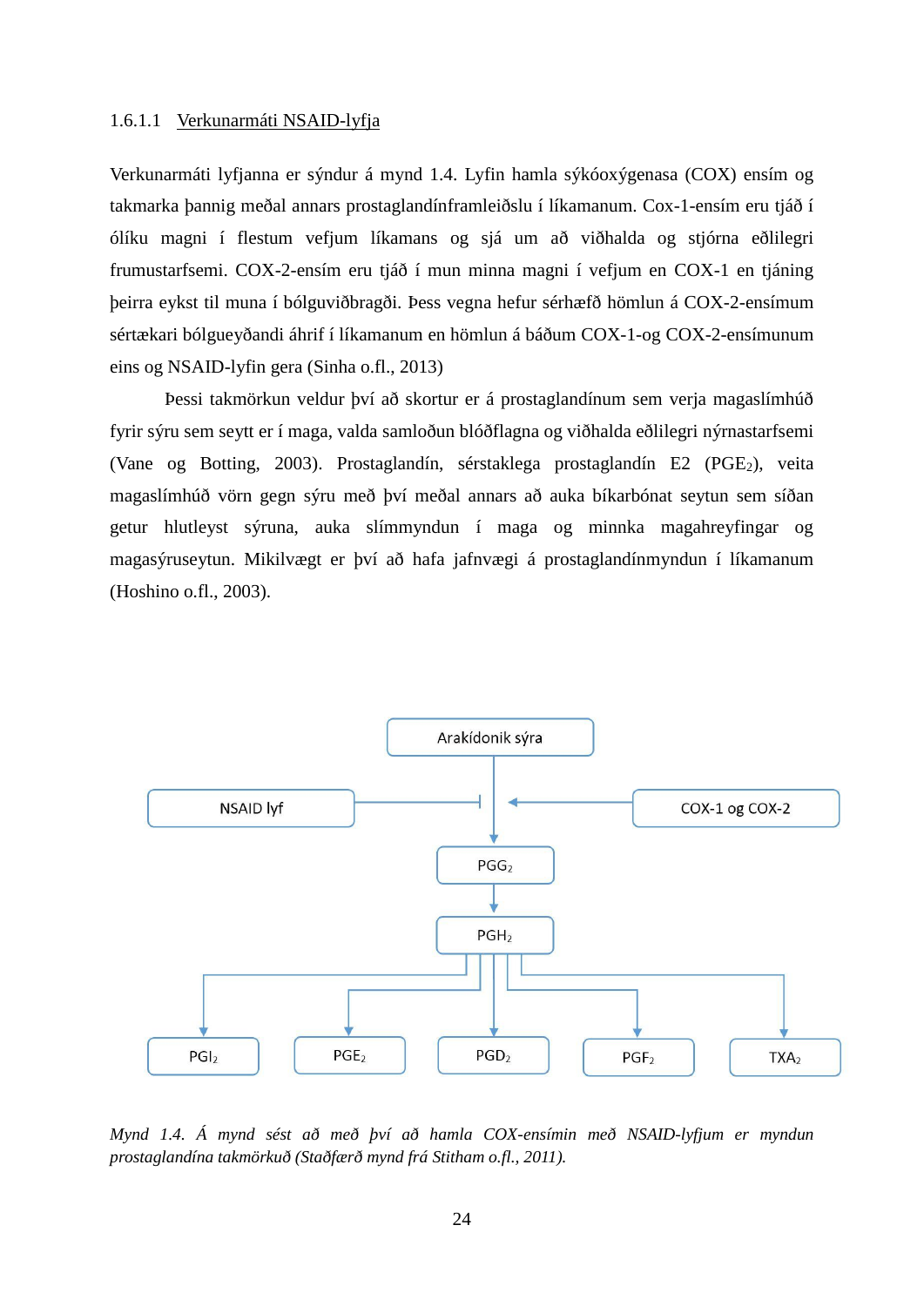#### 1.6.1.1 Verkunarmáti NSAID-lyfja

Verkunarmáti lyfjanna er sýndur á mynd 1.4. Lyfin hamla sýkóoxýgenasa (COX) ensím og takmarka þannig meðal annars prostaglandínframleiðslu í líkamanum. Cox-1-ensím eru tjáð í ólíku magni í flestum vefjum líkamans og sjá um að viðhalda og stjórna eðlilegri frumustarfsemi. COX-2-ensím eru tjáð í mun minna magni í vefjum en COX-1 en tjáning þeirra eykst til muna í bólguviðbragði. Þess vegna hefur sérhæfð hömlun á COX-2-ensímum sértækari bólgueyðandi áhrif í líkamanum en hömlun á báðum COX-1-og COX-2-ensímunum eins og NSAID-lyfin gera (Sinha o.fl., 2013)

Þessi takmörkun veldur því að skortur er á prostaglandínum sem verja magaslímhúð fyrir sýru sem seytt er í maga, valda samloðun blóðflagna og viðhalda eðlilegri nýrnastarfsemi (Vane og Botting, 2003). Prostaglandín, sérstaklega prostaglandín E2 ($PGE_2$), veita magaslímhúð vörn gegn sýru með því meðal annars að auka bíkarbónat seytun sem síðan getur hlutleyst sýruna, auka slímmyndun í maga og minnka magahreyfingar og magasýruseytun. Mikilvægt er því að hafa jafnvægi á prostaglandínmyndun í líkamanum (Hoshino o.fl., 2003).

Arakídonik sýra → [NSAID lyf ⊣ ; COX-1 og COX-2 →] → $PGG_2$ → $PGH_2$ → $PGI_2$, $PGE_2$, $PGD_2$, $PGF_2$, $TXA_2$

*Mynd 1.4. Á mynd sést að með því að hamla COX-ensímin með NSAID-lyfjum er myndun prostaglandína takmörkuð (Staðfærð mynd frá Stitham o.fl., 2011).*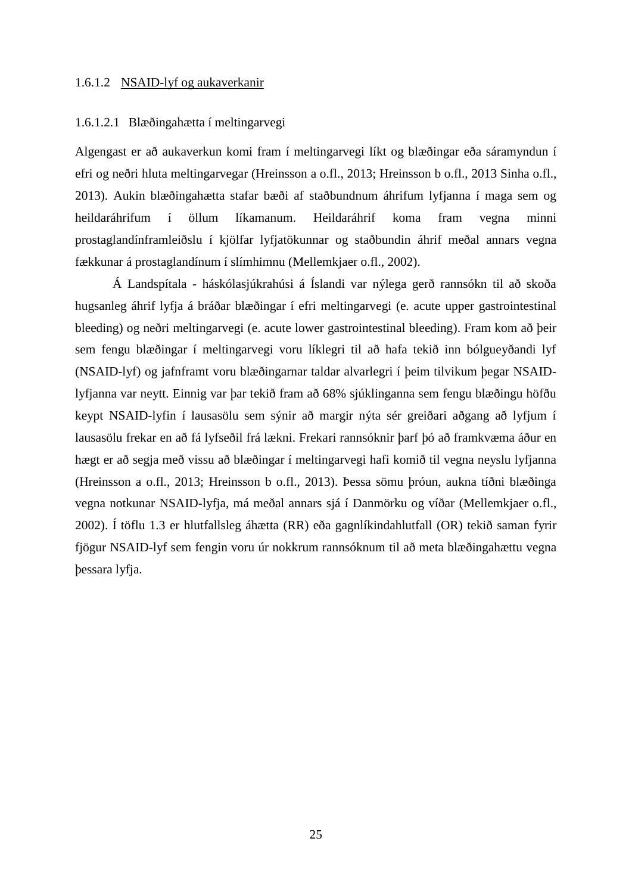#### 1.6.1.2 NSAID-lyf og aukaverkanir

##### 1.6.1.2.1 Blæðingahætta í meltingarvegi

Algengast er að aukaverkun komi fram í meltingarvegi líkt og blæðingar eða sáramyndun í efri og neðri hluta meltingarvegar (Hreinsson a o.fl., 2013; Hreinsson b o.fl., 2013 Sinha o.fl., 2013). Aukin blæðingahætta stafar bæði af staðbundnum áhrifum lyfjanna í maga sem og heildaráhrifum í öllum líkamanum. Heildaráhrif koma fram vegna minni prostaglandínframleiðslu í kjölfar lyfjatökunnar og staðbundin áhrif meðal annars vegna fækkunar á prostaglandínum í slímhimnu (Mellemkjaer o.fl., 2002).

Á Landspítala - háskólasjúkrahúsi á Íslandi var nýlega gerð rannsókn til að skoða hugsanleg áhrif lyfja á bráðar blæðingar í efri meltingarvegi (e. acute upper gastrointestinal bleeding) og neðri meltingarvegi (e. acute lower gastrointestinal bleeding). Fram kom að þeir sem fengu blæðingar í meltingarvegi voru líklegri til að hafa tekið inn bólgueyðandi lyf (NSAID-lyf) og jafnframt voru blæðingarnar taldar alvarlegri í þeim tilvikum þegar NSAID-lyfjanna var neytt. Einnig var þar tekið fram að 68% sjúklinganna sem fengu blæðingu höfðu keypt NSAID-lyfin í lausasölu sem sýnir að margir nýta sér greiðari aðgang að lyfjum í lausasölu frekar en að fá lyfseðil frá lækni. Frekari rannsóknir þarf þó að framkvæma áður en hægt er að segja með vissu að blæðingar í meltingarvegi hafi komið til vegna neyslu lyfjanna (Hreinsson a o.fl., 2013; Hreinsson b o.fl., 2013). Þessa sömu þróun, aukna tíðni blæðinga vegna notkunar NSAID-lyfja, má meðal annars sjá í Danmörku og víðar (Mellemkjaer o.fl., 2002). Í töflu 1.3 er hlutfallsleg áhætta (RR) eða gagnlíkindahlutfall (OR) tekið saman fyrir fjögur NSAID-lyf sem fengin voru úr nokkrum rannsóknum til að meta blæðingahættu vegna þessara lyfja.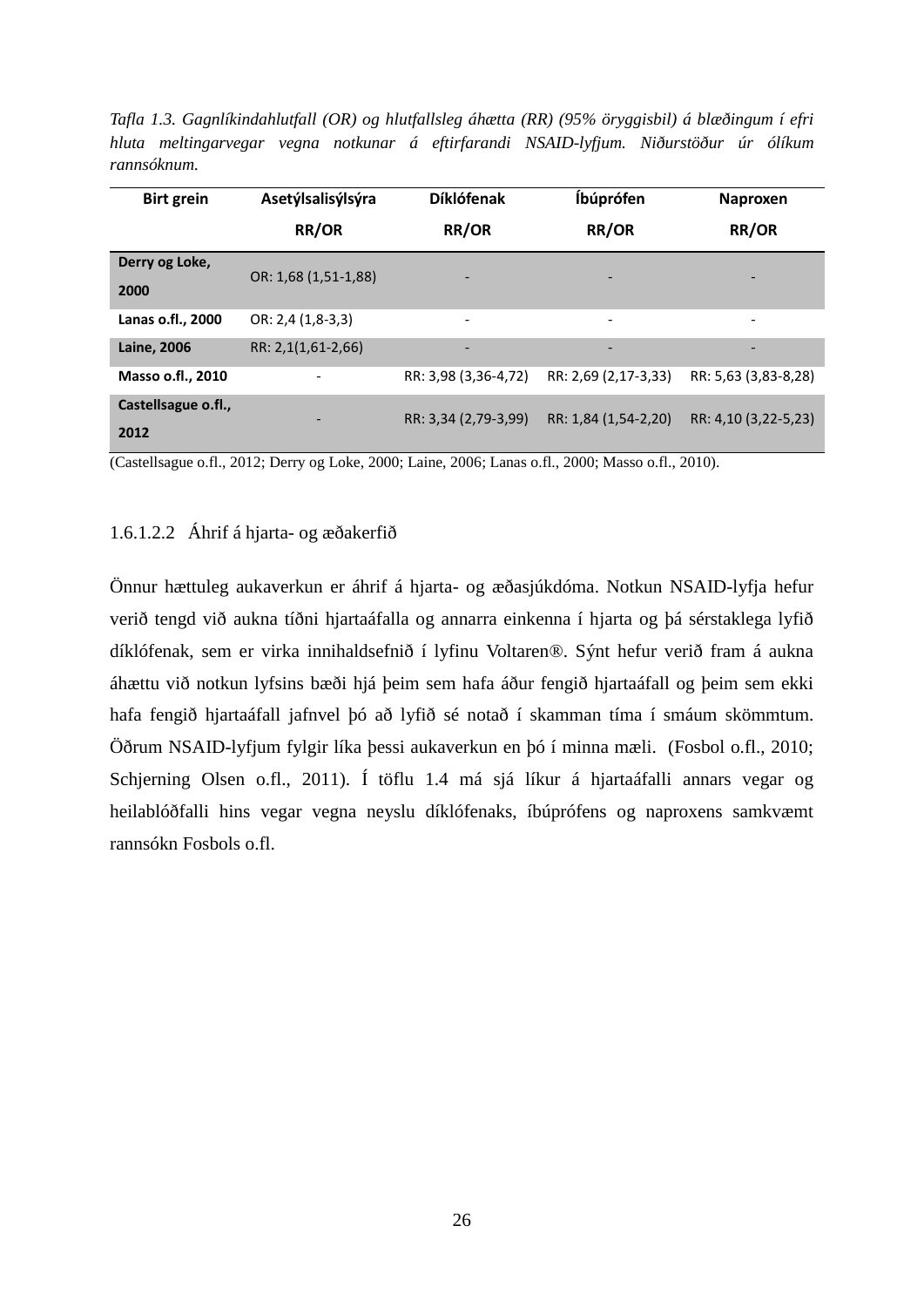*Tafla 1.3. Gagnlíkindahlutfall (OR) og hlutfallsleg áhætta (RR) (95% öryggisbil) á blæðingum í efri hluta meltingarvegar vegna notkunar á eftirfarandi NSAID-lyfjum. Niðurstöður úr ólíkum rannsóknum.*

| Birt grein | Asetýlsalisýlsýra RR/OR | Díklófenak RR/OR | Íbúprófen RR/OR | Naproxen RR/OR |
|---|---|---|---|---|
| **Derry og Loke, 2000** | OR: 1,68 (1,51-1,88) | - | - | - |
| **Lanas o.fl., 2000** | OR: 2,4 (1,8-3,3) | - | - | - |
| **Laine, 2006** | RR: 2,1(1,61-2,66) | - | - | - |
| **Masso o.fl., 2010** | - | RR: 3,98 (3,36-4,72) | RR: 2,69 (2,17-3,33) | RR: 5,63 (3,83-8,28) |
| **Castellsague o.fl., 2012** | - | RR: 3,34 (2,79-3,99) | RR: 1,84 (1,54-2,20) | RR: 4,10 (3,22-5,23) |

(Castellsague o.fl., 2012; Derry og Loke, 2000; Laine, 2006; Lanas o.fl., 2000; Masso o.fl., 2010).

#### 1.6.1.2.2 Áhrif á hjarta- og æðakerfið

Önnur hættuleg aukaverkun er áhrif á hjarta- og æðasjúkdóma. Notkun NSAID-lyfja hefur verið tengd við aukna tíðni hjartaáfalla og annarra einkenna í hjarta og þá sérstaklega lyfið díklófenak, sem er virka innihaldsefnið í lyfinu Voltaren®. Sýnt hefur verið fram á aukna áhættu við notkun lyfsins bæði hjá þeim sem hafa áður fengið hjartaáfall og þeim sem ekki hafa fengið hjartaáfall jafnvel þó að lyfið sé notað í skamman tíma í smáum skömmtum. Öðrum NSAID-lyfjum fylgir líka þessi aukaverkun en þó í minna mæli. (Fosbol o.fl., 2010; Schjerning Olsen o.fl., 2011). Í töflu 1.4 má sjá líkur á hjartaáfalli annars vegar og heilablóðfalli hins vegar vegna neyslu díklófenaks, íbúprófens og naproxens samkvæmt rannsókn Fosbols o.fl.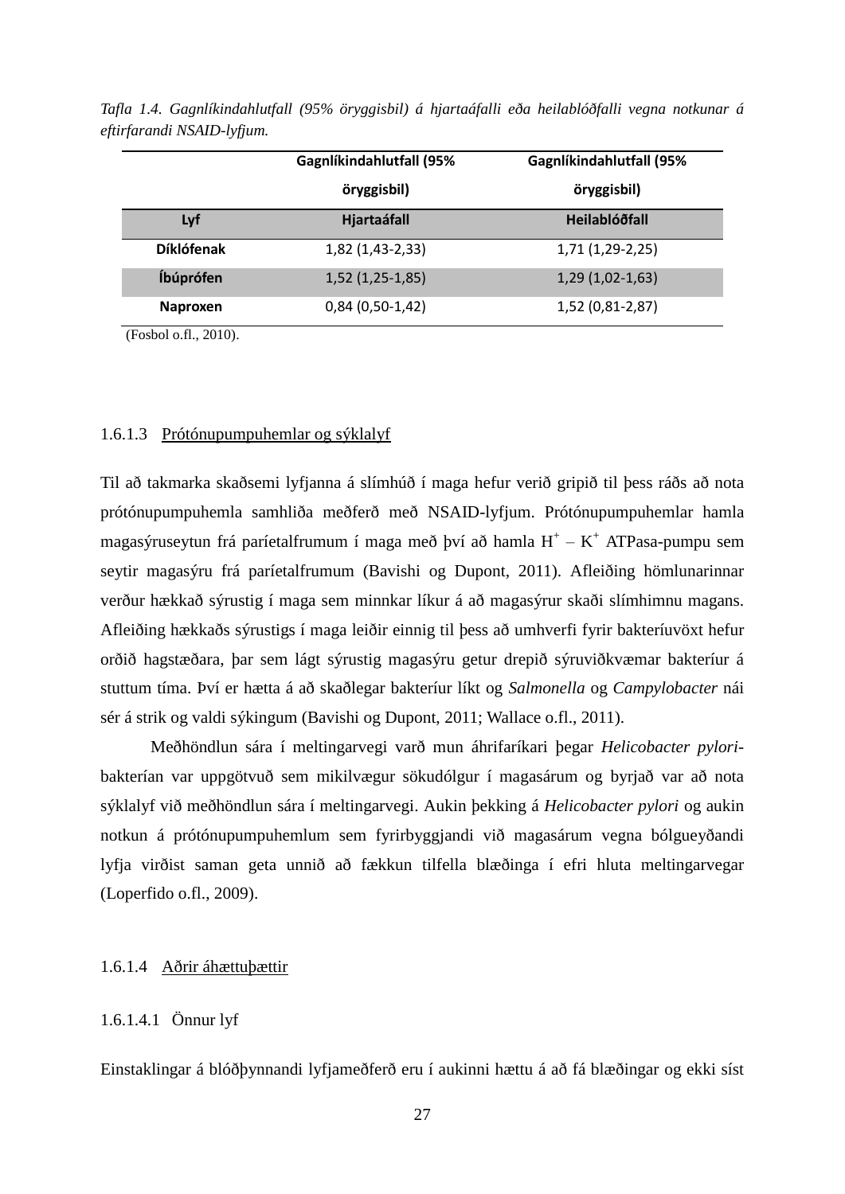*Tafla 1.4. Gagnlíkindahlutfall (95% öryggisbil) á hjartaáfalli eða heilablóðfalli vegna notkunar á eftirfarandi NSAID-lyfjum.*

| | Gagnlíkindahlutfall (95% öryggisbil) | Gagnlíkindahlutfall (95% öryggisbil) |
|---|---|---|
| **Lyf** | **Hjartaáfall** | **Heilablóðfall** |
| **Díklófenak** | 1,82 (1,43-2,33) | 1,71 (1,29-2,25) |
| **Íbúprófen** | 1,52 (1,25-1,85) | 1,29 (1,02-1,63) |
| **Naproxen** | 0,84 (0,50-1,42) | 1,52 (0,81-2,87) |

(Fosbol o.fl., 2010).

#### 1.6.1.3 Prótónupumpuhemlar og sýklalyf

Til að takmarka skaðsemi lyfjanna á slímhúð í maga hefur verið gripið til þess ráðs að nota prótónupumpuhemla samhliða meðferð með NSAID-lyfjum. Prótónupumpuhemlar hamla magasýruseytun frá paríetalfrumum í maga með því að hamla $H^+$ – $K^+$ ATPasa-pumpu sem seytir magasýru frá paríetalfrumum (Bavishi og Dupont, 2011). Afleiðing hömlunarinnar verður hækkað sýrustig í maga sem minnkar líkur á að magasýrur skaði slímhimnu magans. Afleiðing hækkaðs sýrustigs í maga leiðir einnig til þess að umhverfi fyrir bakteríuvöxt hefur orðið hagstæðara, þar sem lágt sýrustig magasýru getur drepið sýruviðkvæmar bakteríur á stuttum tíma. Því er hætta á að skaðlegar bakteríur líkt og *Salmonella* og *Campylobacter* nái sér á strik og valdi sýkingum (Bavishi og Dupont, 2011; Wallace o.fl., 2011).

Meðhöndlun sára í meltingarvegi varð mun áhrifaríkari þegar *Helicobacter pylori*-bakterían var uppgötvuð sem mikilvægur sökudólgur í magasárum og byrjað var að nota sýklalyf við meðhöndlun sára í meltingarvegi. Aukin þekking á *Helicobacter pylori* og aukin notkun á prótónupumpuhemlum sem fyrirbyggjandi við magasárum vegna bólgueyðandi lyfja virðist saman geta unnið að fækkun tilfella blæðinga í efri hluta meltingarvegar (Loperfido o.fl., 2009).

#### 1.6.1.4 Aðrir áhættuþættir

##### 1.6.1.4.1 Önnur lyf

Einstaklingar á blóðþynnandi lyfjameðferð eru í aukinni hættu á að fá blæðingar og ekki síst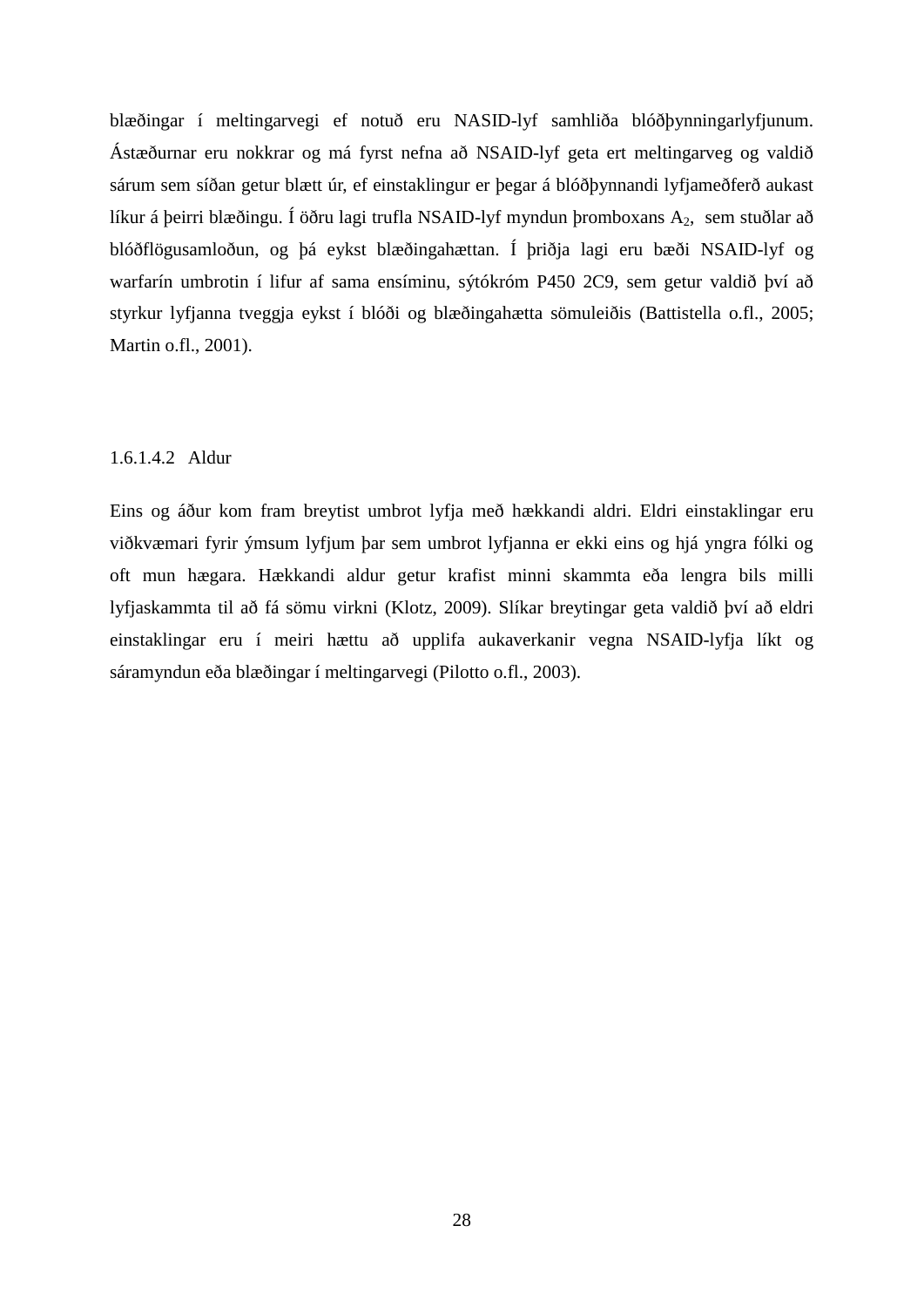blæðingar í meltingarvegi ef notuð eru NASID-lyf samhliða blóðþynningarlyfjunum. Ástæðurnar eru nokkrar og má fyrst nefna að NSAID-lyf geta ert meltingarveg og valdið sárum sem síðan getur blætt úr, ef einstaklingur er þegar á blóðþynnandi lyfjameðferð aukast líkur á þeirri blæðingu. Í öðru lagi trufla NSAID-lyf myndun þromboxans $A_2$, sem stuðlar að blóðflögusamloðun, og þá eykst blæðingahættan. Í þriðja lagi eru bæði NSAID-lyf og warfarín umbrotin í lifur af sama ensíminu, sýtókróm P450 2C9, sem getur valdið því að styrkur lyfjanna tveggja eykst í blóði og blæðingahætta sömuleiðis (Battistella o.fl., 2005; Martin o.fl., 2001).

#### 1.6.1.4.2 Aldur

Eins og áður kom fram breytist umbrot lyfja með hækkandi aldri. Eldri einstaklingar eru viðkvæmari fyrir ýmsum lyfjum þar sem umbrot lyfjanna er ekki eins og hjá yngra fólki og oft mun hægara. Hækkandi aldur getur krafist minni skammta eða lengra bils milli lyfjaskammta til að fá sömu virkni (Klotz, 2009). Slíkar breytingar geta valdið því að eldri einstaklingar eru í meiri hættu að upplifa aukaverkanir vegna NSAID-lyfja líkt og sáramyndun eða blæðingar í meltingarvegi (Pilotto o.fl., 2003).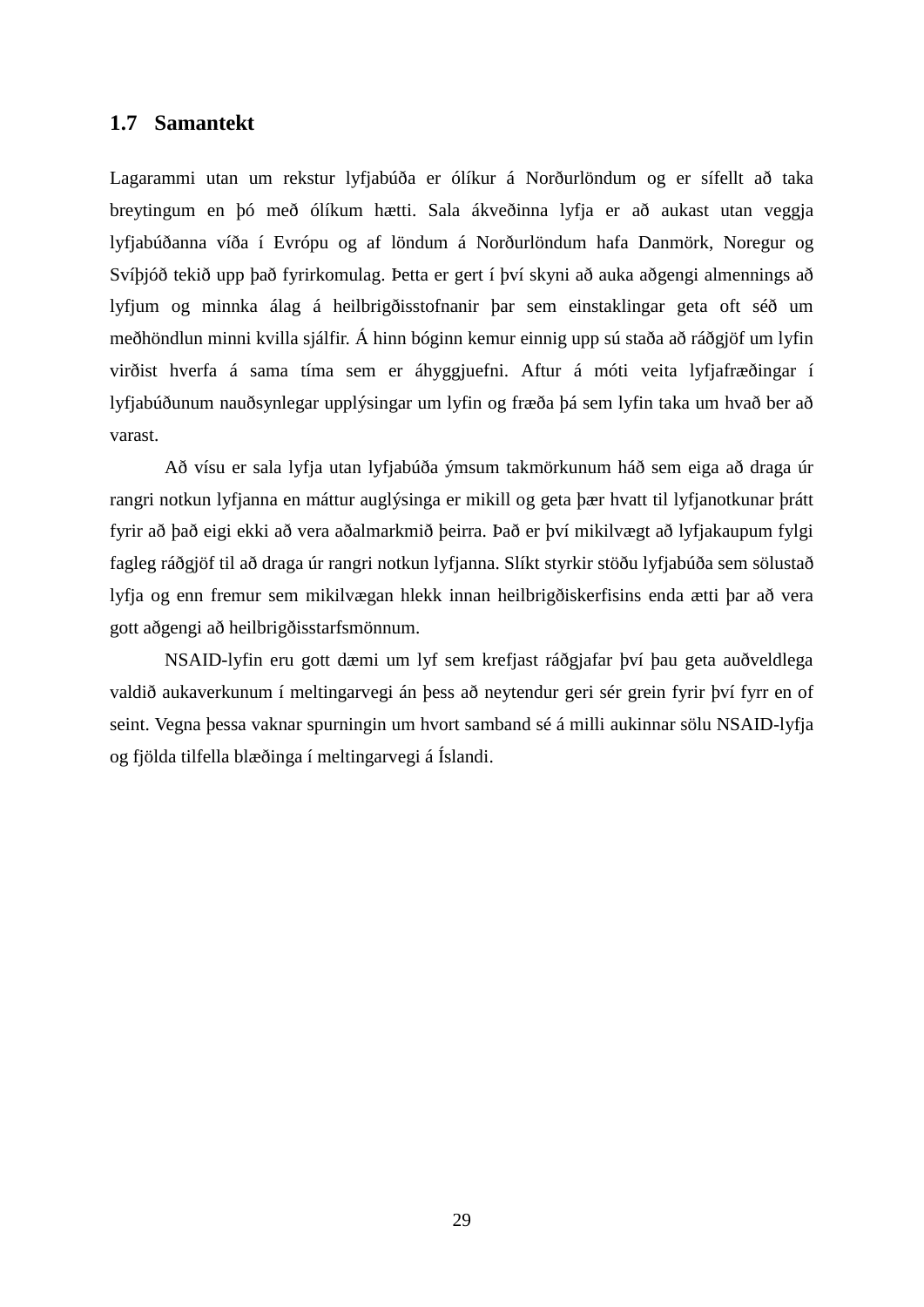## 1.7 Samantekt

Lagarammi utan um rekstur lyfjabúða er ólíkur á Norðurlöndum og er sífellt að taka breytingum en þó með ólíkum hætti. Sala ákveðinna lyfja er að aukast utan veggja lyfjabúðanna víða í Evrópu og af löndum á Norðurlöndum hafa Danmörk, Noregur og Svíþjóð tekið upp það fyrirkomulag. Þetta er gert í því skyni að auka aðgengi almennings að lyfjum og minnka álag á heilbrigðisstofnanir þar sem einstaklingar geta oft séð um meðhöndlun minni kvilla sjálfir. Á hinn bóginn kemur einnig upp sú staða að ráðgjöf um lyfin virðist hverfa á sama tíma sem er áhyggjuefni. Aftur á móti veita lyfjafræðingar í lyfjabúðunum nauðsynlegar upplýsingar um lyfin og fræða þá sem lyfin taka um hvað ber að varast.

Að vísu er sala lyfja utan lyfjabúða ýmsum takmörkunum háð sem eiga að draga úr rangri notkun lyfjanna en máttur auglýsinga er mikill og geta þær hvatt til lyfjanotkunar þrátt fyrir að það eigi ekki að vera aðalmarkmið þeirra. Það er því mikilvægt að lyfjakaupum fylgi fagleg ráðgjöf til að draga úr rangri notkun lyfjanna. Slíkt styrkir stöðu lyfjabúða sem sölustað lyfja og enn fremur sem mikilvægan hlekk innan heilbrigðiskerfisins enda ætti þar að vera gott aðgengi að heilbrigðisstarfsmönnum.

NSAID-lyfin eru gott dæmi um lyf sem krefjast ráðgjafar því þau geta auðveldlega valdið aukaverkunum í meltingarvegi án þess að neytendur geri sér grein fyrir því fyrr en of seint. Vegna þessa vaknar spurningin um hvort samband sé á milli aukinnar sölu NSAID-lyfja og fjölda tilfella blæðinga í meltingarvegi á Íslandi.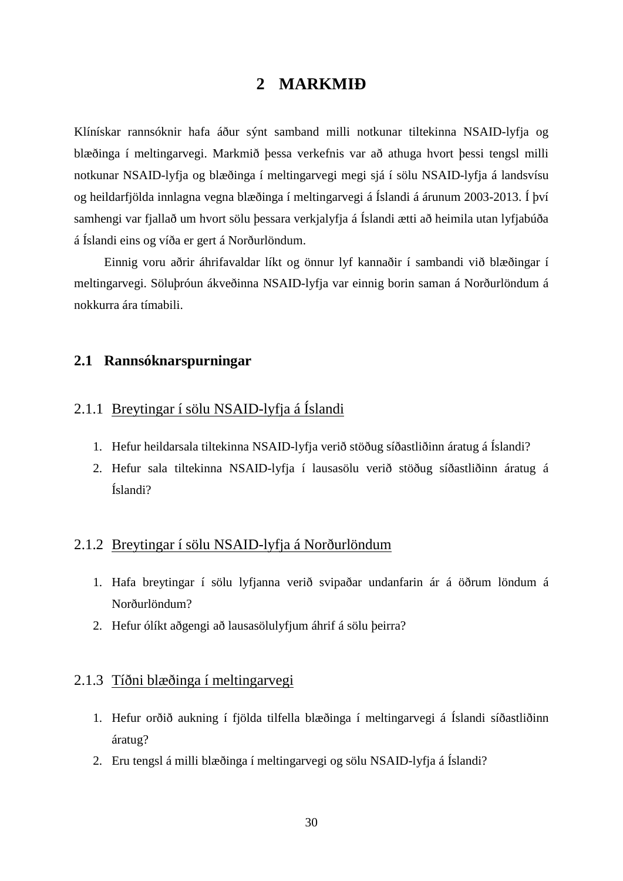# 2 MARKMIÐ

Klínískar rannsóknir hafa áður sýnt samband milli notkunar tiltekinna NSAID-lyfja og blæðinga í meltingarvegi. Markmið þessa verkefnis var að athuga hvort þessi tengsl milli notkunar NSAID-lyfja og blæðinga í meltingarvegi megi sjá í sölu NSAID-lyfja á landsvísu og heildarfjölda innlagna vegna blæðinga í meltingarvegi á Íslandi á árunum 2003-2013. Í því samhengi var fjallað um hvort sölu þessara verkjalyfja á Íslandi ætti að heimila utan lyfjabúða á Íslandi eins og víða er gert á Norðurlöndum.

Einnig voru aðrir áhrifavaldar líkt og önnur lyf kannaðir í sambandi við blæðingar í meltingarvegi. Söluþróun ákveðinna NSAID-lyfja var einnig borin saman á Norðurlöndum á nokkurra ára tímabili.

## 2.1 Rannsóknarspurningar

### 2.1.1 Breytingar í sölu NSAID-lyfja á Íslandi

1. Hefur heildarsala tiltekinna NSAID-lyfja verið stöðug síðastliðinn áratug á Íslandi?
2. Hefur sala tiltekinna NSAID-lyfja í lausasölu verið stöðug síðastliðinn áratug á Íslandi?

### 2.1.2 Breytingar í sölu NSAID-lyfja á Norðurlöndum

1. Hafa breytingar í sölu lyfjanna verið svipaðar undanfarin ár á öðrum löndum á Norðurlöndum?
2. Hefur ólíkt aðgengi að lausasölulyfjum áhrif á sölu þeirra?

### 2.1.3 Tíðni blæðinga í meltingarvegi

1. Hefur orðið aukning í fjölda tilfella blæðinga í meltingarvegi á Íslandi síðastliðinn áratug?
2. Eru tengsl á milli blæðinga í meltingarvegi og sölu NSAID-lyfja á Íslandi?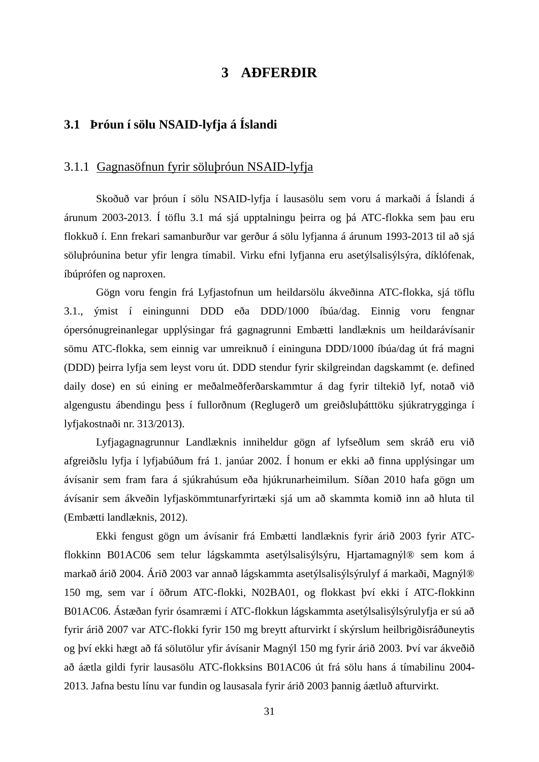# 3 AÐFERÐIR

## 3.1 Þróun í sölu NSAID-lyfja á Íslandi

### 3.1.1 Gagnasöfnun fyrir söluþróun NSAID-lyfja

Skoðuð var þróun í sölu NSAID-lyfja í lausasölu sem voru á markaði á Íslandi á árunum 2003-2013. Í töflu 3.1 má sjá upptalningu þeirra og þá ATC-flokka sem þau eru flokkuð í. Enn frekari samanburður var gerður á sölu lyfjanna á árunum 1993-2013 til að sjá söluþróunina betur yfir lengra tímabil. Virku efni lyfjanna eru asetýlsalisýlsýra, díklófenak, íbúprófen og naproxen.

Gögn voru fengin frá Lyfjastofnun um heildarsölu ákveðinna ATC-flokka, sjá töflu 3.1., ýmist í einingunni DDD eða DDD/1000 íbúa/dag. Einnig voru fengnar ópersónugreinanlegar upplýsingar frá gagnagrunni Embætti landlæknis um heildarávísanir sömu ATC-flokka, sem einnig var umreiknuð í eininguna DDD/1000 íbúa/dag út frá magni (DDD) þeirra lyfja sem leyst voru út. DDD stendur fyrir skilgreindan dagskammt (e. defined daily dose) en sú eining er meðalmeðferðarskammtur á dag fyrir tiltekið lyf, notað við algengustu ábendingu þess í fullorðnum (Reglugerð um greiðsluþátttöku sjúkratrygginga í lyfjakostnaði nr. 313/2013).

Lyfjagagnagrunnur Landlæknis inniheldur gögn af lyfseðlum sem skráð eru við afgreiðslu lyfja í lyfjabúðum frá 1. janúar 2002. Í honum er ekki að finna upplýsingar um ávísanir sem fram fara á sjúkrahúsum eða hjúkrunarheimilum. Síðan 2010 hafa gögn um ávísanir sem ákveðin lyfjaskömmtunarfyrirtæki sjá um að skammta komið inn að hluta til (Embætti landlæknis, 2012).

Ekki fengust gögn um ávísanir frá Embætti landlæknis fyrir árið 2003 fyrir ATC-flokkinn B01AC06 sem telur lágskammta asetýlsalisýlsýru, Hjartamagnýl® sem kom á markað árið 2004. Árið 2003 var annað lágskammta asetýlsalisýlsýrulyf á markaði, Magnýl® 150 mg, sem var í öðrum ATC-flokki, N02BA01, og flokkast því ekki í ATC-flokkinn B01AC06. Ástæðan fyrir ósamræmi í ATC-flokkun lágskammta asetýlsalisýlsýrulyfja er sú að fyrir árið 2007 var ATC-flokki fyrir 150 mg breytt afturvirkt í skýrslum heilbrigðisráðuneytis og því ekki hægt að fá sölutölur yfir ávísanir Magnýl 150 mg fyrir árið 2003. Því var ákveðið að áætla gildi fyrir lausasölu ATC-flokksins B01AC06 út frá sölu hans á tímabilinu 2004-2013. Jafna bestu línu var fundin og lausasala fyrir árið 2003 þannig áætluð afturvirkt.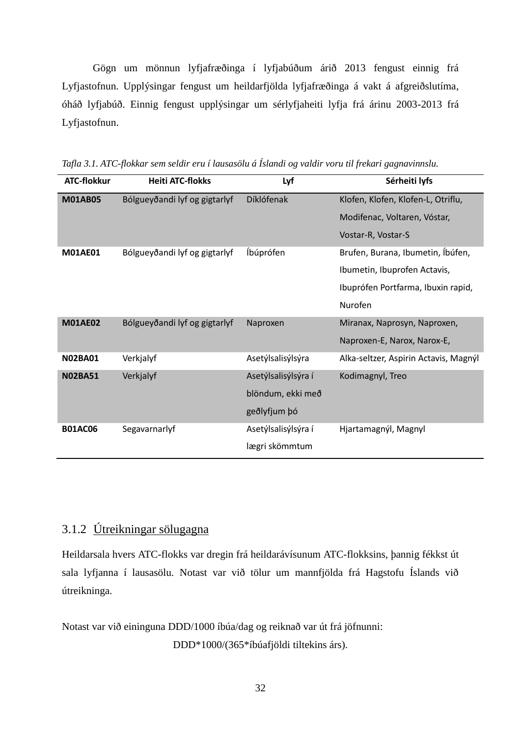Gögn um mönnun lyfjafræðinga í lyfjabúðum árið 2013 fengust einnig frá Lyfjastofnun. Upplýsingar fengust um heildarfjölda lyfjafræðinga á vakt á afgreiðslutíma, óháð lyfjabúð. Einnig fengust upplýsingar um sérlyfjaheiti lyfja frá árinu 2003-2013 frá Lyfjastofnun.

*Tafla 3.1. ATC-flokkar sem seldir eru í lausasölu á Íslandi og valdir voru til frekari gagnavinnslu.*

| ATC-flokkur | Heiti ATC-flokks | Lyf | Sérheiti lyfs |
|---|---|---|---|
| **M01AB05** | Bólgueyðandi lyf og gigtarlyf | Díklófenak | Klofen, Klofen, Klofen-L, Otriflu, Modifenac, Voltaren, Vóstar, Vostar-R, Vostar-S |
| **M01AE01** | Bólgueyðandi lyf og gigtarlyf | Íbúprófen | Brufen, Burana, Ibumetin, Íbúfen, Ibumetin, Ibuprofen Actavis, Ibuprófen Portfarma, Ibuxin rapid, Nurofen |
| **M01AE02** | Bólgueyðandi lyf og gigtarlyf | Naproxen | Miranax, Naprosyn, Naproxen, Naproxen-E, Narox, Narox-E, |
| **N02BA01** | Verkjalyf | Asetýlsalisýlsýra | Alka-seltzer, Aspirin Actavis, Magnýl |
| **N02BA51** | Verkjalyf | Asetýlsalisýlsýra í blöndum, ekki með geðlyfjum þó | Kodimagnyl, Treo |
| **B01AC06** | Segavarnarlyf | Asetýlsalisýlsýra í lægri skömmtum | Hjartamagnýl, Magnyl |

### 3.1.2 Útreikningar sölugagna

Heildarsala hvers ATC-flokks var dregin frá heildarávísunum ATC-flokksins, þannig fékkst út sala lyfjanna í lausasölu. Notast var við tölur um mannfjölda frá Hagstofu Íslands við útreikninga.

Notast var við eininguna DDD/1000 íbúa/dag og reiknað var út frá jöfnunni:

$$DDD*1000/(365*\text{íbúafjöldi tiltekins árs}).$$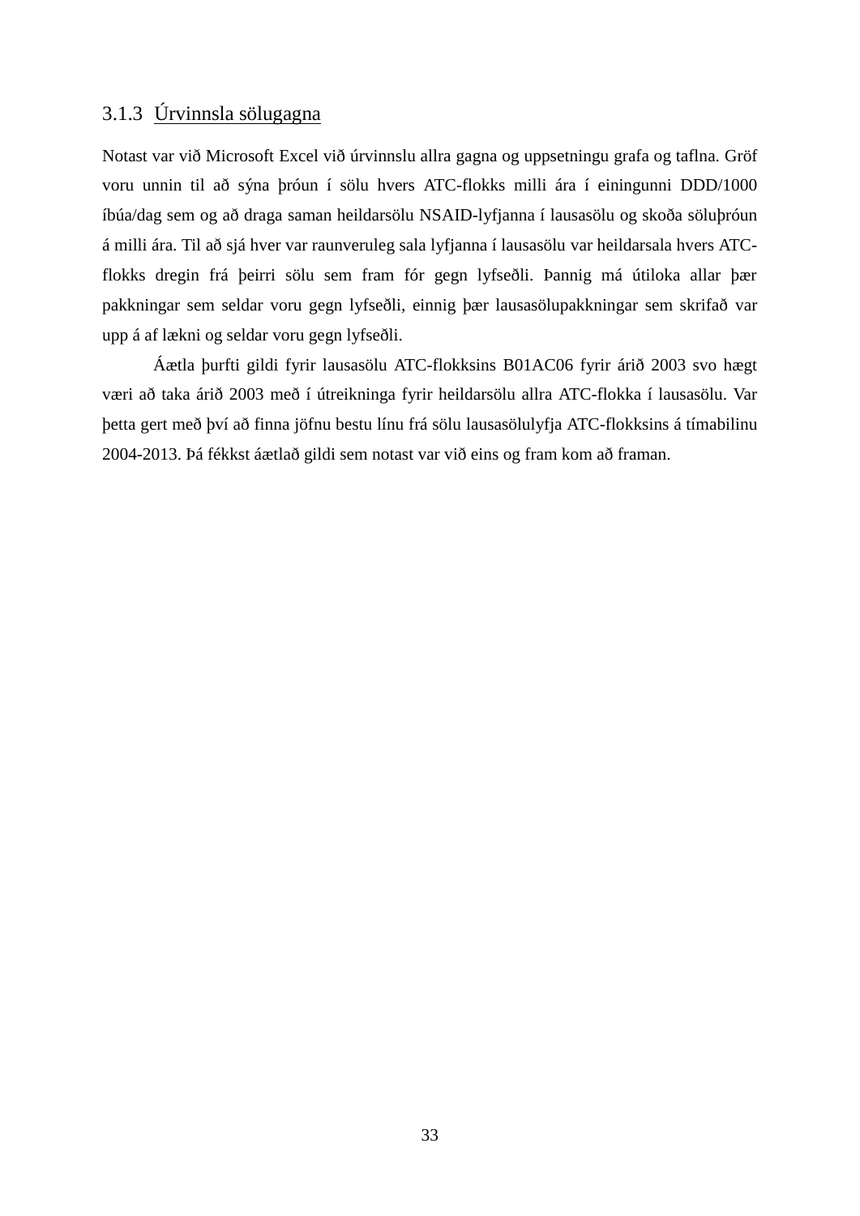### 3.1.3 Úrvinnsla sölugagna

Notast var við Microsoft Excel við úrvinnslu allra gagna og uppsetningu grafa og taflna. Gröf voru unnin til að sýna þróun í sölu hvers ATC-flokks milli ára í einingunni DDD/1000 íbúa/dag sem og að draga saman heildarsölu NSAID-lyfjanna í lausasölu og skoða söluþróun á milli ára. Til að sjá hver var raunveruleg sala lyfjanna í lausasölu var heildarsala hvers ATC-flokks dregin frá þeirri sölu sem fram fór gegn lyfseðli. Þannig má útiloka allar þær pakkningar sem seldar voru gegn lyfseðli, einnig þær lausasölupakkningar sem skrifað var upp á af lækni og seldar voru gegn lyfseðli.

Áætla þurfti gildi fyrir lausasölu ATC-flokksins B01AC06 fyrir árið 2003 svo hægt væri að taka árið 2003 með í útreikninga fyrir heildarsölu allra ATC-flokka í lausasölu. Var þetta gert með því að finna jöfnu bestu línu frá sölu lausasölulyfja ATC-flokksins á tímabilinu 2004-2013. Þá fékkst áætlað gildi sem notast var við eins og fram kom að framan.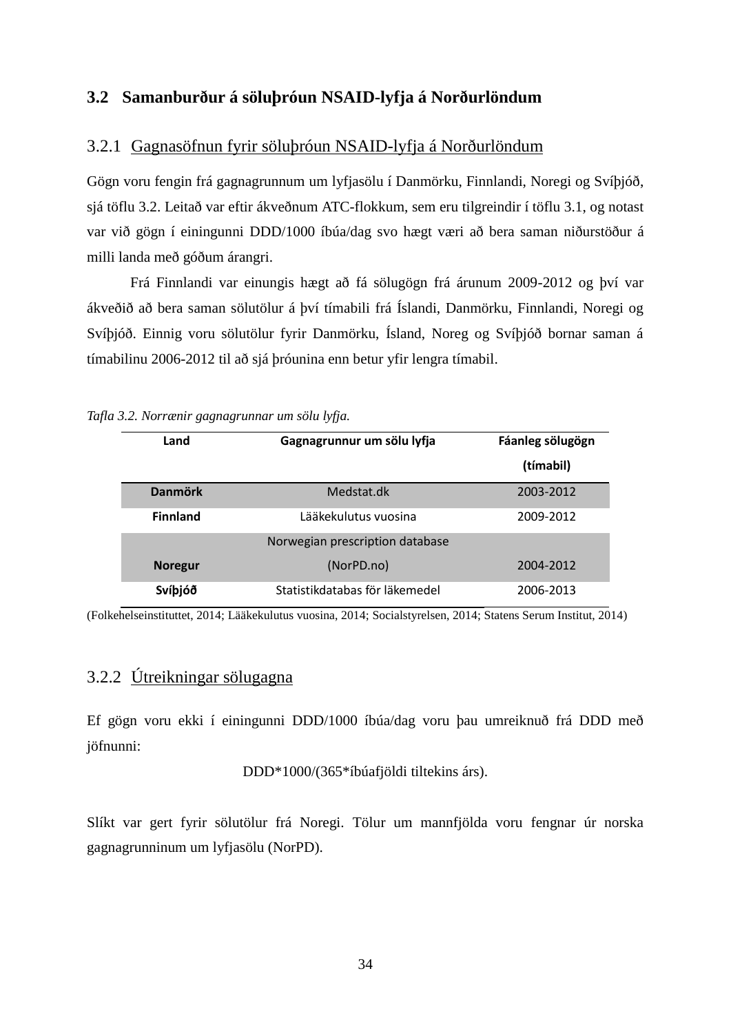## 3.2 Samanburður á söluþróun NSAID-lyfja á Norðurlöndum

### 3.2.1 Gagnasöfnun fyrir söluþróun NSAID-lyfja á Norðurlöndum

Gögn voru fengin frá gagnagrunnum um lyfjasölu í Danmörku, Finnlandi, Noregi og Svíþjóð, sjá töflu 3.2. Leitað var eftir ákveðnum ATC-flokkum, sem eru tilgreindir í töflu 3.1, og notast var við gögn í einingunni DDD/1000 íbúa/dag svo hægt væri að bera saman niðurstöður á milli landa með góðum árangri.

Frá Finnlandi var einungis hægt að fá sölugögn frá árunum 2009-2012 og því var ákveðið að bera saman sölutölur á því tímabili frá Íslandi, Danmörku, Finnlandi, Noregi og Svíþjóð. Einnig voru sölutölur fyrir Danmörku, Ísland, Noreg og Svíþjóð bornar saman á tímabilinu 2006-2012 til að sjá þróunina enn betur yfir lengra tímabil.

*Tafla 3.2. Norrænir gagnagrunnar um sölu lyfja.*

| Land | Gagnagrunnur um sölu lyfja | Fáanleg sölugögn (tímabil) |
|---|---|---|
| **Danmörk** | Medstat.dk | 2003-2012 |
| **Finnland** | Lääkekulutus vuosina | 2009-2012 |
| **Noregur** | Norwegian prescription database (NorPD.no) | 2004-2012 |
| **Svíþjóð** | Statistikdatabas för läkemedel | 2006-2013 |

(Folkehelseinstituttet, 2014; Lääkekulutus vuosina, 2014; Socialstyrelsen, 2014; Statens Serum Institut, 2014)

### 3.2.2 Útreikningar sölugagna

Ef gögn voru ekki í einingunni DDD/1000 íbúa/dag voru þau umreiknuð frá DDD með jöfnunni:

DDD*1000/(365*íbúafjöldi tiltekins árs).

Slíkt var gert fyrir sölutölur frá Noregi. Tölur um mannfjölda voru fengnar úr norska gagnagrunninum um lyfjasölu (NorPD).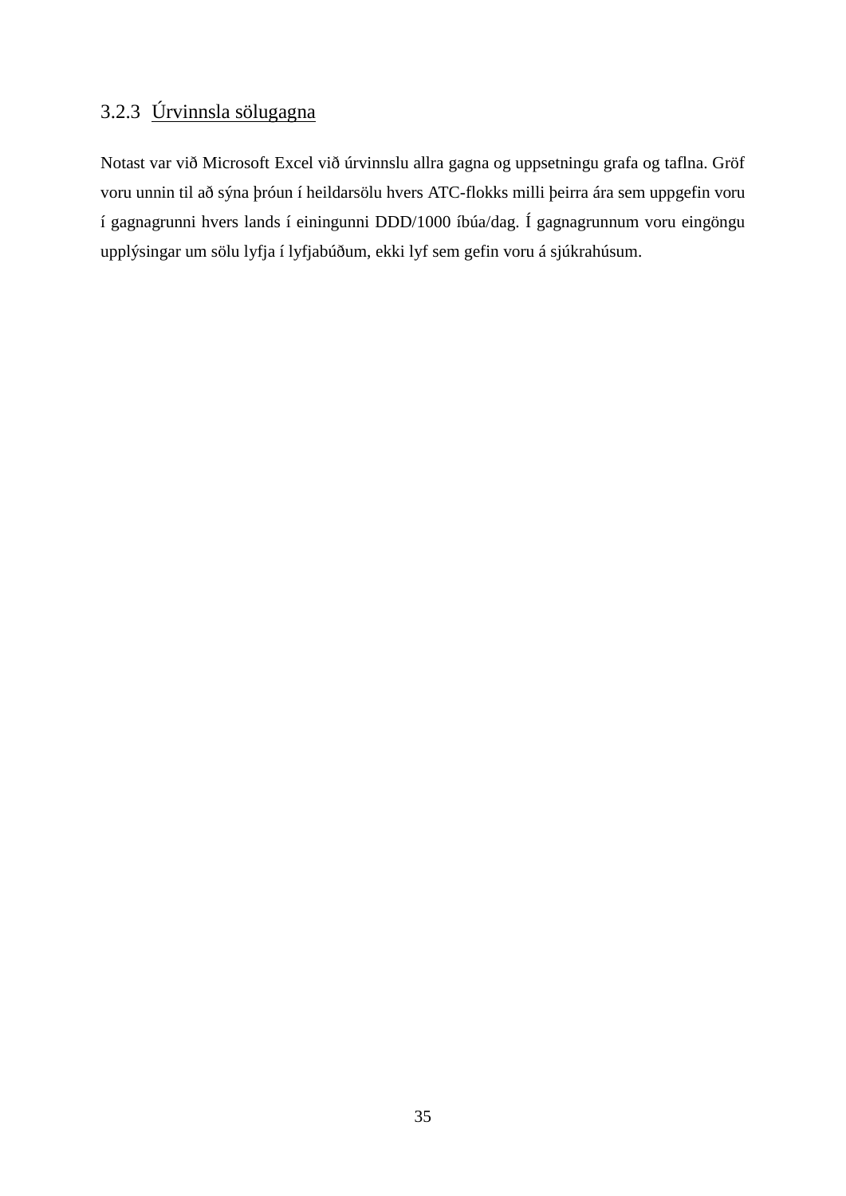### 3.2.3 Úrvinnsla sölugagna

Notast var við Microsoft Excel við úrvinnslu allra gagna og uppsetningu grafa og taflna. Gröf voru unnin til að sýna þróun í heildarsölu hvers ATC-flokks milli þeirra ára sem uppgefin voru í gagnagrunni hvers lands í einingunni DDD/1000 íbúa/dag. Í gagnagrunnum voru eingöngu upplýsingar um sölu lyfja í lyfjabúðum, ekki lyf sem gefin voru á sjúkrahúsum.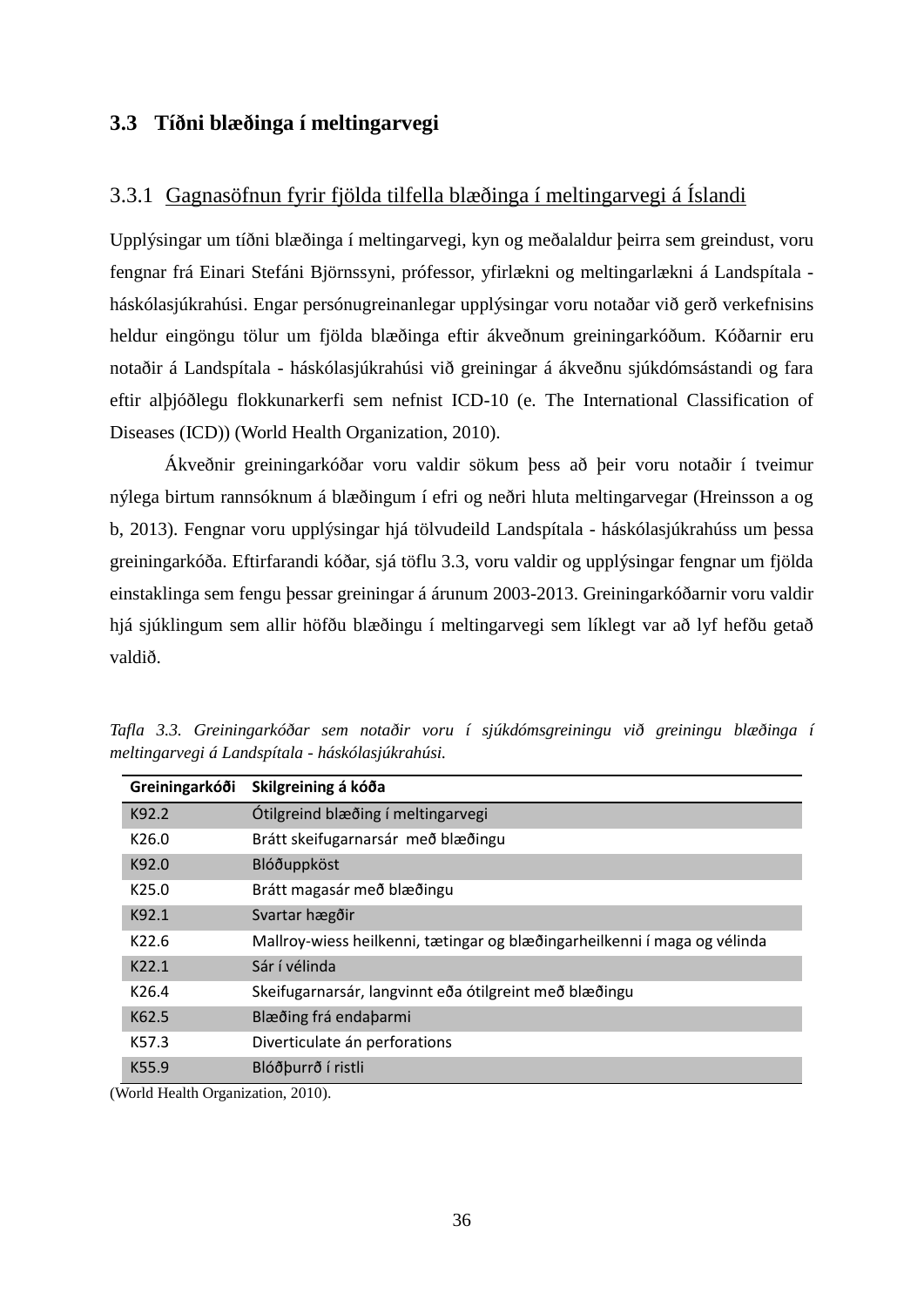## 3.3 Tíðni blæðinga í meltingarvegi

### 3.3.1 Gagnasöfnun fyrir fjölda tilfella blæðinga í meltingarvegi á Íslandi

Upplýsingar um tíðni blæðinga í meltingarvegi, kyn og meðalaldur þeirra sem greindust, voru fengnar frá Einari Stefáni Björnssyni, prófessor, yfirlækni og meltingarlækni á Landspítala - háskólasjúkrahúsi. Engar persónugreinanlegar upplýsingar voru notaðar við gerð verkefnisins heldur eingöngu tölur um fjölda blæðinga eftir ákveðnum greiningarkóðum. Kóðarnir eru notaðir á Landspítala - háskólasjúkrahúsi við greiningar á ákveðnu sjúkdómsástandi og fara eftir alþjóðlegu flokkunarkerfi sem nefnist ICD-10 (e. The International Classification of Diseases (ICD)) (World Health Organization, 2010).

Ákveðnir greiningarkóðar voru valdir sökum þess að þeir voru notaðir í tveimur nýlega birtum rannsóknum á blæðingum í efri og neðri hluta meltingarvegar (Hreinsson a og b, 2013). Fengnar voru upplýsingar hjá tölvudeild Landspítala - háskólasjúkrahúss um þessa greiningarkóða. Eftirfarandi kóðar, sjá töflu 3.3, voru valdir og upplýsingar fengnar um fjölda einstaklinga sem fengu þessar greiningar á árunum 2003-2013. Greiningarkóðarnir voru valdir hjá sjúklingum sem allir höfðu blæðingu í meltingarvegi sem líklegt var að lyf hefðu getað valdið.

*Tafla 3.3. Greiningarkóðar sem notaðir voru í sjúkdómsgreiningu við greiningu blæðinga í meltingarvegi á Landspítala - háskólasjúkrahúsi.*

| Greiningarkóði | Skilgreining á kóða |
|---|---|
| K92.2 | Ótilgreind blæðing í meltingarvegi |
| K26.0 | Brátt skeifugarnarsár með blæðingu |
| K92.0 | Blóðuppköst |
| K25.0 | Brátt magasár með blæðingu |
| K92.1 | Svartar hægðir |
| K22.6 | Mallroy-wiess heilkenni, tætingar og blæðingarheilkenni í maga og vélinda |
| K22.1 | Sár í vélinda |
| K26.4 | Skeifugarnarsár, langvinnt eða ótilgreint með blæðingu |
| K62.5 | Blæðing frá endaþarmi |
| K57.3 | Diverticulate án perforations |
| K55.9 | Blóðþurrð í ristli |

(World Health Organization, 2010).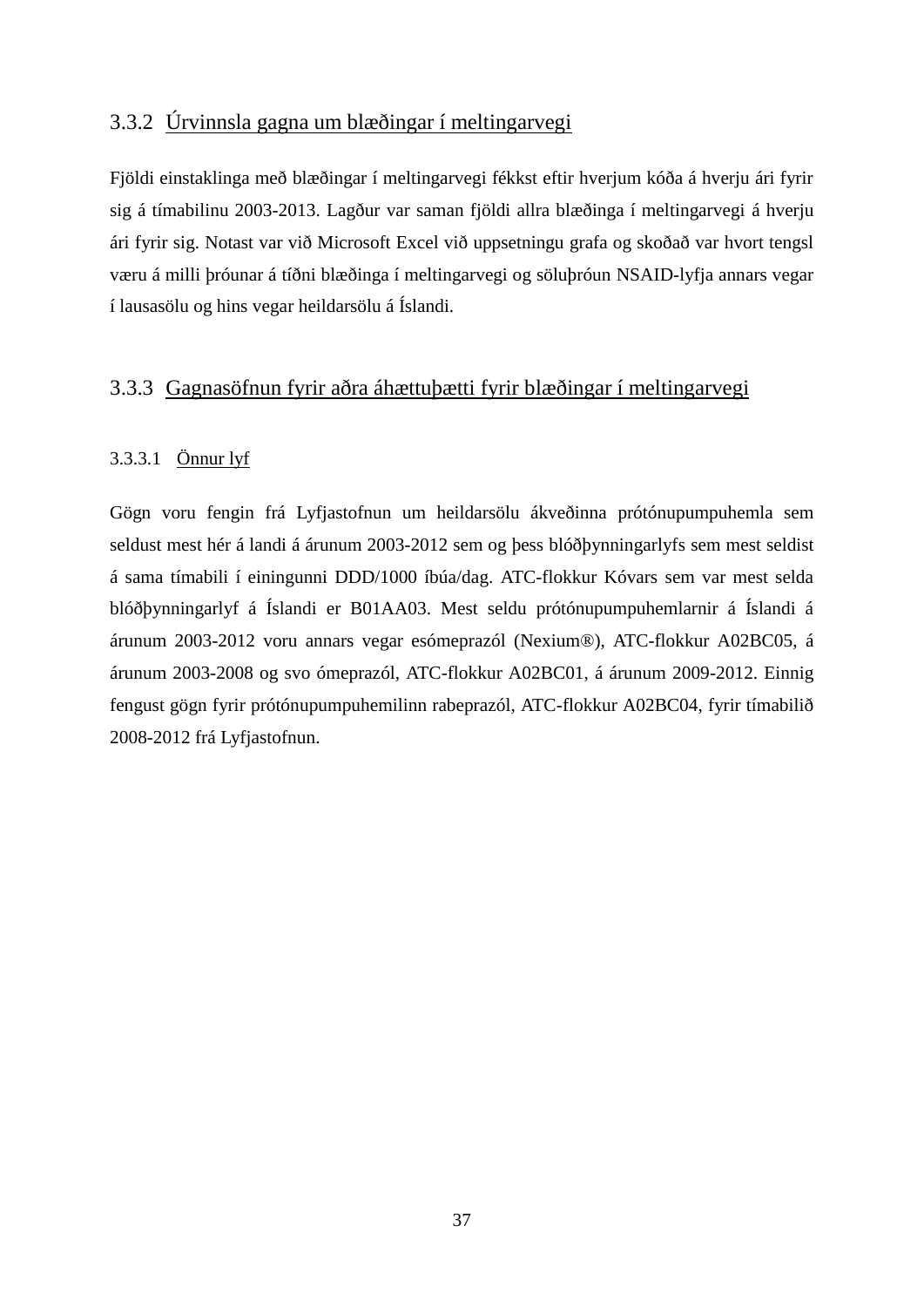### 3.3.2 Úrvinnsla gagna um blæðingar í meltingarvegi

Fjöldi einstaklinga með blæðingar í meltingarvegi fékkst eftir hverjum kóða á hverju ári fyrir sig á tímabilinu 2003-2013. Lagður var saman fjöldi allra blæðinga í meltingarvegi á hverju ári fyrir sig. Notast var við Microsoft Excel við uppsetningu grafa og skoðað var hvort tengsl væru á milli þróunar á tíðni blæðinga í meltingarvegi og söluþróun NSAID-lyfja annars vegar í lausasölu og hins vegar heildarsölu á Íslandi.

### 3.3.3 Gagnasöfnun fyrir aðra áhættuþætti fyrir blæðingar í meltingarvegi

#### 3.3.3.1 Önnur lyf

Gögn voru fengin frá Lyfjastofnun um heildarsölu ákveðinna prótónupumpuhemla sem seldust mest hér á landi á árunum 2003-2012 sem og þess blóðþynningarlyfs sem mest seldist á sama tímabili í einingunni DDD/1000 íbúa/dag. ATC-flokkur Kóvars sem var mest selda blóðþynningarlyf á Íslandi er B01AA03. Mest seldu prótónupumpuhemlarnir á Íslandi á árunum 2003-2012 voru annars vegar esómeprazól (Nexium®), ATC-flokkur A02BC05, á árunum 2003-2008 og svo ómeprazól, ATC-flokkur A02BC01, á árunum 2009-2012. Einnig fengust gögn fyrir prótónupumpuhemilinn rabeprazól, ATC-flokkur A02BC04, fyrir tímabilið 2008-2012 frá Lyfjastofnun.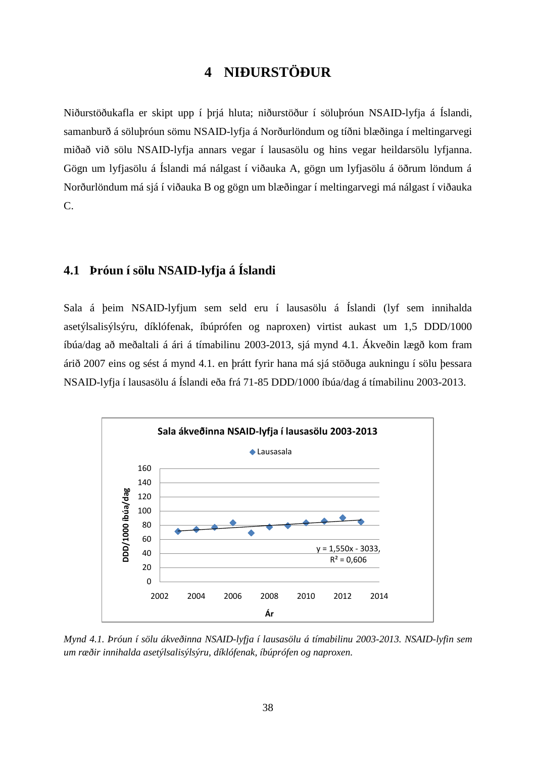# 4 NIÐURSTÖÐUR

Niðurstöðukafla er skipt upp í þrjá hluta; niðurstöður í söluþróun NSAID-lyfja á Íslandi, samanburð á söluþróun sömu NSAID-lyfja á Norðurlöndum og tíðni blæðinga í meltingarvegi miðað við sölu NSAID-lyfja annars vegar í lausasölu og hins vegar heildarsölu lyfjanna. Gögn um lyfjasölu á Íslandi má nálgast í viðauka A, gögn um lyfjasölu á öðrum löndum á Norðurlöndum má sjá í viðauka B og gögn um blæðingar í meltingarvegi má nálgast í viðauka C.

## 4.1 Þróun í sölu NSAID-lyfja á Íslandi

Sala á þeim NSAID-lyfjum sem seld eru í lausasölu á Íslandi (lyf sem innihalda asetýlsalisýlsýru, díklófenak, íbúprófen og naproxen) virtist aukast um 1,5 DDD/1000 íbúa/dag að meðaltali á ári á tímabilinu 2003-2013, sjá mynd 4.1. Ákveðin lægð kom fram árið 2007 eins og sést á mynd 4.1. en þrátt fyrir hana má sjá stöðuga aukningu í sölu þessara NSAID-lyfja í lausasölu á Íslandi eða frá 71-85 DDD/1000 íbúa/dag á tímabilinu 2003-2013.

**Sala ákveðinna NSAID-lyfja í lausasölu 2003-2013**

Lausasala

DDD/1000 íbúa/dag

Ár

$y = 1{,}550x - 3033$, $R^2 = 0{,}606$

*Mynd 4.1. Þróun í sölu ákveðinna NSAID-lyfja í lausasölu á tímabilinu 2003-2013. NSAID-lyfin sem um ræðir innihalda asetýlsalisýlsýru, díklófenak, íbúprófen og naproxen.*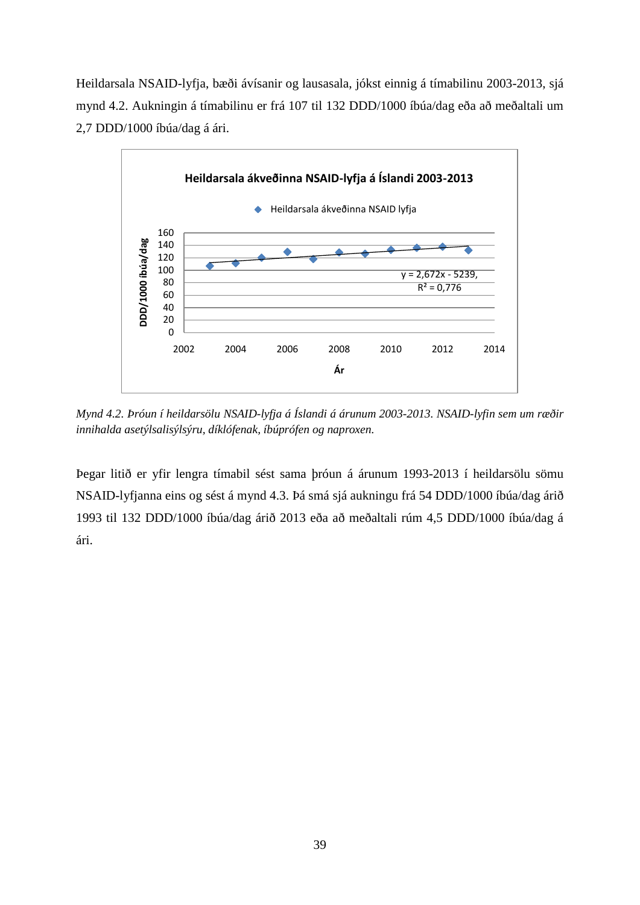Heildarsala NSAID-lyfja, bæði ávísanir og lausasala, jókst einnig á tímabilinu 2003-2013, sjá mynd 4.2. Aukningin á tímabilinu er frá 107 til 132 DDD/1000 íbúa/dag eða að meðaltali um 2,7 DDD/1000 íbúa/dag á ári.

Heildarsala ákveðinna NSAID-lyfja á Íslandi 2003-2013

Heildarsala ákveðinna NSAID lyfja

y = 2,672x - 5239, $R^2$ = 0,776

*Mynd 4.2. Þróun í heildarsölu NSAID-lyfja á Íslandi á árunum 2003-2013. NSAID-lyfin sem um ræðir innihalda asetýlsalisýlsýru, díklófenak, íbúprófen og naproxen.*

Þegar litið er yfir lengra tímabil sést sama þróun á árunum 1993-2013 í heildarsölu sömu NSAID-lyfjanna eins og sést á mynd 4.3. Þá smá sjá aukningu frá 54 DDD/1000 íbúa/dag árið 1993 til 132 DDD/1000 íbúa/dag árið 2013 eða að meðaltali rúm 4,5 DDD/1000 íbúa/dag á ári.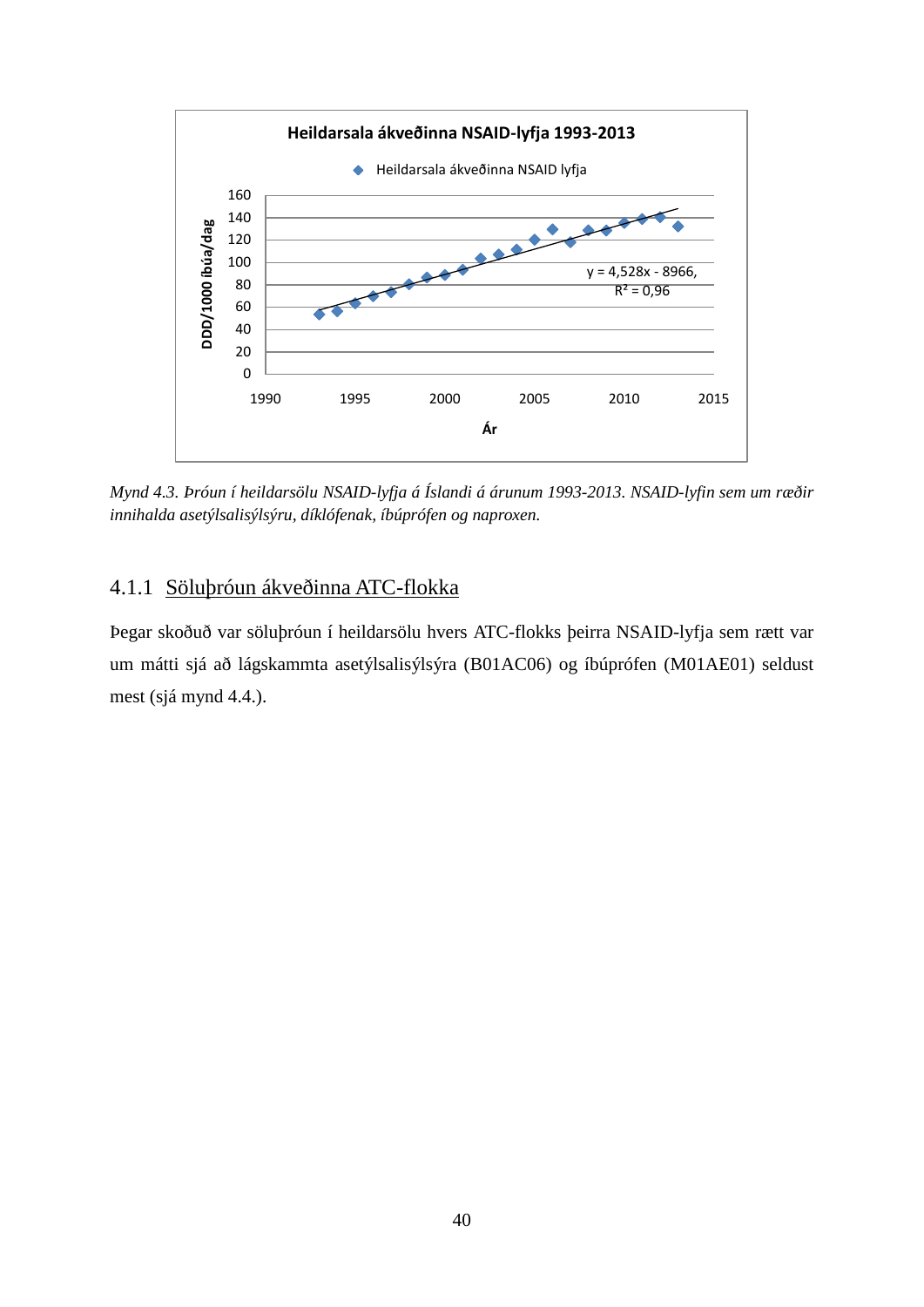*Mynd 4.3. Þróun í heildarsölu NSAID-lyfja á Íslandi á árunum 1993-2013. NSAID-lyfin sem um ræðir innihalda asetýlsalisýlsýru, díklófenak, íbúprófen og naproxen.*

### 4.1.1 Söluþróun ákveðinna ATC-flokka

Þegar skoðuð var söluþróun í heildarsölu hvers ATC-flokks þeirra NSAID-lyfja sem rætt var um mátti sjá að lágskammta asetýlsalisýlsýra (B01AC06) og íbúprófen (M01AE01) seldust mest (sjá mynd 4.4.).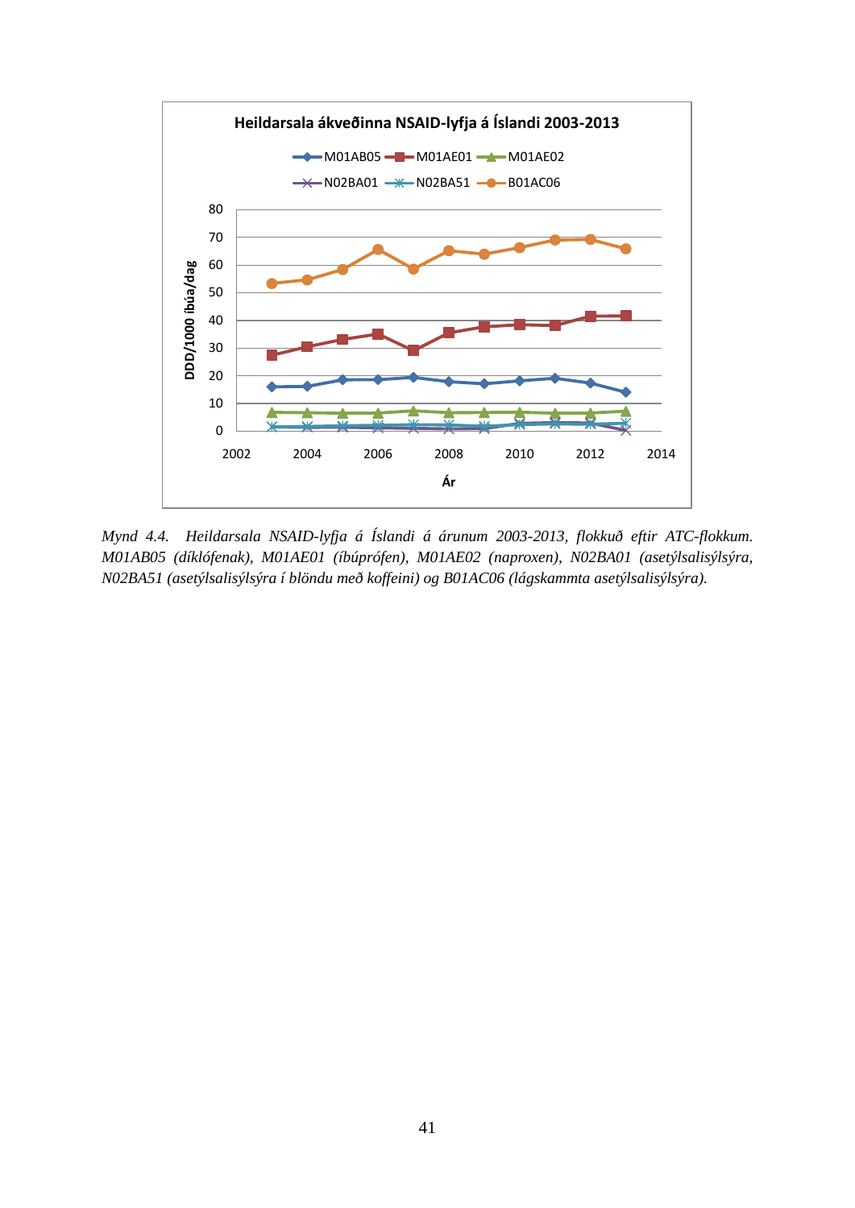*Mynd 4.4. Heildarsala NSAID-lyfja á Íslandi á árunum 2003-2013, flokkuð eftir ATC-flokkum. M01AB05 (díklófenak), M01AE01 (íbúprófen), M01AE02 (naproxen), N02BA01 (asetýlsalisýlsýra, N02BA51 (asetýlsalisýlsýra í blöndu með koffeini) og B01AC06 (lágskammta asetýlsalisýlsýra).*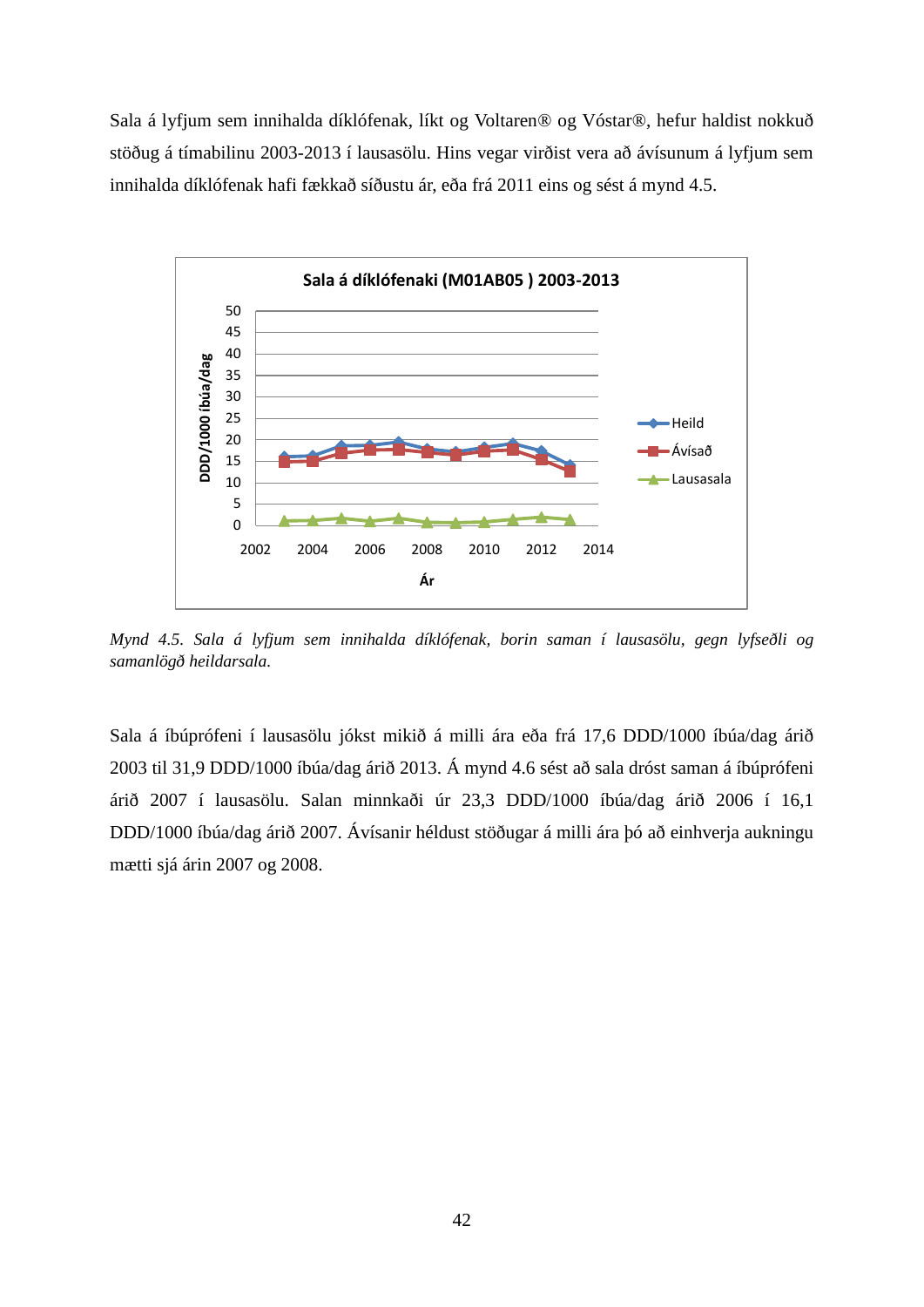Sala á lyfjum sem innihalda díklófenak, líkt og Voltaren® og Vóstar®, hefur haldist nokkuð stöðug á tímabilinu 2003-2013 í lausasölu. Hins vegar virðist vera að ávísunum á lyfjum sem innihalda díklófenak hafi fækkað síðustu ár, eða frá 2011 eins og sést á mynd 4.5.

*Mynd 4.5. Sala á lyfjum sem innihalda díklófenak, borin saman í lausasölu, gegn lyfseðli og samanlögð heildarsala.*

Sala á íbúprófeni í lausasölu jókst mikið á milli ára eða frá 17,6 DDD/1000 íbúa/dag árið 2003 til 31,9 DDD/1000 íbúa/dag árið 2013. Á mynd 4.6 sést að sala dróst saman á íbúprófeni árið 2007 í lausasölu. Salan minnkaði úr 23,3 DDD/1000 íbúa/dag árið 2006 í 16,1 DDD/1000 íbúa/dag árið 2007. Ávísanir héldust stöðugar á milli ára þó að einhverja aukningu mætti sjá árin 2007 og 2008.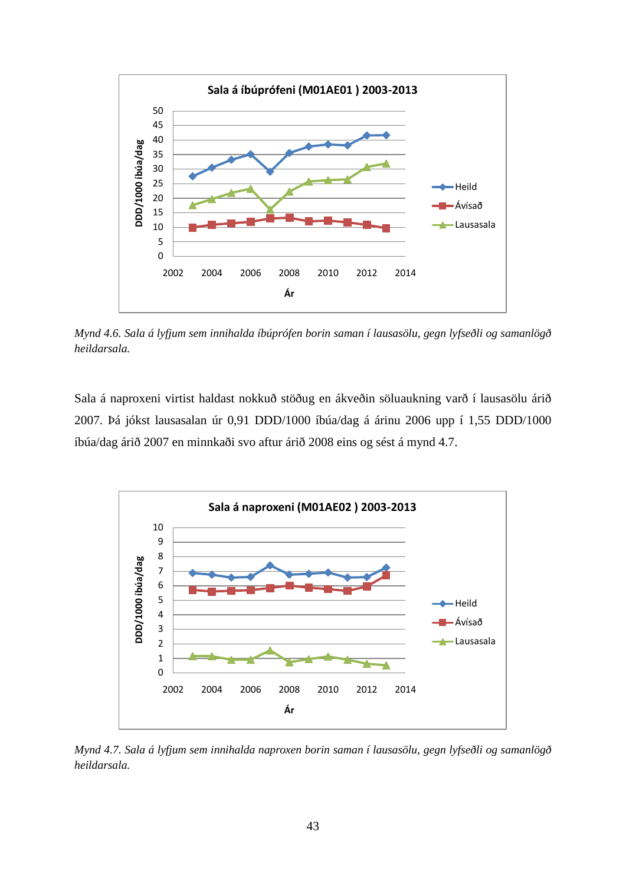*Mynd 4.6. Sala á lyfjum sem innihalda íbúprófen borin saman í lausasölu, gegn lyfseðli og samanlögð heildarsala.*

Sala á naproxeni virtist haldast nokkuð stöðug en ákveðin söluaukning varð í lausasölu árið 2007. Þá jókst lausasalan úr 0,91 DDD/1000 íbúa/dag á árinu 2006 upp í 1,55 DDD/1000 íbúa/dag árið 2007 en minnkaði svo aftur árið 2008 eins og sést á mynd 4.7.

*Mynd 4.7. Sala á lyfjum sem innihalda naproxen borin saman í lausasölu, gegn lyfseðli og samanlögð heildarsala.*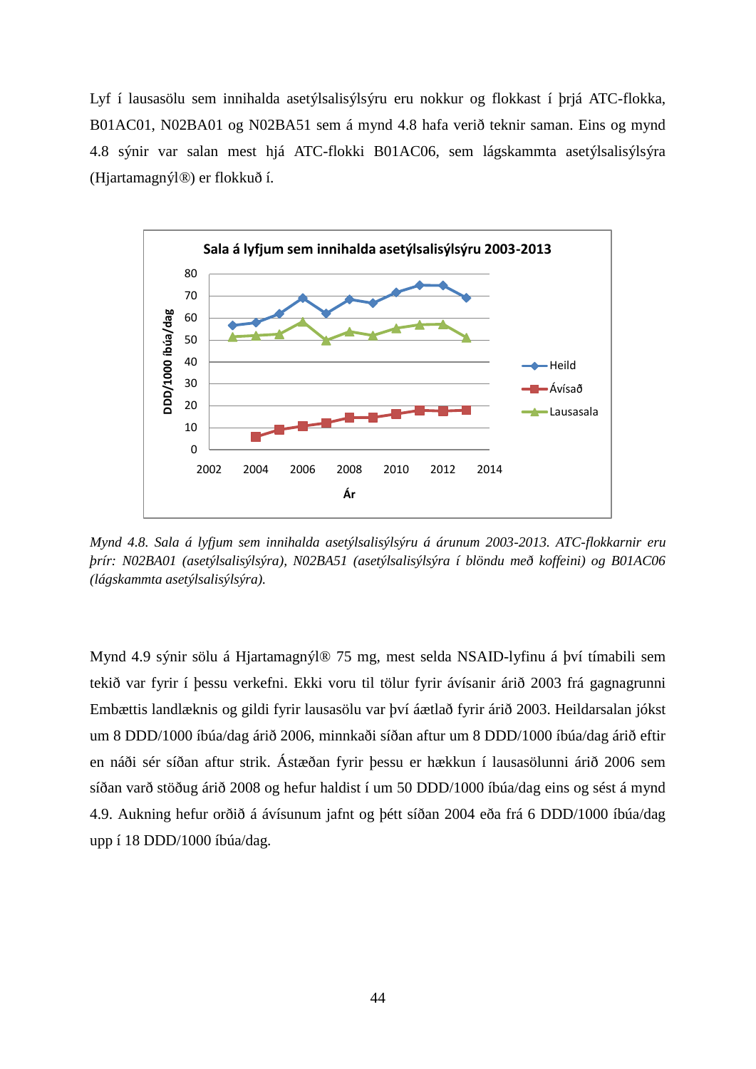Lyf í lausasölu sem innihalda asetýlsalisýlsýru eru nokkur og flokkast í þrjá ATC-flokka, B01AC01, N02BA01 og N02BA51 sem á mynd 4.8 hafa verið teknir saman. Eins og mynd 4.8 sýnir var salan mest hjá ATC-flokki B01AC06, sem lágskammta asetýlsalisýlsýra (Hjartamagnýl®) er flokkuð í.

*Mynd 4.8. Sala á lyfjum sem innihalda asetýlsalisýlsýru á árunum 2003-2013. ATC-flokkarnir eru þrír: N02BA01 (asetýlsalisýlsýra), N02BA51 (asetýlsalisýlsýra í blöndu með koffeini) og B01AC06 (lágskammta asetýlsalisýlsýra).*

Mynd 4.9 sýnir sölu á Hjartamagnýl® 75 mg, mest selda NSAID-lyfinu á því tímabili sem tekið var fyrir í þessu verkefni. Ekki voru til tölur fyrir ávísanir árið 2003 frá gagnagrunni Embættis landlæknis og gildi fyrir lausasölu var því áætlað fyrir árið 2003. Heildarsalan jókst um 8 DDD/1000 íbúa/dag árið 2006, minnkaði síðan aftur um 8 DDD/1000 íbúa/dag árið eftir en náði sér síðan aftur strik. Ástæðan fyrir þessu er hækkun í lausasölunni árið 2006 sem síðan varð stöðug árið 2008 og hefur haldist í um 50 DDD/1000 íbúa/dag eins og sést á mynd 4.9. Aukning hefur orðið á ávísunum jafnt og þétt síðan 2004 eða frá 6 DDD/1000 íbúa/dag upp í 18 DDD/1000 íbúa/dag.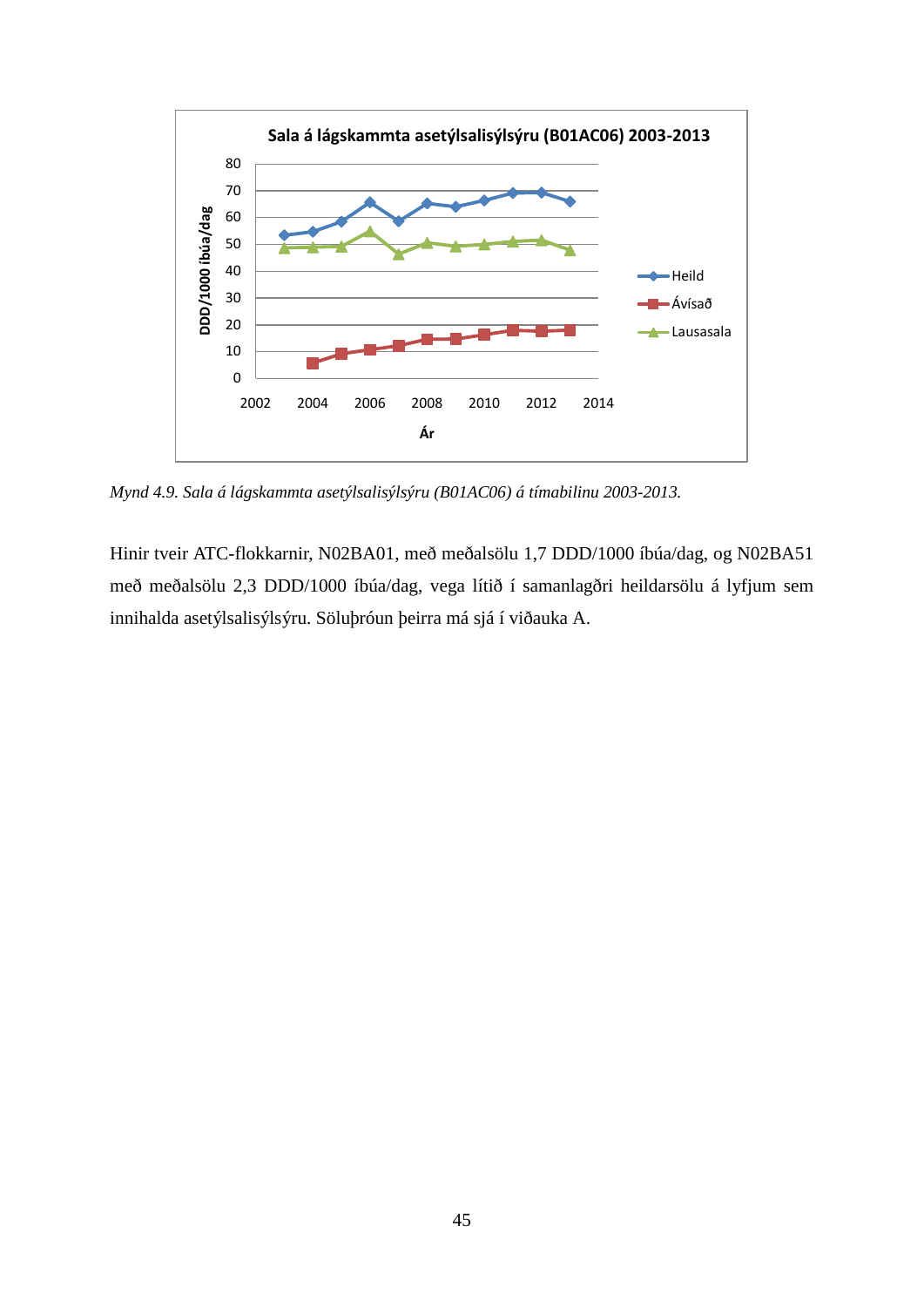*Mynd 4.9. Sala á lágskammta asetýlsalisýlsýru (B01AC06) á tímabilinu 2003-2013.*

Hinir tveir ATC-flokkarnir, N02BA01, með meðalsölu 1,7 DDD/1000 íbúa/dag, og N02BA51 með meðalsölu 2,3 DDD/1000 íbúa/dag, vega lítið í samanlagðri heildarsölu á lyfjum sem innihalda asetýlsalisýlsýru. Söluþróun þeirra má sjá í viðauka A.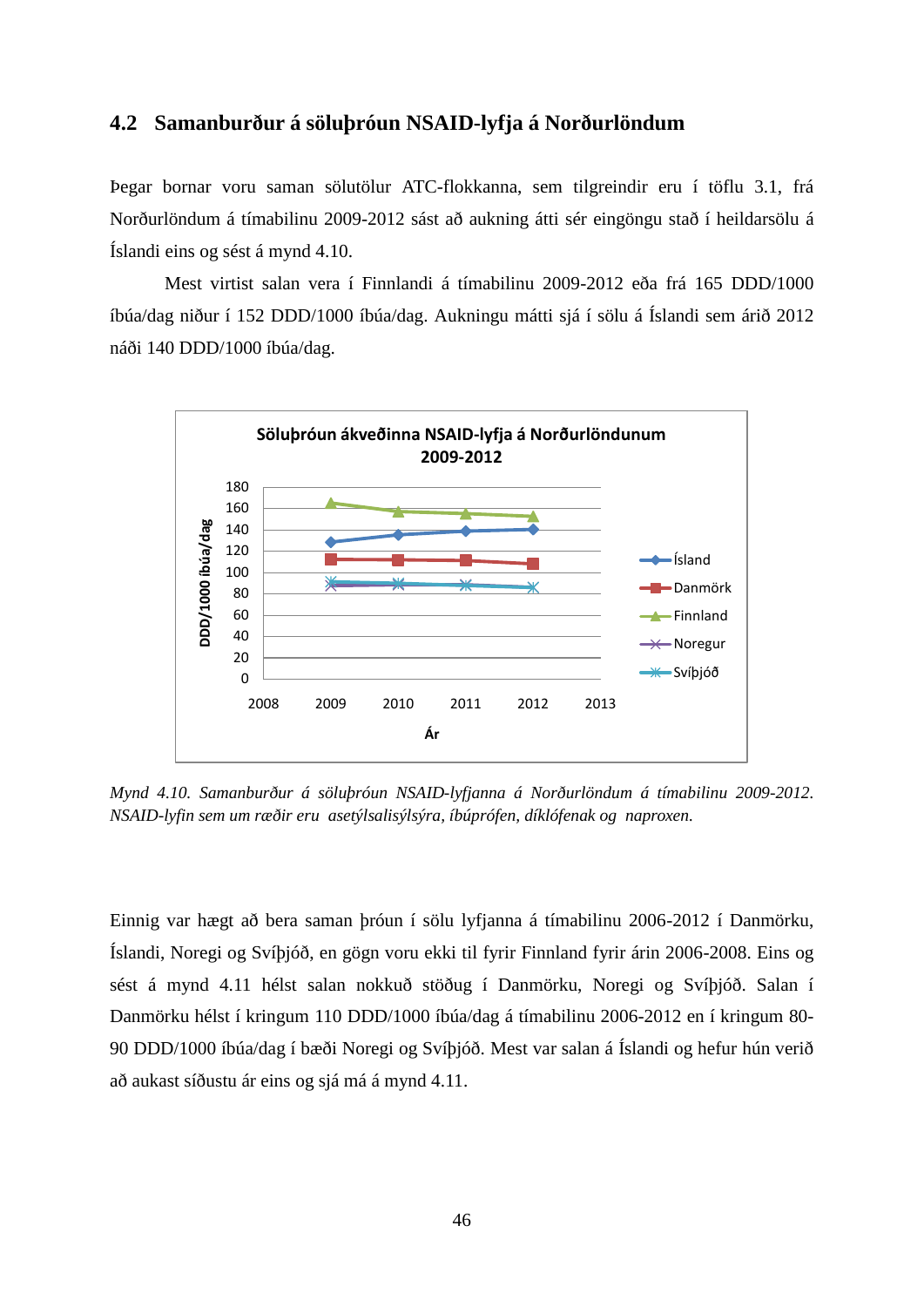## 4.2 Samanburður á söluþróun NSAID-lyfja á Norðurlöndum

Þegar bornar voru saman sölutölur ATC-flokkanna, sem tilgreindir eru í töflu 3.1, frá Norðurlöndum á tímabilinu 2009-2012 sást að aukning átti sér eingöngu stað í heildarsölu á Íslandi eins og sést á mynd 4.10.

Mest virtist salan vera í Finnlandi á tímabilinu 2009-2012 eða frá 165 DDD/1000 íbúa/dag niður í 152 DDD/1000 íbúa/dag. Aukningu mátti sjá í sölu á Íslandi sem árið 2012 náði 140 DDD/1000 íbúa/dag.

*Mynd 4.10. Samanburður á söluþróun NSAID-lyfjanna á Norðurlöndum á tímabilinu 2009-2012. NSAID-lyfin sem um ræðir eru asetýlsalisýlsýra, íbúprófen, díklófenak og naproxen.*

Einnig var hægt að bera saman þróun í sölu lyfjanna á tímabilinu 2006-2012 í Danmörku, Íslandi, Noregi og Svíþjóð, en gögn voru ekki til fyrir Finnland fyrir árin 2006-2008. Eins og sést á mynd 4.11 hélst salan nokkuð stöðug í Danmörku, Noregi og Svíþjóð. Salan í Danmörku hélst í kringum 110 DDD/1000 íbúa/dag á tímabilinu 2006-2012 en í kringum 80-90 DDD/1000 íbúa/dag í bæði Noregi og Svíþjóð. Mest var salan á Íslandi og hefur hún verið að aukast síðustu ár eins og sjá má á mynd 4.11.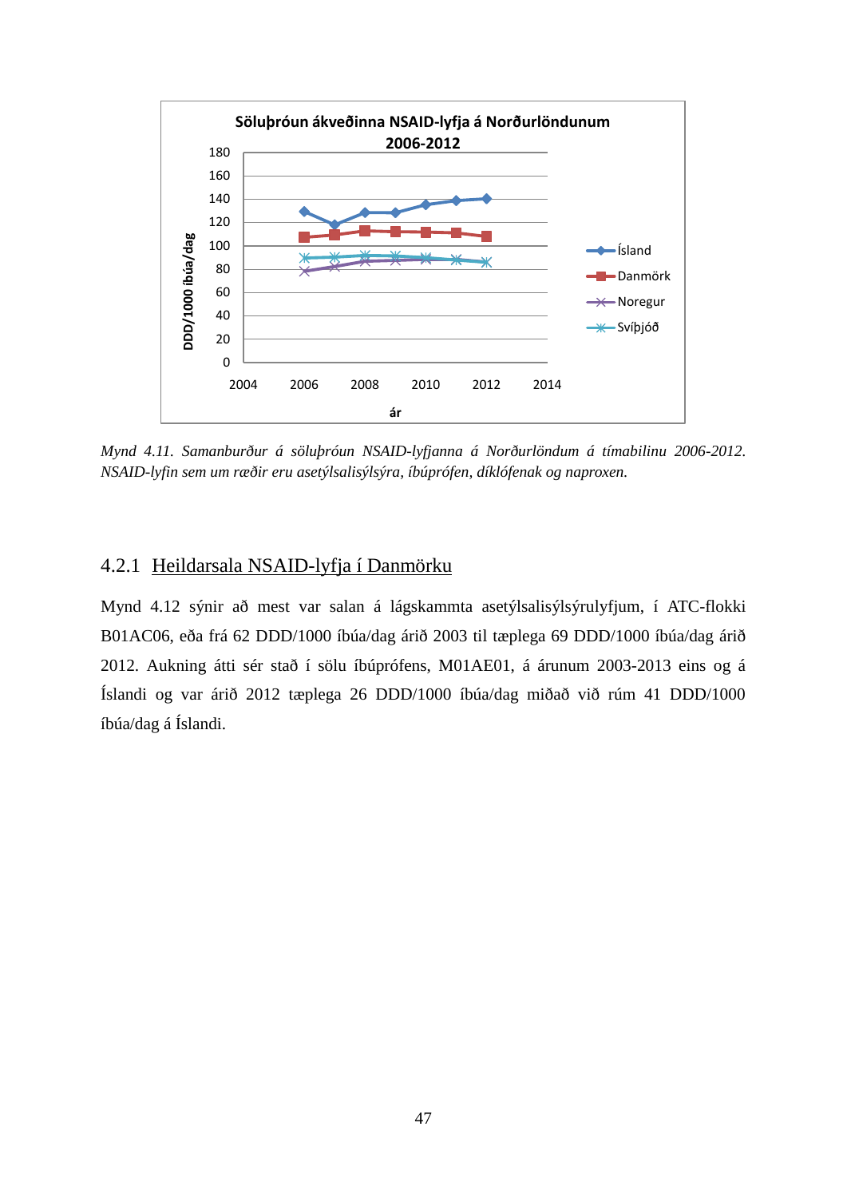*Mynd 4.11. Samanburður á söluþróun NSAID-lyfjanna á Norðurlöndum á tímabilinu 2006-2012. NSAID-lyfin sem um ræðir eru asetýlsalisýlsýra, íbúprófen, díklófenak og naproxen.*

### 4.2.1 Heildarsala NSAID-lyfja í Danmörku

Mynd 4.12 sýnir að mest var salan á lágskammta asetýlsalisýlsýrulyfjum, í ATC-flokki B01AC06, eða frá 62 DDD/1000 íbúa/dag árið 2003 til tæplega 69 DDD/1000 íbúa/dag árið 2012. Aukning átti sér stað í sölu íbúprófens, M01AE01, á árunum 2003-2013 eins og á Íslandi og var árið 2012 tæplega 26 DDD/1000 íbúa/dag miðað við rúm 41 DDD/1000 íbúa/dag á Íslandi.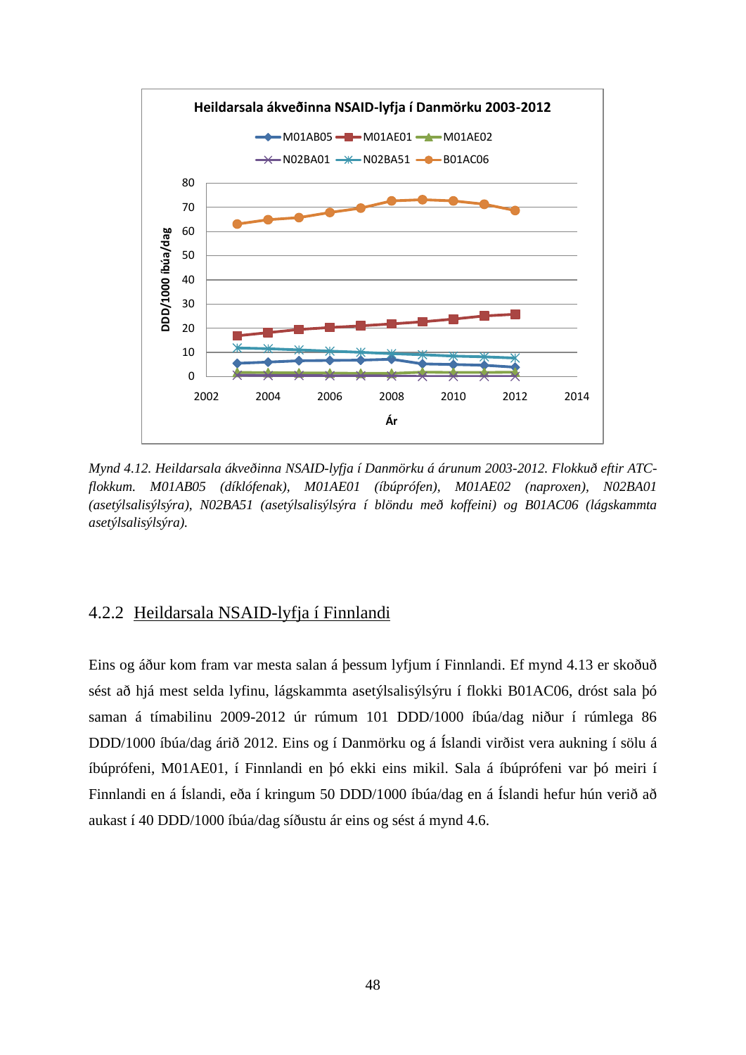*Mynd 4.12. Heildarsala ákveðinna NSAID-lyfja í Danmörku á árunum 2003-2012. Flokkuð eftir ATC-flokkum. M01AB05 (díklófenak), M01AE01 (íbúprófen), M01AE02 (naproxen), N02BA01 (asetýlsalisýlsýra), N02BA51 (asetýlsalisýlsýra í blöndu með koffeini) og B01AC06 (lágskammta asetýlsalisýlsýra).*

### 4.2.2 Heildarsala NSAID-lyfja í Finnlandi

Eins og áður kom fram var mesta salan á þessum lyfjum í Finnlandi. Ef mynd 4.13 er skoðuð sést að hjá mest selda lyfinu, lágskammta asetýlsalisýlsýru í flokki B01AC06, dróst sala þó saman á tímabilinu 2009-2012 úr rúmum 101 DDD/1000 íbúa/dag niður í rúmlega 86 DDD/1000 íbúa/dag árið 2012. Eins og í Danmörku og á Íslandi virðist vera aukning í sölu á íbúprófeni, M01AE01, í Finnlandi en þó ekki eins mikil. Sala á íbúprófeni var þó meiri í Finnlandi en á Íslandi, eða í kringum 50 DDD/1000 íbúa/dag en á Íslandi hefur hún verið að aukast í 40 DDD/1000 íbúa/dag síðustu ár eins og sést á mynd 4.6.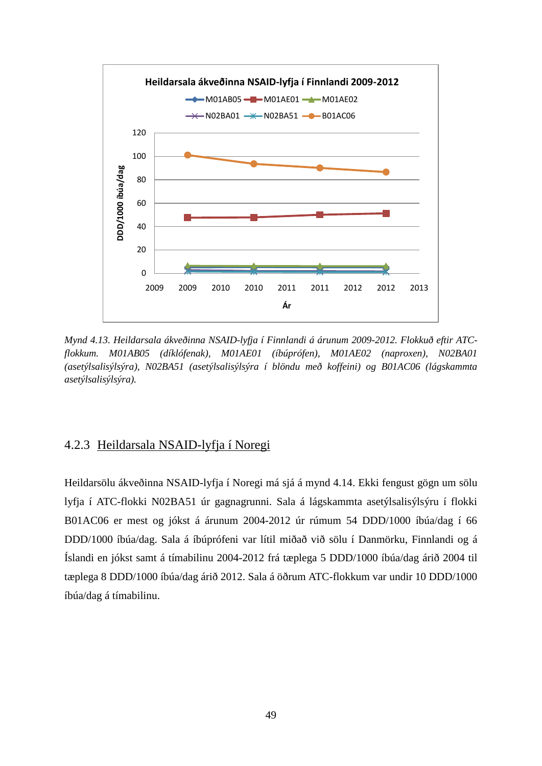*Mynd 4.13. Heildarsala ákveðinna NSAID-lyfja í Finnlandi á árunum 2009-2012. Flokkuð eftir ATC-flokkum. M01AB05 (díklófenak), M01AE01 (íbúprófen), M01AE02 (naproxen), N02BA01 (asetýlsalisýlsýra), N02BA51 (asetýlsalisýlsýra í blöndu með koffeini) og B01AC06 (lágskammta asetýlsalisýlsýra).*

### 4.2.3 Heildarsala NSAID-lyfja í Noregi

Heildarsölu ákveðinna NSAID-lyfja í Noregi má sjá á mynd 4.14. Ekki fengust gögn um sölu lyfja í ATC-flokki N02BA51 úr gagnagrunni. Sala á lágskammta asetýlsalisýlsýru í flokki B01AC06 er mest og jókst á árunum 2004-2012 úr rúmum 54 DDD/1000 íbúa/dag í 66 DDD/1000 íbúa/dag. Sala á íbúprófeni var lítil miðað við sölu í Danmörku, Finnlandi og á Íslandi en jókst samt á tímabilinu 2004-2012 frá tæplega 5 DDD/1000 íbúa/dag árið 2004 til tæplega 8 DDD/1000 íbúa/dag árið 2012. Sala á öðrum ATC-flokkum var undir 10 DDD/1000 íbúa/dag á tímabilinu.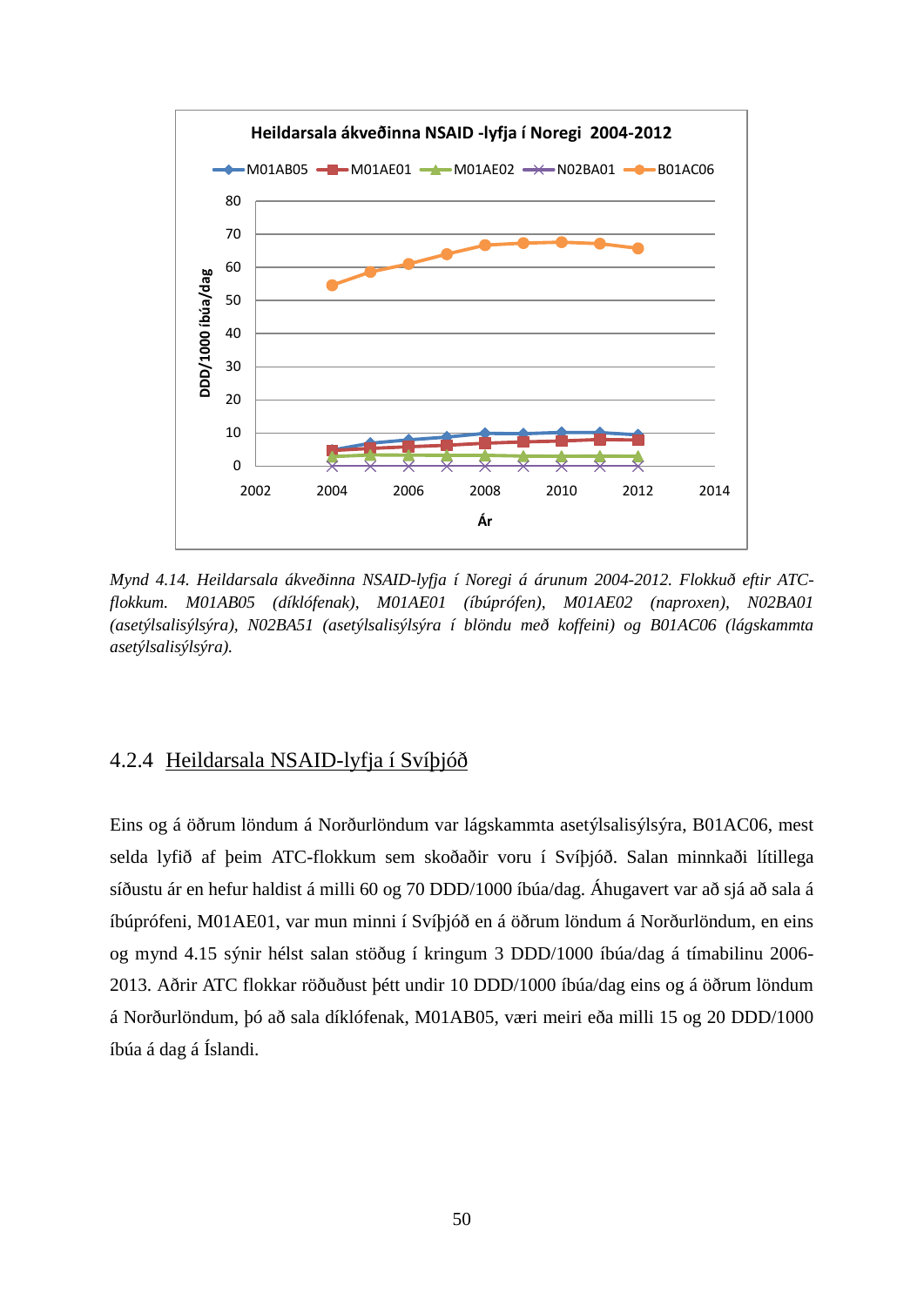Heildarsala ákveðinna NSAID -lyfja í Noregi 2004-2012

*Mynd 4.14. Heildarsala ákveðinna NSAID-lyfja í Noregi á árunum 2004-2012. Flokkuð eftir ATC-flokkum. M01AB05 (díklófenak), M01AE01 (íbúprófen), M01AE02 (naproxen), N02BA01 (asetýlsalisýlsýra), N02BA51 (asetýlsalisýlsýra í blöndu með koffeini) og B01AC06 (lágskammta asetýlsalisýlsýra).*

### 4.2.4 Heildarsala NSAID-lyfja í Svíþjóð

Eins og á öðrum löndum á Norðurlöndum var lágskammta asetýlsalisýlsýra, B01AC06, mest selda lyfið af þeim ATC-flokkum sem skoðaðir voru í Svíþjóð. Salan minnkaði lítillega síðustu ár en hefur haldist á milli 60 og 70 DDD/1000 íbúa/dag. Áhugavert var að sjá að sala á íbúprófeni, M01AE01, var mun minni í Svíþjóð en á öðrum löndum á Norðurlöndum, en eins og mynd 4.15 sýnir hélst salan stöðug í kringum 3 DDD/1000 íbúa/dag á tímabilinu 2006-2013. Aðrir ATC flokkar röðuðust þétt undir 10 DDD/1000 íbúa/dag eins og á öðrum löndum á Norðurlöndum, þó að sala díklófenak, M01AB05, væri meiri eða milli 15 og 20 DDD/1000 íbúa á dag á Íslandi.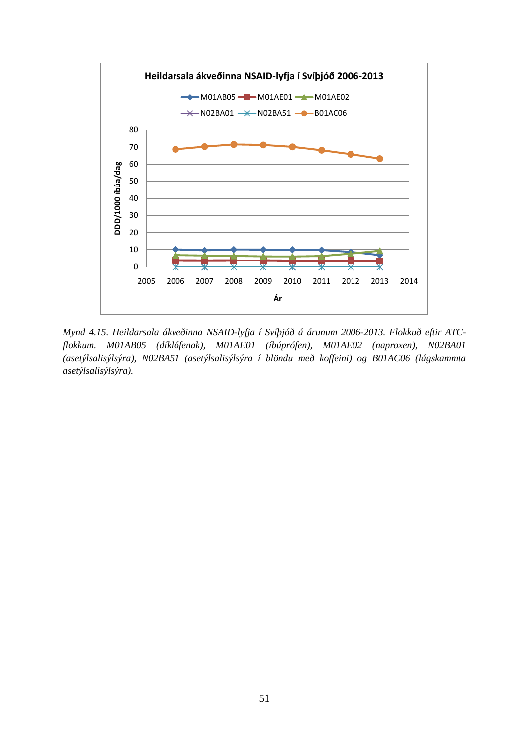*Mynd 4.15. Heildarsala ákveðinna NSAID-lyfja í Svíþjóð á árunum 2006-2013. Flokkuð eftir ATC-flokkum. M01AB05 (díklófenak), M01AE01 (íbúprófen), M01AE02 (naproxen), N02BA01 (asetýlsalisýlsýra), N02BA51 (asetýlsalisýlsýra í blöndu með koffeini) og B01AC06 (lágskammta asetýlsalisýlsýra).*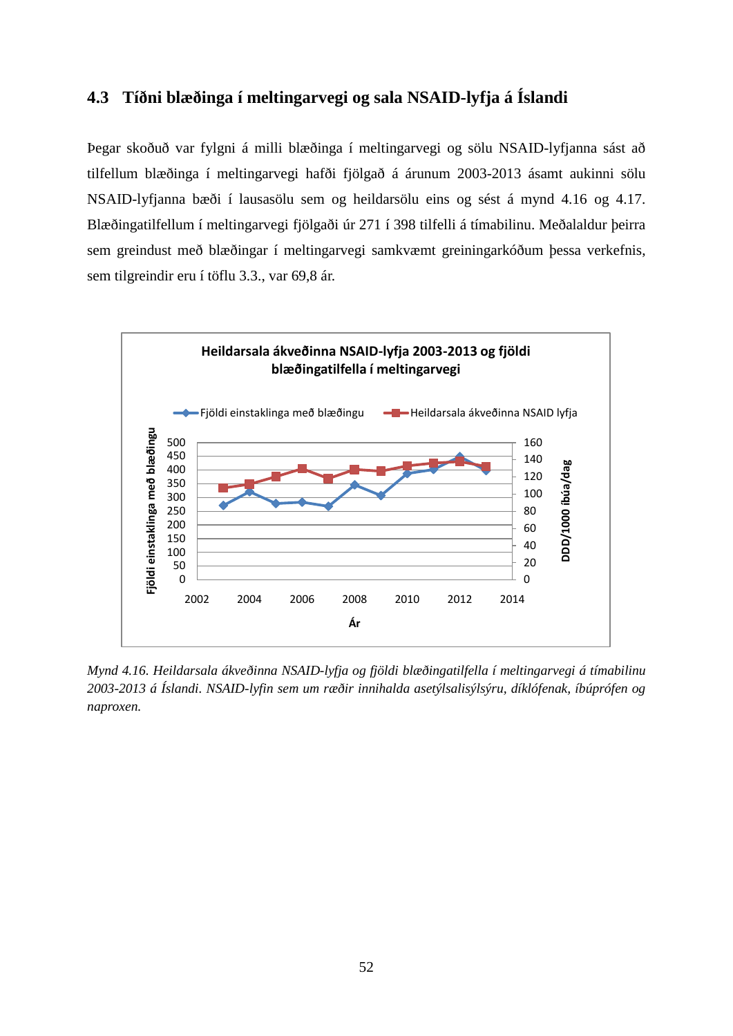## 4.3 Tíðni blæðinga í meltingarvegi og sala NSAID-lyfja á Íslandi

Þegar skoðuð var fylgni á milli blæðinga í meltingarvegi og sölu NSAID-lyfjanna sást að tilfellum blæðinga í meltingarvegi hafði fjölgað á árunum 2003-2013 ásamt aukinni sölu NSAID-lyfjanna bæði í lausasölu sem og heildarsölu eins og sést á mynd 4.16 og 4.17. Blæðingatilfellum í meltingarvegi fjölgaði úr 271 í 398 tilfelli á tímabilinu. Meðalaldur þeirra sem greindust með blæðingar í meltingarvegi samkvæmt greiningarkóðum þessa verkefnis, sem tilgreindir eru í töflu 3.3., var 69,8 ár.

*Mynd 4.16. Heildarsala ákveðinna NSAID-lyfja og fjöldi blæðingatilfella í meltingarvegi á tímabilinu 2003-2013 á Íslandi. NSAID-lyfin sem um ræðir innihalda asetýlsalisýlsýru, díklófenak, íbúprófen og naproxen.*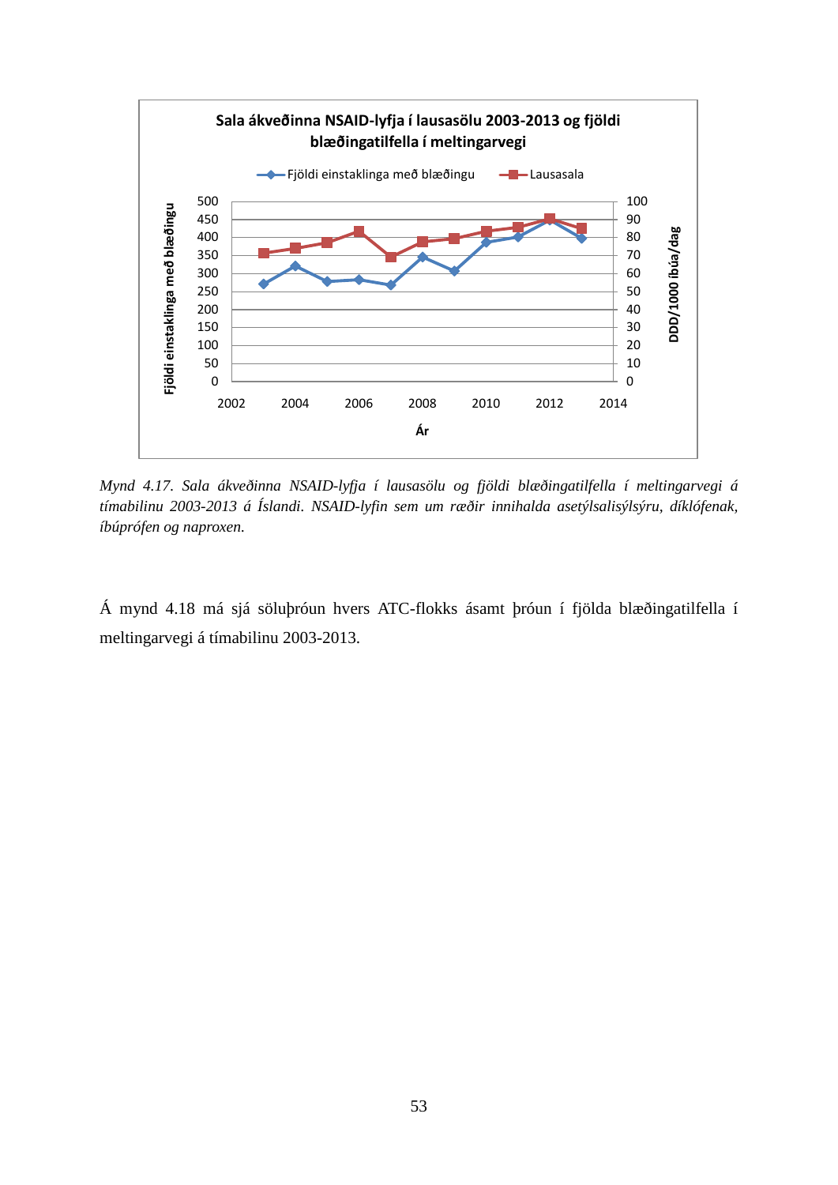*Mynd 4.17. Sala ákveðinna NSAID-lyfja í lausasölu og fjöldi blæðingatilfella í meltingarvegi á tímabilinu 2003-2013 á Íslandi. NSAID-lyfin sem um ræðir innihalda asetýlsalisýlsýru, díklófenak, íbúprófen og naproxen.*

Á mynd 4.18 má sjá söluþróun hvers ATC-flokks ásamt þróun í fjölda blæðingatilfella í meltingarvegi á tímabilinu 2003-2013.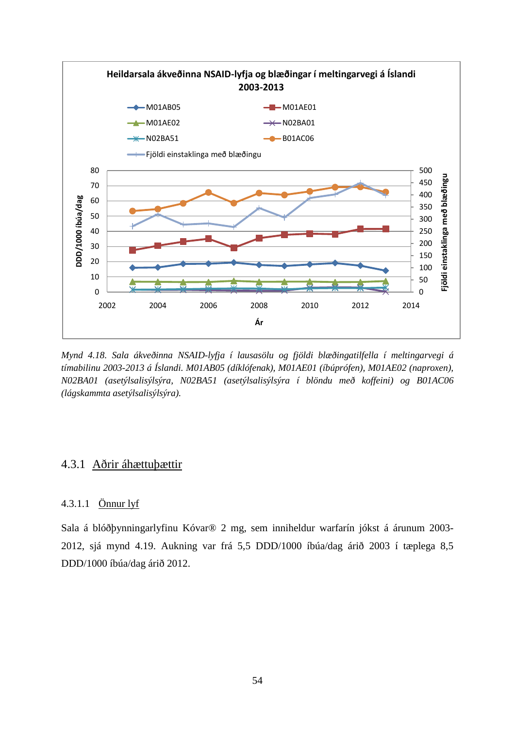*Mynd 4.18. Sala ákveðinna NSAID-lyfja í lausasölu og fjöldi blæðingatilfella í meltingarvegi á tímabilinu 2003-2013 á Íslandi. M01AB05 (díklófenak), M01AE01 (íbúprófen), M01AE02 (naproxen), N02BA01 (asetýlsalisýlsýra, N02BA51 (asetýlsalisýlsýra í blöndu með koffeini) og B01AC06 (lágskammta asetýlsalisýlsýra).*

### 4.3.1 Aðrir áhættuþættir

#### 4.3.1.1 Önnur lyf

Sala á blóðþynningarlyfinu Kóvar® 2 mg, sem inniheldur warfarín jókst á árunum 2003-2012, sjá mynd 4.19. Aukning var frá 5,5 DDD/1000 íbúa/dag árið 2003 í tæplega 8,5 DDD/1000 íbúa/dag árið 2012.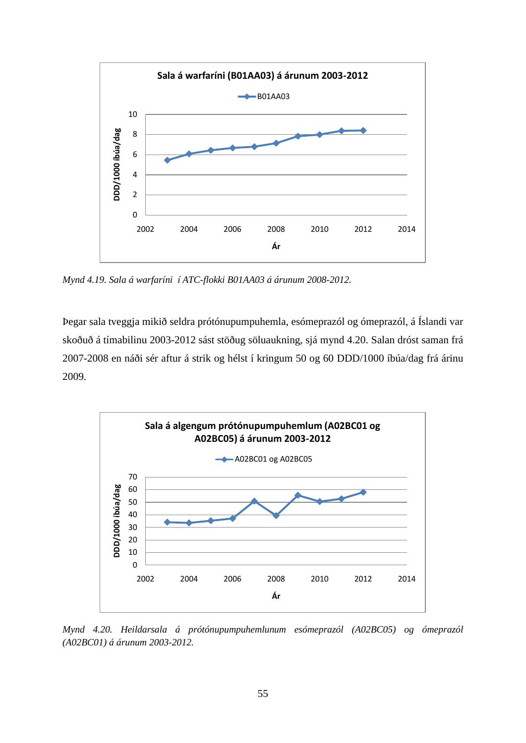*Mynd 4.19. Sala á warfaríni  í ATC-flokki B01AA03 á árunum 2008-2012.*

Þegar sala tveggja mikið seldra prótónupumpuhemla, esómeprazól og ómeprazól, á Íslandi var skoðuð á tímabilinu 2003-2012 sást stöðug söluaukning, sjá mynd 4.20. Salan dróst saman frá 2007-2008 en náði sér aftur á strik og hélst í kringum 50 og 60 DDD/1000 íbúa/dag frá árinu 2009.

*Mynd 4.20. Heildarsala á prótónupumpuhemlunum esómeprazól (A02BC05) og ómeprazól (A02BC01) á árunum 2003-2012.*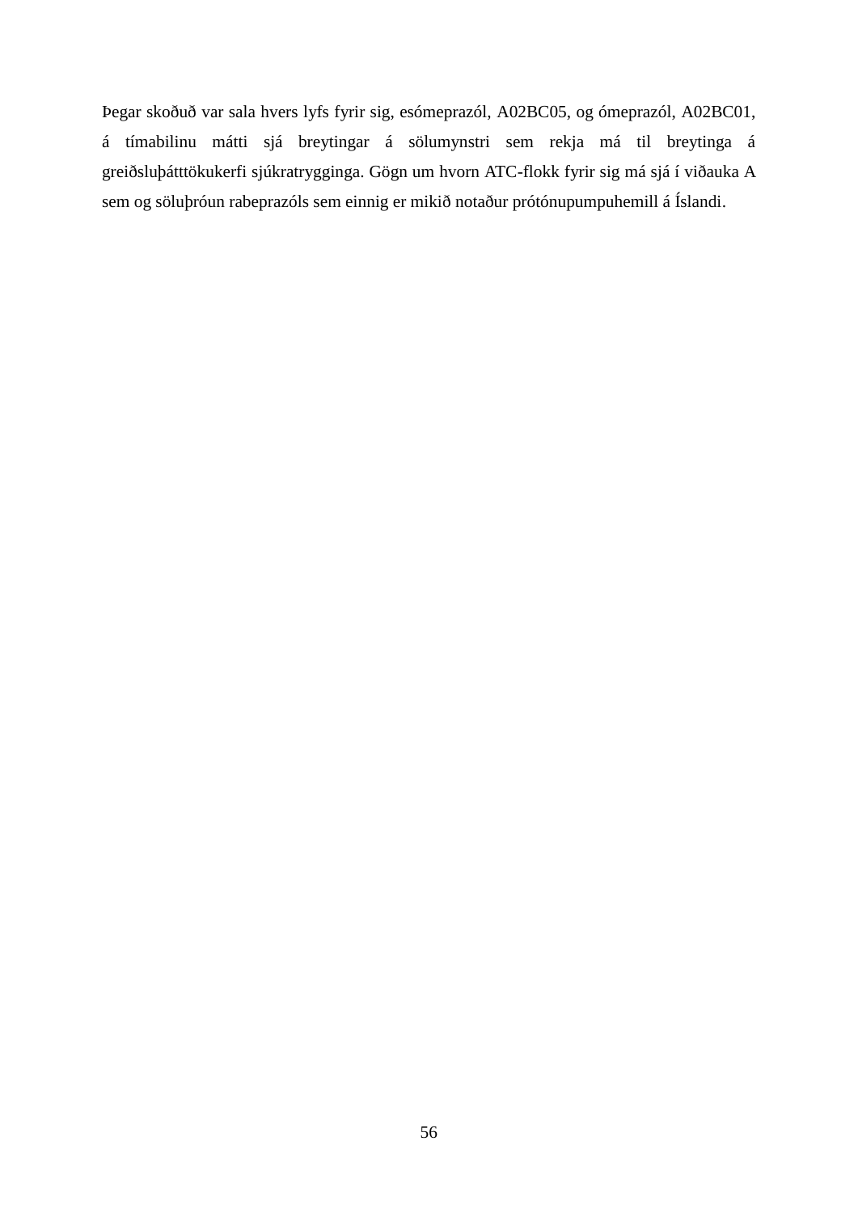Þegar skoðuð var sala hvers lyfs fyrir sig, esómeprazól, A02BC05, og ómeprazól, A02BC01, á tímabilinu mátti sjá breytingar á sölumynstri sem rekja má til breytinga á greiðsluþátttökukerfi sjúkratrygginga. Gögn um hvorn ATC-flokk fyrir sig má sjá í viðauka A sem og söluþróun rabeprazóls sem einnig er mikið notaður prótónupumpuhemill á Íslandi.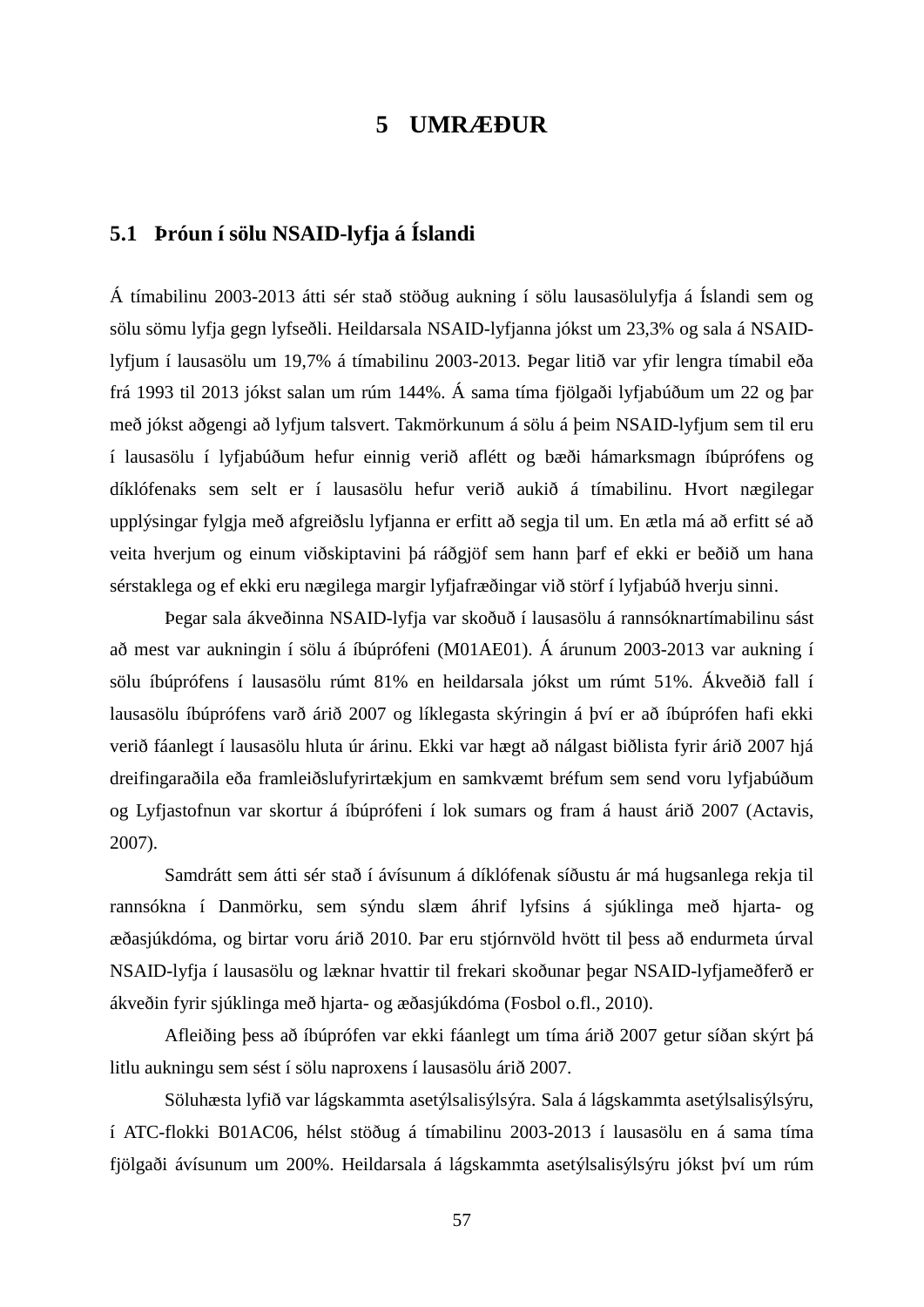# 5 UMRÆÐUR

## 5.1 Þróun í sölu NSAID-lyfja á Íslandi

Á tímabilinu 2003-2013 átti sér stað stöðug aukning í sölu lausasölulyfja á Íslandi sem og sölu sömu lyfja gegn lyfseðli. Heildarsala NSAID-lyfjanna jókst um 23,3% og sala á NSAID-lyfjum í lausasölu um 19,7% á tímabilinu 2003-2013. Þegar litið var yfir lengra tímabil eða frá 1993 til 2013 jókst salan um rúm 144%. Á sama tíma fjölgaði lyfjabúðum um 22 og þar með jókst aðgengi að lyfjum talsvert. Takmörkunum á sölu á þeim NSAID-lyfjum sem til eru í lausasölu í lyfjabúðum hefur einnig verið aflétt og bæði hámarksmagn íbúprófens og díklófenaks sem selt er í lausasölu hefur verið aukið á tímabilinu. Hvort nægilegar upplýsingar fylgja með afgreiðslu lyfjanna er erfitt að segja til um. En ætla má að erfitt sé að veita hverjum og einum viðskiptavini þá ráðgjöf sem hann þarf ef ekki er beðið um hana sérstaklega og ef ekki eru nægilega margir lyfjafræðingar við störf í lyfjabúð hverju sinni.

Þegar sala ákveðinna NSAID-lyfja var skoðuð í lausasölu á rannsóknartímabilinu sást að mest var aukningin í sölu á íbúprófeni (M01AE01). Á árunum 2003-2013 var aukning í sölu íbúprófens í lausasölu rúmt 81% en heildarsala jókst um rúmt 51%. Ákveðið fall í lausasölu íbúprófens varð árið 2007 og líklegasta skýringin á því er að íbúprófen hafi ekki verið fáanlegt í lausasölu hluta úr árinu. Ekki var hægt að nálgast biðlista fyrir árið 2007 hjá dreifingaraðila eða framleiðslufyrirtækjum en samkvæmt bréfum sem send voru lyfjabúðum og Lyfjastofnun var skortur á íbúprófeni í lok sumars og fram á haust árið 2007 (Actavis, 2007).

Samdrátt sem átti sér stað í ávísunum á díklófenak síðustu ár má hugsanlega rekja til rannsókna í Danmörku, sem sýndu slæm áhrif lyfsins á sjúklinga með hjarta- og æðasjúkdóma, og birtar voru árið 2010. Þar eru stjórnvöld hvött til þess að endurmeta úrval NSAID-lyfja í lausasölu og læknar hvattir til frekari skoðunar þegar NSAID-lyfjameðferð er ákveðin fyrir sjúklinga með hjarta- og æðasjúkdóma (Fosbol o.fl., 2010).

Afleiðing þess að íbúprófen var ekki fáanlegt um tíma árið 2007 getur síðan skýrt þá litlu aukningu sem sést í sölu naproxens í lausasölu árið 2007.

Söluhæsta lyfið var lágskammta asetýlsalisýlsýra. Sala á lágskammta asetýlsalisýlsýru, í ATC-flokki B01AC06, hélst stöðug á tímabilinu 2003-2013 í lausasölu en á sama tíma fjölgaði ávísunum um 200%. Heildarsala á lágskammta asetýlsalisýlsýru jókst því um rúm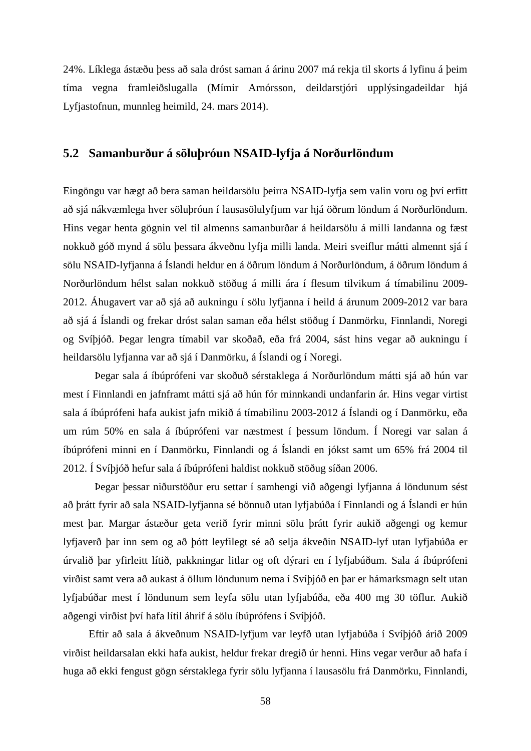24%. Líklega ástæðu þess að sala dróst saman á árinu 2007 má rekja til skorts á lyfinu á þeim tíma vegna framleiðslugalla (Mímir Arnórsson, deildarstjóri upplýsingadeildar hjá Lyfjastofnun, munnleg heimild, 24. mars 2014).

## 5.2 Samanburður á söluþróun NSAID-lyfja á Norðurlöndum

Eingöngu var hægt að bera saman heildarsölu þeirra NSAID-lyfja sem valin voru og því erfitt að sjá nákvæmlega hver söluþróun í lausasölulyfjum var hjá öðrum löndum á Norðurlöndum. Hins vegar henta gögnin vel til almenns samanburðar á heildarsölu á milli landanna og fæst nokkuð góð mynd á sölu þessara ákveðnu lyfja milli landa. Meiri sveiflur mátti almennt sjá í sölu NSAID-lyfjanna á Íslandi heldur en á öðrum löndum á Norðurlöndum, á öðrum löndum á Norðurlöndum hélst salan nokkuð stöðug á milli ára í flesum tilvikum á tímabilinu 2009-2012. Áhugavert var að sjá að aukningu í sölu lyfjanna í heild á árunum 2009-2012 var bara að sjá á Íslandi og frekar dróst salan saman eða hélst stöðug í Danmörku, Finnlandi, Noregi og Svíþjóð. Þegar lengra tímabil var skoðað, eða frá 2004, sást hins vegar að aukningu í heildarsölu lyfjanna var að sjá í Danmörku, á Íslandi og í Noregi.

Þegar sala á íbúprófeni var skoðuð sérstaklega á Norðurlöndum mátti sjá að hún var mest í Finnlandi en jafnframt mátti sjá að hún fór minnkandi undanfarin ár. Hins vegar virtist sala á íbúprófeni hafa aukist jafn mikið á tímabilinu 2003-2012 á Íslandi og í Danmörku, eða um rúm 50% en sala á íbúprófeni var næstmest í þessum löndum. Í Noregi var salan á íbúprófeni minni en í Danmörku, Finnlandi og á Íslandi en jókst samt um 65% frá 2004 til 2012. Í Svíþjóð hefur sala á íbúprófeni haldist nokkuð stöðug síðan 2006.

Þegar þessar niðurstöður eru settar í samhengi við aðgengi lyfjanna á löndunum sést að þrátt fyrir að sala NSAID-lyfjanna sé bönnuð utan lyfjabúða í Finnlandi og á Íslandi er hún mest þar. Margar ástæður geta verið fyrir minni sölu þrátt fyrir aukið aðgengi og kemur lyfjaverð þar inn sem og að þótt leyfilegt sé að selja ákveðin NSAID-lyf utan lyfjabúða er úrvalið þar yfirleitt lítið, pakkningar litlar og oft dýrari en í lyfjabúðum. Sala á íbúprófeni virðist samt vera að aukast á öllum löndunum nema í Svíþjóð en þar er hámarksmagn selt utan lyfjabúðar mest í löndunum sem leyfa sölu utan lyfjabúða, eða 400 mg 30 töflur. Aukið aðgengi virðist því hafa lítil áhrif á sölu íbúprófens í Svíþjóð.

Eftir að sala á ákveðnum NSAID-lyfjum var leyfð utan lyfjabúða í Svíþjóð árið 2009 virðist heildarsalan ekki hafa aukist, heldur frekar dregið úr henni. Hins vegar verður að hafa í huga að ekki fengust gögn sérstaklega fyrir sölu lyfjanna í lausasölu frá Danmörku, Finnlandi,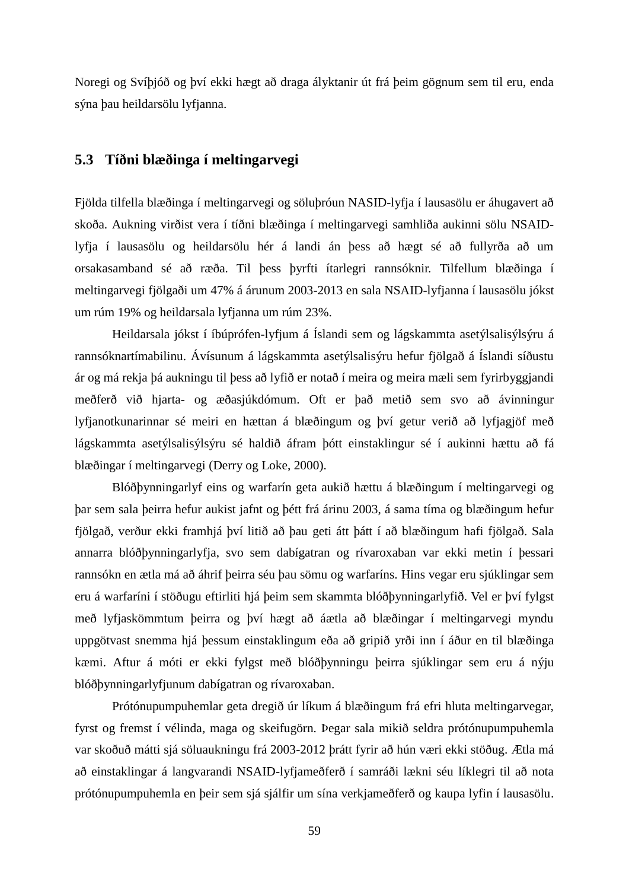Noregi og Svíþjóð og því ekki hægt að draga ályktanir út frá þeim gögnum sem til eru, enda sýna þau heildarsölu lyfjanna.

## 5.3 Tíðni blæðinga í meltingarvegi

Fjölda tilfella blæðinga í meltingarvegi og söluþróun NASID-lyfja í lausasölu er áhugavert að skoða. Aukning virðist vera í tíðni blæðinga í meltingarvegi samhliða aukinni sölu NSAID-lyfja í lausasölu og heildarsölu hér á landi án þess að hægt sé að fullyrða að um orsakasamband sé að ræða. Til þess þyrfti ítarlegri rannsóknir. Tilfellum blæðinga í meltingarvegi fjölgaði um 47% á árunum 2003-2013 en sala NSAID-lyfjanna í lausasölu jókst um rúm 19% og heildarsala lyfjanna um rúm 23%.

Heildarsala jókst í íbúprófen-lyfjum á Íslandi sem og lágskammta asetýlsalisýlsýru á rannsóknartímabilinu. Ávísunum á lágskammta asetýlsalisýru hefur fjölgað á Íslandi síðustu ár og má rekja þá aukningu til þess að lyfið er notað í meira og meira mæli sem fyrirbyggjandi meðferð við hjarta- og æðasjúkdómum. Oft er það metið sem svo að ávinningur lyfjanotkunarinnar sé meiri en hættan á blæðingum og því getur verið að lyfjagjöf með lágskammta asetýlsalisýlsýru sé haldið áfram þótt einstaklingur sé í aukinni hættu að fá blæðingar í meltingarvegi (Derry og Loke, 2000).

Blóðþynningarlyf eins og warfarín geta aukið hættu á blæðingum í meltingarvegi og þar sem sala þeirra hefur aukist jafnt og þétt frá árinu 2003, á sama tíma og blæðingum hefur fjölgað, verður ekki framhjá því litið að þau geti átt þátt í að blæðingum hafi fjölgað. Sala annarra blóðþynningarlyfja, svo sem dabígatran og rívaroxaban var ekki metin í þessari rannsókn en ætla má að áhrif þeirra séu þau sömu og warfaríns. Hins vegar eru sjúklingar sem eru á warfaríni í stöðugu eftirliti hjá þeim sem skammta blóðþynningarlyfið. Vel er því fylgst með lyfjaskömmtum þeirra og því hægt að áætla að blæðingar í meltingarvegi myndu uppgötvast snemma hjá þessum einstaklingum eða að gripið yrði inn í áður en til blæðinga kæmi. Aftur á móti er ekki fylgst með blóðþynningu þeirra sjúklingar sem eru á nýju blóðþynningarlyfjunum dabígatran og rívaroxaban.

Prótónupumpuhemlar geta dregið úr líkum á blæðingum frá efri hluta meltingarvegar, fyrst og fremst í vélinda, maga og skeifugörn. Þegar sala mikið seldra prótónupumpuhemla var skoðuð mátti sjá söluaukningu frá 2003-2012 þrátt fyrir að hún væri ekki stöðug. Ætla má að einstaklingar á langvarandi NSAID-lyfjameðferð í samráði lækni séu líklegri til að nota prótónupumpuhemla en þeir sem sjá sjálfir um sína verkjameðferð og kaupa lyfin í lausasölu.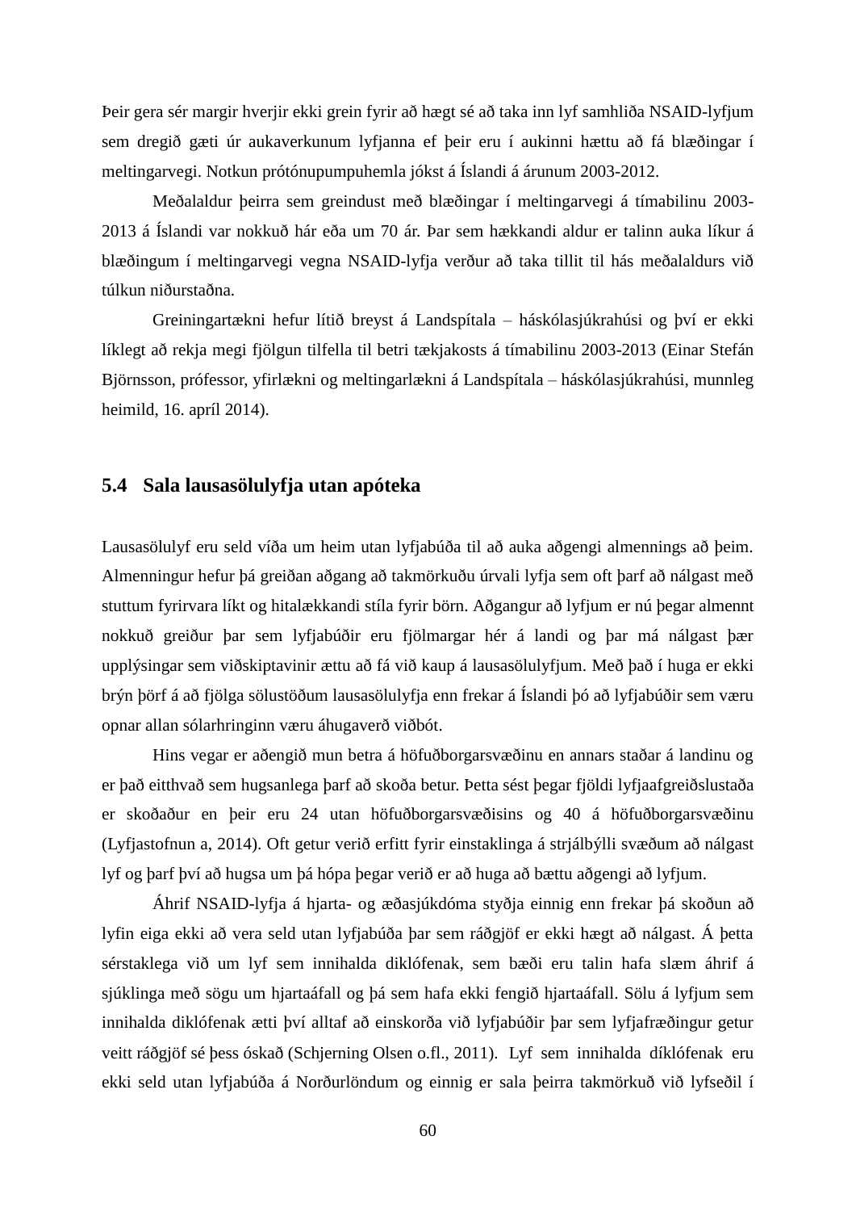Þeir gera sér margir hverjir ekki grein fyrir að hægt sé að taka inn lyf samhliða NSAID-lyfjum sem dregið gæti úr aukaverkunum lyfjanna ef þeir eru í aukinni hættu að fá blæðingar í meltingarvegi. Notkun prótónupumpuhemla jókst á Íslandi á árunum 2003-2012.

Meðalaldur þeirra sem greindust með blæðingar í meltingarvegi á tímabilinu 2003-2013 á Íslandi var nokkuð hár eða um 70 ár. Þar sem hækkandi aldur er talinn auka líkur á blæðingum í meltingarvegi vegna NSAID-lyfja verður að taka tillit til hás meðalaldurs við túlkun niðurstaðna.

Greiningartækni hefur lítið breyst á Landspítala – háskólasjúkrahúsi og því er ekki líklegt að rekja megi fjölgun tilfella til betri tækjakosts á tímabilinu 2003-2013 (Einar Stefán Björnsson, prófessor, yfirlækni og meltingarlækni á Landspítala – háskólasjúkrahúsi, munnleg heimild, 16. apríl 2014).

## 5.4 Sala lausasölulyfja utan apóteka

Lausasölulyf eru seld víða um heim utan lyfjabúða til að auka aðgengi almennings að þeim. Almenningur hefur þá greiðan aðgang að takmörkuðu úrvali lyfja sem oft þarf að nálgast með stuttum fyrirvara líkt og hitalækkandi stíla fyrir börn. Aðgangur að lyfjum er nú þegar almennt nokkuð greiður þar sem lyfjabúðir eru fjölmargar hér á landi og þar má nálgast þær upplýsingar sem viðskiptavinir ættu að fá við kaup á lausasölulyfjum. Með það í huga er ekki brýn þörf á að fjölga sölustöðum lausasölulyfja enn frekar á Íslandi þó að lyfjabúðir sem væru opnar allan sólarhringinn væru áhugaverð viðbót.

Hins vegar er aðengið mun betra á höfuðborgarsvæðinu en annars staðar á landinu og er það eitthvað sem hugsanlega þarf að skoða betur. Þetta sést þegar fjöldi lyfjaafgreiðslustaða er skoðaður en þeir eru 24 utan höfuðborgarsvæðisins og 40 á höfuðborgarsvæðinu (Lyfjastofnun a, 2014). Oft getur verið erfitt fyrir einstaklinga á strjálbýlli svæðum að nálgast lyf og þarf því að hugsa um þá hópa þegar verið er að huga að bættu aðgengi að lyfjum.

Áhrif NSAID-lyfja á hjarta- og æðasjúkdóma styðja einnig enn frekar þá skoðun að lyfin eiga ekki að vera seld utan lyfjabúða þar sem ráðgjöf er ekki hægt að nálgast. Á þetta sérstaklega við um lyf sem innihalda diklófenak, sem bæði eru talin hafa slæm áhrif á sjúklinga með sögu um hjartaáfall og þá sem hafa ekki fengið hjartaáfall. Sölu á lyfjum sem innihalda diklófenak ætti því alltaf að einskorða við lyfjabúðir þar sem lyfjafræðingur getur veitt ráðgjöf sé þess óskað (Schjerning Olsen o.fl., 2011). Lyf sem innihalda díklófenak eru ekki seld utan lyfjabúða á Norðurlöndum og einnig er sala þeirra takmörkuð við lyfseðil í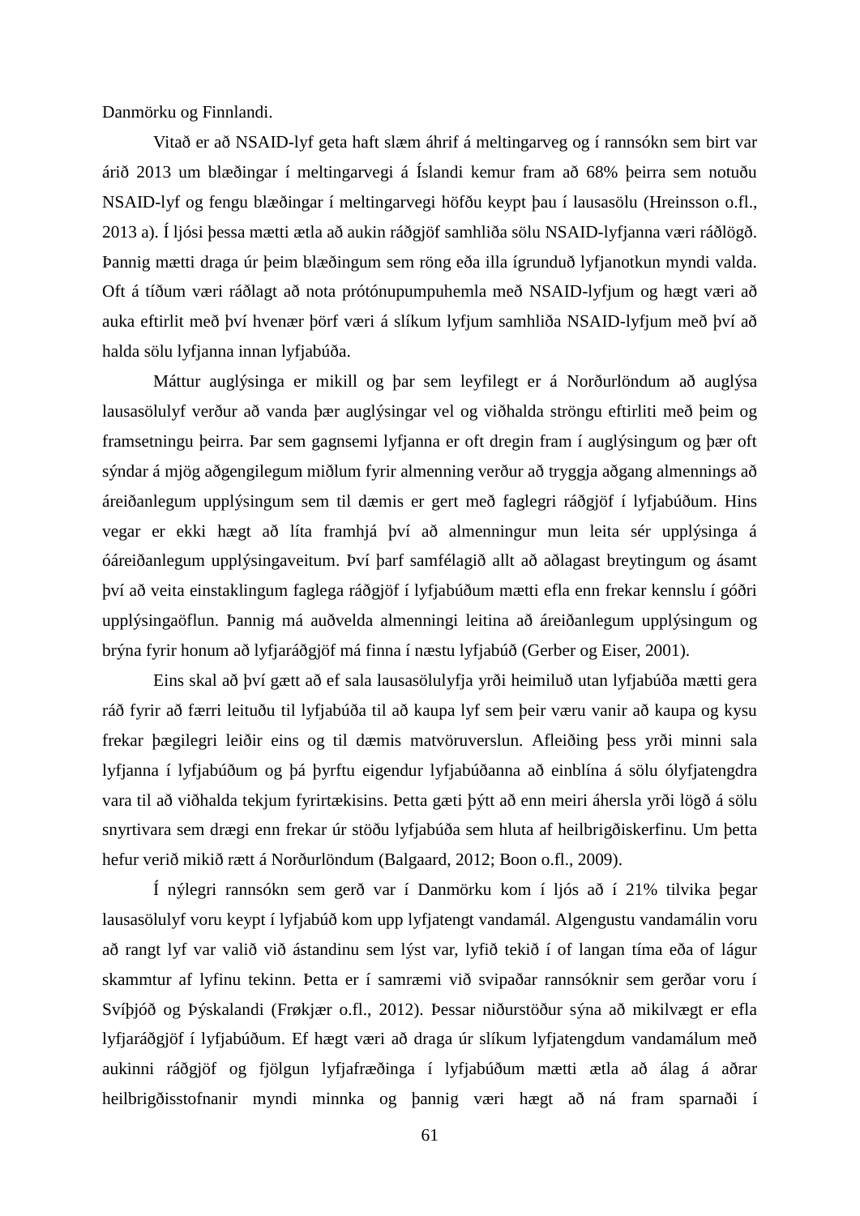Danmörku og Finnlandi.

Vitað er að NSAID-lyf geta haft slæm áhrif á meltingarveg og í rannsókn sem birt var árið 2013 um blæðingar í meltingarvegi á Íslandi kemur fram að 68% þeirra sem notuðu NSAID-lyf og fengu blæðingar í meltingarvegi höfðu keypt þau í lausasölu (Hreinsson o.fl., 2013 a). Í ljósi þessa mætti ætla að aukin ráðgjöf samhliða sölu NSAID-lyfjanna væri ráðlögð. Þannig mætti draga úr þeim blæðingum sem röng eða illa ígrunduð lyfjanotkun myndi valda. Oft á tíðum væri ráðlagt að nota prótónupumpuhemla með NSAID-lyfjum og hægt væri að auka eftirlit með því hvenær þörf væri á slíkum lyfjum samhliða NSAID-lyfjum með því að halda sölu lyfjanna innan lyfjabúða.

Máttur auglýsinga er mikill og þar sem leyfilegt er á Norðurlöndum að auglýsa lausasölulyf verður að vanda þær auglýsingar vel og viðhalda ströngu eftirliti með þeim og framsetningu þeirra. Þar sem gagnsemi lyfjanna er oft dregin fram í auglýsingum og þær oft sýndar á mjög aðgengilegum miðlum fyrir almenning verður að tryggja aðgang almennings að áreiðanlegum upplýsingum sem til dæmis er gert með faglegri ráðgjöf í lyfjabúðum. Hins vegar er ekki hægt að líta framhjá því að almenningur mun leita sér upplýsinga á óáreiðanlegum upplýsingaveitum. Því þarf samfélagið allt að aðlagast breytingum og ásamt því að veita einstaklingum faglega ráðgjöf í lyfjabúðum mætti efla enn frekar kennslu í góðri upplýsingaöflun. Þannig má auðvelda almenningi leitina að áreiðanlegum upplýsingum og brýna fyrir honum að lyfjaráðgjöf má finna í næstu lyfjabúð (Gerber og Eiser, 2001).

Eins skal að því gætt að ef sala lausasölulyfja yrði heimiluð utan lyfjabúða mætti gera ráð fyrir að færri leituðu til lyfjabúða til að kaupa lyf sem þeir væru vanir að kaupa og kysu frekar þægilegri leiðir eins og til dæmis matvöruverslun. Afleiðing þess yrði minni sala lyfjanna í lyfjabúðum og þá þyrftu eigendur lyfjabúðanna að einblína á sölu ólyfjatengdra vara til að viðhalda tekjum fyrirtækisins. Þetta gæti þýtt að enn meiri áhersla yrði lögð á sölu snyrtivara sem drægi enn frekar úr stöðu lyfjabúða sem hluta af heilbrigðiskerfinu. Um þetta hefur verið mikið rætt á Norðurlöndum (Balgaard, 2012; Boon o.fl., 2009).

Í nýlegri rannsókn sem gerð var í Danmörku kom í ljós að í 21% tilvika þegar lausasölulyf voru keypt í lyfjabúð kom upp lyfjatengt vandamál. Algengustu vandamálin voru að rangt lyf var valið við ástandinu sem lýst var, lyfið tekið í of langan tíma eða of lágur skammtur af lyfinu tekinn. Þetta er í samræmi við svipaðar rannsóknir sem gerðar voru í Svíþjóð og Þýskalandi (Frøkjær o.fl., 2012). Þessar niðurstöður sýna að mikilvægt er efla lyfjaráðgjöf í lyfjabúðum. Ef hægt væri að draga úr slíkum lyfjatengdum vandamálum með aukinni ráðgjöf og fjölgun lyfjafræðinga í lyfjabúðum mætti ætla að álag á aðrar heilbrigðisstofnanir myndi minnka og þannig væri hægt að ná fram sparnaði í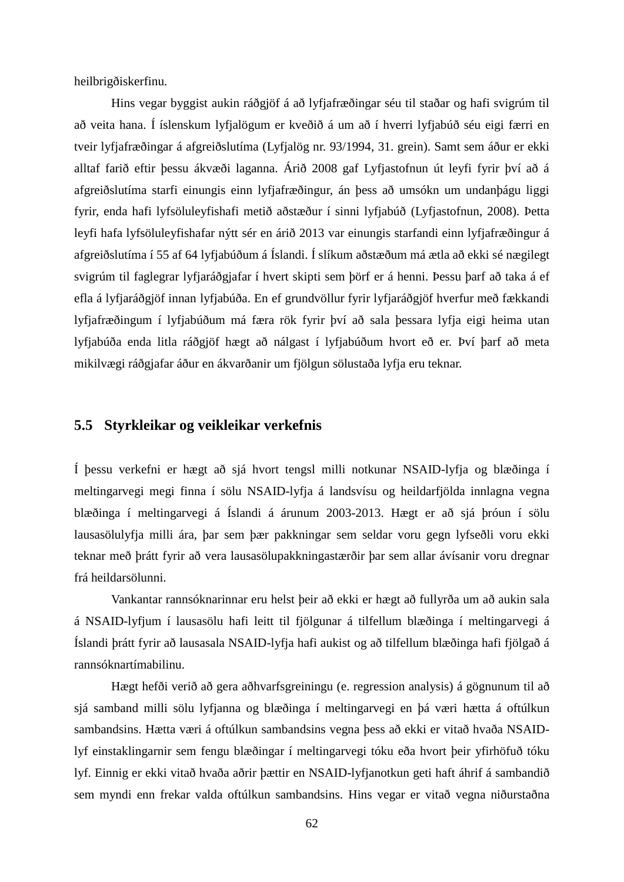heilbrigðiskerfinu.

Hins vegar byggist aukin ráðgjöf á að lyfjafræðingar séu til staðar og hafi svigrúm til að veita hana. Í íslenskum lyfjalögum er kveðið á um að í hverri lyfjabúð séu eigi færri en tveir lyfjafræðingar á afgreiðslutíma (Lyfjalög nr. 93/1994, 31. grein). Samt sem áður er ekki alltaf farið eftir þessu ákvæði laganna. Árið 2008 gaf Lyfjastofnun út leyfi fyrir því að á afgreiðslutíma starfi einungis einn lyfjafræðingur, án þess að umsókn um undanþágu liggi fyrir, enda hafi lyfsöluleyfishafi metið aðstæður í sinni lyfjabúð (Lyfjastofnun, 2008). Þetta leyfi hafa lyfsöluleyfishafar nýtt sér en árið 2013 var einungis starfandi einn lyfjafræðingur á afgreiðslutíma í 55 af 64 lyfjabúðum á Íslandi. Í slíkum aðstæðum má ætla að ekki sé nægilegt svigrúm til faglegrar lyfjaráðgjafar í hvert skipti sem þörf er á henni. Þessu þarf að taka á ef efla á lyfjaráðgjöf innan lyfjabúða. En ef grundvöllur fyrir lyfjaráðgjöf hverfur með fækkandi lyfjafræðingum í lyfjabúðum má færa rök fyrir því að sala þessara lyfja eigi heima utan lyfjabúða enda litla ráðgjöf hægt að nálgast í lyfjabúðum hvort eð er. Því þarf að meta mikilvægi ráðgjafar áður en ákvarðanir um fjölgun sölustaða lyfja eru teknar.

## 5.5 Styrkleikar og veikleikar verkefnis

Í þessu verkefni er hægt að sjá hvort tengsl milli notkunar NSAID-lyfja og blæðinga í meltingarvegi megi finna í sölu NSAID-lyfja á landsvísu og heildarfjölda innlagna vegna blæðinga í meltingarvegi á Íslandi á árunum 2003-2013. Hægt er að sjá þróun í sölu lausasölulyfja milli ára, þar sem þær pakkningar sem seldar voru gegn lyfseðli voru ekki teknar með þrátt fyrir að vera lausasölupakkningastærðir þar sem allar ávísanir voru dregnar frá heildarsölunni.

Vankantar rannsóknarinnar eru helst þeir að ekki er hægt að fullyrða um að aukin sala á NSAID-lyfjum í lausasölu hafi leitt til fjölgunar á tilfellum blæðinga í meltingarvegi á Íslandi þrátt fyrir að lausasala NSAID-lyfja hafi aukist og að tilfellum blæðinga hafi fjölgað á rannsóknartímabilinu.

Hægt hefði verið að gera aðhvarfsgreiningu (e. regression analysis) á gögnunum til að sjá samband milli sölu lyfjanna og blæðinga í meltingarvegi en þá væri hætta á oftúlkun sambandsins. Hætta væri á oftúlkun sambandsins vegna þess að ekki er vitað hvaða NSAID-lyf einstaklingarnir sem fengu blæðingar í meltingarvegi tóku eða hvort þeir yfirhöfuð tóku lyf. Einnig er ekki vitað hvaða aðrir þættir en NSAID-lyfjanotkun geti haft áhrif á sambandið sem myndi enn frekar valda oftúlkun sambandsins. Hins vegar er vitað vegna niðurstaðna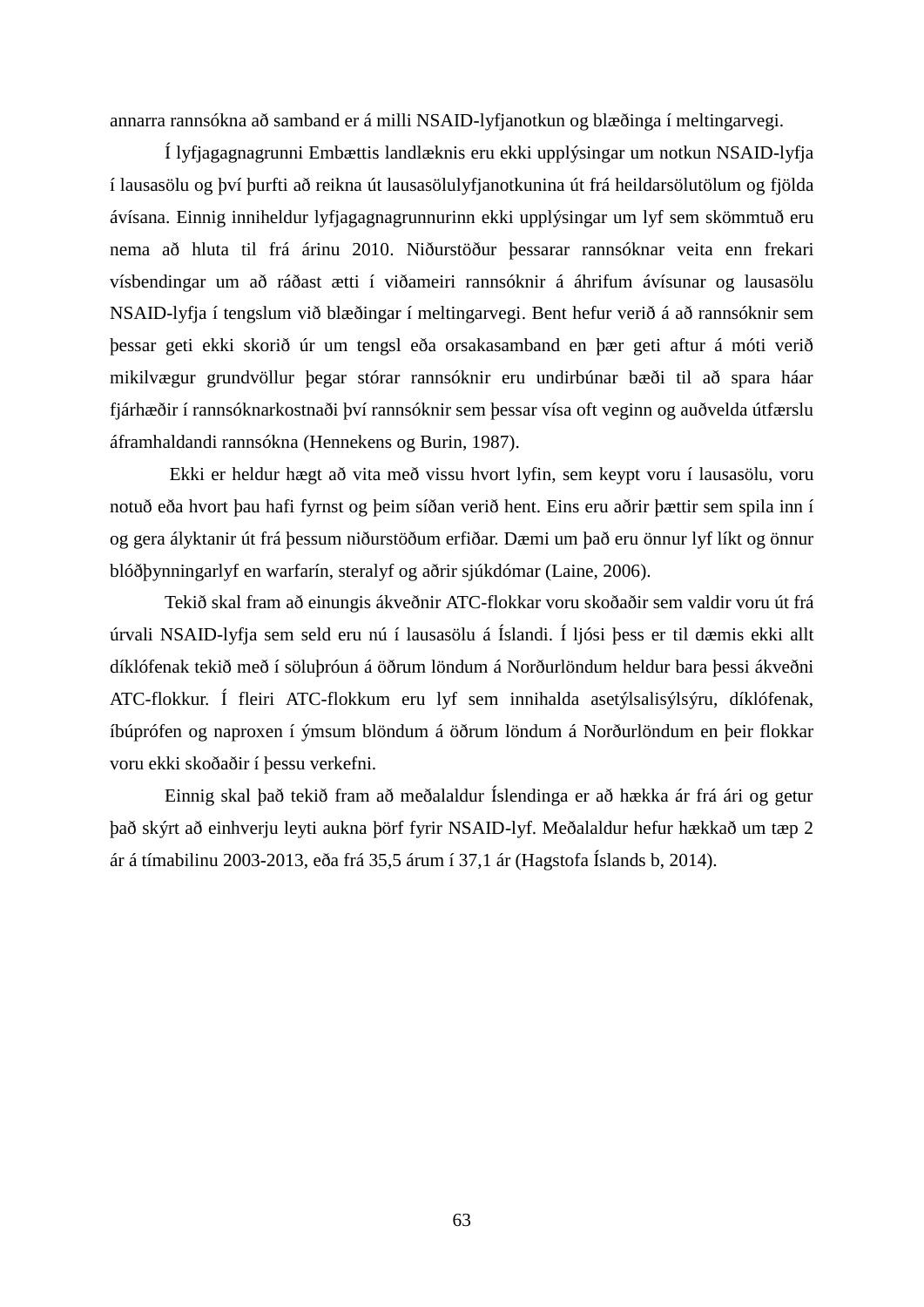annarra rannsókna að samband er á milli NSAID-lyfjanotkun og blæðinga í meltingarvegi.

Í lyfjagagnagrunni Embættis landlæknis eru ekki upplýsingar um notkun NSAID-lyfja í lausasölu og því þurfti að reikna út lausasölulyfjanotkunina út frá heildarsölutölum og fjölda ávísana. Einnig inniheldur lyfjagagnagrunnurinn ekki upplýsingar um lyf sem skömmtuð eru nema að hluta til frá árinu 2010. Niðurstöður þessarar rannsóknar veita enn frekari vísbendingar um að ráðast ætti í viðameiri rannsóknir á áhrifum ávísunar og lausasölu NSAID-lyfja í tengslum við blæðingar í meltingarvegi. Bent hefur verið á að rannsóknir sem þessar geti ekki skorið úr um tengsl eða orsakasamband en þær geti aftur á móti verið mikilvægur grundvöllur þegar stórar rannsóknir eru undirbúnar bæði til að spara háar fjárhæðir í rannsóknarkostnaði því rannsóknir sem þessar vísa oft veginn og auðvelda útfærslu áframhaldandi rannsókna (Hennekens og Burin, 1987).

Ekki er heldur hægt að vita með vissu hvort lyfin, sem keypt voru í lausasölu, voru notuð eða hvort þau hafi fyrnst og þeim síðan verið hent. Eins eru aðrir þættir sem spila inn í og gera ályktanir út frá þessum niðurstöðum erfiðar. Dæmi um það eru önnur lyf líkt og önnur blóðþynningarlyf en warfarín, steralyf og aðrir sjúkdómar (Laine, 2006).

Tekið skal fram að einungis ákveðnir ATC-flokkar voru skoðaðir sem valdir voru út frá úrvali NSAID-lyfja sem seld eru nú í lausasölu á Íslandi. Í ljósi þess er til dæmis ekki allt díklófenak tekið með í söluþróun á öðrum löndum á Norðurlöndum heldur bara þessi ákveðni ATC-flokkur. Í fleiri ATC-flokkum eru lyf sem innihalda asetýlsalisýlsýru, díklófenak, íbúprófen og naproxen í ýmsum blöndum á öðrum löndum á Norðurlöndum en þeir flokkar voru ekki skoðaðir í þessu verkefni.

Einnig skal það tekið fram að meðalaldur Íslendinga er að hækka ár frá ári og getur það skýrt að einhverju leyti aukna þörf fyrir NSAID-lyf. Meðalaldur hefur hækkað um tæp 2 ár á tímabilinu 2003-2013, eða frá 35,5 árum í 37,1 ár (Hagstofa Íslands b, 2014).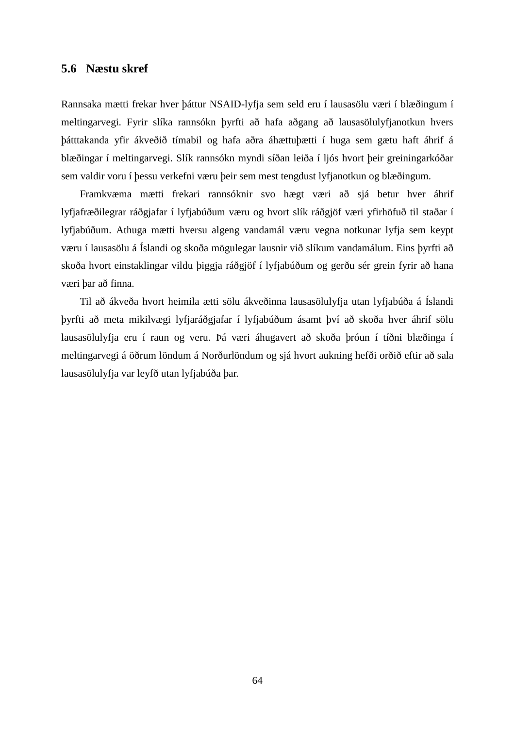## 5.6 Næstu skref

Rannsaka mætti frekar hver þáttur NSAID-lyfja sem seld eru í lausasölu væri í blæðingum í meltingarvegi. Fyrir slíka rannsókn þyrfti að hafa aðgang að lausasölulyfjanotkun hvers þátttakanda yfir ákveðið tímabil og hafa aðra áhættuþætti í huga sem gætu haft áhrif á blæðingar í meltingarvegi. Slík rannsókn myndi síðan leiða í ljós hvort þeir greiningarkóðar sem valdir voru í þessu verkefni væru þeir sem mest tengdust lyfjanotkun og blæðingum.

Framkvæma mætti frekari rannsóknir svo hægt væri að sjá betur hver áhrif lyfjafræðilegrar ráðgjafar í lyfjabúðum væru og hvort slík ráðgjöf væri yfirhöfuð til staðar í lyfjabúðum. Athuga mætti hversu algeng vandamál væru vegna notkunar lyfja sem keypt væru í lausasölu á Íslandi og skoða mögulegar lausnir við slíkum vandamálum. Eins þyrfti að skoða hvort einstaklingar vildu þiggja ráðgjöf í lyfjabúðum og gerðu sér grein fyrir að hana væri þar að finna.

Til að ákveða hvort heimila ætti sölu ákveðinna lausasölulyfja utan lyfjabúða á Íslandi þyrfti að meta mikilvægi lyfjaráðgjafar í lyfjabúðum ásamt því að skoða hver áhrif sölu lausasölulyfja eru í raun og veru. Þá væri áhugavert að skoða þróun í tíðni blæðinga í meltingarvegi á öðrum löndum á Norðurlöndum og sjá hvort aukning hefði orðið eftir að sala lausasölulyfja var leyfð utan lyfjabúða þar.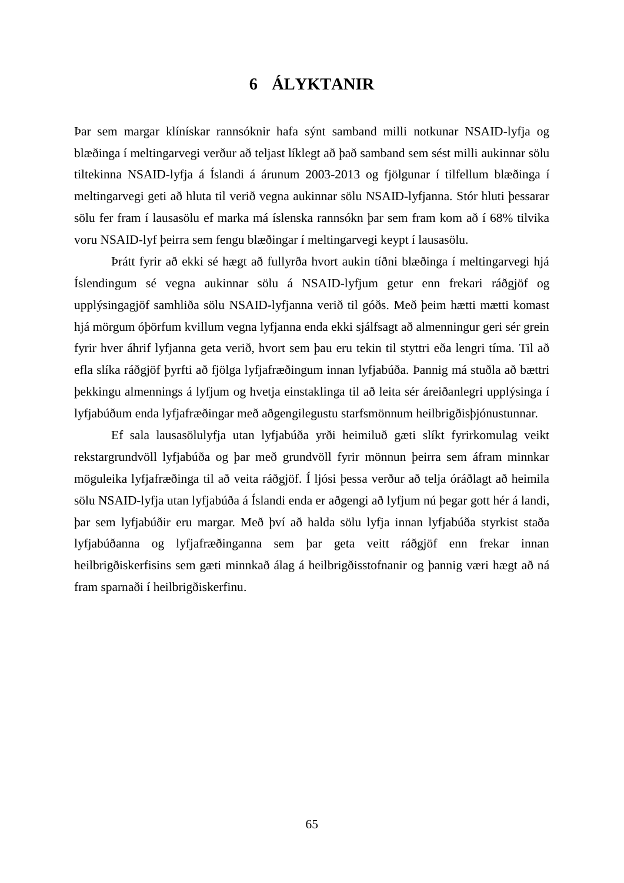# 6 ÁLYKTANIR

Þar sem margar klínískar rannsóknir hafa sýnt samband milli notkunar NSAID-lyfja og blæðinga í meltingarvegi verður að teljast líklegt að það samband sem sést milli aukinnar sölu tiltekinna NSAID-lyfja á Íslandi á árunum 2003-2013 og fjölgunar í tilfellum blæðinga í meltingarvegi geti að hluta til verið vegna aukinnar sölu NSAID-lyfjanna. Stór hluti þessarar sölu fer fram í lausasölu ef marka má íslenska rannsókn þar sem fram kom að í 68% tilvika voru NSAID-lyf þeirra sem fengu blæðingar í meltingarvegi keypt í lausasölu.

Þrátt fyrir að ekki sé hægt að fullyrða hvort aukin tíðni blæðinga í meltingarvegi hjá Íslendingum sé vegna aukinnar sölu á NSAID-lyfjum getur enn frekari ráðgjöf og upplýsingagjöf samhliða sölu NSAID-lyfjanna verið til góðs. Með þeim hætti mætti komast hjá mörgum óþörfum kvillum vegna lyfjanna enda ekki sjálfsagt að almenningur geri sér grein fyrir hver áhrif lyfjanna geta verið, hvort sem þau eru tekin til styttri eða lengri tíma. Til að efla slíka ráðgjöf þyrfti að fjölga lyfjafræðingum innan lyfjabúða. Þannig má stuðla að bættri þekkingu almennings á lyfjum og hvetja einstaklinga til að leita sér áreiðanlegri upplýsinga í lyfjabúðum enda lyfjafræðingar með aðgengilegustu starfsmönnum heilbrigðisþjónustunnar.

Ef sala lausasölulyfja utan lyfjabúða yrði heimiluð gæti slíkt fyrirkomulag veikt rekstargrundvöll lyfjabúða og þar með grundvöll fyrir mönnun þeirra sem áfram minnkar möguleika lyfjafræðinga til að veita ráðgjöf. Í ljósi þessa verður að telja óráðlagt að heimila sölu NSAID-lyfja utan lyfjabúða á Íslandi enda er aðgengi að lyfjum nú þegar gott hér á landi, þar sem lyfjabúðir eru margar. Með því að halda sölu lyfja innan lyfjabúða styrkist staða lyfjabúðanna og lyfjafræðinganna sem þar geta veitt ráðgjöf enn frekar innan heilbrigðiskerfisins sem gæti minnkað álag á heilbrigðisstofnanir og þannig væri hægt að ná fram sparnaði í heilbrigðiskerfinu.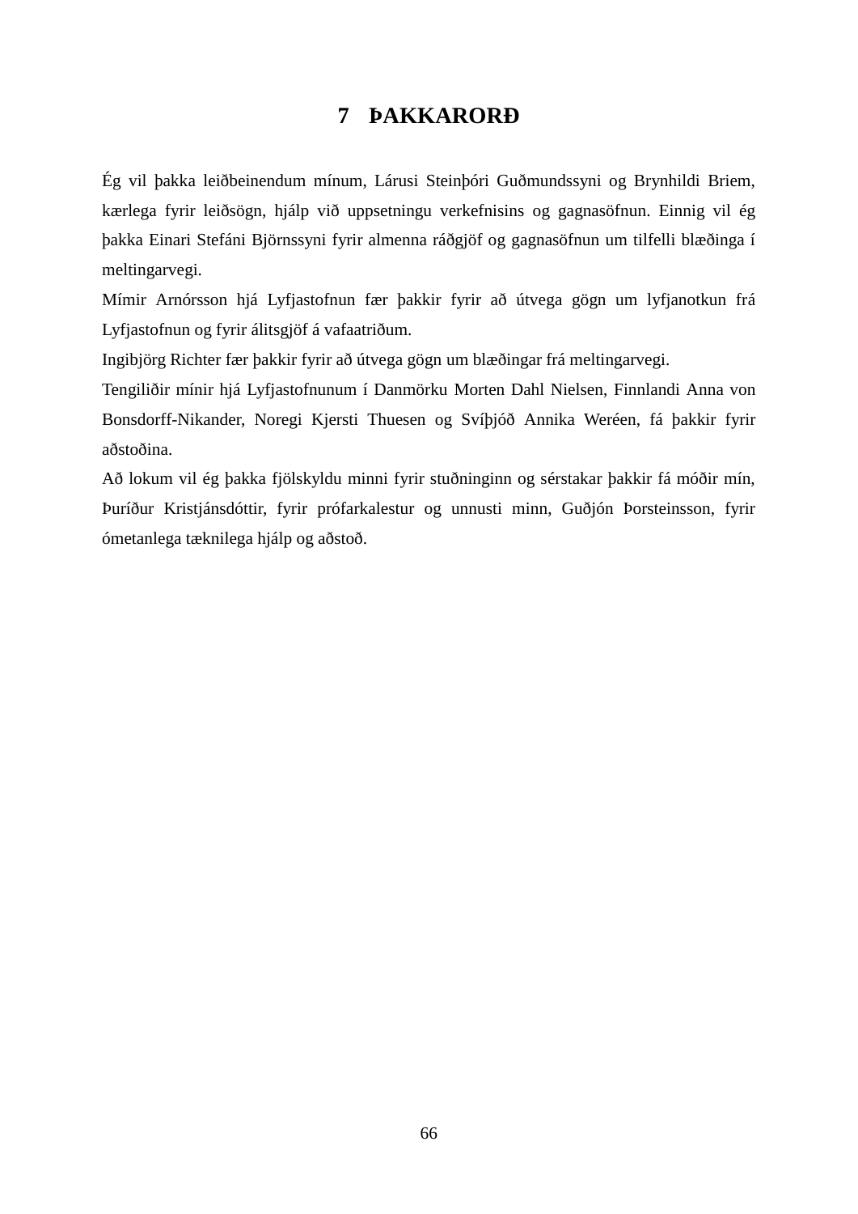# 7 ÞAKKARORÐ

Ég vil þakka leiðbeinendum mínum, Lárusi Steinþóri Guðmundssyni og Brynhildi Briem, kærlega fyrir leiðsögn, hjálp við uppsetningu verkefnisins og gagnasöfnun. Einnig vil ég þakka Einari Stefáni Björnssyni fyrir almenna ráðgjöf og gagnasöfnun um tilfelli blæðinga í meltingarvegi.

Mímir Arnórsson hjá Lyfjastofnun fær þakkir fyrir að útvega gögn um lyfjanotkun frá Lyfjastofnun og fyrir álitsgjöf á vafaatriðum.

Ingibjörg Richter fær þakkir fyrir að útvega gögn um blæðingar frá meltingarvegi.

Tengiliðir mínir hjá Lyfjastofnunum í Danmörku Morten Dahl Nielsen, Finnlandi Anna von Bonsdorff-Nikander, Noregi Kjersti Thuesen og Svíþjóð Annika Weréen, fá þakkir fyrir aðstoðina.

Að lokum vil ég þakka fjölskyldu minni fyrir stuðninginn og sérstakar þakkir fá móðir mín, Þuríður Kristjánsdóttir, fyrir prófarkalestur og unnusti minn, Guðjón Þorsteinsson, fyrir ómetanlega tæknilega hjálp og aðstoð.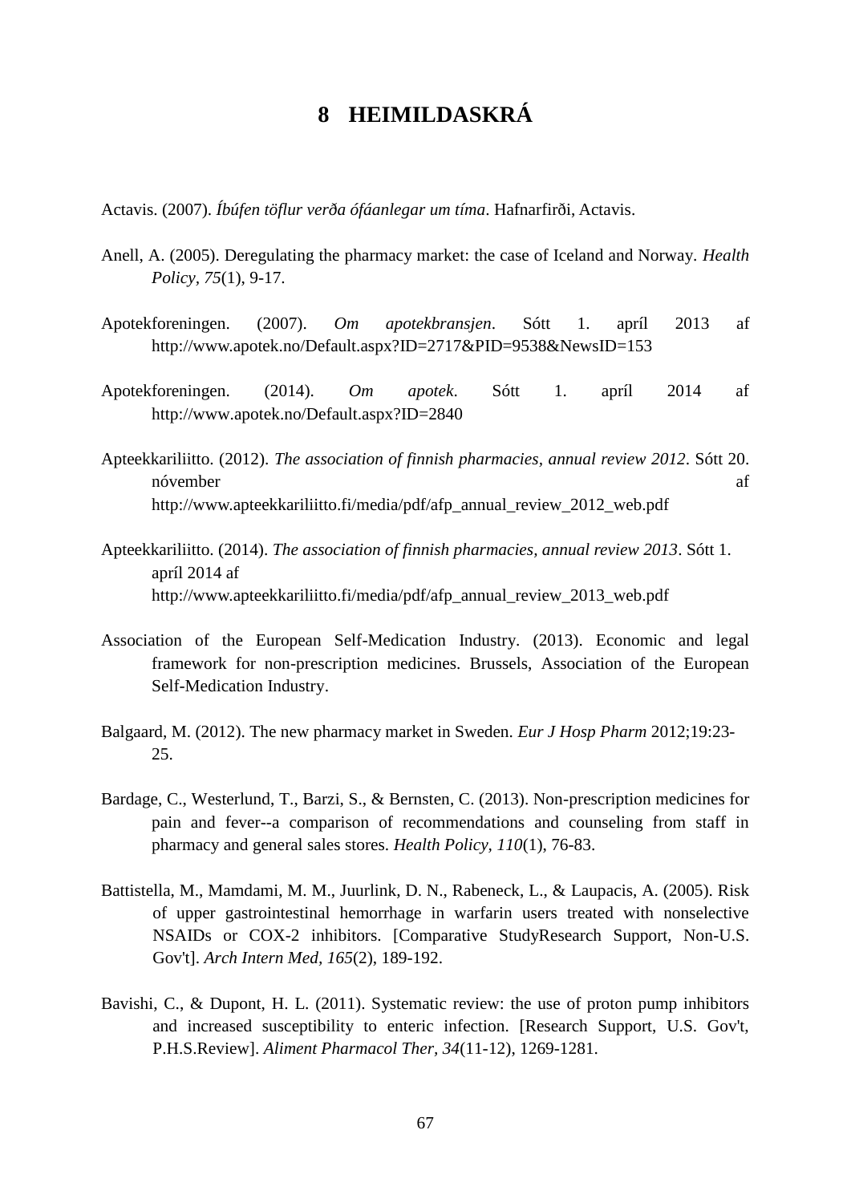# 8 HEIMILDASKRÁ

Actavis. (2007). *Íbúfen töflur verða ófáanlegar um tíma*. Hafnarfirði, Actavis.

Anell, A. (2005). Deregulating the pharmacy market: the case of Iceland and Norway. *Health Policy, 75*(1), 9-17.

Apotekforeningen. (2007). *Om apotekbransjen*. Sótt 1. apríl 2013 af http://www.apotek.no/Default.aspx?ID=2717&PID=9538&NewsID=153

Apotekforeningen. (2014). *Om apotek*. Sótt 1. apríl 2014 af http://www.apotek.no/Default.aspx?ID=2840

Apteekkariliitto. (2012). *The association of finnish pharmacies, annual review 2012*. Sótt 20. nóvember af http://www.apteekkariliitto.fi/media/pdf/afp_annual_review_2012_web.pdf

Apteekkariliitto. (2014). *The association of finnish pharmacies, annual review 2013*. Sótt 1. apríl 2014 af http://www.apteekkariliitto.fi/media/pdf/afp_annual_review_2013_web.pdf

Association of the European Self-Medication Industry. (2013). Economic and legal framework for non-prescription medicines. Brussels, Association of the European Self-Medication Industry.

Balgaard, M. (2012). The new pharmacy market in Sweden. *Eur J Hosp Pharm* 2012;19:23-25.

Bardage, C., Westerlund, T., Barzi, S., & Bernsten, C. (2013). Non-prescription medicines for pain and fever--a comparison of recommendations and counseling from staff in pharmacy and general sales stores. *Health Policy, 110*(1), 76-83.

Battistella, M., Mamdami, M. M., Juurlink, D. N., Rabeneck, L., & Laupacis, A. (2005). Risk of upper gastrointestinal hemorrhage in warfarin users treated with nonselective NSAIDs or COX-2 inhibitors. [Comparative StudyResearch Support, Non-U.S. Gov't]. *Arch Intern Med, 165*(2), 189-192.

Bavishi, C., & Dupont, H. L. (2011). Systematic review: the use of proton pump inhibitors and increased susceptibility to enteric infection. [Research Support, U.S. Gov't, P.H.S.Review]. *Aliment Pharmacol Ther, 34*(11-12), 1269-1281.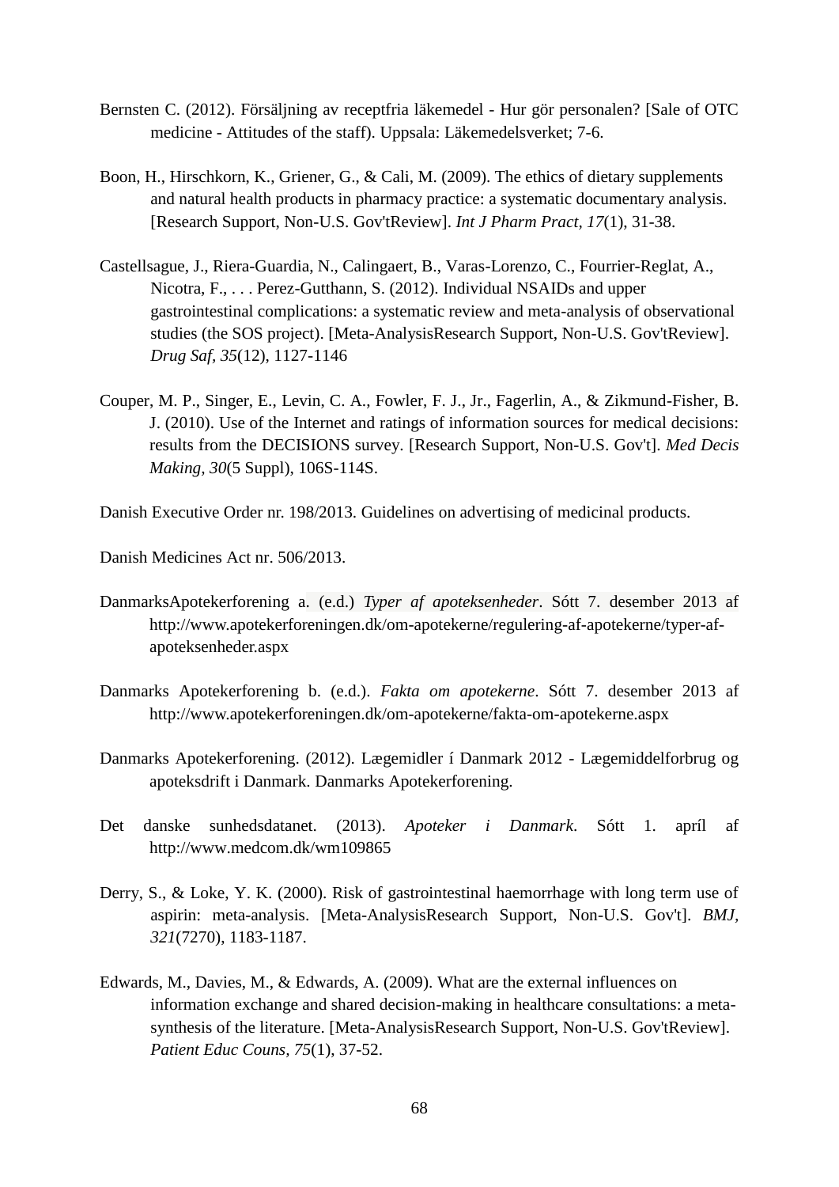Bernsten C. (2012). Försäljning av receptfria läkemedel - Hur gör personalen? [Sale of OTC medicine - Attitudes of the staff). Uppsala: Läkemedelsverket; 7-6.

Boon, H., Hirschkorn, K., Griener, G., & Cali, M. (2009). The ethics of dietary supplements and natural health products in pharmacy practice: a systematic documentary analysis. [Research Support, Non-U.S. Gov'tReview]. *Int J Pharm Pract, 17*(1), 31-38.

Castellsague, J., Riera-Guardia, N., Calingaert, B., Varas-Lorenzo, C., Fourrier-Reglat, A., Nicotra, F., . . . Perez-Gutthann, S. (2012). Individual NSAIDs and upper gastrointestinal complications: a systematic review and meta-analysis of observational studies (the SOS project). [Meta-AnalysisResearch Support, Non-U.S. Gov'tReview]. *Drug Saf, 35*(12), 1127-1146

Couper, M. P., Singer, E., Levin, C. A., Fowler, F. J., Jr., Fagerlin, A., & Zikmund-Fisher, B. J. (2010). Use of the Internet and ratings of information sources for medical decisions: results from the DECISIONS survey. [Research Support, Non-U.S. Gov't]. *Med Decis Making, 30*(5 Suppl), 106S-114S.

Danish Executive Order nr. 198/2013. Guidelines on advertising of medicinal products.

Danish Medicines Act nr. 506/2013.

DanmarksApotekerforening a. (e.d.) *Typer af apoteksenheder*. Sótt 7. desember 2013 af http://www.apotekerforeningen.dk/om-apotekerne/regulering-af-apotekerne/typer-af-apoteksenheder.aspx

Danmarks Apotekerforening b. (e.d.). *Fakta om apotekerne*. Sótt 7. desember 2013 af http://www.apotekerforeningen.dk/om-apotekerne/fakta-om-apotekerne.aspx

Danmarks Apotekerforening. (2012). Lægemidler í Danmark 2012 - Lægemiddelforbrug og apoteksdrift i Danmark. Danmarks Apotekerforening.

Det danske sunhedsdatanet. (2013). *Apoteker i Danmark*. Sótt 1. apríl af http://www.medcom.dk/wm109865

Derry, S., & Loke, Y. K. (2000). Risk of gastrointestinal haemorrhage with long term use of aspirin: meta-analysis. [Meta-AnalysisResearch Support, Non-U.S. Gov't]. *BMJ, 321*(7270), 1183-1187.

Edwards, M., Davies, M., & Edwards, A. (2009). What are the external influences on information exchange and shared decision-making in healthcare consultations: a meta-synthesis of the literature. [Meta-AnalysisResearch Support, Non-U.S. Gov'tReview]. *Patient Educ Couns, 75*(1), 37-52.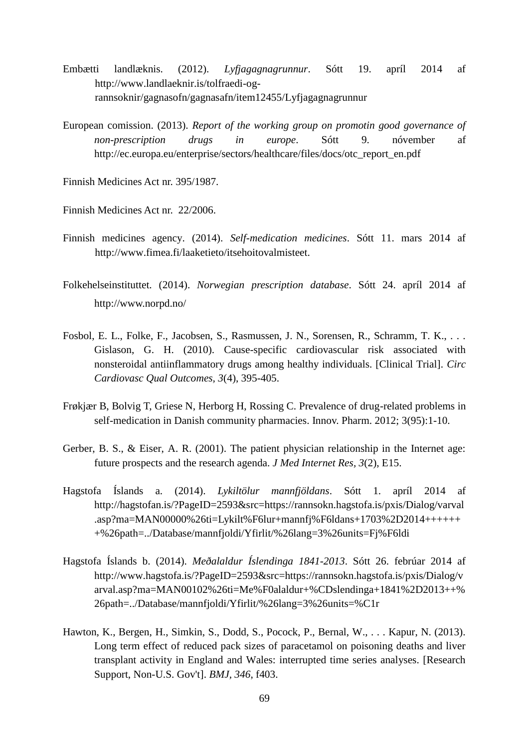Embætti landlæknis. (2012). *Lyfjagagnagrunnur*. Sótt 19. apríl 2014 af http://www.landlaeknir.is/tolfraedi-og-rannsoknir/gagnasofn/gagnasafn/item12455/Lyfjagagnagrunnur

European comission. (2013). *Report of the working group on promotin good governance of non-prescription drugs in europe*. Sótt 9. nóvember af http://ec.europa.eu/enterprise/sectors/healthcare/files/docs/otc_report_en.pdf

Finnish Medicines Act nr. 395/1987.

Finnish Medicines Act nr. 22/2006.

Finnish medicines agency. (2014). *Self-medication medicines*. Sótt 11. mars 2014 af http://www.fimea.fi/laaketieto/itsehoitovalmisteet.

Folkehelseinstituttet. (2014). *Norwegian prescription database*. Sótt 24. apríl 2014 af http://www.norpd.no/

Fosbol, E. L., Folke, F., Jacobsen, S., Rasmussen, J. N., Sorensen, R., Schramm, T. K., . . . Gislason, G. H. (2010). Cause-specific cardiovascular risk associated with nonsteroidal antiinflammatory drugs among healthy individuals. [Clinical Trial]. *Circ Cardiovasc Qual Outcomes, 3*(4), 395-405.

Frøkjær B, Bolvig T, Griese N, Herborg H, Rossing C. Prevalence of drug-related problems in self-medication in Danish community pharmacies. Innov. Pharm. 2012; 3(95):1-10.

Gerber, B. S., & Eiser, A. R. (2001). The patient physician relationship in the Internet age: future prospects and the research agenda. *J Med Internet Res, 3*(2), E15.

Hagstofa Íslands a. (2014). *Lykiltölur mannfjöldans*. Sótt 1. apríl 2014 af http://hagstofan.is/?PageID=2593&src=https://rannsokn.hagstofa.is/pxis/Dialog/varval.asp?ma=MAN00000%26ti=Lykilt%F6lur+mannfj%F6ldans+1703%2D2014+++++++%26path=../Database/mannfjoldi/Yfirlit/%26lang=3%26units=Fj%F6ldi

Hagstofa Íslands b. (2014). *Meðalaldur Íslendinga 1841-2013*. Sótt 26. febrúar 2014 af http://www.hagstofa.is/?PageID=2593&src=https://rannsokn.hagstofa.is/pxis/Dialog/varval.asp?ma=MAN00102%26ti=Me%F0alaldur+%CDslendinga+1841%2D2013++%26path=../Database/mannfjoldi/Yfirlit/%26lang=3%26units=%C1r

Hawton, K., Bergen, H., Simkin, S., Dodd, S., Pocock, P., Bernal, W., . . . Kapur, N. (2013). Long term effect of reduced pack sizes of paracetamol on poisoning deaths and liver transplant activity in England and Wales: interrupted time series analyses. [Research Support, Non-U.S. Gov't]. *BMJ, 346*, f403.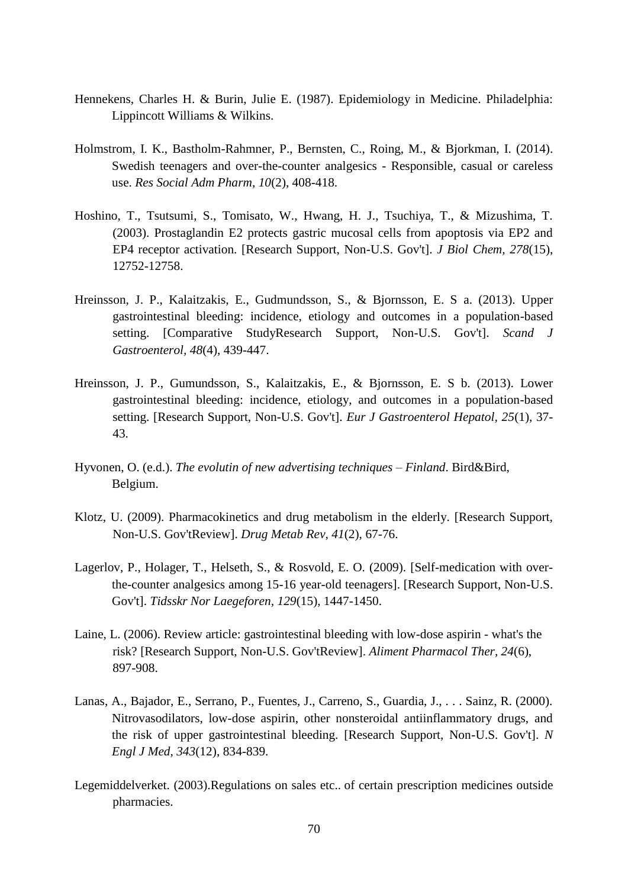Hennekens, Charles H. & Burin, Julie E. (1987). Epidemiology in Medicine. Philadelphia: Lippincott Williams & Wilkins.

Holmstrom, I. K., Bastholm-Rahmner, P., Bernsten, C., Roing, M., & Bjorkman, I. (2014). Swedish teenagers and over-the-counter analgesics - Responsible, casual or careless use. *Res Social Adm Pharm, 10*(2), 408-418.

Hoshino, T., Tsutsumi, S., Tomisato, W., Hwang, H. J., Tsuchiya, T., & Mizushima, T. (2003). Prostaglandin E2 protects gastric mucosal cells from apoptosis via EP2 and EP4 receptor activation. [Research Support, Non-U.S. Gov't]. *J Biol Chem, 278*(15), 12752-12758.

Hreinsson, J. P., Kalaitzakis, E., Gudmundsson, S., & Bjornsson, E. S a. (2013). Upper gastrointestinal bleeding: incidence, etiology and outcomes in a population-based setting. [Comparative StudyResearch Support, Non-U.S. Gov't]. *Scand J Gastroenterol, 48*(4), 439-447.

Hreinsson, J. P., Gumundsson, S., Kalaitzakis, E., & Bjornsson, E. S b. (2013). Lower gastrointestinal bleeding: incidence, etiology, and outcomes in a population-based setting. [Research Support, Non-U.S. Gov't]. *Eur J Gastroenterol Hepatol, 25*(1), 37-43.

Hyvonen, O. (e.d.). *The evolutin of new advertising techniques – Finland*. Bird&Bird, Belgium.

Klotz, U. (2009). Pharmacokinetics and drug metabolism in the elderly. [Research Support, Non-U.S. Gov'tReview]. *Drug Metab Rev, 41*(2), 67-76.

Lagerlov, P., Holager, T., Helseth, S., & Rosvold, E. O. (2009). [Self-medication with over-the-counter analgesics among 15-16 year-old teenagers]. [Research Support, Non-U.S. Gov't]. *Tidsskr Nor Laegeforen, 129*(15), 1447-1450.

Laine, L. (2006). Review article: gastrointestinal bleeding with low-dose aspirin - what's the risk? [Research Support, Non-U.S. Gov'tReview]. *Aliment Pharmacol Ther, 24*(6), 897-908.

Lanas, A., Bajador, E., Serrano, P., Fuentes, J., Carreno, S., Guardia, J., . . . Sainz, R. (2000). Nitrovasodilators, low-dose aspirin, other nonsteroidal antiinflammatory drugs, and the risk of upper gastrointestinal bleeding. [Research Support, Non-U.S. Gov't]. *N Engl J Med, 343*(12), 834-839.

Legemiddelverket. (2003).Regulations on sales etc.. of certain prescription medicines outside pharmacies.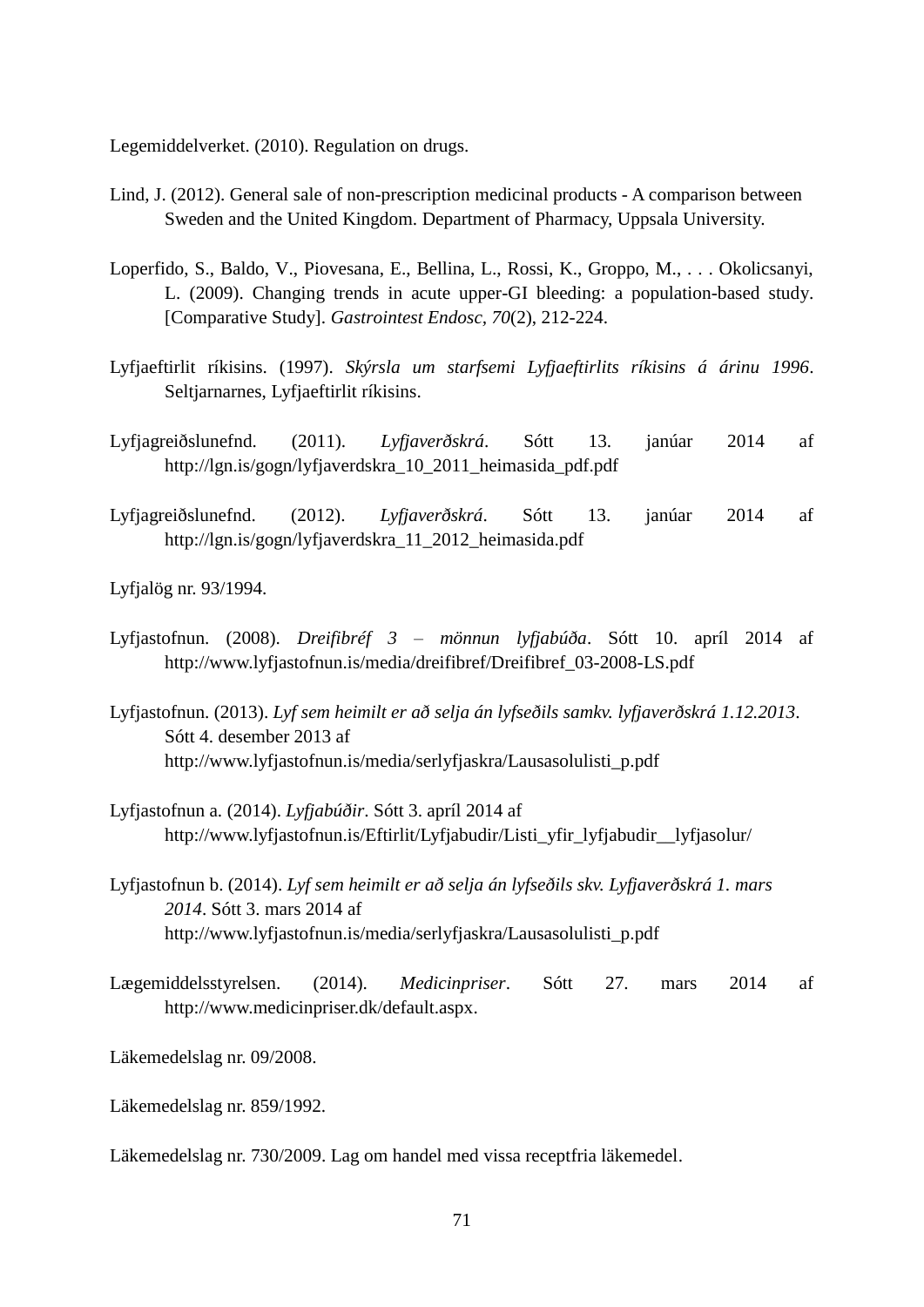Legemiddelverket. (2010). Regulation on drugs.

Lind, J. (2012). General sale of non-prescription medicinal products - A comparison between Sweden and the United Kingdom. Department of Pharmacy, Uppsala University.

Loperfido, S., Baldo, V., Piovesana, E., Bellina, L., Rossi, K., Groppo, M., . . . Okolicsanyi, L. (2009). Changing trends in acute upper-GI bleeding: a population-based study. [Comparative Study]. *Gastrointest Endosc*, *70*(2), 212-224.

Lyfjaeftirlit ríkisins. (1997). *Skýrsla um starfsemi Lyfjaeftirlits ríkisins á árinu 1996*. Seltjarnarnes, Lyfjaeftirlit ríkisins.

Lyfjagreiðslunefnd. (2011). *Lyfjaverðskrá*. Sótt 13. janúar 2014 af http://lgn.is/gogn/lyfjaverdskra_10_2011_heimasida_pdf.pdf

Lyfjagreiðslunefnd. (2012). *Lyfjaverðskrá*. Sótt 13. janúar 2014 af http://lgn.is/gogn/lyfjaverdskra_11_2012_heimasida.pdf

Lyfjalög nr. 93/1994.

Lyfjastofnun. (2008). *Dreifibréf 3 – mönnun lyfjabúða*. Sótt 10. apríl 2014 af http://www.lyfjastofnun.is/media/dreifibref/Dreifibref_03-2008-LS.pdf

Lyfjastofnun. (2013). *Lyf sem heimilt er að selja án lyfseðils samkv. lyfjaverðskrá 1.12.2013*. Sótt 4. desember 2013 af http://www.lyfjastofnun.is/media/serlyfjaskra/Lausasolulisti_p.pdf

Lyfjastofnun a. (2014). *Lyfjabúðir*. Sótt 3. apríl 2014 af http://www.lyfjastofnun.is/Eftirlit/Lyfjabudir/Listi_yfir_lyfjabudir__lyfjasolur/

Lyfjastofnun b. (2014). *Lyf sem heimilt er að selja án lyfseðils skv. Lyfjaverðskrá 1. mars 2014*. Sótt 3. mars 2014 af http://www.lyfjastofnun.is/media/serlyfjaskra/Lausasolulisti_p.pdf

Lægemiddelsstyrelsen. (2014). *Medicinpriser*. Sótt 27. mars 2014 af http://www.medicinpriser.dk/default.aspx.

Läkemedelslag nr. 09/2008.

Läkemedelslag nr. 859/1992.

Läkemedelslag nr. 730/2009. Lag om handel med vissa receptfria läkemedel.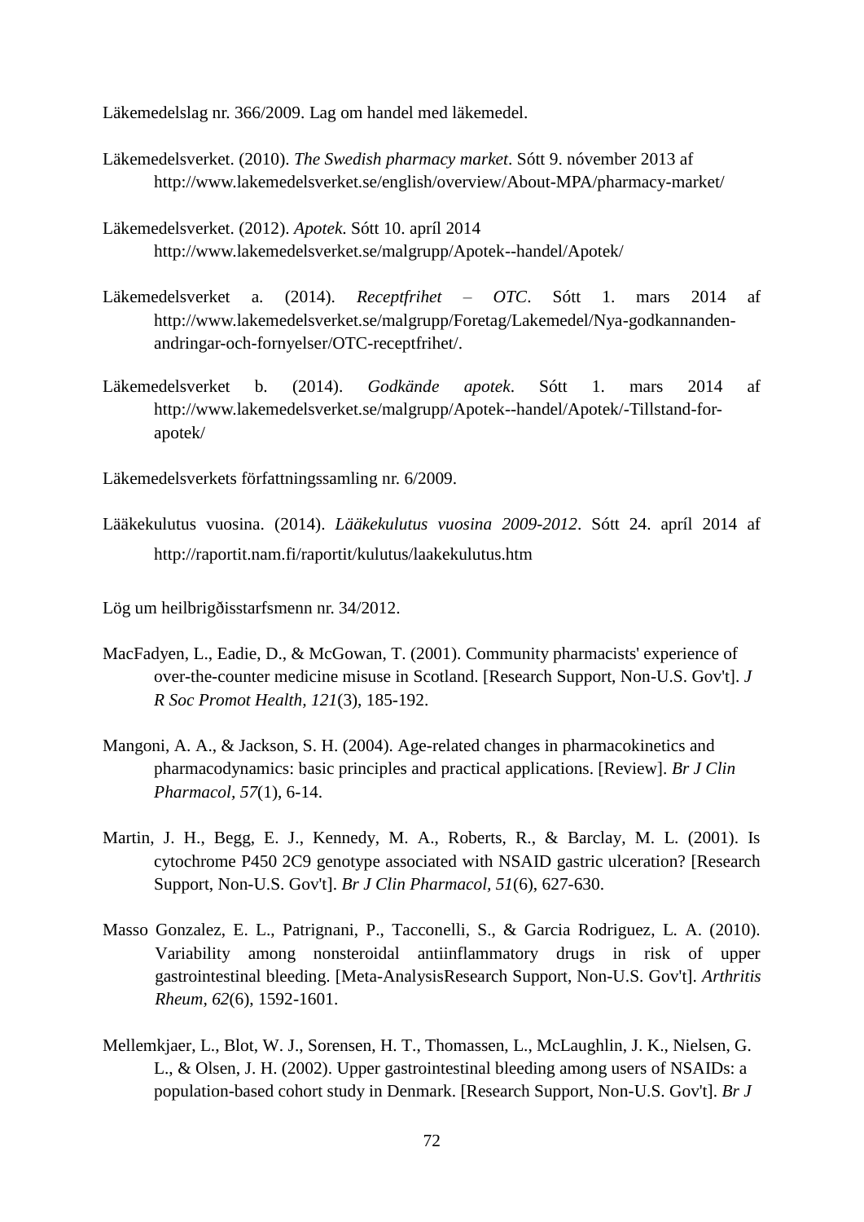Läkemedelslag nr. 366/2009. Lag om handel med läkemedel.

Läkemedelsverket. (2010). *The Swedish pharmacy market*. Sótt 9. nóvember 2013 af http://www.lakemedelsverket.se/english/overview/About-MPA/pharmacy-market/

Läkemedelsverket. (2012). *Apotek*. Sótt 10. apríl 2014 http://www.lakemedelsverket.se/malgrupp/Apotek--handel/Apotek/

Läkemedelsverket a. (2014). *Receptfrihet – OTC*. Sótt 1. mars 2014 af http://www.lakemedelsverket.se/malgrupp/Foretag/Lakemedel/Nya-godkannanden-andringar-och-fornyelser/OTC-receptfrihet/.

Läkemedelsverket b. (2014). *Godkände apotek*. Sótt 1. mars 2014 af http://www.lakemedelsverket.se/malgrupp/Apotek--handel/Apotek/-Tillstand-for-apotek/

Läkemedelsverkets författningssamling nr. 6/2009.

Lääkekulutus vuosina. (2014). *Lääkekulutus vuosina 2009-2012*. Sótt 24. apríl 2014 af http://raportit.nam.fi/raportit/kulutus/laakekulutus.htm

Lög um heilbrigðisstarfsmenn nr. 34/2012.

MacFadyen, L., Eadie, D., & McGowan, T. (2001). Community pharmacists' experience of over-the-counter medicine misuse in Scotland. [Research Support, Non-U.S. Gov't]. *J R Soc Promot Health, 121*(3), 185-192.

Mangoni, A. A., & Jackson, S. H. (2004). Age-related changes in pharmacokinetics and pharmacodynamics: basic principles and practical applications. [Review]. *Br J Clin Pharmacol, 57*(1), 6-14.

Martin, J. H., Begg, E. J., Kennedy, M. A., Roberts, R., & Barclay, M. L. (2001). Is cytochrome P450 2C9 genotype associated with NSAID gastric ulceration? [Research Support, Non-U.S. Gov't]. *Br J Clin Pharmacol, 51*(6), 627-630.

Masso Gonzalez, E. L., Patrignani, P., Tacconelli, S., & Garcia Rodriguez, L. A. (2010). Variability among nonsteroidal antiinflammatory drugs in risk of upper gastrointestinal bleeding. [Meta-AnalysisResearch Support, Non-U.S. Gov't]. *Arthritis Rheum, 62*(6), 1592-1601.

Mellemkjaer, L., Blot, W. J., Sorensen, H. T., Thomassen, L., McLaughlin, J. K., Nielsen, G. L., & Olsen, J. H. (2002). Upper gastrointestinal bleeding among users of NSAIDs: a population-based cohort study in Denmark. [Research Support, Non-U.S. Gov't]. *Br J*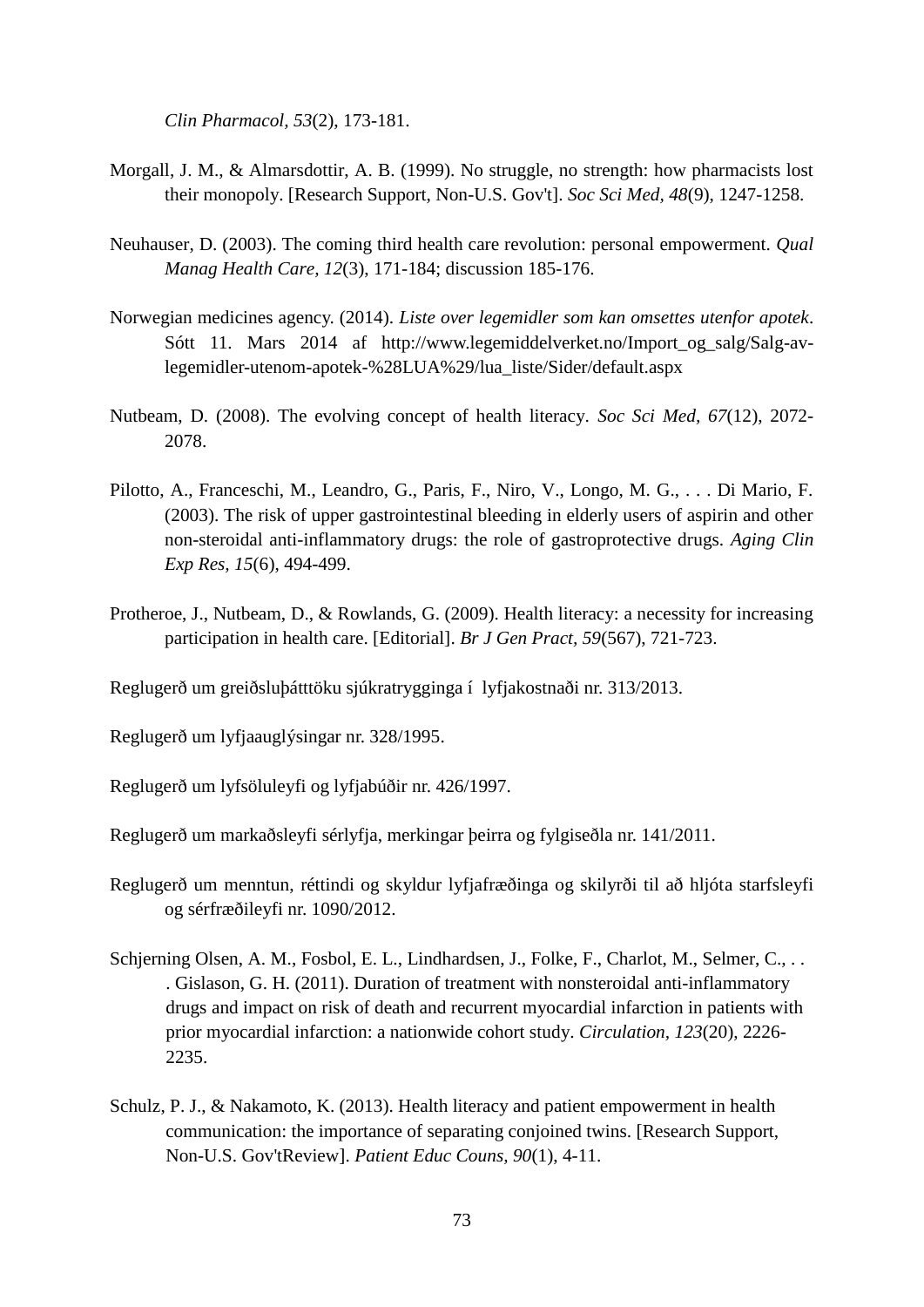*Clin Pharmacol, 53*(2), 173-181.

Morgall, J. M., & Almarsdottir, A. B. (1999). No struggle, no strength: how pharmacists lost their monopoly. [Research Support, Non-U.S. Gov't]. *Soc Sci Med, 48*(9), 1247-1258.

Neuhauser, D. (2003). The coming third health care revolution: personal empowerment. *Qual Manag Health Care, 12*(3), 171-184; discussion 185-176.

Norwegian medicines agency. (2014). *Liste over legemidler som kan omsettes utenfor apotek*. Sótt 11. Mars 2014 af http://www.legemiddelverket.no/Import_og_salg/Salg-av-legemidler-utenom-apotek-%28LUA%29/lua_liste/Sider/default.aspx

Nutbeam, D. (2008). The evolving concept of health literacy. *Soc Sci Med, 67*(12), 2072-2078.

Pilotto, A., Franceschi, M., Leandro, G., Paris, F., Niro, V., Longo, M. G., . . . Di Mario, F. (2003). The risk of upper gastrointestinal bleeding in elderly users of aspirin and other non-steroidal anti-inflammatory drugs: the role of gastroprotective drugs. *Aging Clin Exp Res, 15*(6), 494-499.

Protheroe, J., Nutbeam, D., & Rowlands, G. (2009). Health literacy: a necessity for increasing participation in health care. [Editorial]. *Br J Gen Pract, 59*(567), 721-723.

Reglugerð um greiðsluþátttöku sjúkratrygginga í lyfjakostnaði nr. 313/2013.

Reglugerð um lyfjaauglýsingar nr. 328/1995.

Reglugerð um lyfsöluleyfi og lyfjabúðir nr. 426/1997.

Reglugerð um markaðsleyfi sérlyfja, merkingar þeirra og fylgiseðla nr. 141/2011.

Reglugerð um menntun, réttindi og skyldur lyfjafræðinga og skilyrði til að hljóta starfsleyfi og sérfræðileyfi nr. 1090/2012.

Schjerning Olsen, A. M., Fosbol, E. L., Lindhardsen, J., Folke, F., Charlot, M., Selmer, C., . . . Gislason, G. H. (2011). Duration of treatment with nonsteroidal anti-inflammatory drugs and impact on risk of death and recurrent myocardial infarction in patients with prior myocardial infarction: a nationwide cohort study. *Circulation, 123*(20), 2226-2235.

Schulz, P. J., & Nakamoto, K. (2013). Health literacy and patient empowerment in health communication: the importance of separating conjoined twins. [Research Support, Non-U.S. Gov'tReview]. *Patient Educ Couns, 90*(1), 4-11.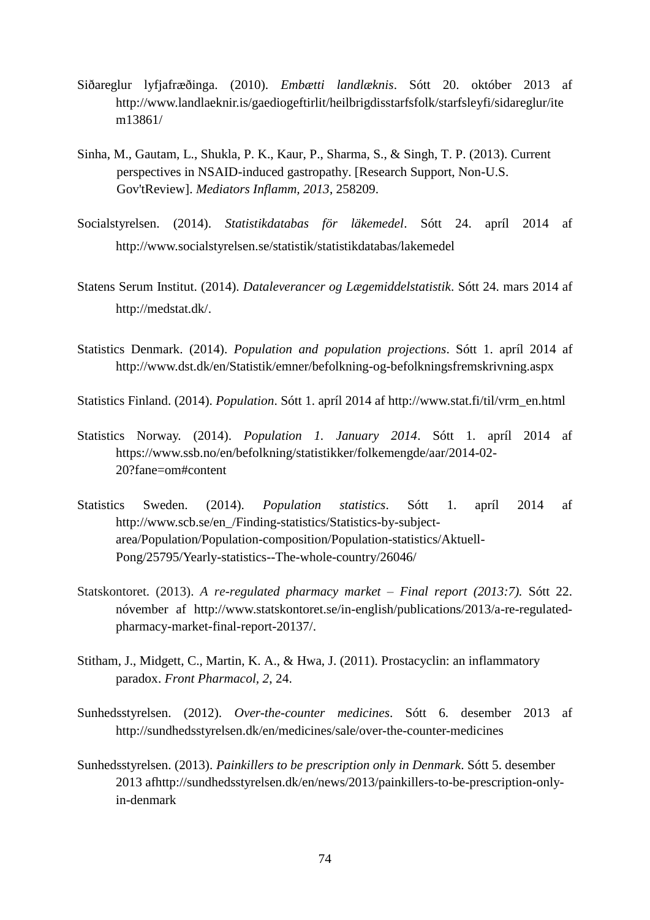Siðareglur lyfjafræðinga. (2010). *Embætti landlæknis*. Sótt 20. október 2013 af http://www.landlaeknir.is/gaediogeftirlit/heilbrigdisstarfsfolk/starfsleyfi/sidareglur/item13861/

Sinha, M., Gautam, L., Shukla, P. K., Kaur, P., Sharma, S., & Singh, T. P. (2013). Current perspectives in NSAID-induced gastropathy. [Research Support, Non-U.S. Gov'tReview]. *Mediators Inflamm, 2013*, 258209.

Socialstyrelsen. (2014). *Statistikdatabas för läkemedel*. Sótt 24. apríl 2014 af http://www.socialstyrelsen.se/statistik/statistikdatabas/lakemedel

Statens Serum Institut. (2014). *Dataleverancer og Lægemiddelstatistik*. Sótt 24. mars 2014 af http://medstat.dk/.

Statistics Denmark. (2014). *Population and population projections*. Sótt 1. apríl 2014 af http://www.dst.dk/en/Statistik/emner/befolkning-og-befolkningsfremskrivning.aspx

Statistics Finland. (2014). *Population*. Sótt 1. apríl 2014 af http://www.stat.fi/til/vrm_en.html

Statistics Norway. (2014). *Population 1. January 2014*. Sótt 1. apríl 2014 af https://www.ssb.no/en/befolkning/statistikker/folkemengde/aar/2014-02-20?fane=om#content

Statistics Sweden. (2014). *Population statistics*. Sótt 1. apríl 2014 af http://www.scb.se/en_/Finding-statistics/Statistics-by-subject-area/Population/Population-composition/Population-statistics/Aktuell-Pong/25795/Yearly-statistics--The-whole-country/26046/

Statskontoret. (2013). *A re-regulated pharmacy market – Final report (2013:7)*. Sótt 22. nóvember af http://www.statskontoret.se/in-english/publications/2013/a-re-regulated-pharmacy-market-final-report-20137/.

Stitham, J., Midgett, C., Martin, K. A., & Hwa, J. (2011). Prostacyclin: an inflammatory paradox. *Front Pharmacol, 2*, 24.

Sunhedsstyrelsen. (2012). *Over-the-counter medicines*. Sótt 6. desember 2013 af http://sundhedsstyrelsen.dk/en/medicines/sale/over-the-counter-medicines

Sunhedsstyrelsen. (2013). *Painkillers to be prescription only in Denmark*. Sótt 5. desember 2013 afhttp://sundhedsstyrelsen.dk/en/news/2013/painkillers-to-be-prescription-only-in-denmark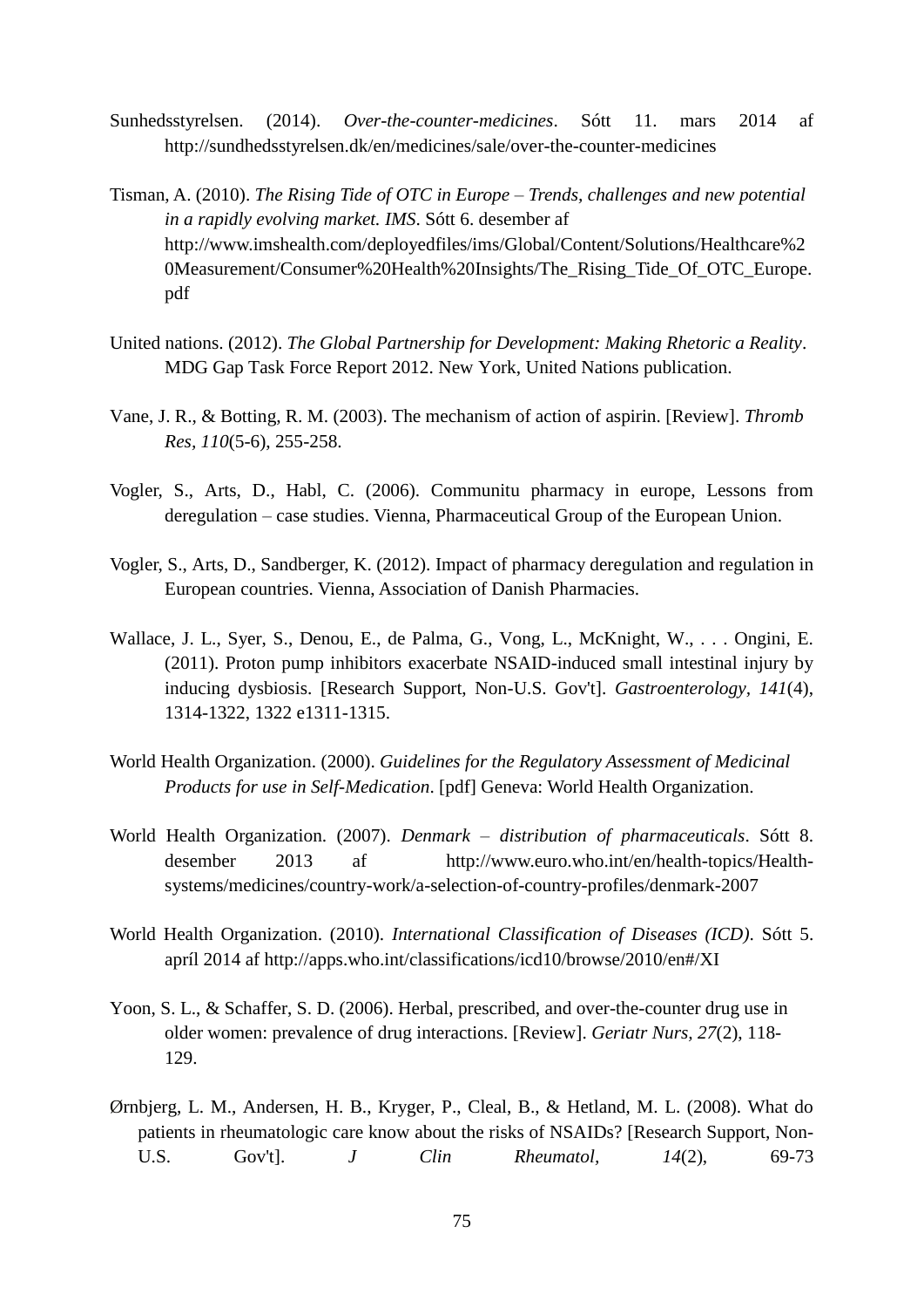Sunhedsstyrelsen. (2014). *Over-the-counter-medicines*. Sótt 11. mars 2014 af http://sundhedsstyrelsen.dk/en/medicines/sale/over-the-counter-medicines

Tisman, A. (2010). *The Rising Tide of OTC in Europe – Trends, challenges and new potential in a rapidly evolving market. IMS*. Sótt 6. desember af http://www.imshealth.com/deployedfiles/ims/Global/Content/Solutions/Healthcare%20Measurement/Consumer%20Health%20Insights/The_Rising_Tide_Of_OTC_Europe.pdf

United nations. (2012). *The Global Partnership for Development: Making Rhetoric a Reality*. MDG Gap Task Force Report 2012. New York, United Nations publication.

Vane, J. R., & Botting, R. M. (2003). The mechanism of action of aspirin. [Review]. *Thromb Res, 110*(5-6), 255-258.

Vogler, S., Arts, D., Habl, C. (2006). Communitu pharmacy in europe, Lessons from deregulation – case studies. Vienna, Pharmaceutical Group of the European Union.

Vogler, S., Arts, D., Sandberger, K. (2012). Impact of pharmacy deregulation and regulation in European countries. Vienna, Association of Danish Pharmacies.

Wallace, J. L., Syer, S., Denou, E., de Palma, G., Vong, L., McKnight, W., . . . Ongini, E. (2011). Proton pump inhibitors exacerbate NSAID-induced small intestinal injury by inducing dysbiosis. [Research Support, Non-U.S. Gov't]. *Gastroenterology, 141*(4), 1314-1322, 1322 e1311-1315.

World Health Organization. (2000). *Guidelines for the Regulatory Assessment of Medicinal Products for use in Self-Medication*. [pdf] Geneva: World Health Organization.

World Health Organization. (2007). *Denmark – distribution of pharmaceuticals*. Sótt 8. desember 2013 af http://www.euro.who.int/en/health-topics/Health-systems/medicines/country-work/a-selection-of-country-profiles/denmark-2007

World Health Organization. (2010). *International Classification of Diseases (ICD)*. Sótt 5. apríl 2014 af http://apps.who.int/classifications/icd10/browse/2010/en#/XI

Yoon, S. L., & Schaffer, S. D. (2006). Herbal, prescribed, and over-the-counter drug use in older women: prevalence of drug interactions. [Review]. *Geriatr Nurs, 27*(2), 118-129.

Ørnbjerg, L. M., Andersen, H. B., Kryger, P., Cleal, B., & Hetland, M. L. (2008). What do patients in rheumatologic care know about the risks of NSAIDs? [Research Support, Non-U.S. Gov't]. *J Clin Rheumatol, 14*(2), 69-73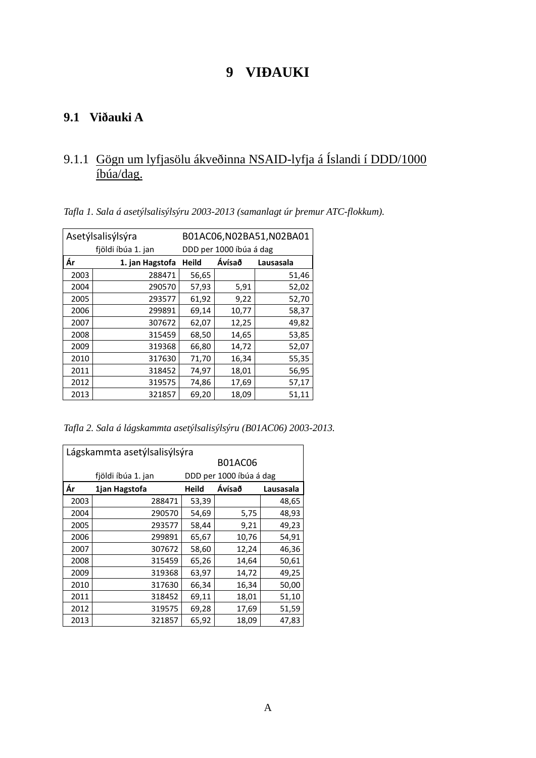# 9 VIÐAUKI

## 9.1 Viðauki A

### 9.1.1 Gögn um lyfjasölu ákveðinna NSAID-lyfja á Íslandi í DDD/1000 íbúa/dag.

*Tafla 1. Sala á asetýlsalisýlsýru 2003-2013 (samanlagt úr þremur ATC-flokkum).*

| Asetýlsalisýlsýra | | B01AC06,N02BA51,N02BA01 | | |
|---|---|---|---|---|
| | fjöldi íbúa 1. jan | DDD per 1000 íbúa á dag | | |
| **Ár** | **1. jan Hagstofa** | **Heild** | **Ávísað** | **Lausasala** |
| 2003 | 288471 | 56,65 | | 51,46 |
| 2004 | 290570 | 57,93 | 5,91 | 52,02 |
| 2005 | 293577 | 61,92 | 9,22 | 52,70 |
| 2006 | 299891 | 69,14 | 10,77 | 58,37 |
| 2007 | 307672 | 62,07 | 12,25 | 49,82 |
| 2008 | 315459 | 68,50 | 14,65 | 53,85 |
| 2009 | 319368 | 66,80 | 14,72 | 52,07 |
| 2010 | 317630 | 71,70 | 16,34 | 55,35 |
| 2011 | 318452 | 74,97 | 18,01 | 56,95 |
| 2012 | 319575 | 74,86 | 17,69 | 57,17 |
| 2013 | 321857 | 69,20 | 18,09 | 51,11 |

*Tafla 2. Sala á lágskammta asetýlsalisýlsýru (B01AC06) 2003-2013.*

| Lágskammta asetýlsalisýlsýra | | B01AC06 | | |
|---|---|---|---|---|
| | fjöldi íbúa 1. jan | DDD per 1000 íbúa á dag | | |
| **Ár** | **1jan Hagstofa** | **Heild** | **Ávísað** | **Lausasala** |
| 2003 | 288471 | 53,39 | | 48,65 |
| 2004 | 290570 | 54,69 | 5,75 | 48,93 |
| 2005 | 293577 | 58,44 | 9,21 | 49,23 |
| 2006 | 299891 | 65,67 | 10,76 | 54,91 |
| 2007 | 307672 | 58,60 | 12,24 | 46,36 |
| 2008 | 315459 | 65,26 | 14,64 | 50,61 |
| 2009 | 319368 | 63,97 | 14,72 | 49,25 |
| 2010 | 317630 | 66,34 | 16,34 | 50,00 |
| 2011 | 318452 | 69,11 | 18,01 | 51,10 |
| 2012 | 319575 | 69,28 | 17,69 | 51,59 |
| 2013 | 321857 | 65,92 | 18,09 | 47,83 |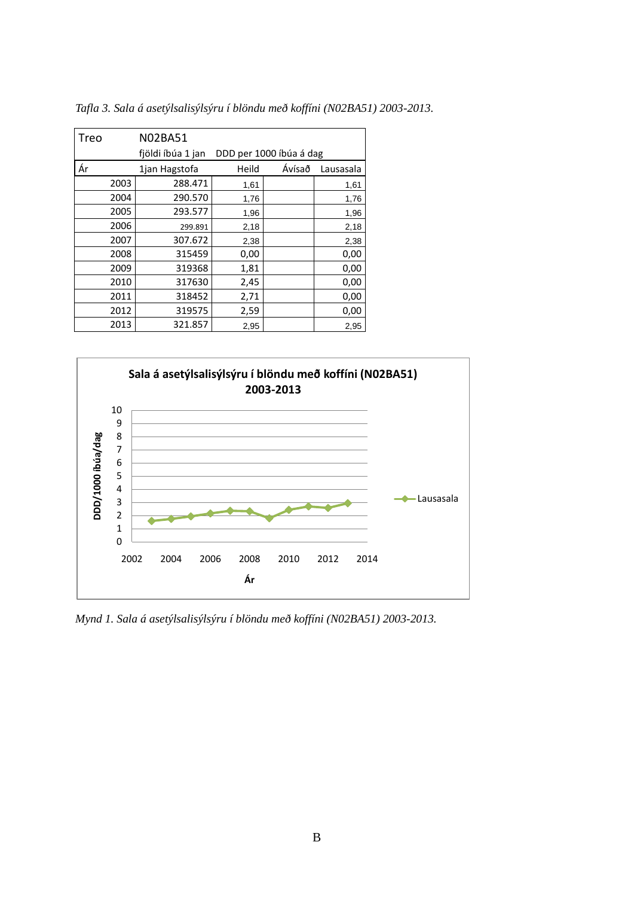*Tafla 3. Sala á asetýlsalisýlsýru í blöndu með koffíni (N02BA51) 2003-2013.*

| Treo | N02BA51 | | | |
|---|---|---|---|---|
| | fjöldi íbúa 1 jan | DDD per 1000 íbúa á dag | | |
| Ár | 1jan Hagstofa | Heild | Ávísað | Lausasala |
| 2003 | 288.471 | 1,61 | | 1,61 |
| 2004 | 290.570 | 1,76 | | 1,76 |
| 2005 | 293.577 | 1,96 | | 1,96 |
| 2006 | 299.891 | 2,18 | | 2,18 |
| 2007 | 307.672 | 2,38 | | 2,38 |
| 2008 | 315459 | 0,00 | | 0,00 |
| 2009 | 319368 | 1,81 | | 0,00 |
| 2010 | 317630 | 2,45 | | 0,00 |
| 2011 | 318452 | 2,71 | | 0,00 |
| 2012 | 319575 | 2,59 | | 0,00 |
| 2013 | 321.857 | 2,95 | | 2,95 |

*Mynd 1. Sala á asetýlsalisýlsýru í blöndu með koffíni (N02BA51) 2003-2013.*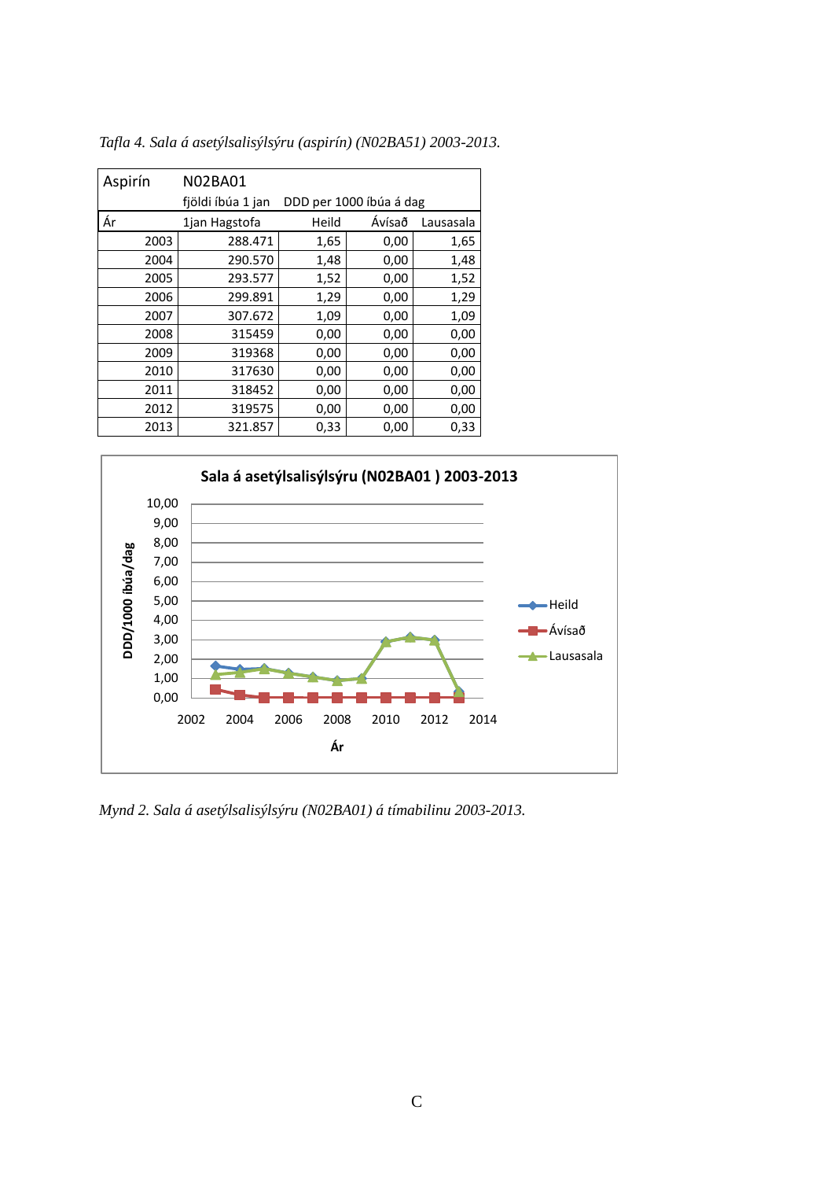*Tafla 4. Sala á asetýlsalisýlsýru (aspirín) (N02BA51) 2003-2013.*

| Aspirín | N02BA01 | | | |
|---|---|---|---|---|
| | fjöldi íbúa 1 jan | DDD per 1000 íbúa á dag | | |
| Ár | 1jan Hagstofa | Heild | Ávísað | Lausasala |
| 2003 | 288.471 | 1,65 | 0,00 | 1,65 |
| 2004 | 290.570 | 1,48 | 0,00 | 1,48 |
| 2005 | 293.577 | 1,52 | 0,00 | 1,52 |
| 2006 | 299.891 | 1,29 | 0,00 | 1,29 |
| 2007 | 307.672 | 1,09 | 0,00 | 1,09 |
| 2008 | 315459 | 0,00 | 0,00 | 0,00 |
| 2009 | 319368 | 0,00 | 0,00 | 0,00 |
| 2010 | 317630 | 0,00 | 0,00 | 0,00 |
| 2011 | 318452 | 0,00 | 0,00 | 0,00 |
| 2012 | 319575 | 0,00 | 0,00 | 0,00 |
| 2013 | 321.857 | 0,33 | 0,00 | 0,33 |

*Mynd 2. Sala á asetýlsalisýlsýru (N02BA01) á tímabilinu 2003-2013.*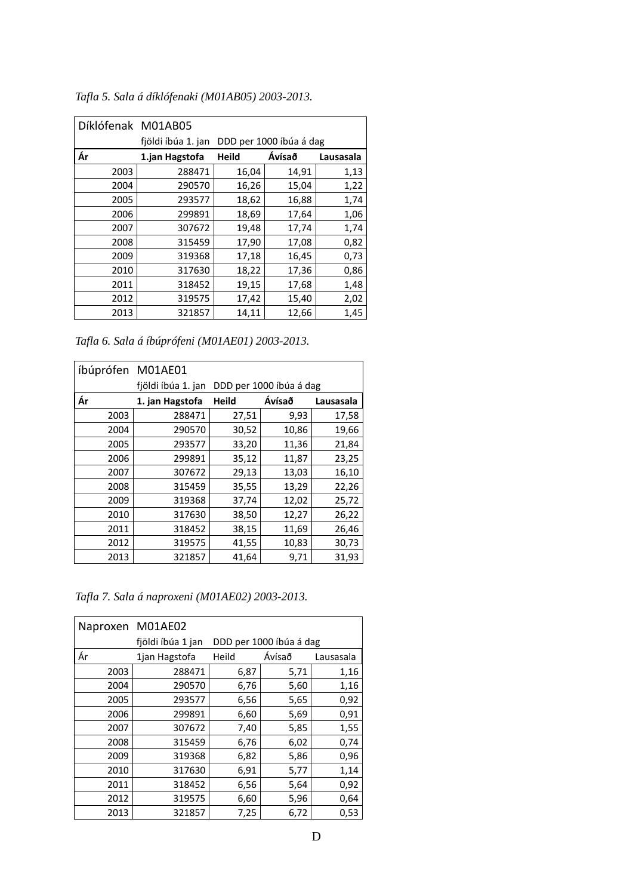*Tafla 5. Sala á díklófenaki (M01AB05) 2003-2013.*

| Díklófenak | M01AB05 | | | |
|---|---|---|---|---|
| | fjöldi íbúa 1. jan | DDD per 1000 íbúa á dag | | |
| **Ár** | **1.jan Hagstofa** | **Heild** | **Ávísað** | **Lausasala** |
| 2003 | 288471 | 16,04 | 14,91 | 1,13 |
| 2004 | 290570 | 16,26 | 15,04 | 1,22 |
| 2005 | 293577 | 18,62 | 16,88 | 1,74 |
| 2006 | 299891 | 18,69 | 17,64 | 1,06 |
| 2007 | 307672 | 19,48 | 17,74 | 1,74 |
| 2008 | 315459 | 17,90 | 17,08 | 0,82 |
| 2009 | 319368 | 17,18 | 16,45 | 0,73 |
| 2010 | 317630 | 18,22 | 17,36 | 0,86 |
| 2011 | 318452 | 19,15 | 17,68 | 1,48 |
| 2012 | 319575 | 17,42 | 15,40 | 2,02 |
| 2013 | 321857 | 14,11 | 12,66 | 1,45 |

*Tafla 6. Sala á íbúprófeni (M01AE01) 2003-2013.*

| íbúprófen | M01AE01 | | | |
|---|---|---|---|---|
| | fjöldi íbúa 1. jan | DDD per 1000 íbúa á dag | | |
| **Ár** | **1. jan Hagstofa** | **Heild** | **Ávísað** | **Lausasala** |
| 2003 | 288471 | 27,51 | 9,93 | 17,58 |
| 2004 | 290570 | 30,52 | 10,86 | 19,66 |
| 2005 | 293577 | 33,20 | 11,36 | 21,84 |
| 2006 | 299891 | 35,12 | 11,87 | 23,25 |
| 2007 | 307672 | 29,13 | 13,03 | 16,10 |
| 2008 | 315459 | 35,55 | 13,29 | 22,26 |
| 2009 | 319368 | 37,74 | 12,02 | 25,72 |
| 2010 | 317630 | 38,50 | 12,27 | 26,22 |
| 2011 | 318452 | 38,15 | 11,69 | 26,46 |
| 2012 | 319575 | 41,55 | 10,83 | 30,73 |
| 2013 | 321857 | 41,64 | 9,71 | 31,93 |

*Tafla 7. Sala á naproxeni (M01AE02) 2003-2013.*

| Naproxen | M01AE02 | | | |
|---|---|---|---|---|
| | fjöldi íbúa 1 jan | DDD per 1000 íbúa á dag | | |
| Ár | 1jan Hagstofa | Heild | Ávísað | Lausasala |
| 2003 | 288471 | 6,87 | 5,71 | 1,16 |
| 2004 | 290570 | 6,76 | 5,60 | 1,16 |
| 2005 | 293577 | 6,56 | 5,65 | 0,92 |
| 2006 | 299891 | 6,60 | 5,69 | 0,91 |
| 2007 | 307672 | 7,40 | 5,85 | 1,55 |
| 2008 | 315459 | 6,76 | 6,02 | 0,74 |
| 2009 | 319368 | 6,82 | 5,86 | 0,96 |
| 2010 | 317630 | 6,91 | 5,77 | 1,14 |
| 2011 | 318452 | 6,56 | 5,64 | 0,92 |
| 2012 | 319575 | 6,60 | 5,96 | 0,64 |
| 2013 | 321857 | 7,25 | 6,72 | 0,53 |

D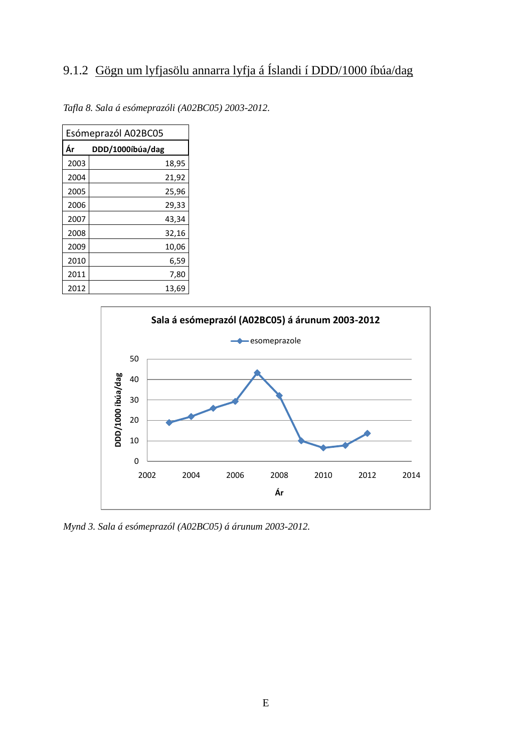### 9.1.2 Gögn um lyfjasölu annarra lyfja á Íslandi í DDD/1000 íbúa/dag

*Tafla 8. Sala á esómeprazóli (A02BC05) 2003-2012.*

| Esómeprazól A02BC05 | |
|---|---|
| **Ár** | **DDD/1000íbúa/dag** |
| 2003 | 18,95 |
| 2004 | 21,92 |
| 2005 | 25,96 |
| 2006 | 29,33 |
| 2007 | 43,34 |
| 2008 | 32,16 |
| 2009 | 10,06 |
| 2010 | 6,59 |
| 2011 | 7,80 |
| 2012 | 13,69 |

*Mynd 3. Sala á esómeprazól (A02BC05) á árunum 2003-2012.*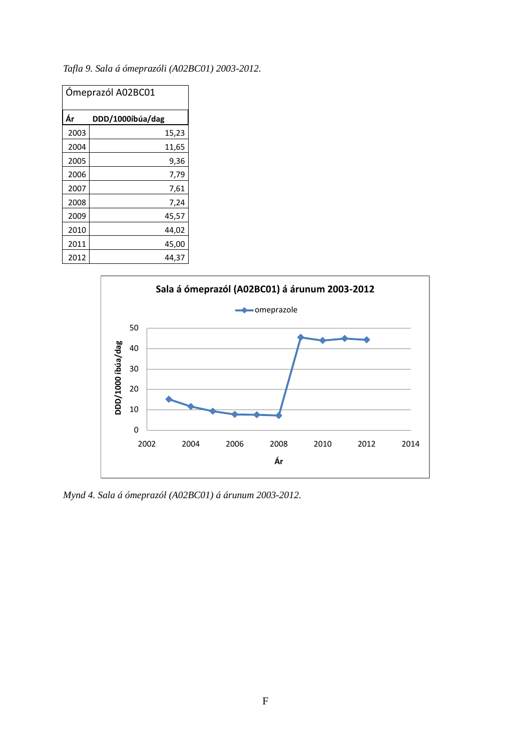*Tafla 9. Sala á ómeprazóli (A02BC01) 2003-2012.*

| Ómeprazól A02BC01 | |
|---|---|
| **Ár** | **DDD/1000íbúa/dag** |
| 2003 | 15,23 |
| 2004 | 11,65 |
| 2005 | 9,36 |
| 2006 | 7,79 |
| 2007 | 7,61 |
| 2008 | 7,24 |
| 2009 | 45,57 |
| 2010 | 44,02 |
| 2011 | 45,00 |
| 2012 | 44,37 |

*Mynd 4. Sala á ómeprazól (A02BC01) á árunum 2003-2012.*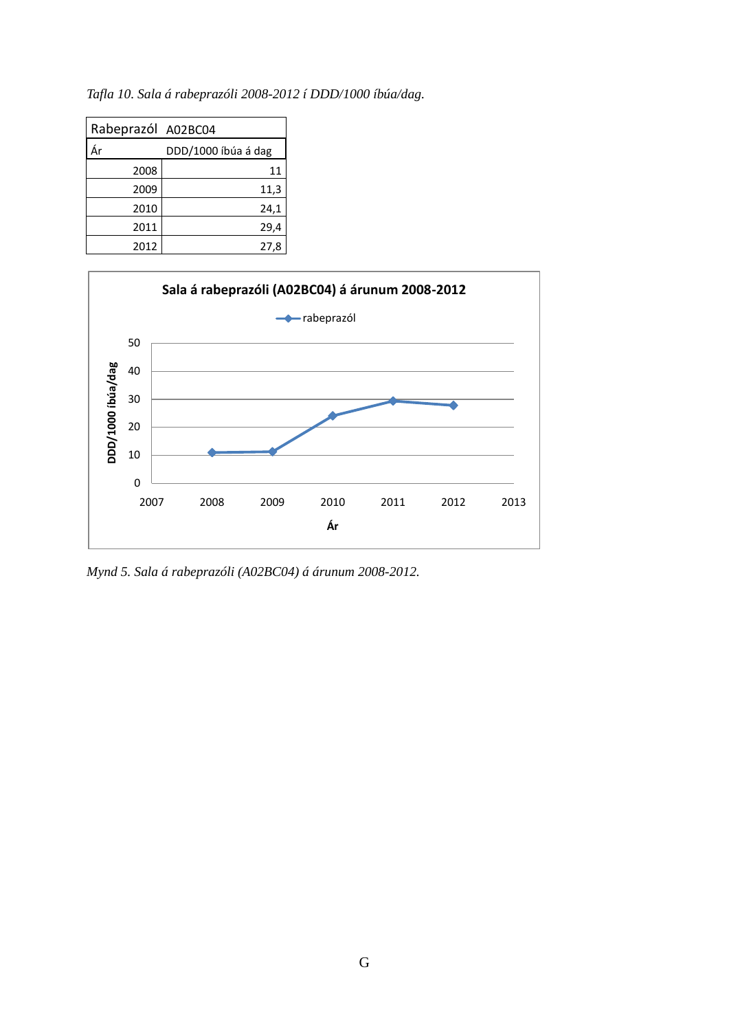*Tafla 10. Sala á rabeprazóli 2008-2012 í DDD/1000 íbúa/dag.*

| Rabeprazól | A02BC04 |
|---|---|
| Ár | DDD/1000 íbúa á dag |
| 2008 | 11 |
| 2009 | 11,3 |
| 2010 | 24,1 |
| 2011 | 29,4 |
| 2012 | 27,8 |

*Mynd 5. Sala á rabeprazóli (A02BC04) á árunum 2008-2012.*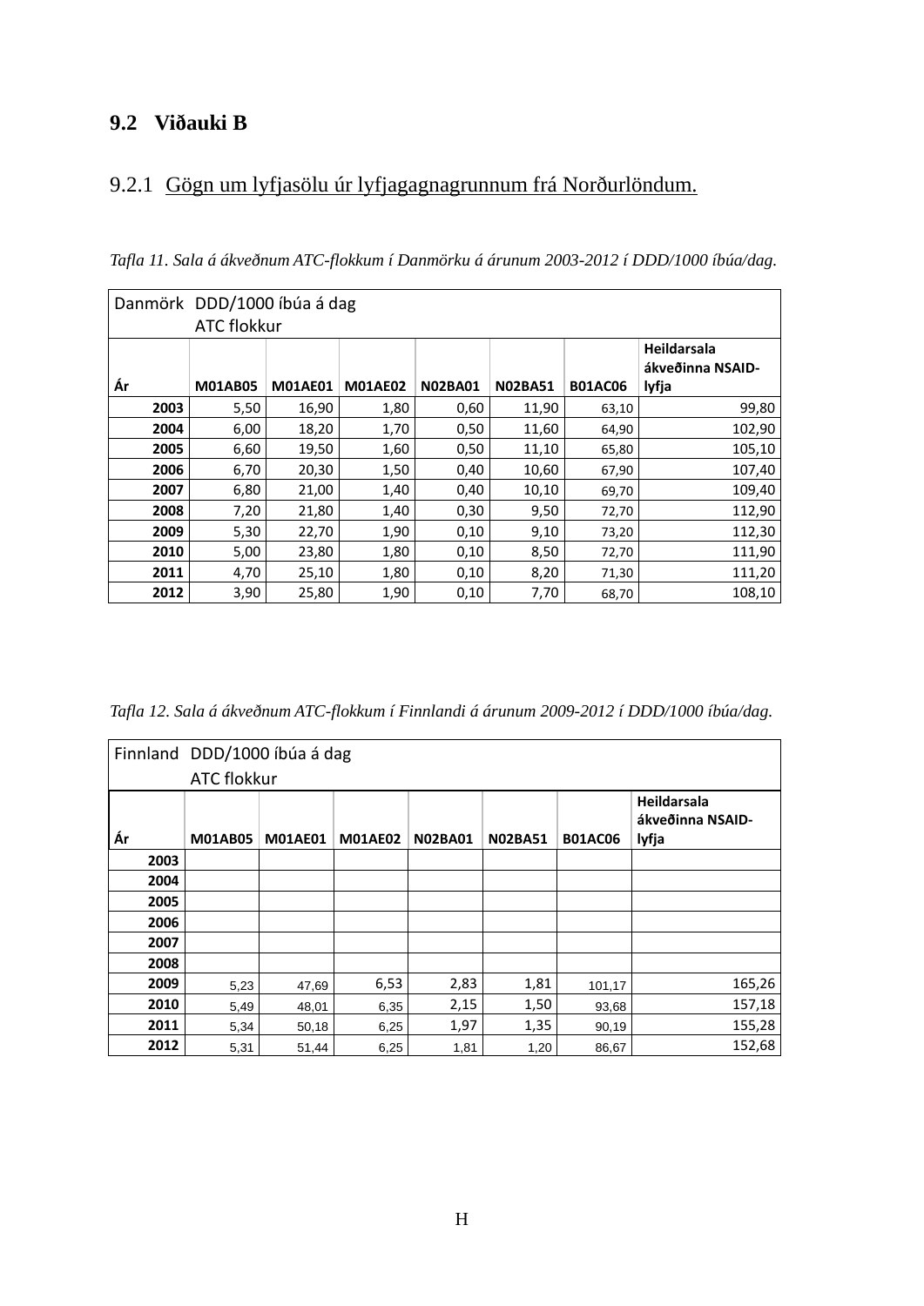## 9.2 Viðauki B

### 9.2.1 Gögn um lyfjasölu úr lyfjagagnagrunnum frá Norðurlöndum.

*Tafla 11. Sala á ákveðnum ATC-flokkum í Danmörku á árunum 2003-2012 í DDD/1000 íbúa/dag.*

| Danmörk | DDD/1000 íbúa á dag ATC flokkur | | | | | | |
|---|---|---|---|---|---|---|---|
| **Ár** | **M01AB05** | **M01AE01** | **M01AE02** | **N02BA01** | **N02BA51** | **B01AC06** | **Heildarsala ákveðinna NSAID-lyfja** |
| **2003** | 5,50 | 16,90 | 1,80 | 0,60 | 11,90 | 63,10 | 99,80 |
| **2004** | 6,00 | 18,20 | 1,70 | 0,50 | 11,60 | 64,90 | 102,90 |
| **2005** | 6,60 | 19,50 | 1,60 | 0,50 | 11,10 | 65,80 | 105,10 |
| **2006** | 6,70 | 20,30 | 1,50 | 0,40 | 10,60 | 67,90 | 107,40 |
| **2007** | 6,80 | 21,00 | 1,40 | 0,40 | 10,10 | 69,70 | 109,40 |
| **2008** | 7,20 | 21,80 | 1,40 | 0,30 | 9,50 | 72,70 | 112,90 |
| **2009** | 5,30 | 22,70 | 1,90 | 0,10 | 9,10 | 73,20 | 112,30 |
| **2010** | 5,00 | 23,80 | 1,80 | 0,10 | 8,50 | 72,70 | 111,90 |
| **2011** | 4,70 | 25,10 | 1,80 | 0,10 | 8,20 | 71,30 | 111,20 |
| **2012** | 3,90 | 25,80 | 1,90 | 0,10 | 7,70 | 68,70 | 108,10 |

*Tafla 12. Sala á ákveðnum ATC-flokkum í Finnlandi á árunum 2009-2012 í DDD/1000 íbúa/dag.*

| Finnland | DDD/1000 íbúa á dag ATC flokkur | | | | | | |
|---|---|---|---|---|---|---|---|
| **Ár** | **M01AB05** | **M01AE01** | **M01AE02** | **N02BA01** | **N02BA51** | **B01AC06** | **Heildarsala ákveðinna NSAID-lyfja** |
| **2003** | | | | | | | |
| **2004** | | | | | | | |
| **2005** | | | | | | | |
| **2006** | | | | | | | |
| **2007** | | | | | | | |
| **2008** | | | | | | | |
| **2009** | 5,23 | 47,69 | 6,53 | 2,83 | 1,81 | 101,17 | 165,26 |
| **2010** | 5,49 | 48,01 | 6,35 | 2,15 | 1,50 | 93,68 | 157,18 |
| **2011** | 5,34 | 50,18 | 6,25 | 1,97 | 1,35 | 90,19 | 155,28 |
| **2012** | 5,31 | 51,44 | 6,25 | 1,81 | 1,20 | 86,67 | 152,68 |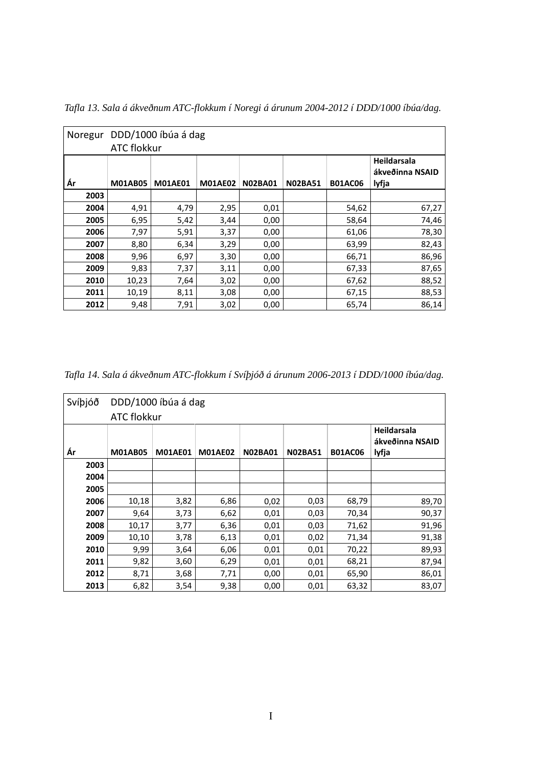*Tafla 13. Sala á ákveðnum ATC-flokkum í Noregi á árunum 2004-2012 í DDD/1000 íbúa/dag.*

| Noregur | DDD/1000 íbúa á dag ATC flokkur | | | | | | |
|---|---|---|---|---|---|---|---|
| **Ár** | **M01AB05** | **M01AE01** | **M01AE02** | **N02BA01** | **N02BA51** | **B01AC06** | **Heildarsala ákveðinna NSAID lyfja** |
| **2003** | | | | | | | |
| **2004** | 4,91 | 4,79 | 2,95 | 0,01 | | 54,62 | 67,27 |
| **2005** | 6,95 | 5,42 | 3,44 | 0,00 | | 58,64 | 74,46 |
| **2006** | 7,97 | 5,91 | 3,37 | 0,00 | | 61,06 | 78,30 |
| **2007** | 8,80 | 6,34 | 3,29 | 0,00 | | 63,99 | 82,43 |
| **2008** | 9,96 | 6,97 | 3,30 | 0,00 | | 66,71 | 86,96 |
| **2009** | 9,83 | 7,37 | 3,11 | 0,00 | | 67,33 | 87,65 |
| **2010** | 10,23 | 7,64 | 3,02 | 0,00 | | 67,62 | 88,52 |
| **2011** | 10,19 | 8,11 | 3,08 | 0,00 | | 67,15 | 88,53 |
| **2012** | 9,48 | 7,91 | 3,02 | 0,00 | | 65,74 | 86,14 |

*Tafla 14. Sala á ákveðnum ATC-flokkum í Svíþjóð á árunum 2006-2013 í DDD/1000 íbúa/dag.*

| Svíþjóð | DDD/1000 íbúa á dag ATC flokkur | | | | | | |
|---|---|---|---|---|---|---|---|
| **Ár** | **M01AB05** | **M01AE01** | **M01AE02** | **N02BA01** | **N02BA51** | **B01AC06** | **Heildarsala ákveðinna NSAID lyfja** |
| **2003** | | | | | | | |
| **2004** | | | | | | | |
| **2005** | | | | | | | |
| **2006** | 10,18 | 3,82 | 6,86 | 0,02 | 0,03 | 68,79 | 89,70 |
| **2007** | 9,64 | 3,73 | 6,62 | 0,01 | 0,03 | 70,34 | 90,37 |
| **2008** | 10,17 | 3,77 | 6,36 | 0,01 | 0,03 | 71,62 | 91,96 |
| **2009** | 10,10 | 3,78 | 6,13 | 0,01 | 0,02 | 71,34 | 91,38 |
| **2010** | 9,99 | 3,64 | 6,06 | 0,01 | 0,01 | 70,22 | 89,93 |
| **2011** | 9,82 | 3,60 | 6,29 | 0,01 | 0,01 | 68,21 | 87,94 |
| **2012** | 8,71 | 3,68 | 7,71 | 0,00 | 0,01 | 65,90 | 86,01 |
| **2013** | 6,82 | 3,54 | 9,38 | 0,00 | 0,01 | 63,32 | 83,07 |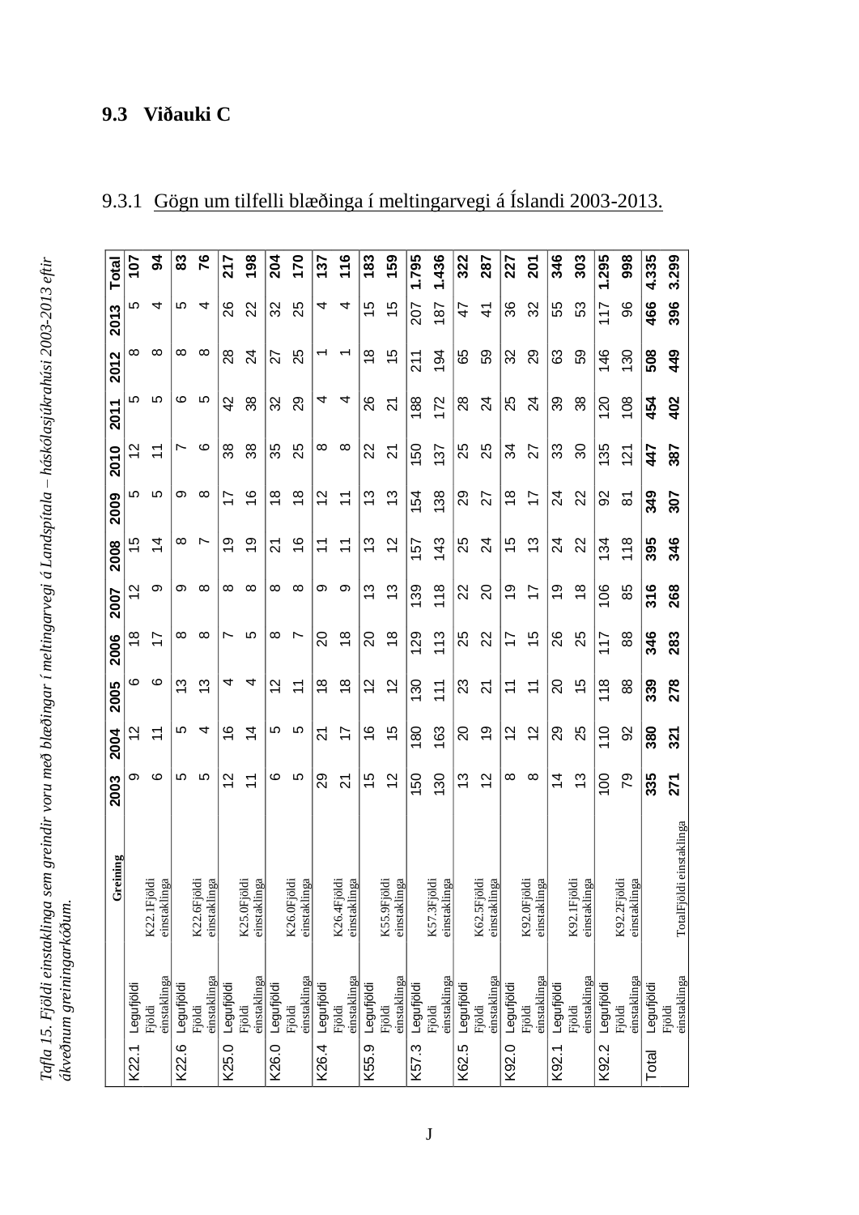## 9.3 Viðauki C

### 9.3.1 Gögn um tilfelli blæðinga í meltingarvegi á Íslandi 2003-2013.

*Tafla 15. Fjöldi einstaklinga sem greindir voru með blæðingar í meltingarvegi á Landspítala – háskólasjúkrahúsi 2003-2013 eftir ákveðnum greiningarkóðum.*

| Greining | | 2003 | 2004 | 2005 | 2006 | 2007 | 2008 | 2009 | 2010 | 2011 | 2012 | 2013 | Total |
|---|---|---|---|---|---|---|---|---|---|---|---|---|---|
| K22.1 | Legufjöldi | 9 | 12 | 6 | 18 | 12 | 15 | 5 | 12 | 5 | 8 | 5 | 107 |
| | Fjöldi einstaklinga | 6 | 11 | 6 | 17 | 9 | 14 | 5 | 11 | 5 | 8 | 4 | 94 |
| K22.6 | Legufjöldi | 5 | 5 | 13 | 8 | 9 | 8 | 9 | 7 | 6 | 8 | 5 | 83 |
| | Fjöldi einstaklinga | 5 | 4 | 13 | 8 | 8 | 7 | 8 | 6 | 5 | 8 | 4 | 76 |
| K25.0 | Legufjöldi | 12 | 16 | 4 | 7 | 8 | 19 | 17 | 38 | 42 | 28 | 26 | 217 |
| | Fjöldi einstaklinga | 11 | 14 | 4 | 5 | 8 | 19 | 16 | 38 | 38 | 24 | 22 | 198 |
| K26.0 | Legufjöldi | 6 | 5 | 12 | 8 | 8 | 21 | 18 | 35 | 32 | 27 | 32 | 204 |
| | Fjöldi einstaklinga | 5 | 5 | 11 | 7 | 8 | 16 | 18 | 25 | 29 | 25 | 25 | 170 |
| K26.4 | Legufjöldi | 29 | 21 | 18 | 20 | 9 | 11 | 12 | 8 | 4 | 1 | 4 | 137 |
| | Fjöldi einstaklinga | 21 | 17 | 18 | 18 | 9 | 11 | 11 | 8 | 4 | 1 | 4 | 116 |
| K55.9 | Legufjöldi | 15 | 16 | 12 | 20 | 13 | 13 | 13 | 22 | 26 | 18 | 15 | 183 |
| | Fjöldi einstaklinga | 12 | 15 | 12 | 18 | 13 | 12 | 13 | 21 | 21 | 15 | 15 | 159 |
| K57.3 | Legufjöldi | 150 | 180 | 130 | 129 | 139 | 157 | 154 | 150 | 188 | 211 | 207 | 1.795 |
| | Fjöldi einstaklinga | 130 | 163 | 111 | 113 | 118 | 143 | 138 | 137 | 172 | 194 | 187 | 1.436 |
| K62.5 | Legufjöldi | 13 | 20 | 23 | 25 | 22 | 25 | 29 | 25 | 28 | 65 | 47 | 322 |
| | Fjöldi einstaklinga | 12 | 19 | 21 | 22 | 20 | 24 | 27 | 25 | 24 | 59 | 41 | 287 |
| K92.0 | Legufjöldi | 8 | 12 | 11 | 17 | 19 | 15 | 18 | 34 | 25 | 32 | 36 | 227 |
| | Fjöldi einstaklinga | 8 | 12 | 11 | 15 | 17 | 13 | 17 | 27 | 24 | 29 | 32 | 201 |
| K92.1 | Legufjöldi | 14 | 29 | 20 | 26 | 19 | 24 | 24 | 33 | 39 | 63 | 55 | 346 |
| | Fjöldi einstaklinga | 13 | 25 | 15 | 25 | 18 | 22 | 22 | 30 | 38 | 59 | 53 | 303 |
| K92.2 | Legufjöldi | 100 | 110 | 118 | 117 | 106 | 134 | 92 | 135 | 120 | 146 | 117 | 1.295 |
| | Fjöldi einstaklinga | 79 | 92 | 88 | 88 | 85 | 118 | 81 | 121 | 108 | 130 | 96 | 998 |
| Total | Legufjöldi | **335** | **380** | **339** | **346** | **316** | **395** | **349** | **447** | **454** | **508** | **466** | **4.335** |
| | Fjöldi einstaklinga | **271** | **321** | **278** | **283** | **268** | **346** | **307** | **387** | **402** | **449** | **396** | **3.299** |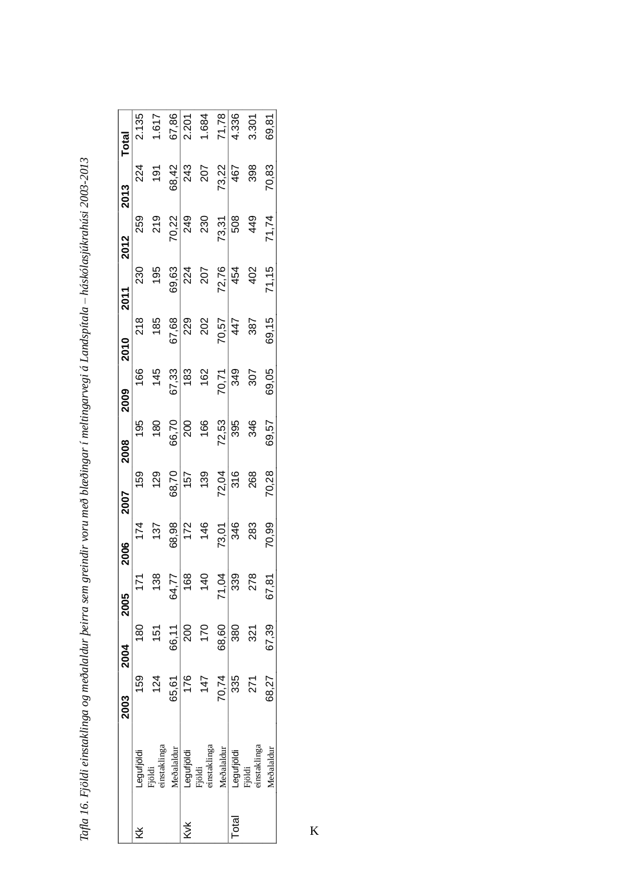*Tafla 16. Fjöldi einstaklinga og meðalaldur þeirra sem greindir voru með blæðingar í meltingarvegi á Landspítala – háskólasjúkrahúsi 2003-2013*

| | | 2003 | 2004 | 2005 | 2006 | 2007 | 2008 | 2009 | 2010 | 2011 | 2012 | 2013 | Total |
|---|---|---|---|---|---|---|---|---|---|---|---|---|---|
| Kk | Legufjöldi | 159 | 180 | 171 | 174 | 159 | 195 | 166 | 218 | 230 | 259 | 224 | 2.135 |
| | Fjöldi einstaklinga | 124 | 151 | 138 | 137 | 129 | 180 | 145 | 185 | 195 | 219 | 191 | 1.617 |
| | Meðalaldur | 65,61 | 66,11 | 64,77 | 68,98 | 68,70 | 66,70 | 67,33 | 67,68 | 69,63 | 70,22 | 68,42 | 67,86 |
| Kvk | Legufjöldi | 176 | 200 | 168 | 172 | 157 | 200 | 183 | 229 | 224 | 249 | 243 | 2.201 |
| | Fjöldi einstaklinga | 147 | 170 | 140 | 146 | 139 | 166 | 162 | 202 | 207 | 230 | 207 | 1.684 |
| | Meðalaldur | 70,74 | 68,60 | 71,04 | 73,01 | 72,04 | 72,53 | 70,71 | 70,57 | 72,76 | 73,31 | 73,22 | 71,78 |
| Total | Legufjöldi | 335 | 380 | 339 | 346 | 316 | 395 | 349 | 447 | 454 | 508 | 467 | 4.336 |
| | Fjöldi einstaklinga | 271 | 321 | 278 | 283 | 268 | 346 | 307 | 387 | 402 | 449 | 398 | 3.301 |
| | Meðalaldur | 68,27 | 67,39 | 67,81 | 70,99 | 70,28 | 69,57 | 69,05 | 69,15 | 71,15 | 71,74 | 70,83 | 69,81 |

K